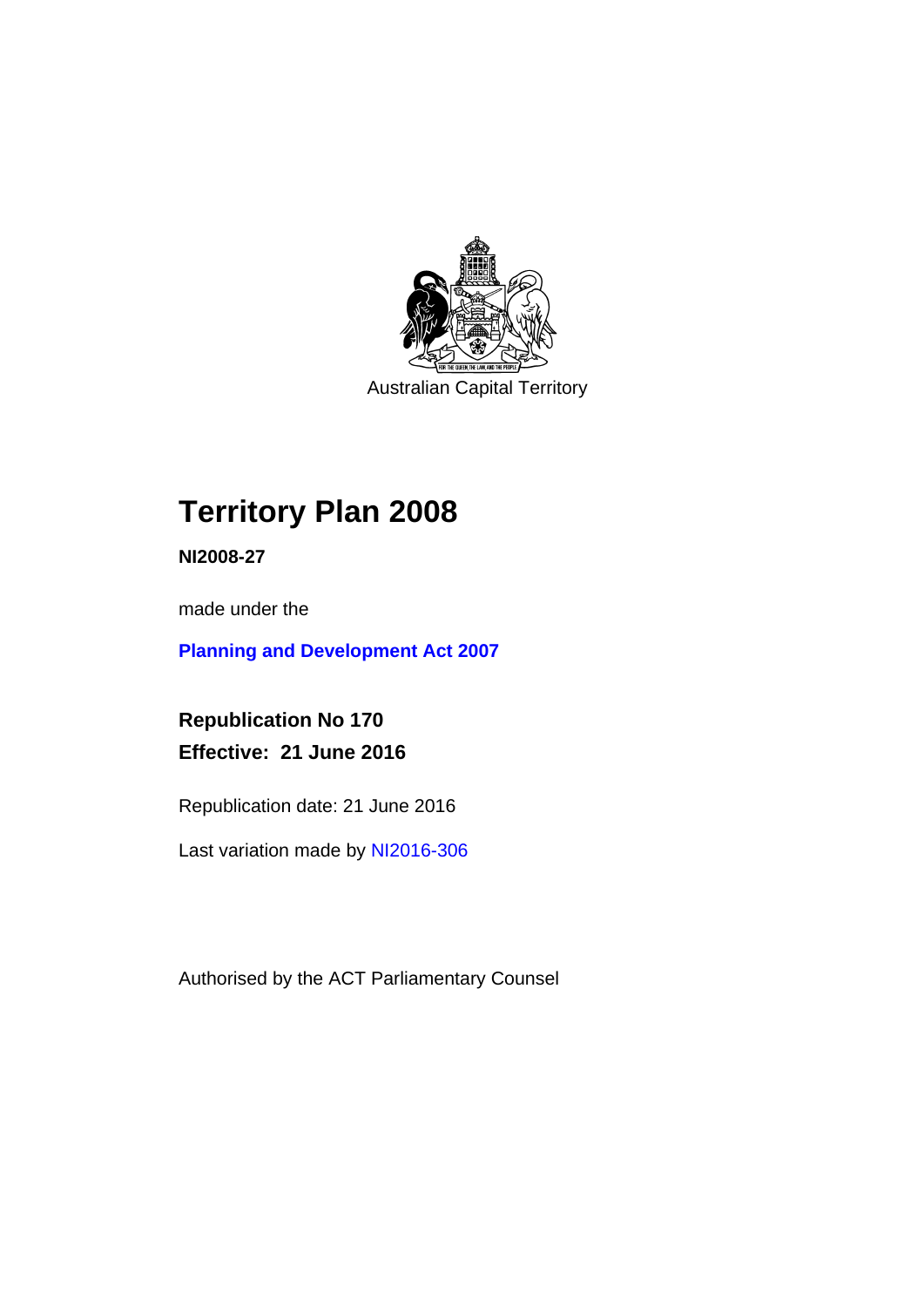Australian Capital Territory

# Territory Plan 2008

**NI2008-27**

made under the

**Planning and Development Act 2007**

**Republication No 170**
**Effective: 21 June 2016**

Republication date: 21 June 2016

Last variation made by NI2016-306

Authorised by the ACT Parliamentary Counsel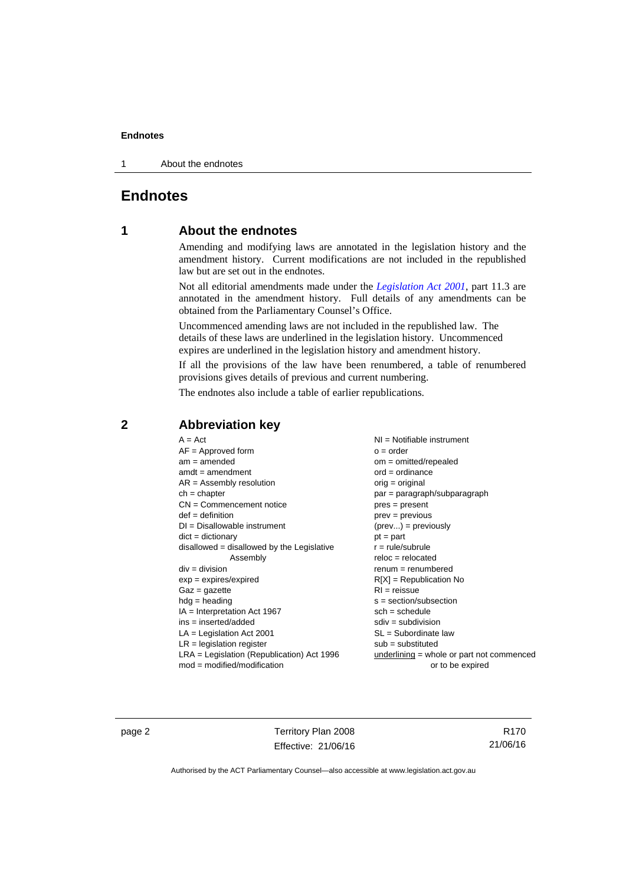# Endnotes

## 1 About the endnotes

Amending and modifying laws are annotated in the legislation history and the amendment history. Current modifications are not included in the republished law but are set out in the endnotes.

Not all editorial amendments made under the *Legislation Act 2001*, part 11.3 are annotated in the amendment history. Full details of any amendments can be obtained from the Parliamentary Counsel's Office.

Uncommenced amending laws are not included in the republished law. The details of these laws are underlined in the legislation history. Uncommenced expires are underlined in the legislation history and amendment history.

If all the provisions of the law have been renumbered, a table of renumbered provisions gives details of previous and current numbering.

The endnotes also include a table of earlier republications.

## 2 Abbreviation key

A = Act
AF = Approved form
am = amended
amdt = amendment
AR = Assembly resolution
ch = chapter
CN = Commencement notice
def = definition
DI = Disallowable instrument
dict = dictionary
disallowed = disallowed by the Legislative Assembly
div = division
exp = expires/expired
Gaz = gazette
hdg = heading
IA = Interpretation Act 1967
ins = inserted/added
LA = Legislation Act 2001
LR = legislation register
LRA = Legislation (Republication) Act 1996
mod = modified/modification
NI = Notifiable instrument
o = order
om = omitted/repealed
ord = ordinance
orig = original
par = paragraph/subparagraph
pres = present
prev = previous
(prev...) = previously
pt = part
r = rule/subrule
reloc = relocated
renum = renumbered
R[X] = Republication No
RI = reissue
s = section/subsection
sch = schedule
sdiv = subdivision
SL = Subordinate law
sub = substituted
<u>underlining</u> = whole or part not commenced or to be expired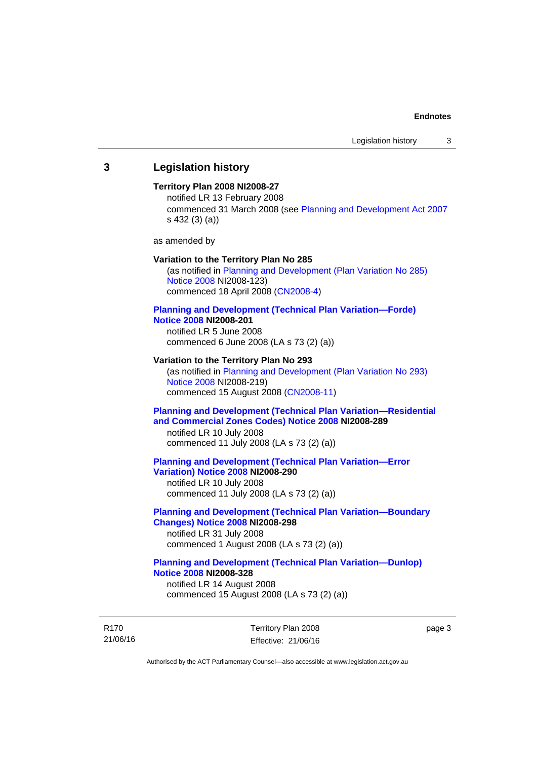## 3 Legislation history

**Territory Plan 2008 NI2008-27**

notified LR 13 February 2008

commenced 31 March 2008 (see Planning and Development Act 2007 s 432 (3) (a))

as amended by

**Variation to the Territory Plan No 285**

(as notified in Planning and Development (Plan Variation No 285) Notice 2008 NI2008-123)

commenced 18 April 2008 (CN2008-4)

**Planning and Development (Technical Plan Variation—Forde) Notice 2008 NI2008-201**

notified LR 5 June 2008

commenced 6 June 2008 (LA s 73 (2) (a))

**Variation to the Territory Plan No 293**

(as notified in Planning and Development (Plan Variation No 293) Notice 2008 NI2008-219)

commenced 15 August 2008 (CN2008-11)

**Planning and Development (Technical Plan Variation—Residential and Commercial Zones Codes) Notice 2008 NI2008-289**

notified LR 10 July 2008

commenced 11 July 2008 (LA s 73 (2) (a))

**Planning and Development (Technical Plan Variation—Error Variation) Notice 2008 NI2008-290**

notified LR 10 July 2008

commenced 11 July 2008 (LA s 73 (2) (a))

**Planning and Development (Technical Plan Variation—Boundary Changes) Notice 2008 NI2008-298**

notified LR 31 July 2008

commenced 1 August 2008 (LA s 73 (2) (a))

**Planning and Development (Technical Plan Variation—Dunlop) Notice 2008 NI2008-328**

notified LR 14 August 2008

commenced 15 August 2008 (LA s 73 (2) (a))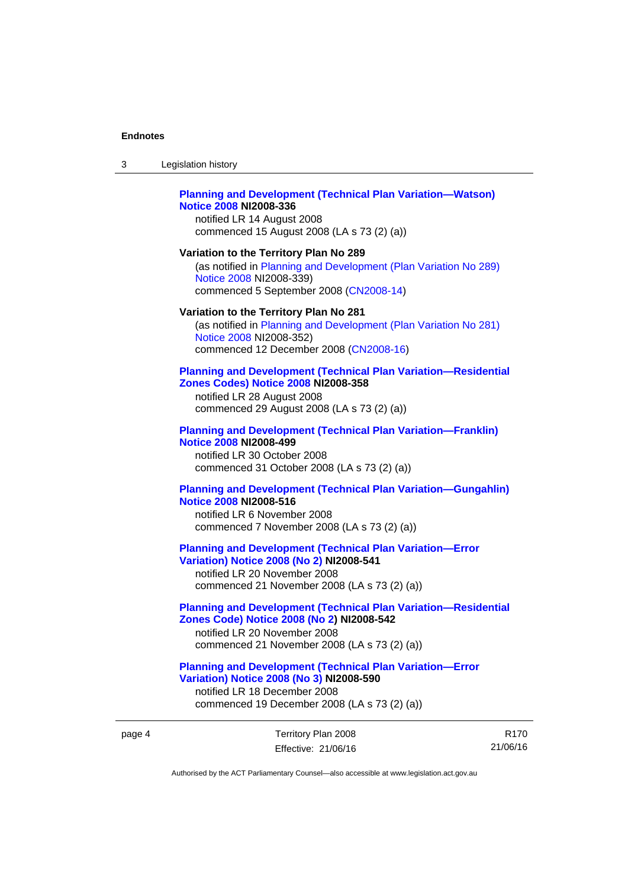**Planning and Development (Technical Plan Variation—Watson) Notice 2008 NI2008-336**

notified LR 14 August 2008

commenced 15 August 2008 (LA s 73 (2) (a))

**Variation to the Territory Plan No 289**

(as notified in Planning and Development (Plan Variation No 289) Notice 2008 NI2008-339)

commenced 5 September 2008 (CN2008-14)

**Variation to the Territory Plan No 281**

(as notified in Planning and Development (Plan Variation No 281) Notice 2008 NI2008-352)

commenced 12 December 2008 (CN2008-16)

**Planning and Development (Technical Plan Variation—Residential Zones Codes) Notice 2008 NI2008-358**

notified LR 28 August 2008

commenced 29 August 2008 (LA s 73 (2) (a))

**Planning and Development (Technical Plan Variation—Franklin) Notice 2008 NI2008-499**

notified LR 30 October 2008

commenced 31 October 2008 (LA s 73 (2) (a))

**Planning and Development (Technical Plan Variation—Gungahlin) Notice 2008 NI2008-516**

notified LR 6 November 2008

commenced 7 November 2008 (LA s 73 (2) (a))

**Planning and Development (Technical Plan Variation—Error Variation) Notice 2008 (No 2) NI2008-541**

notified LR 20 November 2008

commenced 21 November 2008 (LA s 73 (2) (a))

**Planning and Development (Technical Plan Variation—Residential Zones Code) Notice 2008 (No 2) NI2008-542**

notified LR 20 November 2008

commenced 21 November 2008 (LA s 73 (2) (a))

**Planning and Development (Technical Plan Variation—Error Variation) Notice 2008 (No 3) NI2008-590**

notified LR 18 December 2008

commenced 19 December 2008 (LA s 73 (2) (a))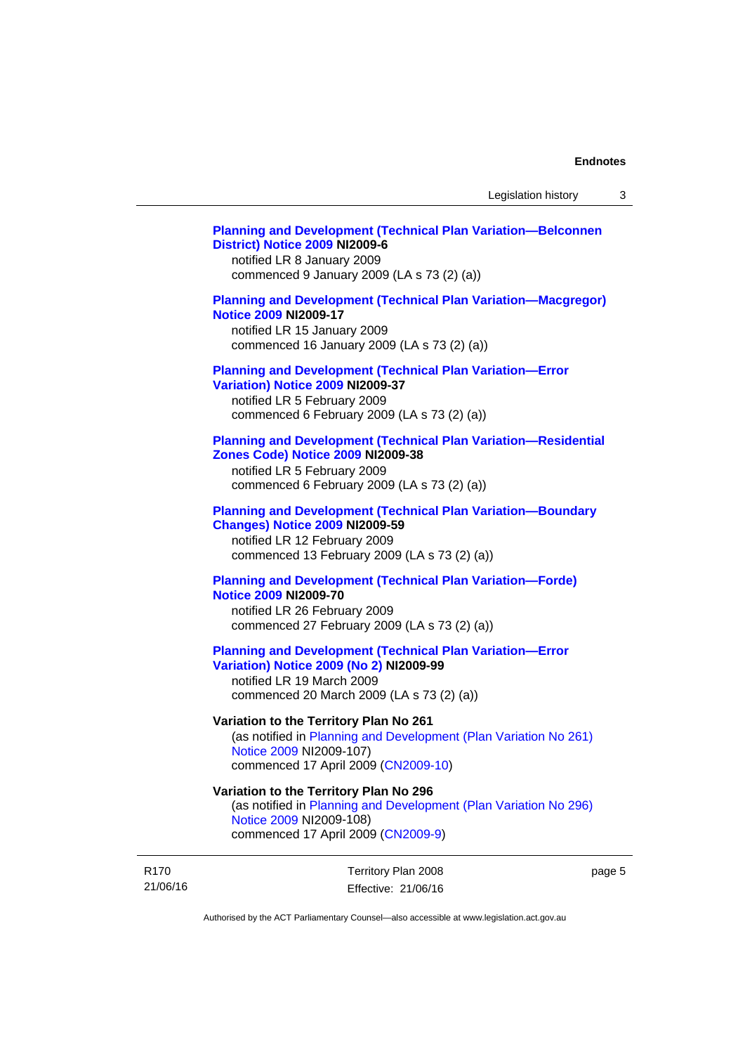**Planning and Development (Technical Plan Variation—Belconnen District) Notice 2009 NI2009-6**

notified LR 8 January 2009

commenced 9 January 2009 (LA s 73 (2) (a))

**Planning and Development (Technical Plan Variation—Macgregor) Notice 2009 NI2009-17**

notified LR 15 January 2009

commenced 16 January 2009 (LA s 73 (2) (a))

**Planning and Development (Technical Plan Variation—Error Variation) Notice 2009 NI2009-37**

notified LR 5 February 2009

commenced 6 February 2009 (LA s 73 (2) (a))

**Planning and Development (Technical Plan Variation—Residential Zones Code) Notice 2009 NI2009-38**

notified LR 5 February 2009

commenced 6 February 2009 (LA s 73 (2) (a))

**Planning and Development (Technical Plan Variation—Boundary Changes) Notice 2009 NI2009-59**

notified LR 12 February 2009

commenced 13 February 2009 (LA s 73 (2) (a))

**Planning and Development (Technical Plan Variation—Forde) Notice 2009 NI2009-70**

notified LR 26 February 2009

commenced 27 February 2009 (LA s 73 (2) (a))

**Planning and Development (Technical Plan Variation—Error Variation) Notice 2009 (No 2) NI2009-99**

notified LR 19 March 2009

commenced 20 March 2009 (LA s 73 (2) (a))

**Variation to the Territory Plan No 261**

(as notified in Planning and Development (Plan Variation No 261) Notice 2009 NI2009-107)

commenced 17 April 2009 (CN2009-10)

**Variation to the Territory Plan No 296**

(as notified in Planning and Development (Plan Variation No 296) Notice 2009 NI2009-108)

commenced 17 April 2009 (CN2009-9)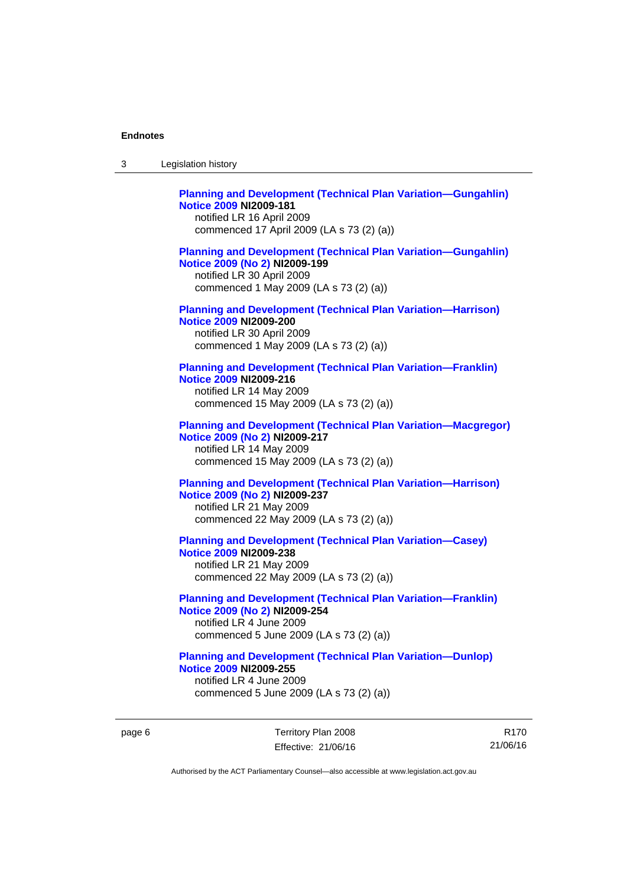**Planning and Development (Technical Plan Variation—Gungahlin) Notice 2009** **NI2009-181**
notified LR 16 April 2009
commenced 17 April 2009 (LA s 73 (2) (a))

**Planning and Development (Technical Plan Variation—Gungahlin) Notice 2009 (No 2)** **NI2009-199**
notified LR 30 April 2009
commenced 1 May 2009 (LA s 73 (2) (a))

**Planning and Development (Technical Plan Variation—Harrison) Notice 2009** **NI2009-200**
notified LR 30 April 2009
commenced 1 May 2009 (LA s 73 (2) (a))

**Planning and Development (Technical Plan Variation—Franklin) Notice 2009** **NI2009-216**
notified LR 14 May 2009
commenced 15 May 2009 (LA s 73 (2) (a))

**Planning and Development (Technical Plan Variation—Macgregor) Notice 2009 (No 2)** **NI2009-217**
notified LR 14 May 2009
commenced 15 May 2009 (LA s 73 (2) (a))

**Planning and Development (Technical Plan Variation—Harrison) Notice 2009 (No 2)** **NI2009-237**
notified LR 21 May 2009
commenced 22 May 2009 (LA s 73 (2) (a))

**Planning and Development (Technical Plan Variation—Casey) Notice 2009** **NI2009-238**
notified LR 21 May 2009
commenced 22 May 2009 (LA s 73 (2) (a))

**Planning and Development (Technical Plan Variation—Franklin) Notice 2009 (No 2)** **NI2009-254**
notified LR 4 June 2009
commenced 5 June 2009 (LA s 73 (2) (a))

**Planning and Development (Technical Plan Variation—Dunlop) Notice 2009** **NI2009-255**
notified LR 4 June 2009
commenced 5 June 2009 (LA s 73 (2) (a))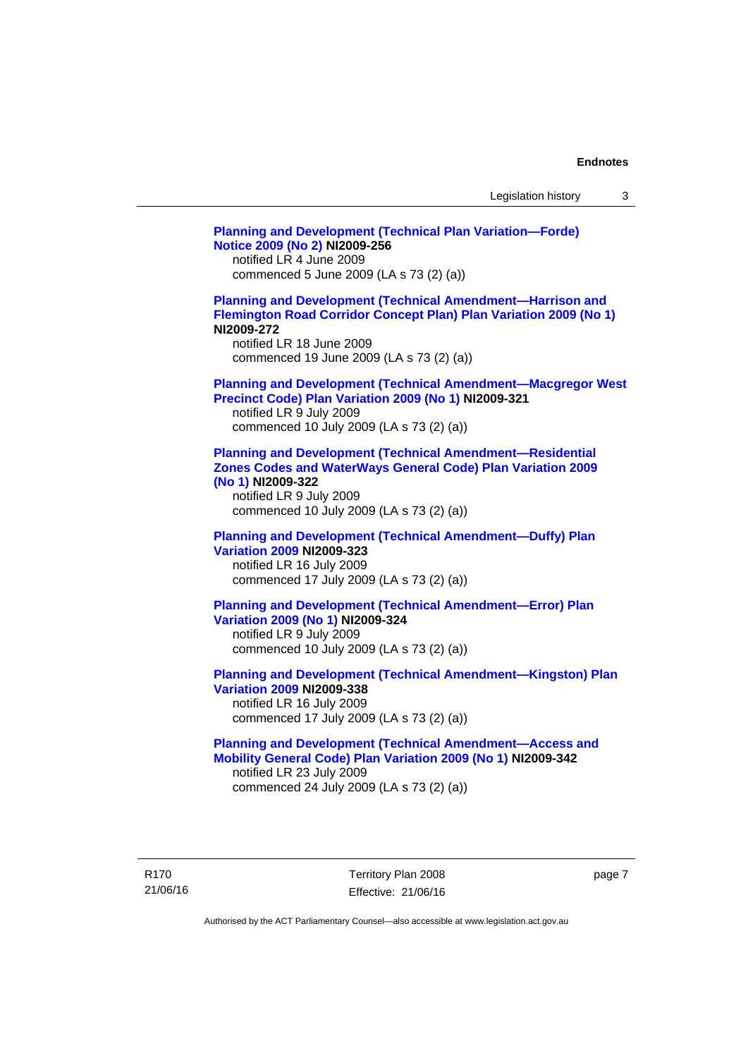**Planning and Development (Technical Plan Variation—Forde) Notice 2009 (No 2) NI2009-256**
notified LR 4 June 2009
commenced 5 June 2009 (LA s 73 (2) (a))

**Planning and Development (Technical Amendment—Harrison and Flemington Road Corridor Concept Plan) Plan Variation 2009 (No 1) NI2009-272**
notified LR 18 June 2009
commenced 19 June 2009 (LA s 73 (2) (a))

**Planning and Development (Technical Amendment—Macgregor West Precinct Code) Plan Variation 2009 (No 1) NI2009-321**
notified LR 9 July 2009
commenced 10 July 2009 (LA s 73 (2) (a))

**Planning and Development (Technical Amendment—Residential Zones Codes and WaterWays General Code) Plan Variation 2009 (No 1) NI2009-322**
notified LR 9 July 2009
commenced 10 July 2009 (LA s 73 (2) (a))

**Planning and Development (Technical Amendment—Duffy) Plan Variation 2009 NI2009-323**
notified LR 16 July 2009
commenced 17 July 2009 (LA s 73 (2) (a))

**Planning and Development (Technical Amendment—Error) Plan Variation 2009 (No 1) NI2009-324**
notified LR 9 July 2009
commenced 10 July 2009 (LA s 73 (2) (a))

**Planning and Development (Technical Amendment—Kingston) Plan Variation 2009 NI2009-338**
notified LR 16 July 2009
commenced 17 July 2009 (LA s 73 (2) (a))

**Planning and Development (Technical Amendment—Access and Mobility General Code) Plan Variation 2009 (No 1) NI2009-342**
notified LR 23 July 2009
commenced 24 July 2009 (LA s 73 (2) (a))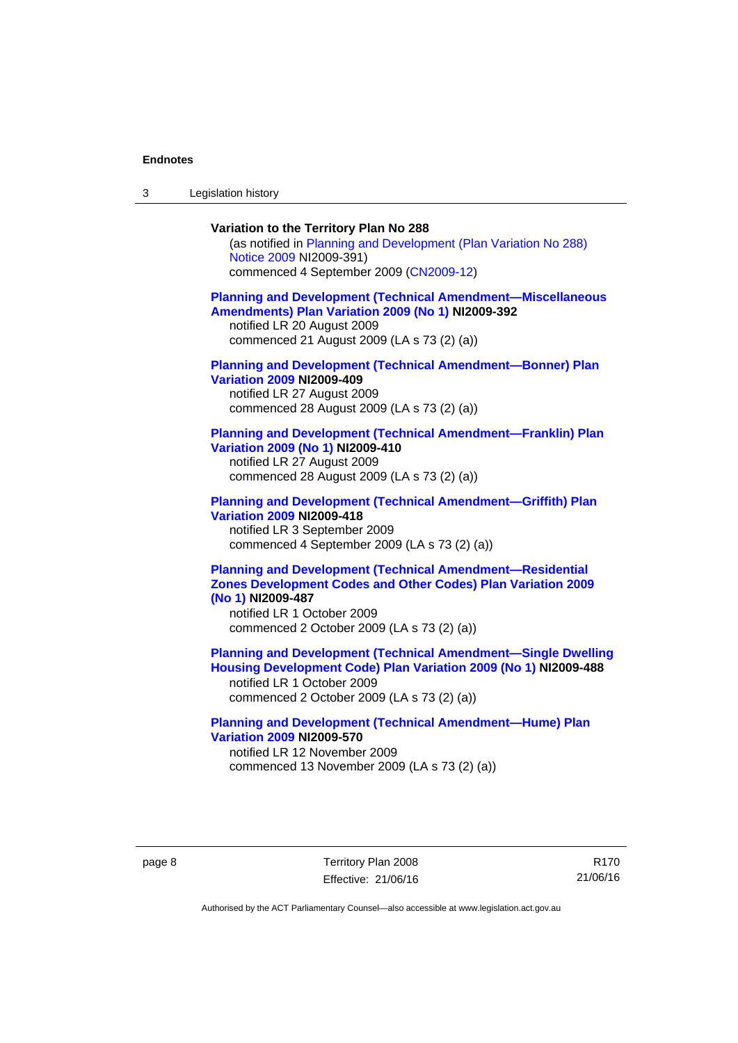**Variation to the Territory Plan No 288**

(as notified in Planning and Development (Plan Variation No 288) Notice 2009 NI2009-391)

commenced 4 September 2009 (CN2009-12)

**Planning and Development (Technical Amendment—Miscellaneous Amendments) Plan Variation 2009 (No 1) NI2009-392**

notified LR 20 August 2009

commenced 21 August 2009 (LA s 73 (2) (a))

**Planning and Development (Technical Amendment—Bonner) Plan Variation 2009 NI2009-409**

notified LR 27 August 2009

commenced 28 August 2009 (LA s 73 (2) (a))

**Planning and Development (Technical Amendment—Franklin) Plan Variation 2009 (No 1) NI2009-410**

notified LR 27 August 2009

commenced 28 August 2009 (LA s 73 (2) (a))

**Planning and Development (Technical Amendment—Griffith) Plan Variation 2009 NI2009-418**

notified LR 3 September 2009

commenced 4 September 2009 (LA s 73 (2) (a))

**Planning and Development (Technical Amendment—Residential Zones Development Codes and Other Codes) Plan Variation 2009 (No 1) NI2009-487**

notified LR 1 October 2009

commenced 2 October 2009 (LA s 73 (2) (a))

**Planning and Development (Technical Amendment—Single Dwelling Housing Development Code) Plan Variation 2009 (No 1) NI2009-488**

notified LR 1 October 2009

commenced 2 October 2009 (LA s 73 (2) (a))

**Planning and Development (Technical Amendment—Hume) Plan Variation 2009 NI2009-570**

notified LR 12 November 2009

commenced 13 November 2009 (LA s 73 (2) (a))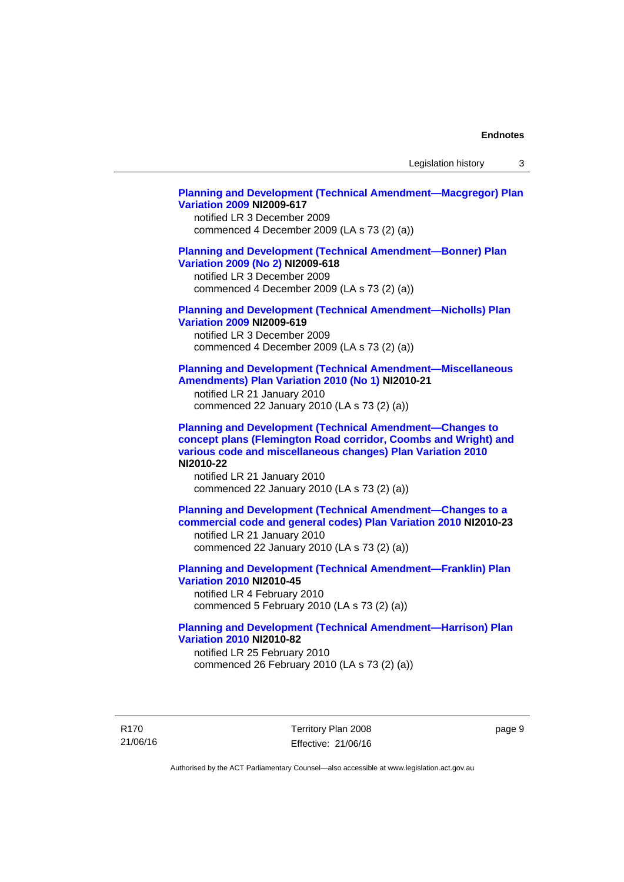**Planning and Development (Technical Amendment—Macgregor) Plan Variation 2009 NI2009-617**
notified LR 3 December 2009
commenced 4 December 2009 (LA s 73 (2) (a))

**Planning and Development (Technical Amendment—Bonner) Plan Variation 2009 (No 2) NI2009-618**
notified LR 3 December 2009
commenced 4 December 2009 (LA s 73 (2) (a))

**Planning and Development (Technical Amendment—Nicholls) Plan Variation 2009 NI2009-619**
notified LR 3 December 2009
commenced 4 December 2009 (LA s 73 (2) (a))

**Planning and Development (Technical Amendment—Miscellaneous Amendments) Plan Variation 2010 (No 1) NI2010-21**
notified LR 21 January 2010
commenced 22 January 2010 (LA s 73 (2) (a))

**Planning and Development (Technical Amendment—Changes to concept plans (Flemington Road corridor, Coombs and Wright) and various code and miscellaneous changes) Plan Variation 2010 NI2010-22**
notified LR 21 January 2010
commenced 22 January 2010 (LA s 73 (2) (a))

**Planning and Development (Technical Amendment—Changes to a commercial code and general codes) Plan Variation 2010 NI2010-23**
notified LR 21 January 2010
commenced 22 January 2010 (LA s 73 (2) (a))

**Planning and Development (Technical Amendment—Franklin) Plan Variation 2010 NI2010-45**
notified LR 4 February 2010
commenced 5 February 2010 (LA s 73 (2) (a))

**Planning and Development (Technical Amendment—Harrison) Plan Variation 2010 NI2010-82**
notified LR 25 February 2010
commenced 26 February 2010 (LA s 73 (2) (a))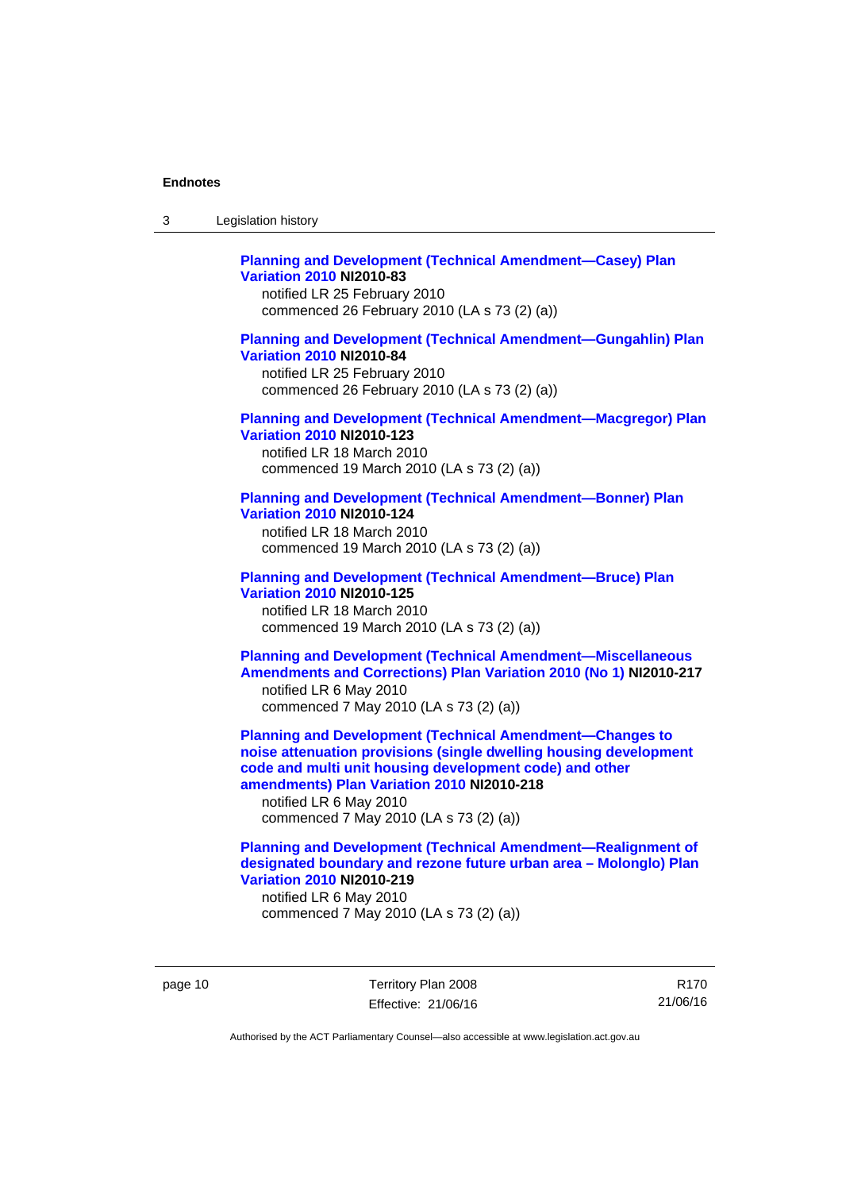**Planning and Development (Technical Amendment—Casey) Plan Variation 2010 NI2010-83**
notified LR 25 February 2010
commenced 26 February 2010 (LA s 73 (2) (a))

**Planning and Development (Technical Amendment—Gungahlin) Plan Variation 2010 NI2010-84**
notified LR 25 February 2010
commenced 26 February 2010 (LA s 73 (2) (a))

**Planning and Development (Technical Amendment—Macgregor) Plan Variation 2010 NI2010-123**
notified LR 18 March 2010
commenced 19 March 2010 (LA s 73 (2) (a))

**Planning and Development (Technical Amendment—Bonner) Plan Variation 2010 NI2010-124**
notified LR 18 March 2010
commenced 19 March 2010 (LA s 73 (2) (a))

**Planning and Development (Technical Amendment—Bruce) Plan Variation 2010 NI2010-125**
notified LR 18 March 2010
commenced 19 March 2010 (LA s 73 (2) (a))

**Planning and Development (Technical Amendment—Miscellaneous Amendments and Corrections) Plan Variation 2010 (No 1) NI2010-217**
notified LR 6 May 2010
commenced 7 May 2010 (LA s 73 (2) (a))

**Planning and Development (Technical Amendment—Changes to noise attenuation provisions (single dwelling housing development code and multi unit housing development code) and other amendments) Plan Variation 2010 NI2010-218**
notified LR 6 May 2010
commenced 7 May 2010 (LA s 73 (2) (a))

**Planning and Development (Technical Amendment—Realignment of designated boundary and rezone future urban area – Molonglo) Plan Variation 2010 NI2010-219**
notified LR 6 May 2010
commenced 7 May 2010 (LA s 73 (2) (a))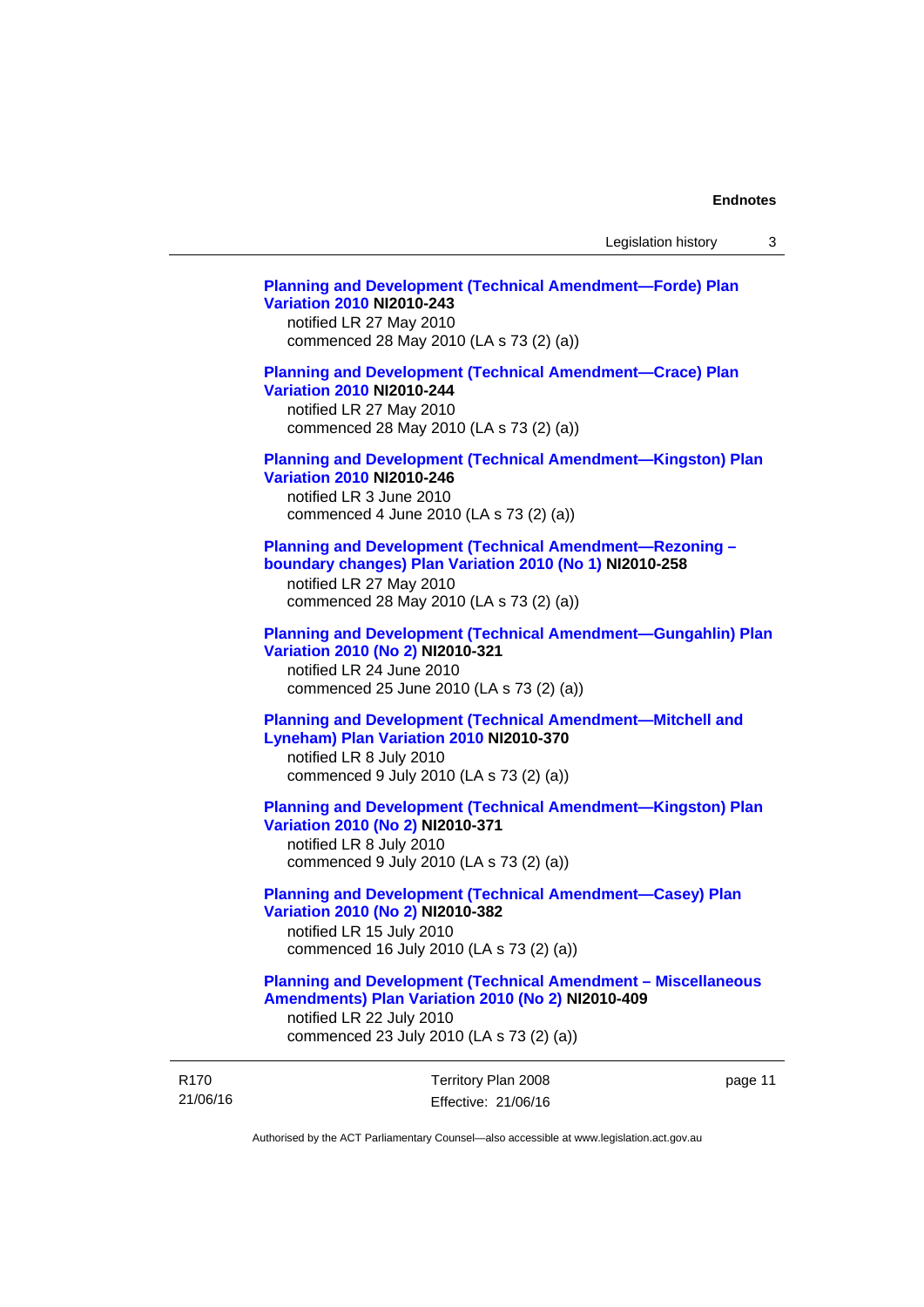**Planning and Development (Technical Amendment—Forde) Plan Variation 2010 NI2010-243**
notified LR 27 May 2010
commenced 28 May 2010 (LA s 73 (2) (a))

**Planning and Development (Technical Amendment—Crace) Plan Variation 2010 NI2010-244**
notified LR 27 May 2010
commenced 28 May 2010 (LA s 73 (2) (a))

**Planning and Development (Technical Amendment—Kingston) Plan Variation 2010 NI2010-246**
notified LR 3 June 2010
commenced 4 June 2010 (LA s 73 (2) (a))

**Planning and Development (Technical Amendment—Rezoning – boundary changes) Plan Variation 2010 (No 1) NI2010-258**
notified LR 27 May 2010
commenced 28 May 2010 (LA s 73 (2) (a))

**Planning and Development (Technical Amendment—Gungahlin) Plan Variation 2010 (No 2) NI2010-321**
notified LR 24 June 2010
commenced 25 June 2010 (LA s 73 (2) (a))

**Planning and Development (Technical Amendment—Mitchell and Lyneham) Plan Variation 2010 NI2010-370**
notified LR 8 July 2010
commenced 9 July 2010 (LA s 73 (2) (a))

**Planning and Development (Technical Amendment—Kingston) Plan Variation 2010 (No 2) NI2010-371**
notified LR 8 July 2010
commenced 9 July 2010 (LA s 73 (2) (a))

**Planning and Development (Technical Amendment—Casey) Plan Variation 2010 (No 2) NI2010-382**
notified LR 15 July 2010
commenced 16 July 2010 (LA s 73 (2) (a))

**Planning and Development (Technical Amendment – Miscellaneous Amendments) Plan Variation 2010 (No 2) NI2010-409**
notified LR 22 July 2010
commenced 23 July 2010 (LA s 73 (2) (a))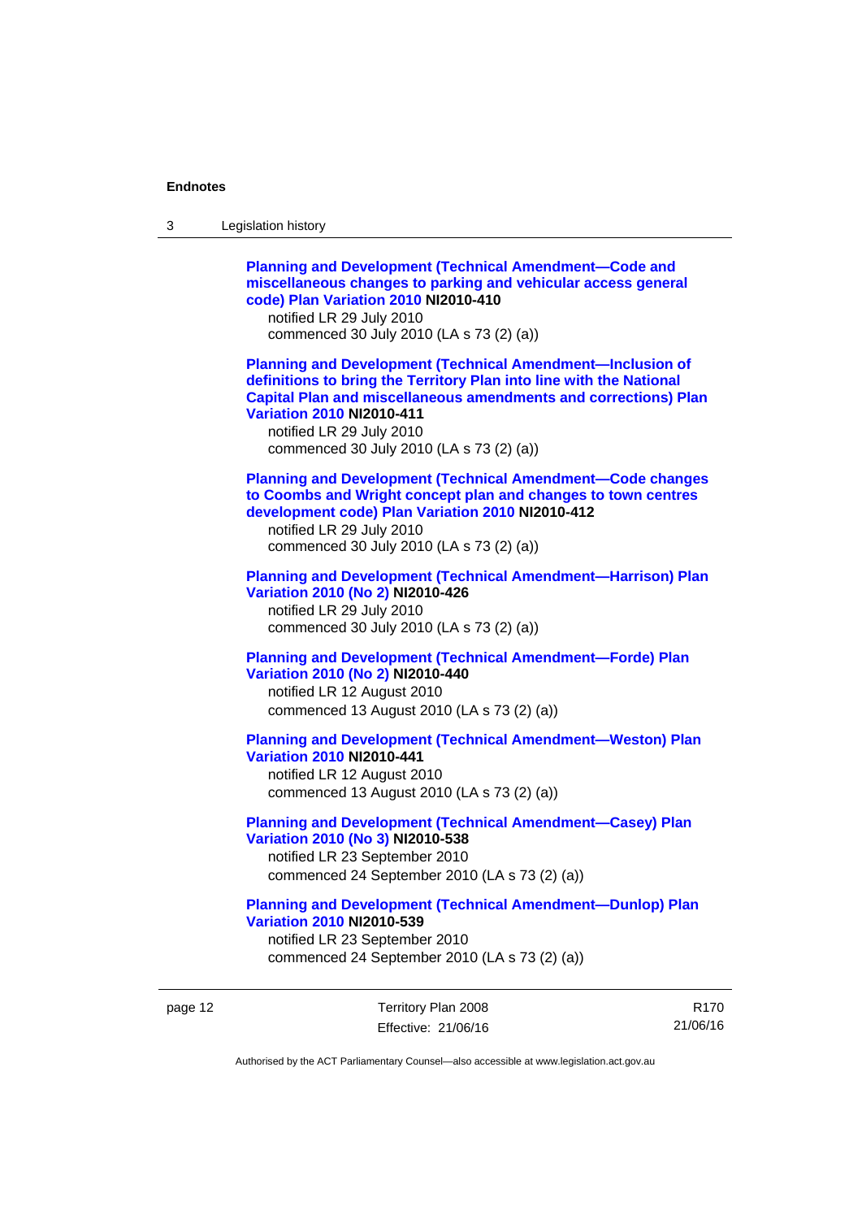**Planning and Development (Technical Amendment—Code and miscellaneous changes to parking and vehicular access general code) Plan Variation 2010 NI2010-410**
notified LR 29 July 2010
commenced 30 July 2010 (LA s 73 (2) (a))

**Planning and Development (Technical Amendment—Inclusion of definitions to bring the Territory Plan into line with the National Capital Plan and miscellaneous amendments and corrections) Plan Variation 2010 NI2010-411**
notified LR 29 July 2010
commenced 30 July 2010 (LA s 73 (2) (a))

**Planning and Development (Technical Amendment—Code changes to Coombs and Wright concept plan and changes to town centres development code) Plan Variation 2010 NI2010-412**
notified LR 29 July 2010
commenced 30 July 2010 (LA s 73 (2) (a))

**Planning and Development (Technical Amendment—Harrison) Plan Variation 2010 (No 2) NI2010-426**
notified LR 29 July 2010
commenced 30 July 2010 (LA s 73 (2) (a))

**Planning and Development (Technical Amendment—Forde) Plan Variation 2010 (No 2) NI2010-440**
notified LR 12 August 2010
commenced 13 August 2010 (LA s 73 (2) (a))

**Planning and Development (Technical Amendment—Weston) Plan Variation 2010 NI2010-441**
notified LR 12 August 2010
commenced 13 August 2010 (LA s 73 (2) (a))

**Planning and Development (Technical Amendment—Casey) Plan Variation 2010 (No 3) NI2010-538**
notified LR 23 September 2010
commenced 24 September 2010 (LA s 73 (2) (a))

**Planning and Development (Technical Amendment—Dunlop) Plan Variation 2010 NI2010-539**
notified LR 23 September 2010
commenced 24 September 2010 (LA s 73 (2) (a))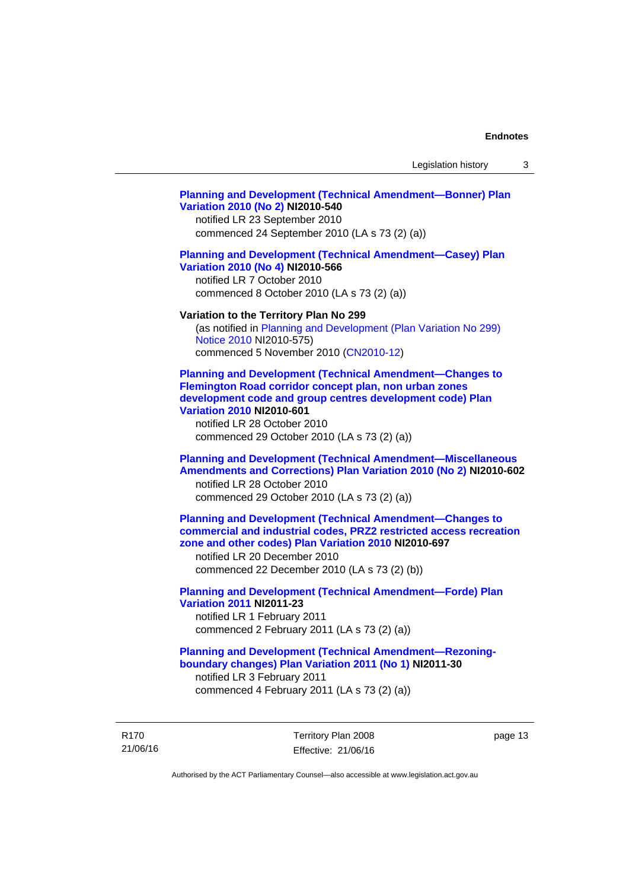**Planning and Development (Technical Amendment—Bonner) Plan Variation 2010 (No 2) NI2010-540**
notified LR 23 September 2010
commenced 24 September 2010 (LA s 73 (2) (a))

**Planning and Development (Technical Amendment—Casey) Plan Variation 2010 (No 4) NI2010-566**
notified LR 7 October 2010
commenced 8 October 2010 (LA s 73 (2) (a))

**Variation to the Territory Plan No 299**
(as notified in Planning and Development (Plan Variation No 299) Notice 2010 NI2010-575)
commenced 5 November 2010 (CN2010-12)

**Planning and Development (Technical Amendment—Changes to Flemington Road corridor concept plan, non urban zones development code and group centres development code) Plan Variation 2010 NI2010-601**
notified LR 28 October 2010
commenced 29 October 2010 (LA s 73 (2) (a))

**Planning and Development (Technical Amendment—Miscellaneous Amendments and Corrections) Plan Variation 2010 (No 2) NI2010-602**
notified LR 28 October 2010
commenced 29 October 2010 (LA s 73 (2) (a))

**Planning and Development (Technical Amendment—Changes to commercial and industrial codes, PRZ2 restricted access recreation zone and other codes) Plan Variation 2010 NI2010-697**
notified LR 20 December 2010
commenced 22 December 2010 (LA s 73 (2) (b))

**Planning and Development (Technical Amendment—Forde) Plan Variation 2011 NI2011-23**
notified LR 1 February 2011
commenced 2 February 2011 (LA s 73 (2) (a))

**Planning and Development (Technical Amendment—Rezoning-boundary changes) Plan Variation 2011 (No 1) NI2011-30**
notified LR 3 February 2011
commenced 4 February 2011 (LA s 73 (2) (a))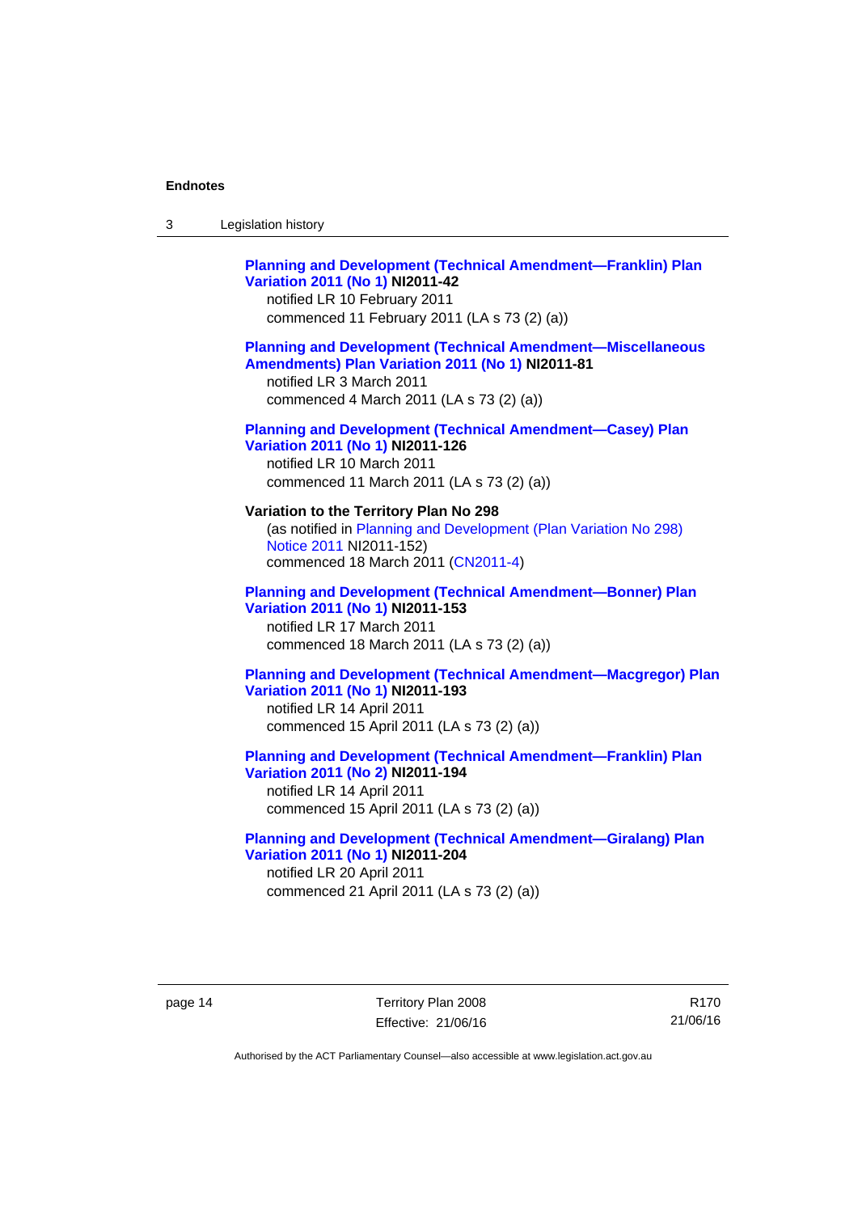**Planning and Development (Technical Amendment—Franklin) Plan Variation 2011 (No 1) NI2011-42**
notified LR 10 February 2011
commenced 11 February 2011 (LA s 73 (2) (a))

**Planning and Development (Technical Amendment—Miscellaneous Amendments) Plan Variation 2011 (No 1) NI2011-81**
notified LR 3 March 2011
commenced 4 March 2011 (LA s 73 (2) (a))

**Planning and Development (Technical Amendment—Casey) Plan Variation 2011 (No 1) NI2011-126**
notified LR 10 March 2011
commenced 11 March 2011 (LA s 73 (2) (a))

**Variation to the Territory Plan No 298**
(as notified in Planning and Development (Plan Variation No 298) Notice 2011 NI2011-152)
commenced 18 March 2011 (CN2011-4)

**Planning and Development (Technical Amendment—Bonner) Plan Variation 2011 (No 1) NI2011-153**
notified LR 17 March 2011
commenced 18 March 2011 (LA s 73 (2) (a))

**Planning and Development (Technical Amendment—Macgregor) Plan Variation 2011 (No 1) NI2011-193**
notified LR 14 April 2011
commenced 15 April 2011 (LA s 73 (2) (a))

**Planning and Development (Technical Amendment—Franklin) Plan Variation 2011 (No 2) NI2011-194**
notified LR 14 April 2011
commenced 15 April 2011 (LA s 73 (2) (a))

**Planning and Development (Technical Amendment—Giralang) Plan Variation 2011 (No 1) NI2011-204**
notified LR 20 April 2011
commenced 21 April 2011 (LA s 73 (2) (a))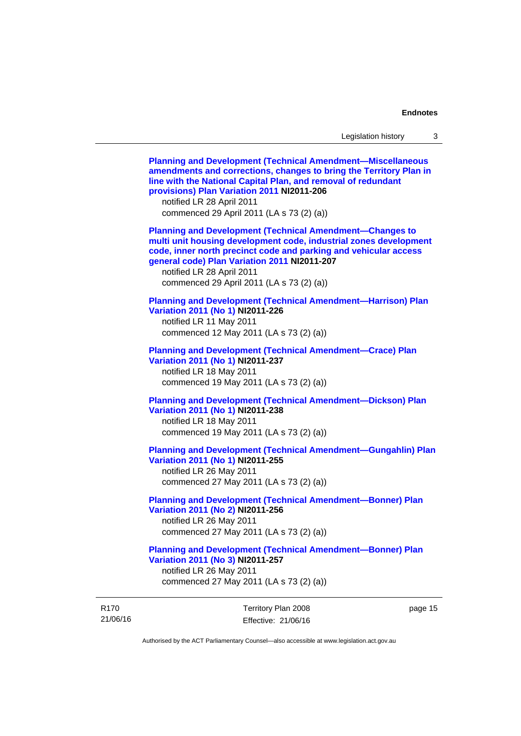**Planning and Development (Technical Amendment—Miscellaneous amendments and corrections, changes to bring the Territory Plan in line with the National Capital Plan, and removal of redundant provisions) Plan Variation 2011 NI2011-206**
notified LR 28 April 2011
commenced 29 April 2011 (LA s 73 (2) (a))

**Planning and Development (Technical Amendment—Changes to multi unit housing development code, industrial zones development code, inner north precinct code and parking and vehicular access general code) Plan Variation 2011 NI2011-207**
notified LR 28 April 2011
commenced 29 April 2011 (LA s 73 (2) (a))

**Planning and Development (Technical Amendment—Harrison) Plan Variation 2011 (No 1) NI2011-226**
notified LR 11 May 2011
commenced 12 May 2011 (LA s 73 (2) (a))

**Planning and Development (Technical Amendment—Crace) Plan Variation 2011 (No 1) NI2011-237**
notified LR 18 May 2011
commenced 19 May 2011 (LA s 73 (2) (a))

**Planning and Development (Technical Amendment—Dickson) Plan Variation 2011 (No 1) NI2011-238**
notified LR 18 May 2011
commenced 19 May 2011 (LA s 73 (2) (a))

**Planning and Development (Technical Amendment—Gungahlin) Plan Variation 2011 (No 1) NI2011-255**
notified LR 26 May 2011
commenced 27 May 2011 (LA s 73 (2) (a))

**Planning and Development (Technical Amendment—Bonner) Plan Variation 2011 (No 2) NI2011-256**
notified LR 26 May 2011
commenced 27 May 2011 (LA s 73 (2) (a))

**Planning and Development (Technical Amendment—Bonner) Plan Variation 2011 (No 3) NI2011-257**
notified LR 26 May 2011
commenced 27 May 2011 (LA s 73 (2) (a))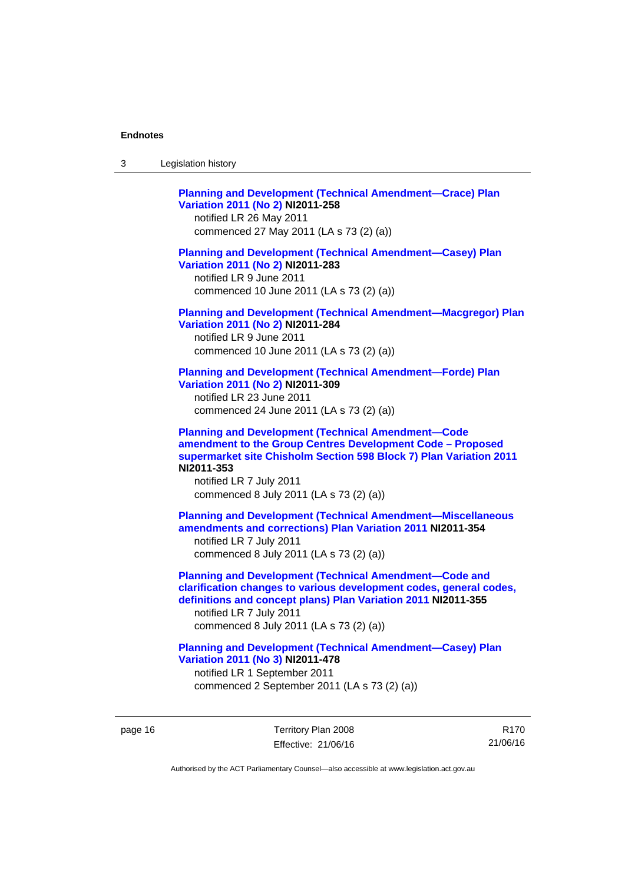**Planning and Development (Technical Amendment—Crace) Plan Variation 2011 (No 2) NI2011-258**
notified LR 26 May 2011
commenced 27 May 2011 (LA s 73 (2) (a))

**Planning and Development (Technical Amendment—Casey) Plan Variation 2011 (No 2) NI2011-283**
notified LR 9 June 2011
commenced 10 June 2011 (LA s 73 (2) (a))

**Planning and Development (Technical Amendment—Macgregor) Plan Variation 2011 (No 2) NI2011-284**
notified LR 9 June 2011
commenced 10 June 2011 (LA s 73 (2) (a))

**Planning and Development (Technical Amendment—Forde) Plan Variation 2011 (No 2) NI2011-309**
notified LR 23 June 2011
commenced 24 June 2011 (LA s 73 (2) (a))

**Planning and Development (Technical Amendment—Code amendment to the Group Centres Development Code – Proposed supermarket site Chisholm Section 598 Block 7) Plan Variation 2011 NI2011-353**
notified LR 7 July 2011
commenced 8 July 2011 (LA s 73 (2) (a))

**Planning and Development (Technical Amendment—Miscellaneous amendments and corrections) Plan Variation 2011 NI2011-354**
notified LR 7 July 2011
commenced 8 July 2011 (LA s 73 (2) (a))

**Planning and Development (Technical Amendment—Code and clarification changes to various development codes, general codes, definitions and concept plans) Plan Variation 2011 NI2011-355**
notified LR 7 July 2011
commenced 8 July 2011 (LA s 73 (2) (a))

**Planning and Development (Technical Amendment—Casey) Plan Variation 2011 (No 3) NI2011-478**
notified LR 1 September 2011
commenced 2 September 2011 (LA s 73 (2) (a))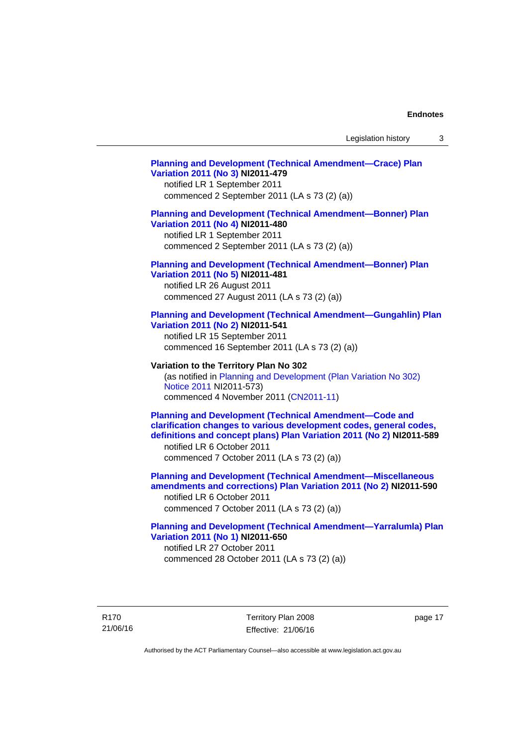**Planning and Development (Technical Amendment—Crace) Plan Variation 2011 (No 3) NI2011-479**
notified LR 1 September 2011
commenced 2 September 2011 (LA s 73 (2) (a))

**Planning and Development (Technical Amendment—Bonner) Plan Variation 2011 (No 4) NI2011-480**
notified LR 1 September 2011
commenced 2 September 2011 (LA s 73 (2) (a))

**Planning and Development (Technical Amendment—Bonner) Plan Variation 2011 (No 5) NI2011-481**
notified LR 26 August 2011
commenced 27 August 2011 (LA s 73 (2) (a))

**Planning and Development (Technical Amendment—Gungahlin) Plan Variation 2011 (No 2) NI2011-541**
notified LR 15 September 2011
commenced 16 September 2011 (LA s 73 (2) (a))

**Variation to the Territory Plan No 302**
(as notified in Planning and Development (Plan Variation No 302) Notice 2011 NI2011-573)
commenced 4 November 2011 (CN2011-11)

**Planning and Development (Technical Amendment—Code and clarification changes to various development codes, general codes, definitions and concept plans) Plan Variation 2011 (No 2) NI2011-589**
notified LR 6 October 2011
commenced 7 October 2011 (LA s 73 (2) (a))

**Planning and Development (Technical Amendment—Miscellaneous amendments and corrections) Plan Variation 2011 (No 2) NI2011-590**
notified LR 6 October 2011
commenced 7 October 2011 (LA s 73 (2) (a))

**Planning and Development (Technical Amendment—Yarralumla) Plan Variation 2011 (No 1) NI2011-650**
notified LR 27 October 2011
commenced 28 October 2011 (LA s 73 (2) (a))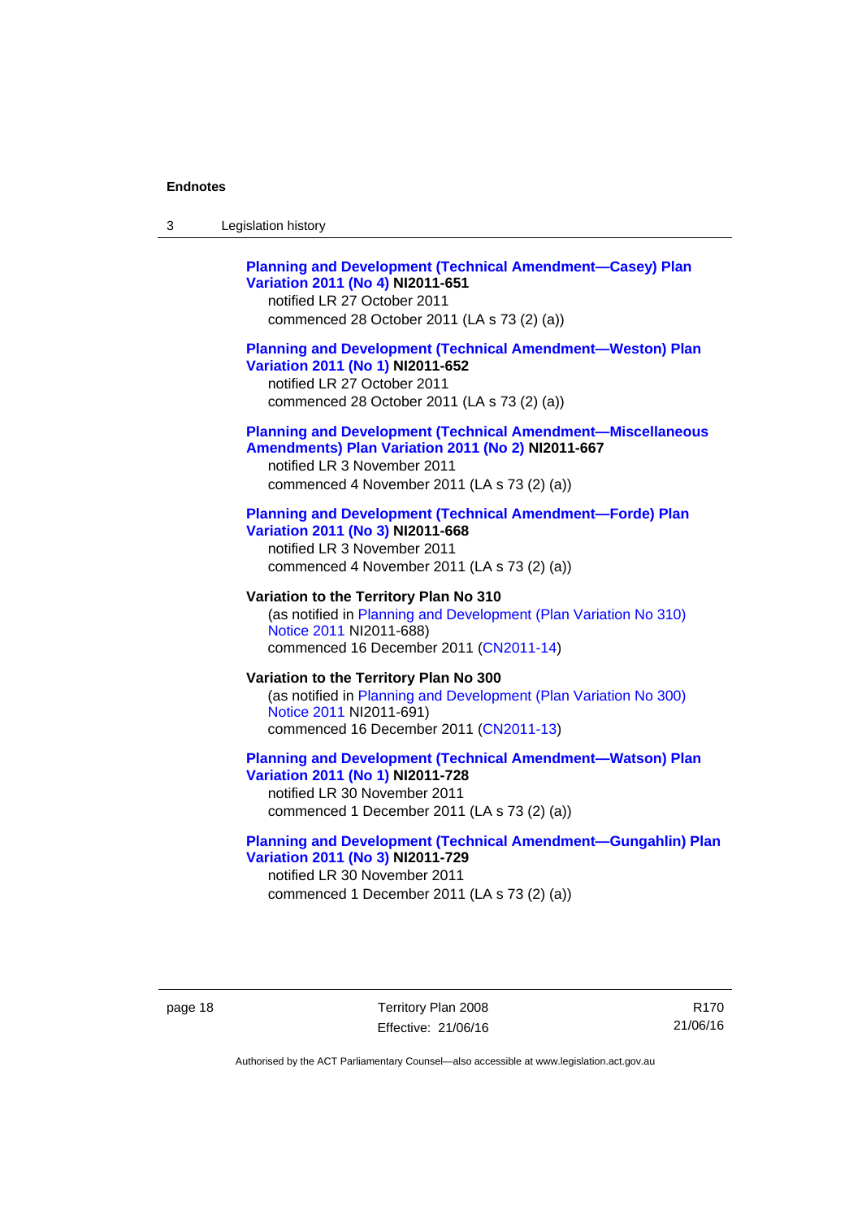**Planning and Development (Technical Amendment—Casey) Plan Variation 2011 (No 4) NI2011-651**
notified LR 27 October 2011
commenced 28 October 2011 (LA s 73 (2) (a))

**Planning and Development (Technical Amendment—Weston) Plan Variation 2011 (No 1) NI2011-652**
notified LR 27 October 2011
commenced 28 October 2011 (LA s 73 (2) (a))

**Planning and Development (Technical Amendment—Miscellaneous Amendments) Plan Variation 2011 (No 2) NI2011-667**
notified LR 3 November 2011
commenced 4 November 2011 (LA s 73 (2) (a))

**Planning and Development (Technical Amendment—Forde) Plan Variation 2011 (No 3) NI2011-668**
notified LR 3 November 2011
commenced 4 November 2011 (LA s 73 (2) (a))

**Variation to the Territory Plan No 310**
(as notified in Planning and Development (Plan Variation No 310) Notice 2011 NI2011-688)
commenced 16 December 2011 (CN2011-14)

**Variation to the Territory Plan No 300**
(as notified in Planning and Development (Plan Variation No 300) Notice 2011 NI2011-691)
commenced 16 December 2011 (CN2011-13)

**Planning and Development (Technical Amendment—Watson) Plan Variation 2011 (No 1) NI2011-728**
notified LR 30 November 2011
commenced 1 December 2011 (LA s 73 (2) (a))

**Planning and Development (Technical Amendment—Gungahlin) Plan Variation 2011 (No 3) NI2011-729**
notified LR 30 November 2011
commenced 1 December 2011 (LA s 73 (2) (a))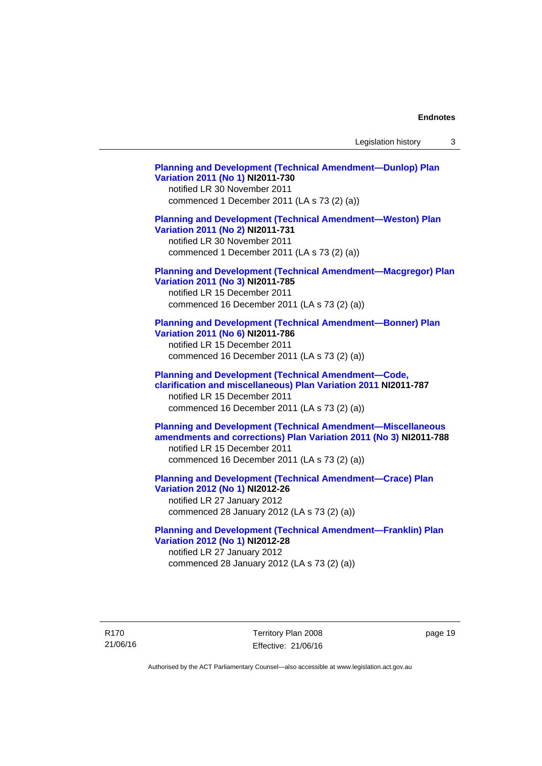**Planning and Development (Technical Amendment—Dunlop) Plan Variation 2011 (No 1) NI2011-730**
notified LR 30 November 2011
commenced 1 December 2011 (LA s 73 (2) (a))

**Planning and Development (Technical Amendment—Weston) Plan Variation 2011 (No 2) NI2011-731**
notified LR 30 November 2011
commenced 1 December 2011 (LA s 73 (2) (a))

**Planning and Development (Technical Amendment—Macgregor) Plan Variation 2011 (No 3) NI2011-785**
notified LR 15 December 2011
commenced 16 December 2011 (LA s 73 (2) (a))

**Planning and Development (Technical Amendment—Bonner) Plan Variation 2011 (No 6) NI2011-786**
notified LR 15 December 2011
commenced 16 December 2011 (LA s 73 (2) (a))

**Planning and Development (Technical Amendment—Code, clarification and miscellaneous) Plan Variation 2011 NI2011-787**
notified LR 15 December 2011
commenced 16 December 2011 (LA s 73 (2) (a))

**Planning and Development (Technical Amendment—Miscellaneous amendments and corrections) Plan Variation 2011 (No 3) NI2011-788**
notified LR 15 December 2011
commenced 16 December 2011 (LA s 73 (2) (a))

**Planning and Development (Technical Amendment—Crace) Plan Variation 2012 (No 1) NI2012-26**
notified LR 27 January 2012
commenced 28 January 2012 (LA s 73 (2) (a))

**Planning and Development (Technical Amendment—Franklin) Plan Variation 2012 (No 1) NI2012-28**
notified LR 27 January 2012
commenced 28 January 2012 (LA s 73 (2) (a))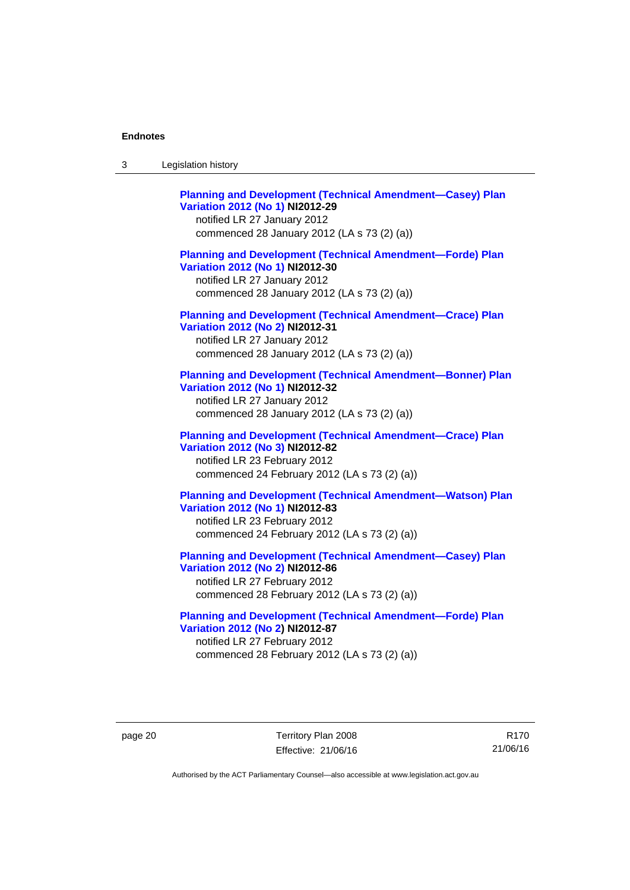**Planning and Development (Technical Amendment—Casey) Plan Variation 2012 (No 1) NI2012-29**
notified LR 27 January 2012
commenced 28 January 2012 (LA s 73 (2) (a))

**Planning and Development (Technical Amendment—Forde) Plan Variation 2012 (No 1) NI2012-30**
notified LR 27 January 2012
commenced 28 January 2012 (LA s 73 (2) (a))

**Planning and Development (Technical Amendment—Crace) Plan Variation 2012 (No 2) NI2012-31**
notified LR 27 January 2012
commenced 28 January 2012 (LA s 73 (2) (a))

**Planning and Development (Technical Amendment—Bonner) Plan Variation 2012 (No 1) NI2012-32**
notified LR 27 January 2012
commenced 28 January 2012 (LA s 73 (2) (a))

**Planning and Development (Technical Amendment—Crace) Plan Variation 2012 (No 3) NI2012-82**
notified LR 23 February 2012
commenced 24 February 2012 (LA s 73 (2) (a))

**Planning and Development (Technical Amendment—Watson) Plan Variation 2012 (No 1) NI2012-83**
notified LR 23 February 2012
commenced 24 February 2012 (LA s 73 (2) (a))

**Planning and Development (Technical Amendment—Casey) Plan Variation 2012 (No 2) NI2012-86**
notified LR 27 February 2012
commenced 28 February 2012 (LA s 73 (2) (a))

**Planning and Development (Technical Amendment—Forde) Plan Variation 2012 (No 2) NI2012-87**
notified LR 27 February 2012
commenced 28 February 2012 (LA s 73 (2) (a))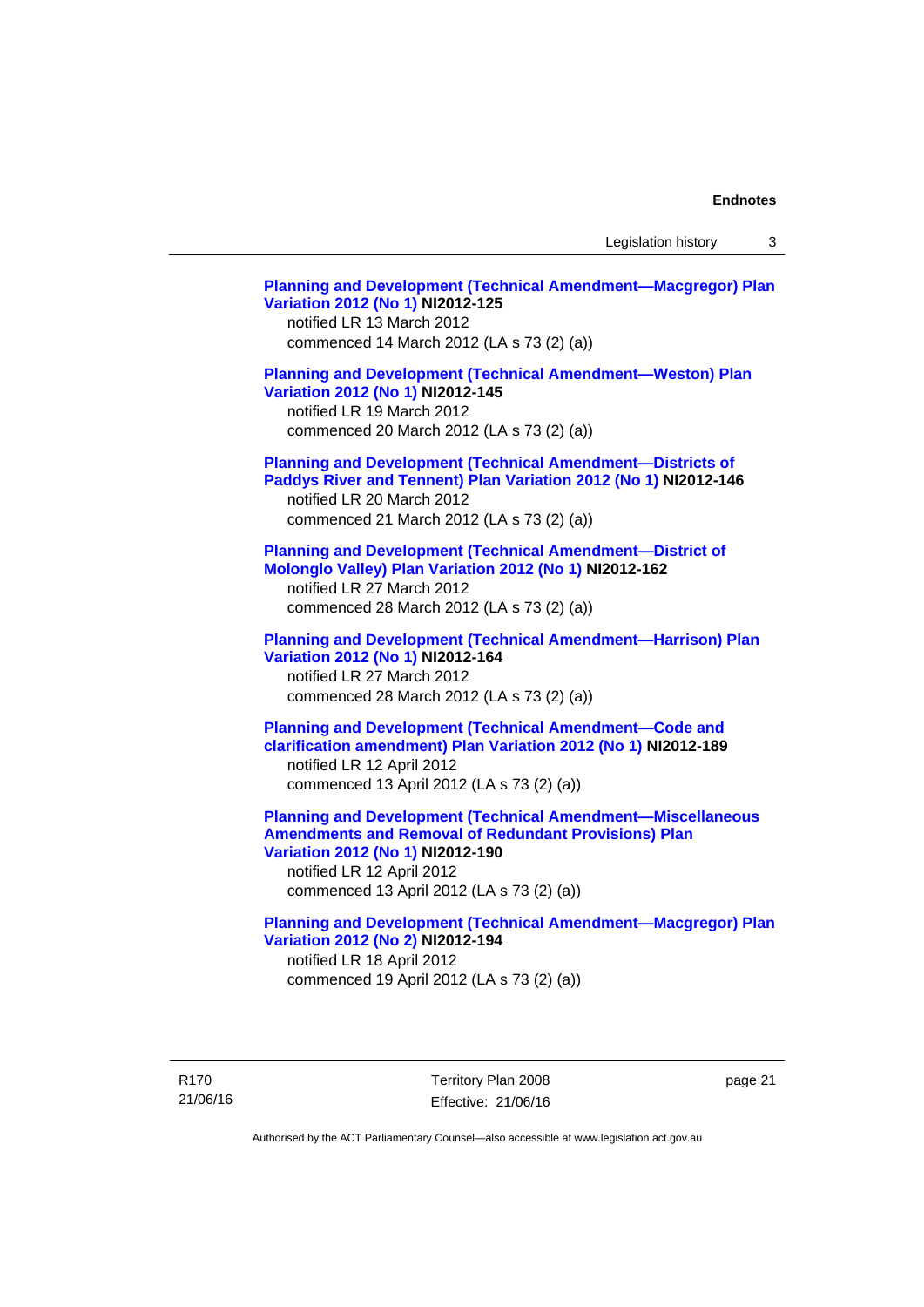**Planning and Development (Technical Amendment—Macgregor) Plan Variation 2012 (No 1) NI2012-125**
notified LR 13 March 2012
commenced 14 March 2012 (LA s 73 (2) (a))

**Planning and Development (Technical Amendment—Weston) Plan Variation 2012 (No 1) NI2012-145**
notified LR 19 March 2012
commenced 20 March 2012 (LA s 73 (2) (a))

**Planning and Development (Technical Amendment—Districts of Paddys River and Tennent) Plan Variation 2012 (No 1) NI2012-146**
notified LR 20 March 2012
commenced 21 March 2012 (LA s 73 (2) (a))

**Planning and Development (Technical Amendment—District of Molonglo Valley) Plan Variation 2012 (No 1) NI2012-162**
notified LR 27 March 2012
commenced 28 March 2012 (LA s 73 (2) (a))

**Planning and Development (Technical Amendment—Harrison) Plan Variation 2012 (No 1) NI2012-164**
notified LR 27 March 2012
commenced 28 March 2012 (LA s 73 (2) (a))

**Planning and Development (Technical Amendment—Code and clarification amendment) Plan Variation 2012 (No 1) NI2012-189**
notified LR 12 April 2012
commenced 13 April 2012 (LA s 73 (2) (a))

**Planning and Development (Technical Amendment—Miscellaneous Amendments and Removal of Redundant Provisions) Plan Variation 2012 (No 1) NI2012-190**
notified LR 12 April 2012
commenced 13 April 2012 (LA s 73 (2) (a))

**Planning and Development (Technical Amendment—Macgregor) Plan Variation 2012 (No 2) NI2012-194**
notified LR 18 April 2012
commenced 19 April 2012 (LA s 73 (2) (a))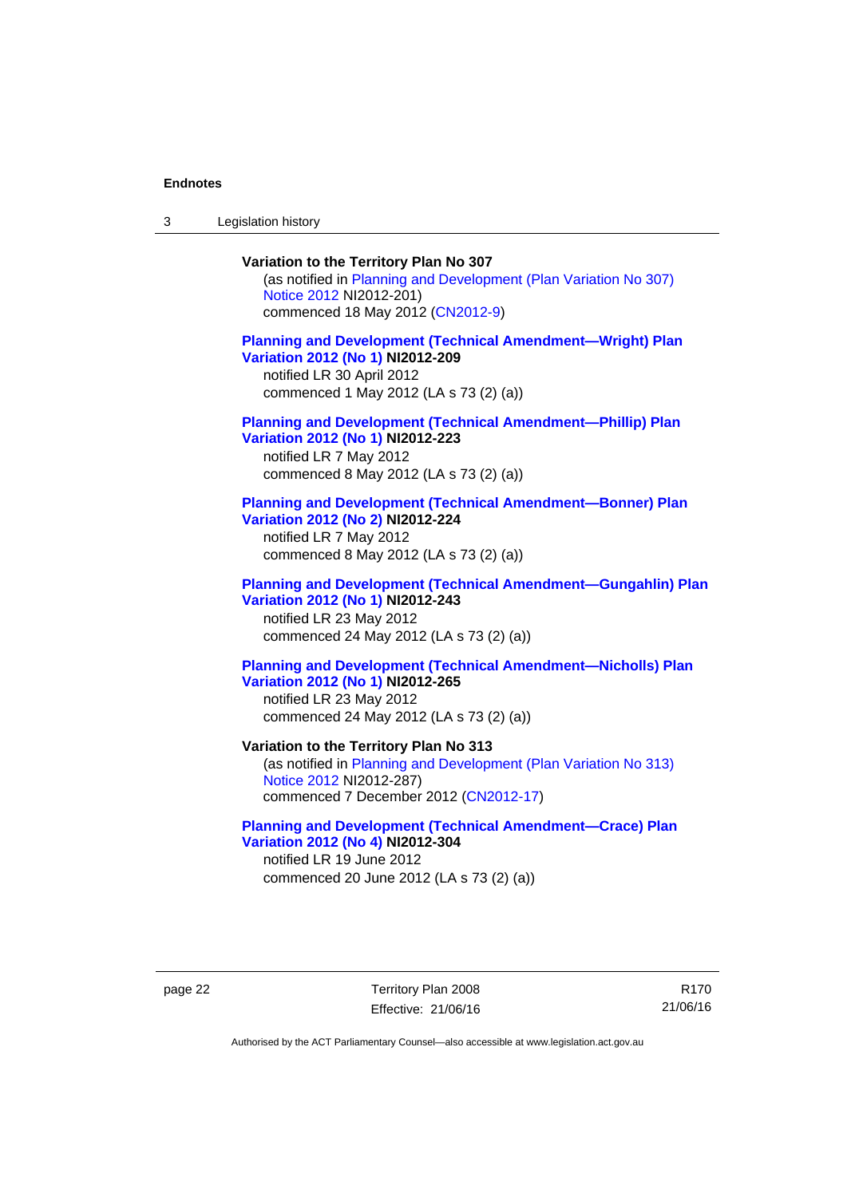**Variation to the Territory Plan No 307**

(as notified in Planning and Development (Plan Variation No 307) Notice 2012 NI2012-201)
commenced 18 May 2012 (CN2012-9)

**Planning and Development (Technical Amendment—Wright) Plan Variation 2012 (No 1) NI2012-209**

notified LR 30 April 2012
commenced 1 May 2012 (LA s 73 (2) (a))

**Planning and Development (Technical Amendment—Phillip) Plan Variation 2012 (No 1) NI2012-223**

notified LR 7 May 2012
commenced 8 May 2012 (LA s 73 (2) (a))

**Planning and Development (Technical Amendment—Bonner) Plan Variation 2012 (No 2) NI2012-224**

notified LR 7 May 2012
commenced 8 May 2012 (LA s 73 (2) (a))

**Planning and Development (Technical Amendment—Gungahlin) Plan Variation 2012 (No 1) NI2012-243**

notified LR 23 May 2012
commenced 24 May 2012 (LA s 73 (2) (a))

**Planning and Development (Technical Amendment—Nicholls) Plan Variation 2012 (No 1) NI2012-265**

notified LR 23 May 2012
commenced 24 May 2012 (LA s 73 (2) (a))

**Variation to the Territory Plan No 313**

(as notified in Planning and Development (Plan Variation No 313) Notice 2012 NI2012-287)
commenced 7 December 2012 (CN2012-17)

**Planning and Development (Technical Amendment—Crace) Plan Variation 2012 (No 4) NI2012-304**

notified LR 19 June 2012
commenced 20 June 2012 (LA s 73 (2) (a))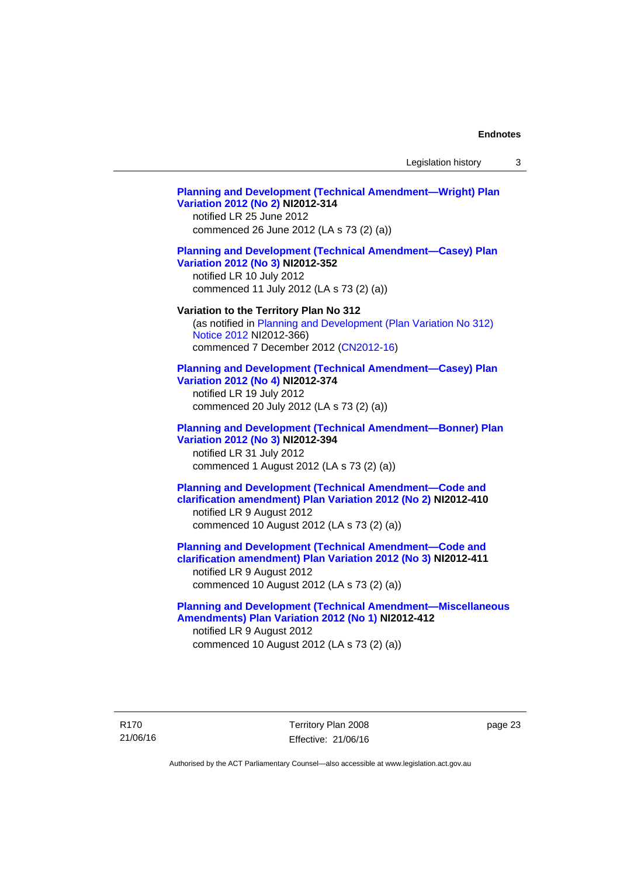**Planning and Development (Technical Amendment—Wright) Plan Variation 2012 (No 2) NI2012-314**
notified LR 25 June 2012
commenced 26 June 2012 (LA s 73 (2) (a))

**Planning and Development (Technical Amendment—Casey) Plan Variation 2012 (No 3) NI2012-352**
notified LR 10 July 2012
commenced 11 July 2012 (LA s 73 (2) (a))

**Variation to the Territory Plan No 312**
(as notified in Planning and Development (Plan Variation No 312) Notice 2012 NI2012-366)
commenced 7 December 2012 (CN2012-16)

**Planning and Development (Technical Amendment—Casey) Plan Variation 2012 (No 4) NI2012-374**
notified LR 19 July 2012
commenced 20 July 2012 (LA s 73 (2) (a))

**Planning and Development (Technical Amendment—Bonner) Plan Variation 2012 (No 3) NI2012-394**
notified LR 31 July 2012
commenced 1 August 2012 (LA s 73 (2) (a))

**Planning and Development (Technical Amendment—Code and clarification amendment) Plan Variation 2012 (No 2) NI2012-410**
notified LR 9 August 2012
commenced 10 August 2012 (LA s 73 (2) (a))

**Planning and Development (Technical Amendment—Code and clarification amendment) Plan Variation 2012 (No 3) NI2012-411**
notified LR 9 August 2012
commenced 10 August 2012 (LA s 73 (2) (a))

**Planning and Development (Technical Amendment—Miscellaneous Amendments) Plan Variation 2012 (No 1) NI2012-412**
notified LR 9 August 2012
commenced 10 August 2012 (LA s 73 (2) (a))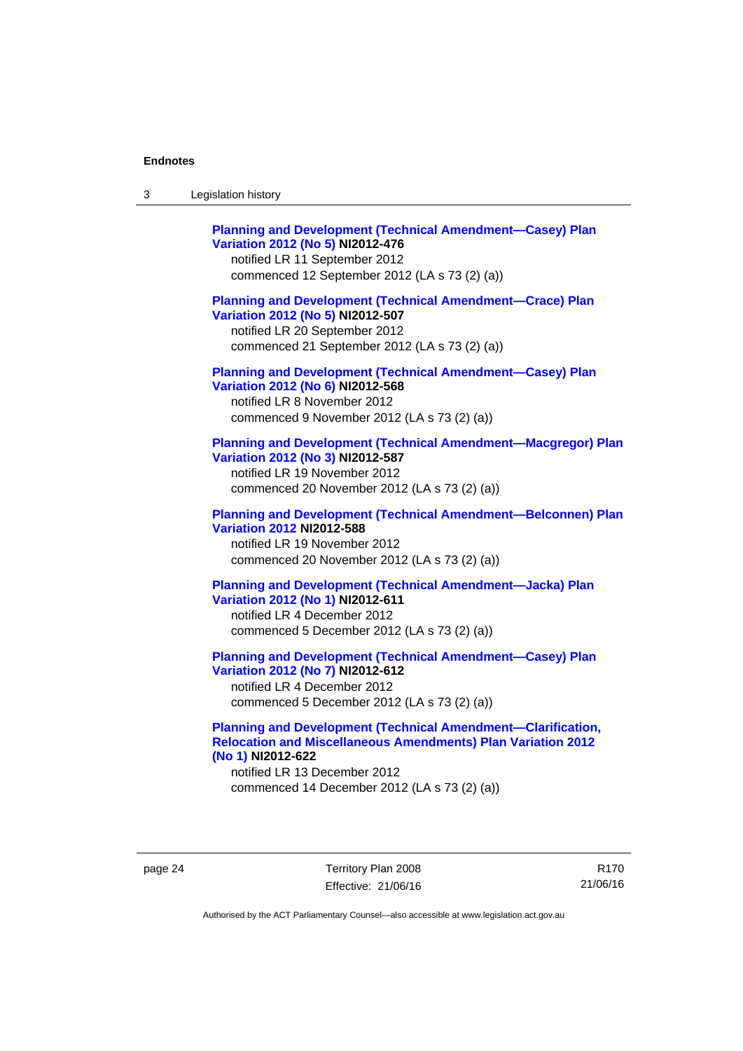**Planning and Development (Technical Amendment—Casey) Plan Variation 2012 (No 5) NI2012-476**
notified LR 11 September 2012
commenced 12 September 2012 (LA s 73 (2) (a))

**Planning and Development (Technical Amendment—Crace) Plan Variation 2012 (No 5) NI2012-507**
notified LR 20 September 2012
commenced 21 September 2012 (LA s 73 (2) (a))

**Planning and Development (Technical Amendment—Casey) Plan Variation 2012 (No 6) NI2012-568**
notified LR 8 November 2012
commenced 9 November 2012 (LA s 73 (2) (a))

**Planning and Development (Technical Amendment—Macgregor) Plan Variation 2012 (No 3) NI2012-587**
notified LR 19 November 2012
commenced 20 November 2012 (LA s 73 (2) (a))

**Planning and Development (Technical Amendment—Belconnen) Plan Variation 2012 NI2012-588**
notified LR 19 November 2012
commenced 20 November 2012 (LA s 73 (2) (a))

**Planning and Development (Technical Amendment—Jacka) Plan Variation 2012 (No 1) NI2012-611**
notified LR 4 December 2012
commenced 5 December 2012 (LA s 73 (2) (a))

**Planning and Development (Technical Amendment—Casey) Plan Variation 2012 (No 7) NI2012-612**
notified LR 4 December 2012
commenced 5 December 2012 (LA s 73 (2) (a))

**Planning and Development (Technical Amendment—Clarification, Relocation and Miscellaneous Amendments) Plan Variation 2012 (No 1) NI2012-622**
notified LR 13 December 2012
commenced 14 December 2012 (LA s 73 (2) (a))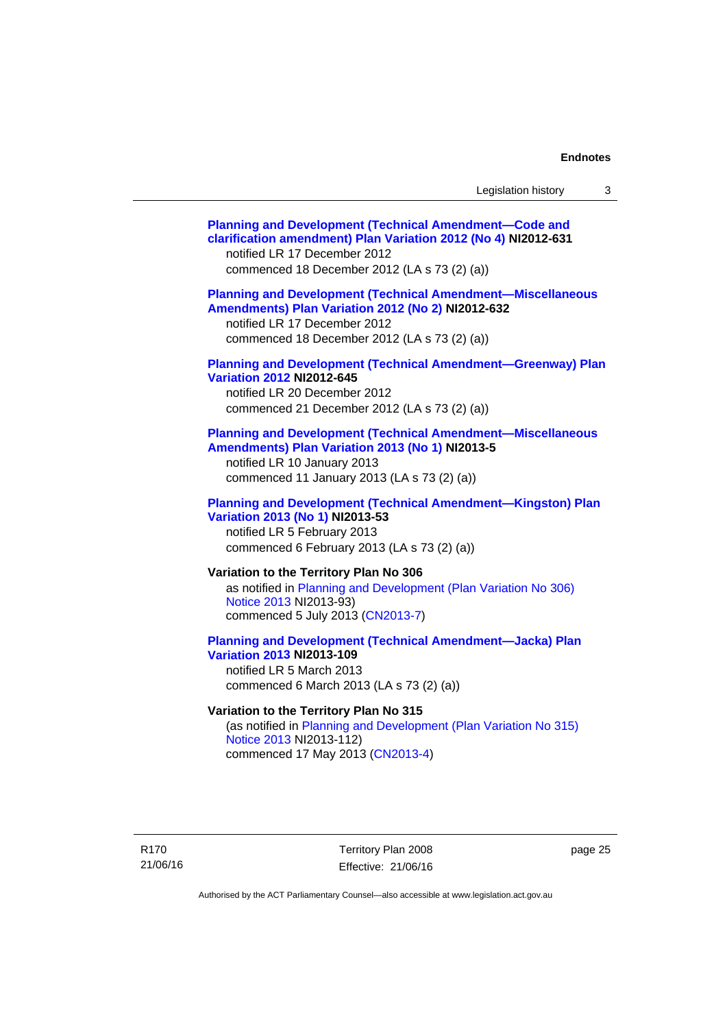**Planning and Development (Technical Amendment—Code and clarification amendment) Plan Variation 2012 (No 4) NI2012-631**
notified LR 17 December 2012
commenced 18 December 2012 (LA s 73 (2) (a))

**Planning and Development (Technical Amendment—Miscellaneous Amendments) Plan Variation 2012 (No 2) NI2012-632**
notified LR 17 December 2012
commenced 18 December 2012 (LA s 73 (2) (a))

**Planning and Development (Technical Amendment—Greenway) Plan Variation 2012 NI2012-645**
notified LR 20 December 2012
commenced 21 December 2012 (LA s 73 (2) (a))

**Planning and Development (Technical Amendment—Miscellaneous Amendments) Plan Variation 2013 (No 1) NI2013-5**
notified LR 10 January 2013
commenced 11 January 2013 (LA s 73 (2) (a))

**Planning and Development (Technical Amendment—Kingston) Plan Variation 2013 (No 1) NI2013-53**
notified LR 5 February 2013
commenced 6 February 2013 (LA s 73 (2) (a))

**Variation to the Territory Plan No 306**
as notified in Planning and Development (Plan Variation No 306) Notice 2013 NI2013-93)
commenced 5 July 2013 (CN2013-7)

**Planning and Development (Technical Amendment—Jacka) Plan Variation 2013 NI2013-109**
notified LR 5 March 2013
commenced 6 March 2013 (LA s 73 (2) (a))

**Variation to the Territory Plan No 315**
(as notified in Planning and Development (Plan Variation No 315) Notice 2013 NI2013-112)
commenced 17 May 2013 (CN2013-4)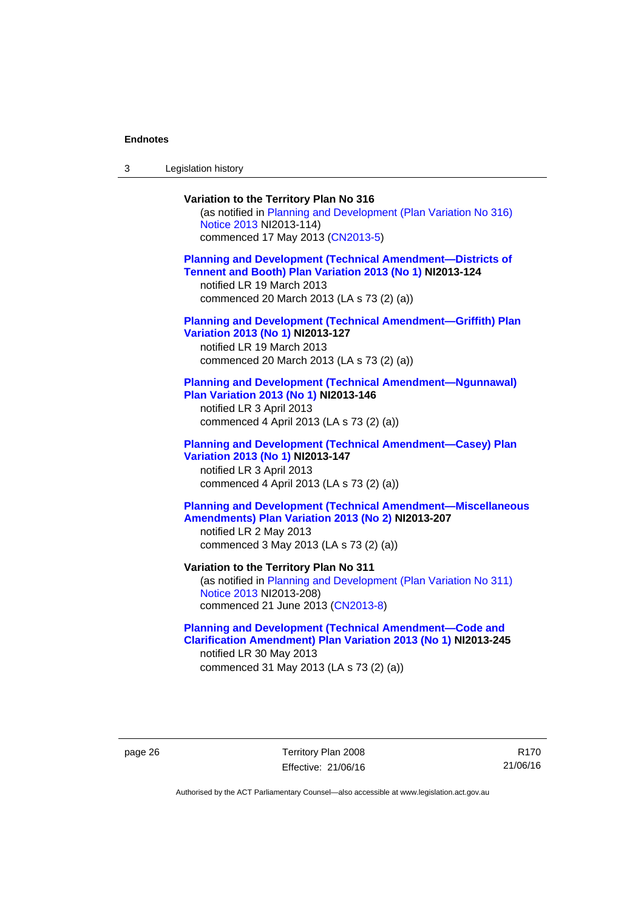**Variation to the Territory Plan No 316**

(as notified in Planning and Development (Plan Variation No 316) Notice 2013 NI2013-114)
commenced 17 May 2013 (CN2013-5)

**Planning and Development (Technical Amendment—Districts of Tennent and Booth) Plan Variation 2013 (No 1) NI2013-124**

notified LR 19 March 2013
commenced 20 March 2013 (LA s 73 (2) (a))

**Planning and Development (Technical Amendment—Griffith) Plan Variation 2013 (No 1) NI2013-127**

notified LR 19 March 2013
commenced 20 March 2013 (LA s 73 (2) (a))

**Planning and Development (Technical Amendment—Ngunnawal) Plan Variation 2013 (No 1) NI2013-146**

notified LR 3 April 2013
commenced 4 April 2013 (LA s 73 (2) (a))

**Planning and Development (Technical Amendment—Casey) Plan Variation 2013 (No 1) NI2013-147**

notified LR 3 April 2013
commenced 4 April 2013 (LA s 73 (2) (a))

**Planning and Development (Technical Amendment—Miscellaneous Amendments) Plan Variation 2013 (No 2) NI2013-207**

notified LR 2 May 2013
commenced 3 May 2013 (LA s 73 (2) (a))

**Variation to the Territory Plan No 311**

(as notified in Planning and Development (Plan Variation No 311) Notice 2013 NI2013-208)
commenced 21 June 2013 (CN2013-8)

**Planning and Development (Technical Amendment—Code and Clarification Amendment) Plan Variation 2013 (No 1) NI2013-245**

notified LR 30 May 2013
commenced 31 May 2013 (LA s 73 (2) (a))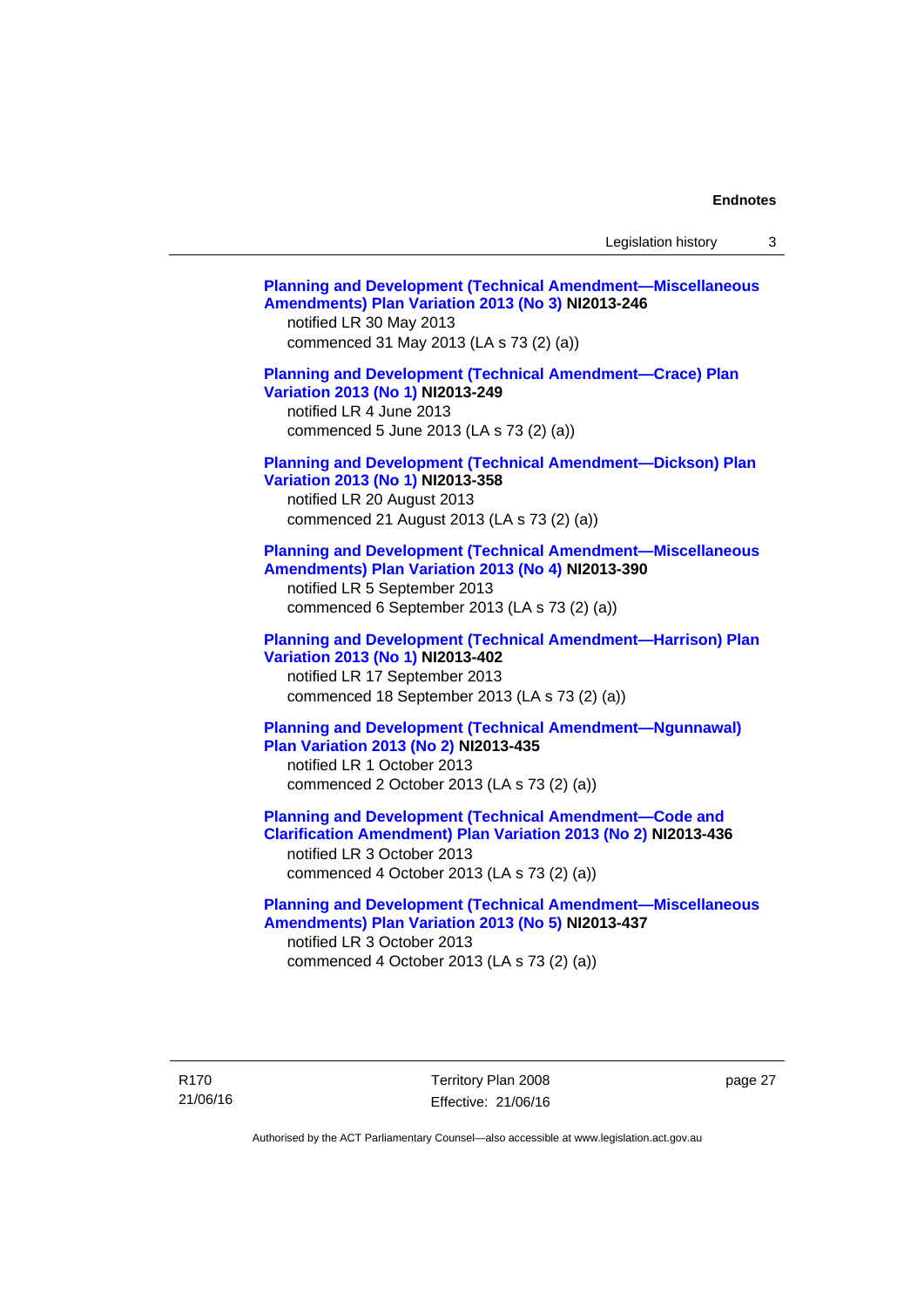**Planning and Development (Technical Amendment—Miscellaneous Amendments) Plan Variation 2013 (No 3) NI2013-246**
notified LR 30 May 2013
commenced 31 May 2013 (LA s 73 (2) (a))

**Planning and Development (Technical Amendment—Crace) Plan Variation 2013 (No 1) NI2013-249**
notified LR 4 June 2013
commenced 5 June 2013 (LA s 73 (2) (a))

**Planning and Development (Technical Amendment—Dickson) Plan Variation 2013 (No 1) NI2013-358**
notified LR 20 August 2013
commenced 21 August 2013 (LA s 73 (2) (a))

**Planning and Development (Technical Amendment—Miscellaneous Amendments) Plan Variation 2013 (No 4) NI2013-390**
notified LR 5 September 2013
commenced 6 September 2013 (LA s 73 (2) (a))

**Planning and Development (Technical Amendment—Harrison) Plan Variation 2013 (No 1) NI2013-402**
notified LR 17 September 2013
commenced 18 September 2013 (LA s 73 (2) (a))

**Planning and Development (Technical Amendment—Ngunnawal) Plan Variation 2013 (No 2) NI2013-435**
notified LR 1 October 2013
commenced 2 October 2013 (LA s 73 (2) (a))

**Planning and Development (Technical Amendment—Code and Clarification Amendment) Plan Variation 2013 (No 2) NI2013-436**
notified LR 3 October 2013
commenced 4 October 2013 (LA s 73 (2) (a))

**Planning and Development (Technical Amendment—Miscellaneous Amendments) Plan Variation 2013 (No 5) NI2013-437**
notified LR 3 October 2013
commenced 4 October 2013 (LA s 73 (2) (a))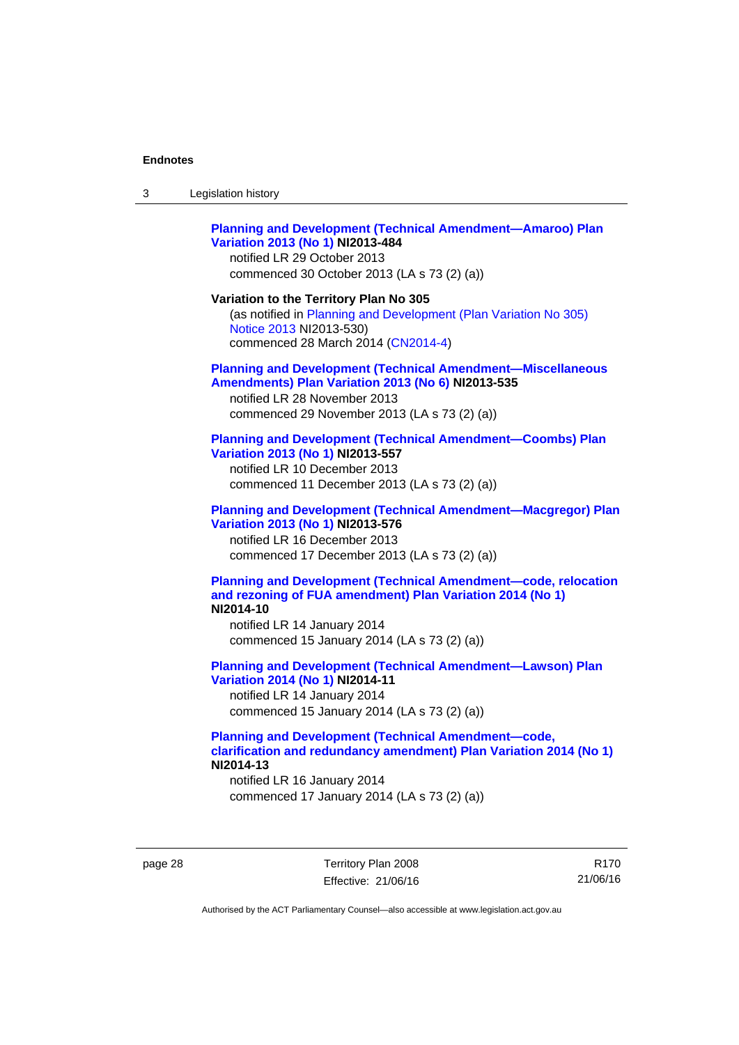**Planning and Development (Technical Amendment—Amaroo) Plan Variation 2013 (No 1) NI2013-484**

notified LR 29 October 2013

commenced 30 October 2013 (LA s 73 (2) (a))

**Variation to the Territory Plan No 305**

(as notified in Planning and Development (Plan Variation No 305) Notice 2013 NI2013-530)

commenced 28 March 2014 (CN2014-4)

**Planning and Development (Technical Amendment—Miscellaneous Amendments) Plan Variation 2013 (No 6) NI2013-535**

notified LR 28 November 2013

commenced 29 November 2013 (LA s 73 (2) (a))

**Planning and Development (Technical Amendment—Coombs) Plan Variation 2013 (No 1) NI2013-557**

notified LR 10 December 2013

commenced 11 December 2013 (LA s 73 (2) (a))

**Planning and Development (Technical Amendment—Macgregor) Plan Variation 2013 (No 1) NI2013-576**

notified LR 16 December 2013

commenced 17 December 2013 (LA s 73 (2) (a))

**Planning and Development (Technical Amendment—code, relocation and rezoning of FUA amendment) Plan Variation 2014 (No 1) NI2014-10**

notified LR 14 January 2014

commenced 15 January 2014 (LA s 73 (2) (a))

**Planning and Development (Technical Amendment—Lawson) Plan Variation 2014 (No 1) NI2014-11**

notified LR 14 January 2014

commenced 15 January 2014 (LA s 73 (2) (a))

**Planning and Development (Technical Amendment—code, clarification and redundancy amendment) Plan Variation 2014 (No 1) NI2014-13**

notified LR 16 January 2014

commenced 17 January 2014 (LA s 73 (2) (a))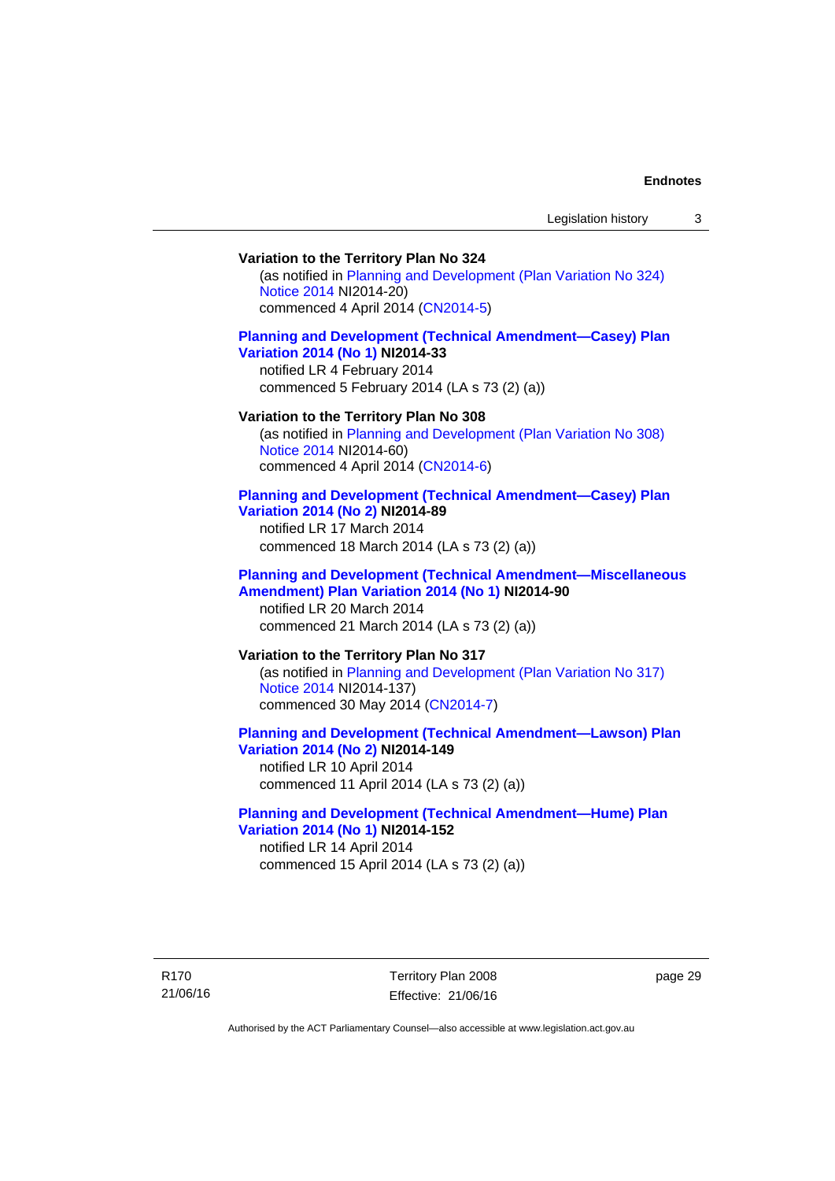**Variation to the Territory Plan No 324**

(as notified in Planning and Development (Plan Variation No 324) Notice 2014 NI2014-20)
commenced 4 April 2014 (CN2014-5)

**Planning and Development (Technical Amendment—Casey) Plan Variation 2014 (No 1) NI2014-33**

notified LR 4 February 2014
commenced 5 February 2014 (LA s 73 (2) (a))

**Variation to the Territory Plan No 308**

(as notified in Planning and Development (Plan Variation No 308) Notice 2014 NI2014-60)
commenced 4 April 2014 (CN2014-6)

**Planning and Development (Technical Amendment—Casey) Plan Variation 2014 (No 2) NI2014-89**

notified LR 17 March 2014
commenced 18 March 2014 (LA s 73 (2) (a))

**Planning and Development (Technical Amendment—Miscellaneous Amendment) Plan Variation 2014 (No 1) NI2014-90**

notified LR 20 March 2014
commenced 21 March 2014 (LA s 73 (2) (a))

**Variation to the Territory Plan No 317**

(as notified in Planning and Development (Plan Variation No 317) Notice 2014 NI2014-137)
commenced 30 May 2014 (CN2014-7)

**Planning and Development (Technical Amendment—Lawson) Plan Variation 2014 (No 2) NI2014-149**

notified LR 10 April 2014
commenced 11 April 2014 (LA s 73 (2) (a))

**Planning and Development (Technical Amendment—Hume) Plan Variation 2014 (No 1) NI2014-152**

notified LR 14 April 2014
commenced 15 April 2014 (LA s 73 (2) (a))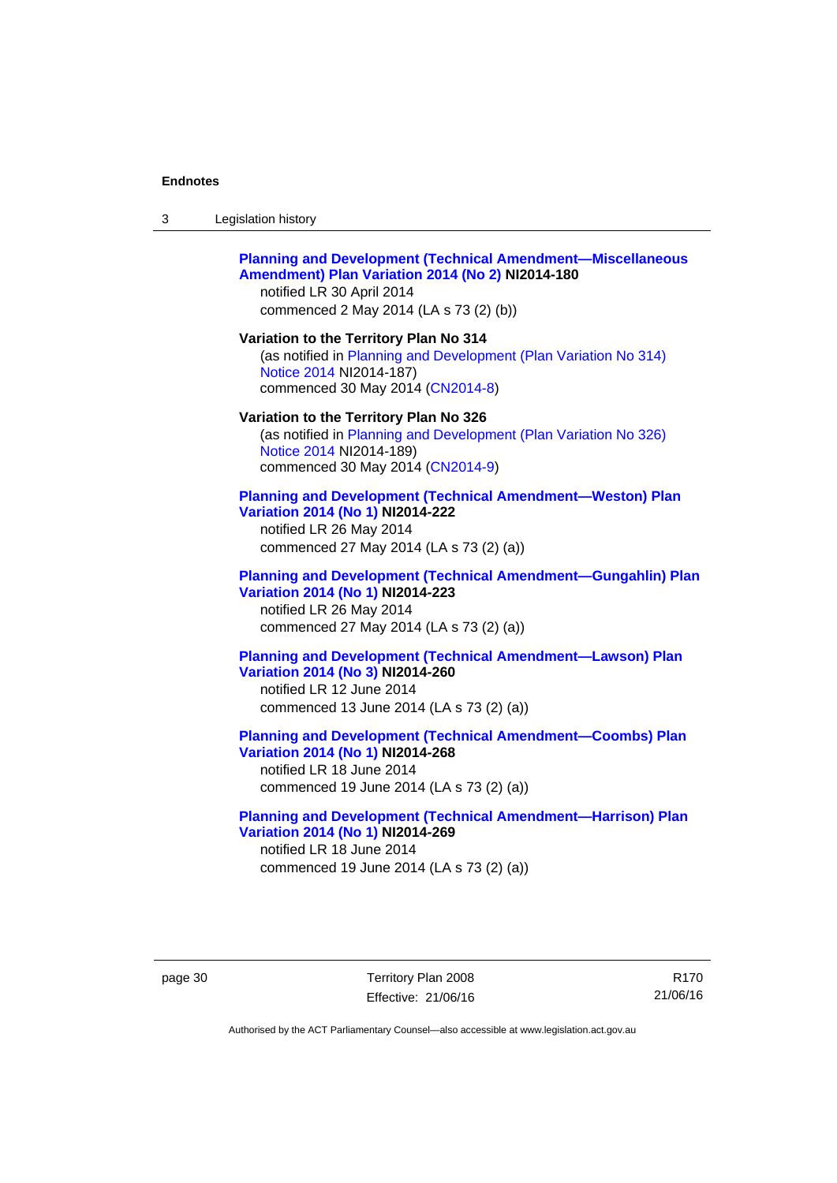**Planning and Development (Technical Amendment—Miscellaneous Amendment) Plan Variation 2014 (No 2) NI2014-180**
notified LR 30 April 2014
commenced 2 May 2014 (LA s 73 (2) (b))

**Variation to the Territory Plan No 314**
(as notified in Planning and Development (Plan Variation No 314) Notice 2014 NI2014-187)
commenced 30 May 2014 (CN2014-8)

**Variation to the Territory Plan No 326**
(as notified in Planning and Development (Plan Variation No 326) Notice 2014 NI2014-189)
commenced 30 May 2014 (CN2014-9)

**Planning and Development (Technical Amendment—Weston) Plan Variation 2014 (No 1) NI2014-222**
notified LR 26 May 2014
commenced 27 May 2014 (LA s 73 (2) (a))

**Planning and Development (Technical Amendment—Gungahlin) Plan Variation 2014 (No 1) NI2014-223**
notified LR 26 May 2014
commenced 27 May 2014 (LA s 73 (2) (a))

**Planning and Development (Technical Amendment—Lawson) Plan Variation 2014 (No 3) NI2014-260**
notified LR 12 June 2014
commenced 13 June 2014 (LA s 73 (2) (a))

**Planning and Development (Technical Amendment—Coombs) Plan Variation 2014 (No 1) NI2014-268**
notified LR 18 June 2014
commenced 19 June 2014 (LA s 73 (2) (a))

**Planning and Development (Technical Amendment—Harrison) Plan Variation 2014 (No 1) NI2014-269**
notified LR 18 June 2014
commenced 19 June 2014 (LA s 73 (2) (a))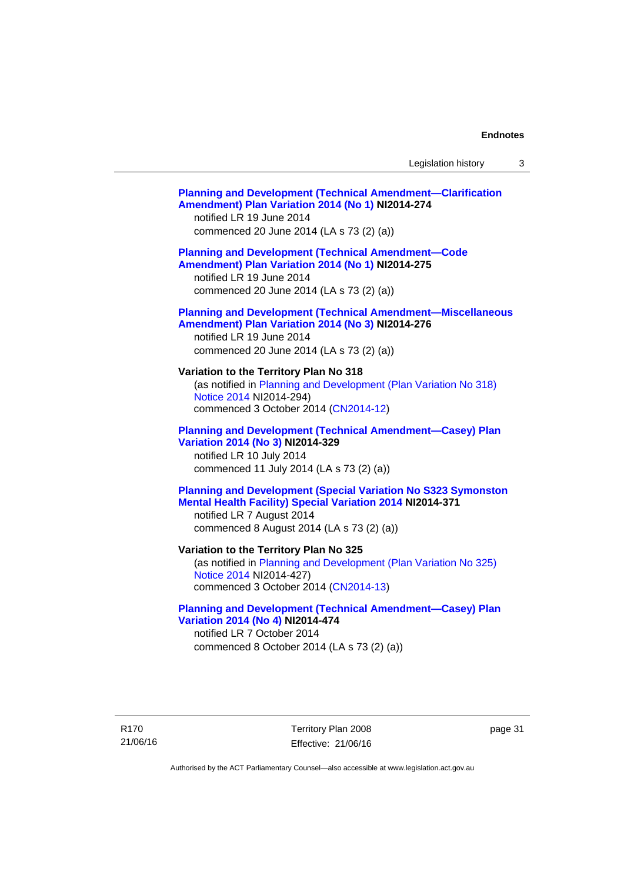**Planning and Development (Technical Amendment—Clarification Amendment) Plan Variation 2014 (No 1) NI2014-274**
notified LR 19 June 2014
commenced 20 June 2014 (LA s 73 (2) (a))

**Planning and Development (Technical Amendment—Code Amendment) Plan Variation 2014 (No 1) NI2014-275**
notified LR 19 June 2014
commenced 20 June 2014 (LA s 73 (2) (a))

**Planning and Development (Technical Amendment—Miscellaneous Amendment) Plan Variation 2014 (No 3) NI2014-276**
notified LR 19 June 2014
commenced 20 June 2014 (LA s 73 (2) (a))

**Variation to the Territory Plan No 318**
(as notified in Planning and Development (Plan Variation No 318) Notice 2014 NI2014-294)
commenced 3 October 2014 (CN2014-12)

**Planning and Development (Technical Amendment—Casey) Plan Variation 2014 (No 3) NI2014-329**
notified LR 10 July 2014
commenced 11 July 2014 (LA s 73 (2) (a))

**Planning and Development (Special Variation No S323 Symonston Mental Health Facility) Special Variation 2014 NI2014-371**
notified LR 7 August 2014
commenced 8 August 2014 (LA s 73 (2) (a))

**Variation to the Territory Plan No 325**
(as notified in Planning and Development (Plan Variation No 325) Notice 2014 NI2014-427)
commenced 3 October 2014 (CN2014-13)

**Planning and Development (Technical Amendment—Casey) Plan Variation 2014 (No 4) NI2014-474**
notified LR 7 October 2014
commenced 8 October 2014 (LA s 73 (2) (a))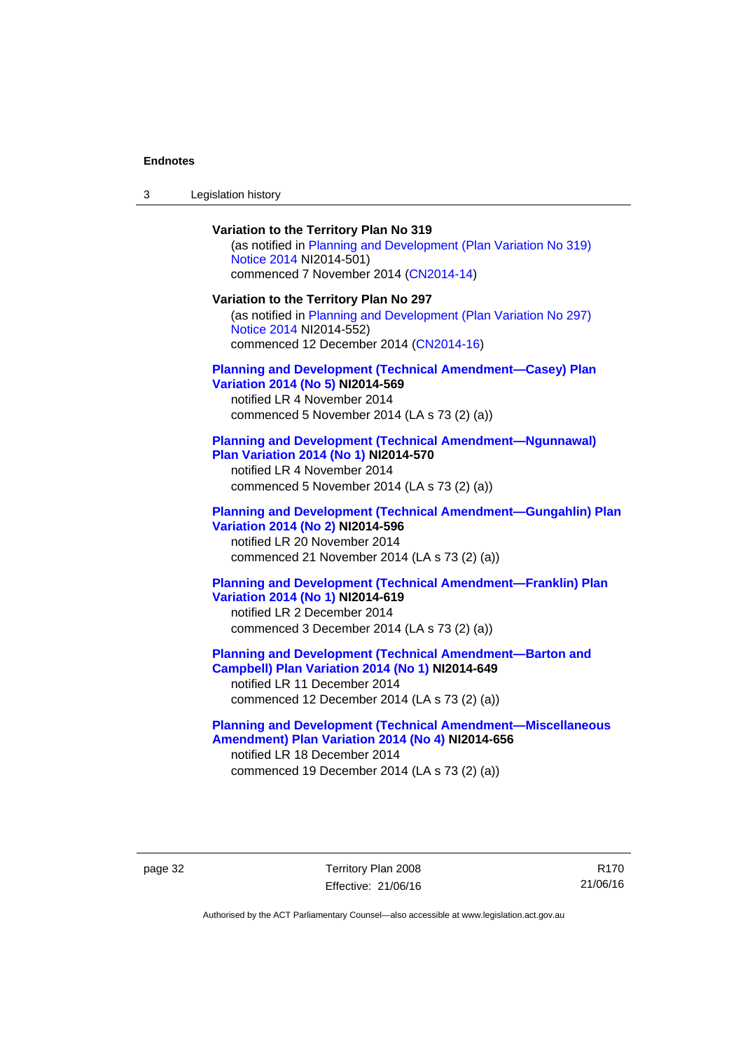**Variation to the Territory Plan No 319**

(as notified in Planning and Development (Plan Variation No 319) Notice 2014 NI2014-501)
commenced 7 November 2014 (CN2014-14)

**Variation to the Territory Plan No 297**

(as notified in Planning and Development (Plan Variation No 297) Notice 2014 NI2014-552)
commenced 12 December 2014 (CN2014-16)

**Planning and Development (Technical Amendment—Casey) Plan Variation 2014 (No 5) NI2014-569**

notified LR 4 November 2014
commenced 5 November 2014 (LA s 73 (2) (a))

**Planning and Development (Technical Amendment—Ngunnawal) Plan Variation 2014 (No 1) NI2014-570**

notified LR 4 November 2014
commenced 5 November 2014 (LA s 73 (2) (a))

**Planning and Development (Technical Amendment—Gungahlin) Plan Variation 2014 (No 2) NI2014-596**

notified LR 20 November 2014
commenced 21 November 2014 (LA s 73 (2) (a))

**Planning and Development (Technical Amendment—Franklin) Plan Variation 2014 (No 1) NI2014-619**

notified LR 2 December 2014
commenced 3 December 2014 (LA s 73 (2) (a))

**Planning and Development (Technical Amendment—Barton and Campbell) Plan Variation 2014 (No 1) NI2014-649**

notified LR 11 December 2014
commenced 12 December 2014 (LA s 73 (2) (a))

**Planning and Development (Technical Amendment—Miscellaneous Amendment) Plan Variation 2014 (No 4) NI2014-656**

notified LR 18 December 2014
commenced 19 December 2014 (LA s 73 (2) (a))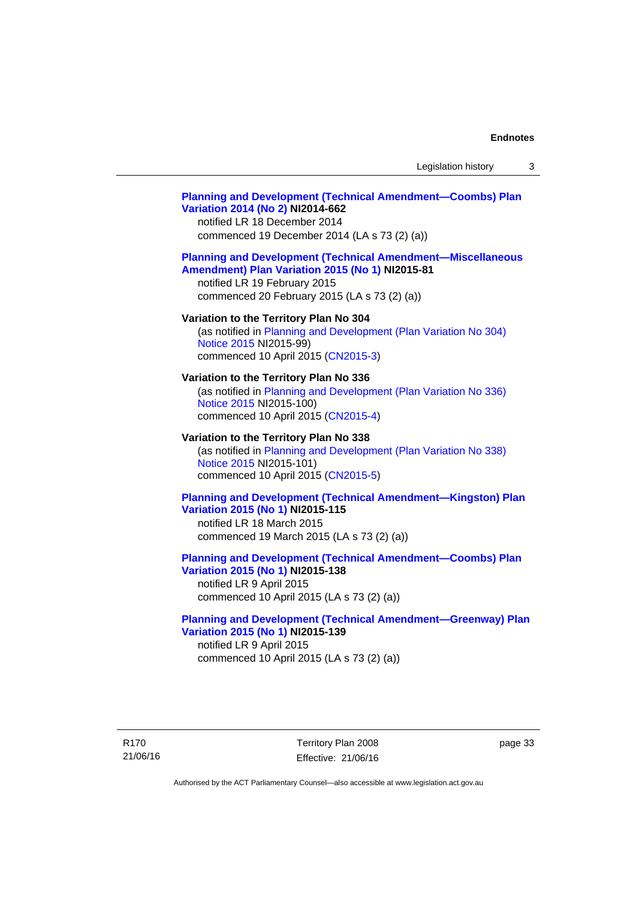**Planning and Development (Technical Amendment—Coombs) Plan Variation 2014 (No 2) NI2014-662**
notified LR 18 December 2014
commenced 19 December 2014 (LA s 73 (2) (a))

**Planning and Development (Technical Amendment—Miscellaneous Amendment) Plan Variation 2015 (No 1) NI2015-81**
notified LR 19 February 2015
commenced 20 February 2015 (LA s 73 (2) (a))

**Variation to the Territory Plan No 304**
(as notified in Planning and Development (Plan Variation No 304) Notice 2015 NI2015-99)
commenced 10 April 2015 (CN2015-3)

**Variation to the Territory Plan No 336**
(as notified in Planning and Development (Plan Variation No 336) Notice 2015 NI2015-100)
commenced 10 April 2015 (CN2015-4)

**Variation to the Territory Plan No 338**
(as notified in Planning and Development (Plan Variation No 338) Notice 2015 NI2015-101)
commenced 10 April 2015 (CN2015-5)

**Planning and Development (Technical Amendment—Kingston) Plan Variation 2015 (No 1) NI2015-115**
notified LR 18 March 2015
commenced 19 March 2015 (LA s 73 (2) (a))

**Planning and Development (Technical Amendment—Coombs) Plan Variation 2015 (No 1) NI2015-138**
notified LR 9 April 2015
commenced 10 April 2015 (LA s 73 (2) (a))

**Planning and Development (Technical Amendment—Greenway) Plan Variation 2015 (No 1) NI2015-139**
notified LR 9 April 2015
commenced 10 April 2015 (LA s 73 (2) (a))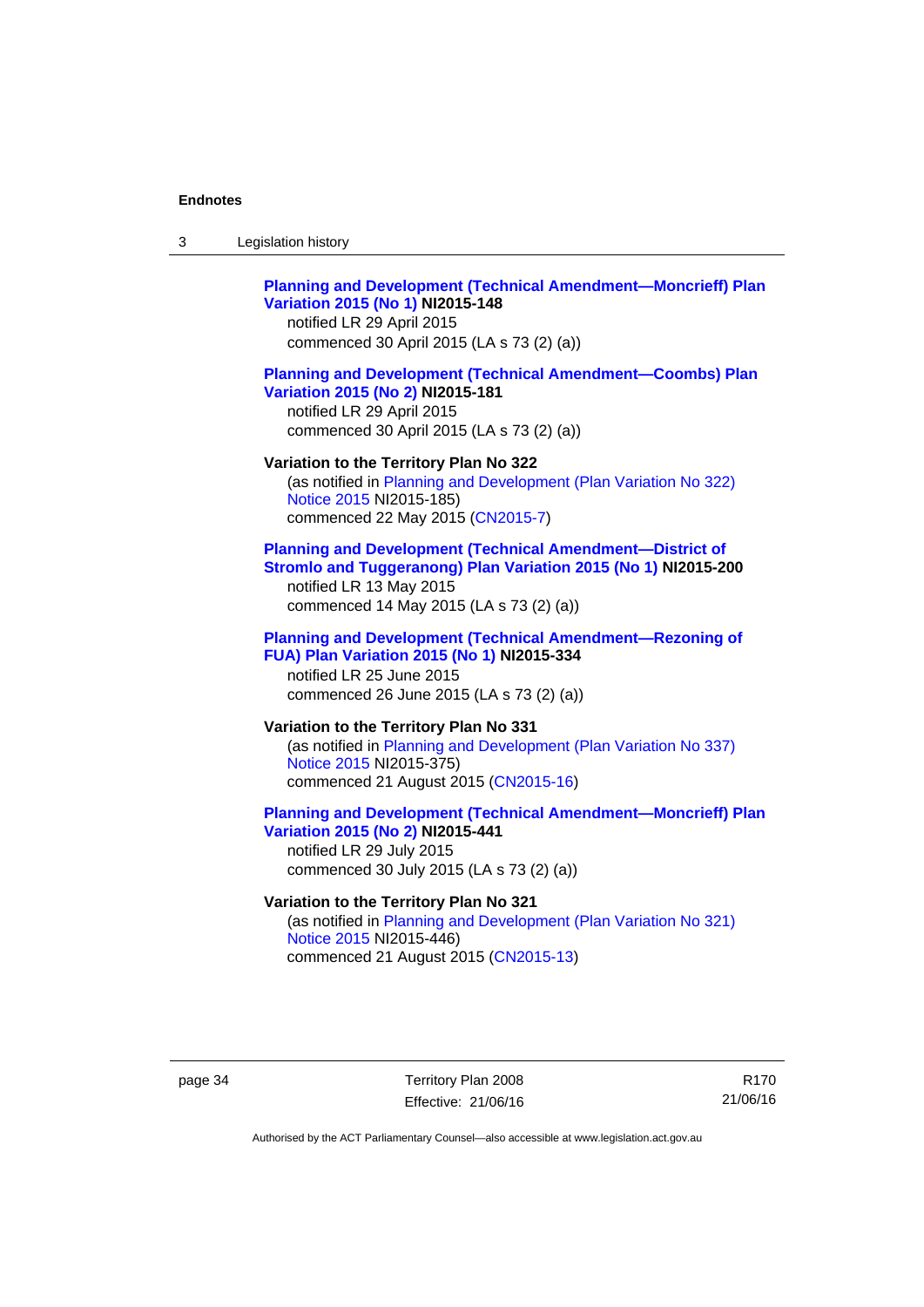**Planning and Development (Technical Amendment—Moncrieff) Plan Variation 2015 (No 1) NI2015-148**
notified LR 29 April 2015
commenced 30 April 2015 (LA s 73 (2) (a))

**Planning and Development (Technical Amendment—Coombs) Plan Variation 2015 (No 2) NI2015-181**
notified LR 29 April 2015
commenced 30 April 2015 (LA s 73 (2) (a))

**Variation to the Territory Plan No 322**
(as notified in Planning and Development (Plan Variation No 322) Notice 2015 NI2015-185)
commenced 22 May 2015 (CN2015-7)

**Planning and Development (Technical Amendment—District of Stromlo and Tuggeranong) Plan Variation 2015 (No 1) NI2015-200**
notified LR 13 May 2015
commenced 14 May 2015 (LA s 73 (2) (a))

**Planning and Development (Technical Amendment—Rezoning of FUA) Plan Variation 2015 (No 1) NI2015-334**
notified LR 25 June 2015
commenced 26 June 2015 (LA s 73 (2) (a))

**Variation to the Territory Plan No 331**
(as notified in Planning and Development (Plan Variation No 337) Notice 2015 NI2015-375)
commenced 21 August 2015 (CN2015-16)

**Planning and Development (Technical Amendment—Moncrieff) Plan Variation 2015 (No 2) NI2015-441**
notified LR 29 July 2015
commenced 30 July 2015 (LA s 73 (2) (a))

**Variation to the Territory Plan No 321**
(as notified in Planning and Development (Plan Variation No 321) Notice 2015 NI2015-446)
commenced 21 August 2015 (CN2015-13)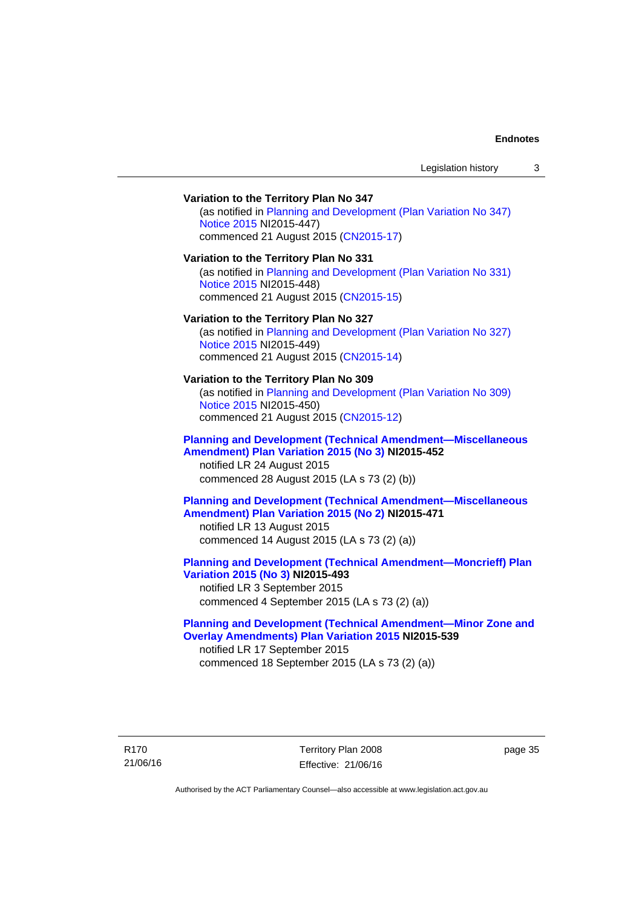**Variation to the Territory Plan No 347**

(as notified in Planning and Development (Plan Variation No 347) Notice 2015 NI2015-447)
commenced 21 August 2015 (CN2015-17)

**Variation to the Territory Plan No 331**

(as notified in Planning and Development (Plan Variation No 331) Notice 2015 NI2015-448)
commenced 21 August 2015 (CN2015-15)

**Variation to the Territory Plan No 327**

(as notified in Planning and Development (Plan Variation No 327) Notice 2015 NI2015-449)
commenced 21 August 2015 (CN2015-14)

**Variation to the Territory Plan No 309**

(as notified in Planning and Development (Plan Variation No 309) Notice 2015 NI2015-450)
commenced 21 August 2015 (CN2015-12)

**Planning and Development (Technical Amendment—Miscellaneous Amendment) Plan Variation 2015 (No 3) NI2015-452**

notified LR 24 August 2015
commenced 28 August 2015 (LA s 73 (2) (b))

**Planning and Development (Technical Amendment—Miscellaneous Amendment) Plan Variation 2015 (No 2) NI2015-471**

notified LR 13 August 2015
commenced 14 August 2015 (LA s 73 (2) (a))

**Planning and Development (Technical Amendment—Moncrieff) Plan Variation 2015 (No 3) NI2015-493**

notified LR 3 September 2015
commenced 4 September 2015 (LA s 73 (2) (a))

**Planning and Development (Technical Amendment—Minor Zone and Overlay Amendments) Plan Variation 2015 NI2015-539**

notified LR 17 September 2015
commenced 18 September 2015 (LA s 73 (2) (a))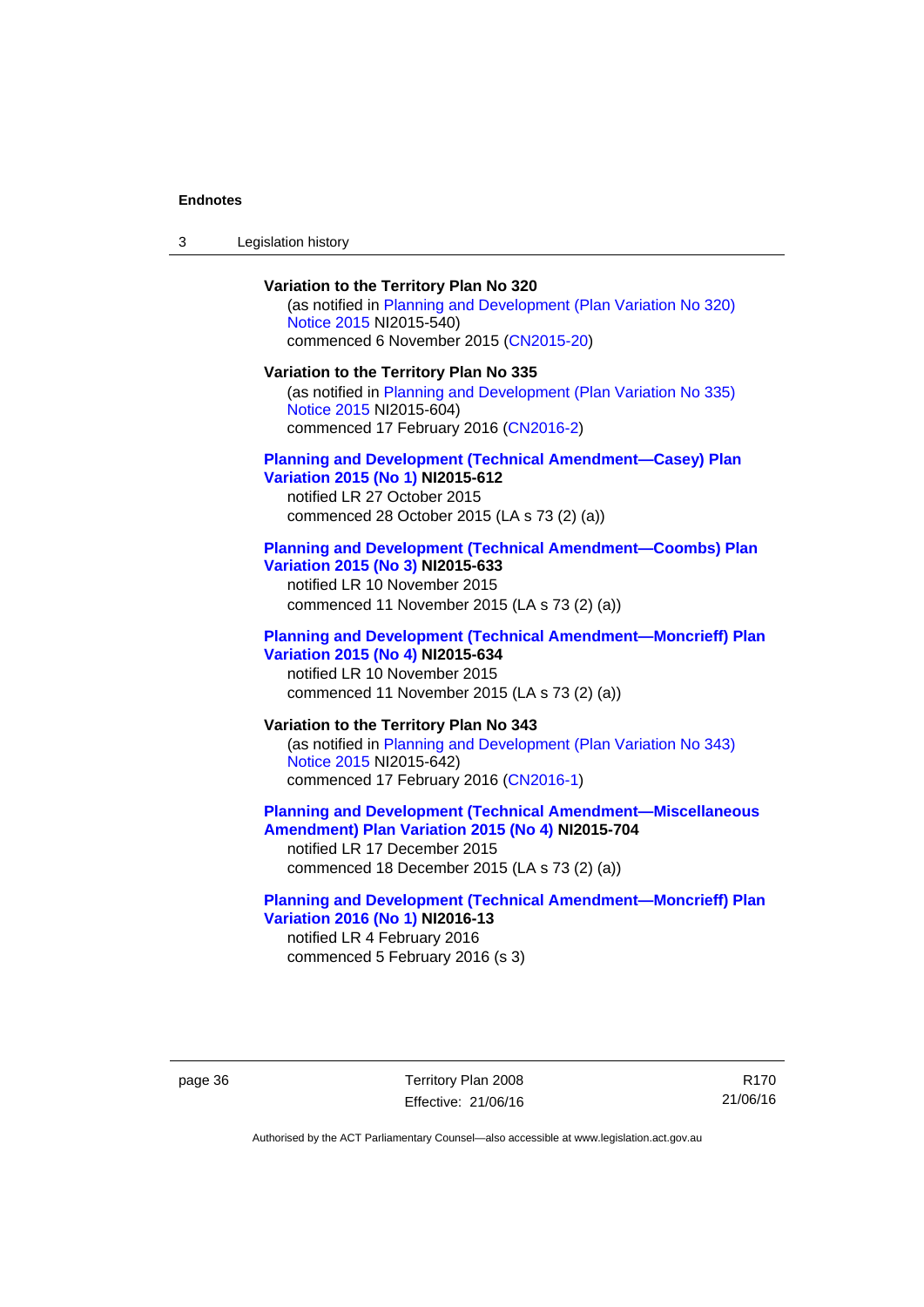**Variation to the Territory Plan No 320**

(as notified in Planning and Development (Plan Variation No 320) Notice 2015 NI2015-540)
commenced 6 November 2015 (CN2015-20)

**Variation to the Territory Plan No 335**

(as notified in Planning and Development (Plan Variation No 335) Notice 2015 NI2015-604)
commenced 17 February 2016 (CN2016-2)

**Planning and Development (Technical Amendment—Casey) Plan Variation 2015 (No 1) NI2015-612**

notified LR 27 October 2015
commenced 28 October 2015 (LA s 73 (2) (a))

**Planning and Development (Technical Amendment—Coombs) Plan Variation 2015 (No 3) NI2015-633**

notified LR 10 November 2015
commenced 11 November 2015 (LA s 73 (2) (a))

**Planning and Development (Technical Amendment—Moncrieff) Plan Variation 2015 (No 4) NI2015-634**

notified LR 10 November 2015
commenced 11 November 2015 (LA s 73 (2) (a))

**Variation to the Territory Plan No 343**

(as notified in Planning and Development (Plan Variation No 343) Notice 2015 NI2015-642)
commenced 17 February 2016 (CN2016-1)

**Planning and Development (Technical Amendment—Miscellaneous Amendment) Plan Variation 2015 (No 4) NI2015-704**

notified LR 17 December 2015
commenced 18 December 2015 (LA s 73 (2) (a))

**Planning and Development (Technical Amendment—Moncrieff) Plan Variation 2016 (No 1) NI2016-13**

notified LR 4 February 2016
commenced 5 February 2016 (s 3)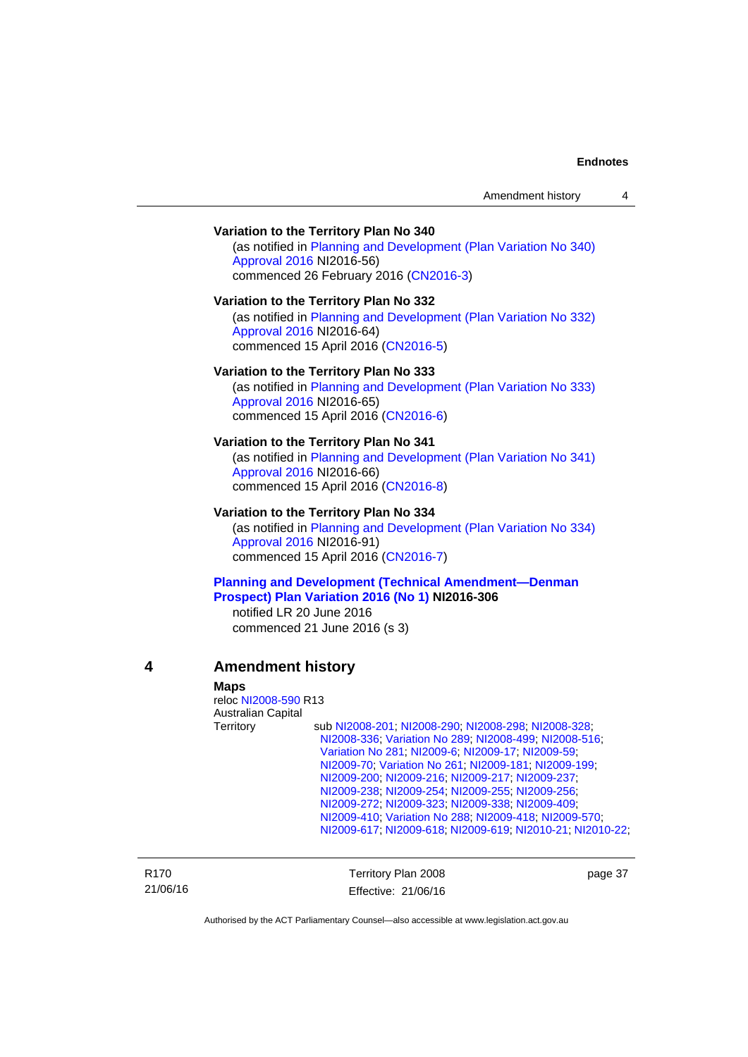**Variation to the Territory Plan No 340**

(as notified in Planning and Development (Plan Variation No 340) Approval 2016 NI2016-56)
commenced 26 February 2016 (CN2016-3)

**Variation to the Territory Plan No 332**

(as notified in Planning and Development (Plan Variation No 332) Approval 2016 NI2016-64)
commenced 15 April 2016 (CN2016-5)

**Variation to the Territory Plan No 333**

(as notified in Planning and Development (Plan Variation No 333) Approval 2016 NI2016-65)
commenced 15 April 2016 (CN2016-6)

**Variation to the Territory Plan No 341**

(as notified in Planning and Development (Plan Variation No 341) Approval 2016 NI2016-66)
commenced 15 April 2016 (CN2016-8)

**Variation to the Territory Plan No 334**

(as notified in Planning and Development (Plan Variation No 334) Approval 2016 NI2016-91)
commenced 15 April 2016 (CN2016-7)

**Planning and Development (Technical Amendment—Denman Prospect) Plan Variation 2016 (No 1) NI2016-306**

notified LR 20 June 2016
commenced 21 June 2016 (s 3)

## 4 Amendment history

**Maps**

reloc NI2008-590 R13

Australian Capital Territory sub NI2008-201; NI2008-290; NI2008-298; NI2008-328; NI2008-336; Variation No 289; NI2008-499; NI2008-516; Variation No 281; NI2009-6; NI2009-17; NI2009-59; NI2009-70; Variation No 261; NI2009-181; NI2009-199; NI2009-200; NI2009-216; NI2009-217; NI2009-237; NI2009-238; NI2009-254; NI2009-255; NI2009-256; NI2009-272; NI2009-323; NI2009-338; NI2009-409; NI2009-410; Variation No 288; NI2009-418; NI2009-570; NI2009-617; NI2009-618; NI2009-619; NI2010-21; NI2010-22;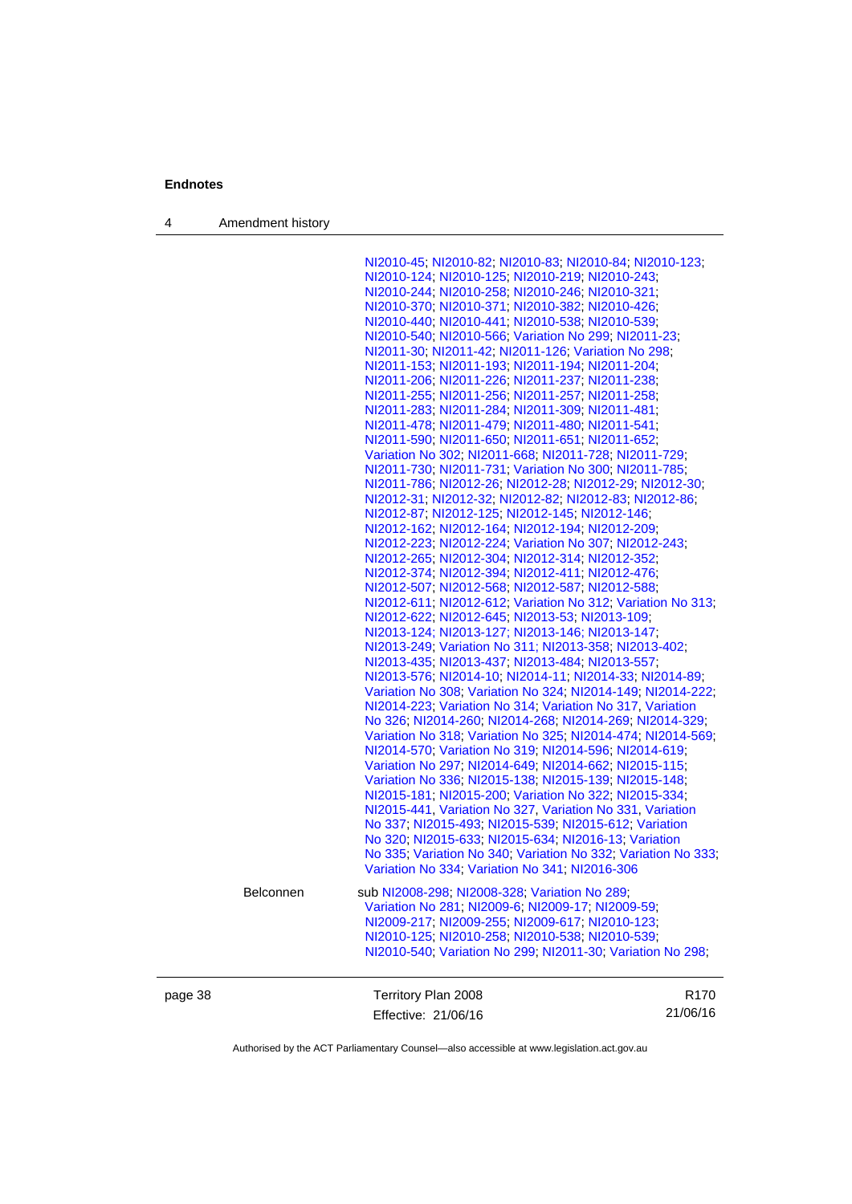## Endnotes

4 Amendment history

| | |
|---|---|
| | NI2010-45; NI2010-82; NI2010-83; NI2010-84; NI2010-123; NI2010-124; NI2010-125; NI2010-219; NI2010-243; NI2010-244; NI2010-258; NI2010-246; NI2010-321; NI2010-370; NI2010-371; NI2010-382; NI2010-426; NI2010-440; NI2010-441; NI2010-538; NI2010-539; NI2010-540; NI2010-566; Variation No 299; NI2011-23; NI2011-30; NI2011-42; NI2011-126; Variation No 298; NI2011-153; NI2011-193; NI2011-194; NI2011-204; NI2011-206; NI2011-226; NI2011-237; NI2011-238; NI2011-255; NI2011-256; NI2011-257; NI2011-258; NI2011-283; NI2011-284; NI2011-309; NI2011-481; NI2011-478; NI2011-479; NI2011-480; NI2011-541; NI2011-590; NI2011-650; NI2011-651; NI2011-652; Variation No 302; NI2011-668; NI2011-728; NI2011-729; NI2011-730; NI2011-731; Variation No 300; NI2011-785; NI2011-786; NI2012-26; NI2012-28; NI2012-29; NI2012-30; NI2012-31; NI2012-32; NI2012-82; NI2012-83; NI2012-86; NI2012-87; NI2012-125; NI2012-145; NI2012-146; NI2012-162; NI2012-164; NI2012-194; NI2012-209; NI2012-223; NI2012-224; Variation No 307; NI2012-243; NI2012-265; NI2012-304; NI2012-314; NI2012-352; NI2012-374; NI2012-394; NI2012-411; NI2012-476; NI2012-507; NI2012-568; NI2012-587; NI2012-588; NI2012-611; NI2012-612; Variation No 312; Variation No 313; NI2012-622; NI2012-645; NI2013-53; NI2013-109; NI2013-124; NI2013-127; NI2013-146; NI2013-147; NI2013-249; Variation No 311; NI2013-358; NI2013-402; NI2013-435; NI2013-437; NI2013-484; NI2013-557; NI2013-576; NI2014-10; NI2014-11; NI2014-33; NI2014-89; Variation No 308; Variation No 324; NI2014-149; NI2014-222; NI2014-223; Variation No 314; Variation No 317, Variation No 326; NI2014-260; NI2014-268; NI2014-269; NI2014-329; Variation No 318; Variation No 325; NI2014-474; NI2014-569; NI2014-570; Variation No 319; NI2014-596; NI2014-619; Variation No 297; NI2014-649; NI2014-662; NI2015-115; Variation No 336; NI2015-138; NI2015-139; NI2015-148; NI2015-181; NI2015-200; Variation No 322; NI2015-334; NI2015-441, Variation No 327, Variation No 331, Variation No 337; NI2015-493; NI2015-539; NI2015-612; Variation No 320; NI2015-633; NI2015-634; NI2016-13; Variation No 335; Variation No 340; Variation No 332; Variation No 333; Variation No 334; Variation No 341; NI2016-306 |
| Belconnen | sub NI2008-298; NI2008-328; Variation No 289; Variation No 281; NI2009-6; NI2009-17; NI2009-59; NI2009-217; NI2009-255; NI2009-617; NI2010-123; NI2010-125; NI2010-258; NI2010-538; NI2010-539; NI2010-540; Variation No 299; NI2011-30; Variation No 298; |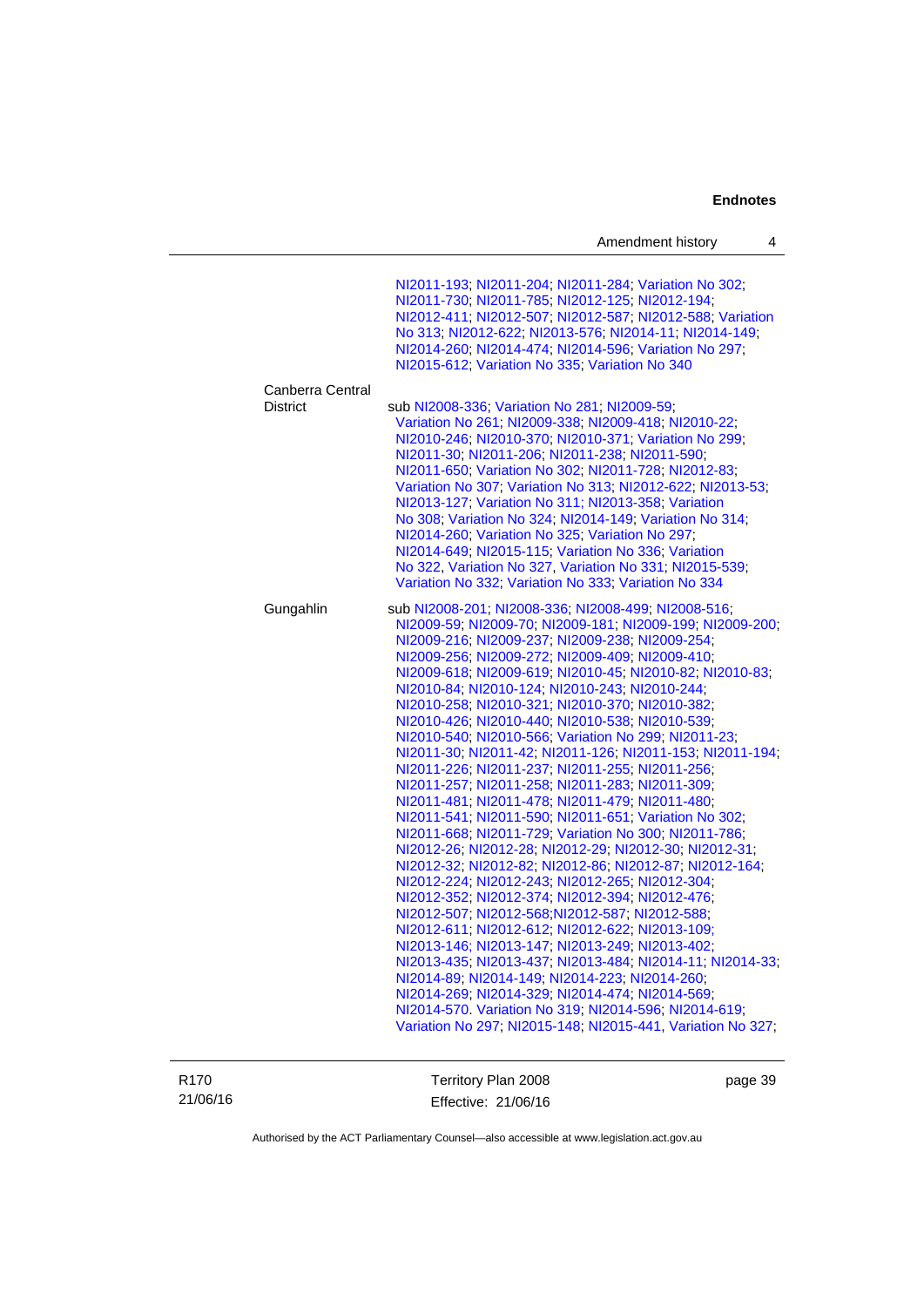| | |
|---|---|
| | NI2011-193; NI2011-204; NI2011-284; Variation No 302; NI2011-730; NI2011-785; NI2012-125; NI2012-194; NI2012-411; NI2012-507; NI2012-587; NI2012-588; Variation No 313; NI2012-622; NI2013-576; NI2014-11; NI2014-149; NI2014-260; NI2014-474; NI2014-596; Variation No 297; NI2015-612; Variation No 335; Variation No 340 |
| Canberra Central District | sub NI2008-336; Variation No 281; NI2009-59; Variation No 261; NI2009-338; NI2009-418; NI2010-22; NI2010-246; NI2010-370; NI2010-371; Variation No 299; NI2011-30; NI2011-206; NI2011-238; NI2011-590; NI2011-650; Variation No 302; NI2011-728; NI2012-83; Variation No 307; Variation No 313; NI2012-622; NI2013-53; NI2013-127; Variation No 311; NI2013-358; Variation No 308; Variation No 324; NI2014-149; Variation No 314; NI2014-260; Variation No 325; Variation No 297; NI2014-649; NI2015-115; Variation No 336; Variation No 322, Variation No 327, Variation No 331; NI2015-539; Variation No 332; Variation No 333; Variation No 334 |
| Gungahlin | sub NI2008-201; NI2008-336; NI2008-499; NI2008-516; NI2009-59; NI2009-70; NI2009-181; NI2009-199; NI2009-200; NI2009-216; NI2009-237; NI2009-238; NI2009-254; NI2009-256; NI2009-272; NI2009-409; NI2009-410; NI2009-618; NI2009-619; NI2010-45; NI2010-82; NI2010-83; NI2010-84; NI2010-124; NI2010-243; NI2010-244; NI2010-258; NI2010-321; NI2010-370; NI2010-382; NI2010-426; NI2010-440; NI2010-538; NI2010-539; NI2010-540; NI2010-566; Variation No 299; NI2011-23; NI2011-30; NI2011-42; NI2011-126; NI2011-153; NI2011-194; NI2011-226; NI2011-237; NI2011-255; NI2011-256; NI2011-257; NI2011-258; NI2011-283; NI2011-309; NI2011-481; NI2011-478; NI2011-479; NI2011-480; NI2011-541; NI2011-590; NI2011-651; Variation No 302; NI2011-668; NI2011-729; Variation No 300; NI2011-786; NI2012-26; NI2012-28; NI2012-29; NI2012-30; NI2012-31; NI2012-32; NI2012-82; NI2012-86; NI2012-87; NI2012-164; NI2012-224; NI2012-243; NI2012-265; NI2012-304; NI2012-352; NI2012-374; NI2012-394; NI2012-476; NI2012-507; NI2012-568;NI2012-587; NI2012-588; NI2012-611; NI2012-612; NI2012-622; NI2013-109; NI2013-146; NI2013-147; NI2013-249; NI2013-402; NI2013-435; NI2013-437; NI2013-484; NI2014-11; NI2014-33; NI2014-89; NI2014-149; NI2014-223; NI2014-260; NI2014-269; NI2014-329; NI2014-474; NI2014-569; NI2014-570. Variation No 319; NI2014-596; NI2014-619; Variation No 297; NI2015-148; NI2015-441, Variation No 327; |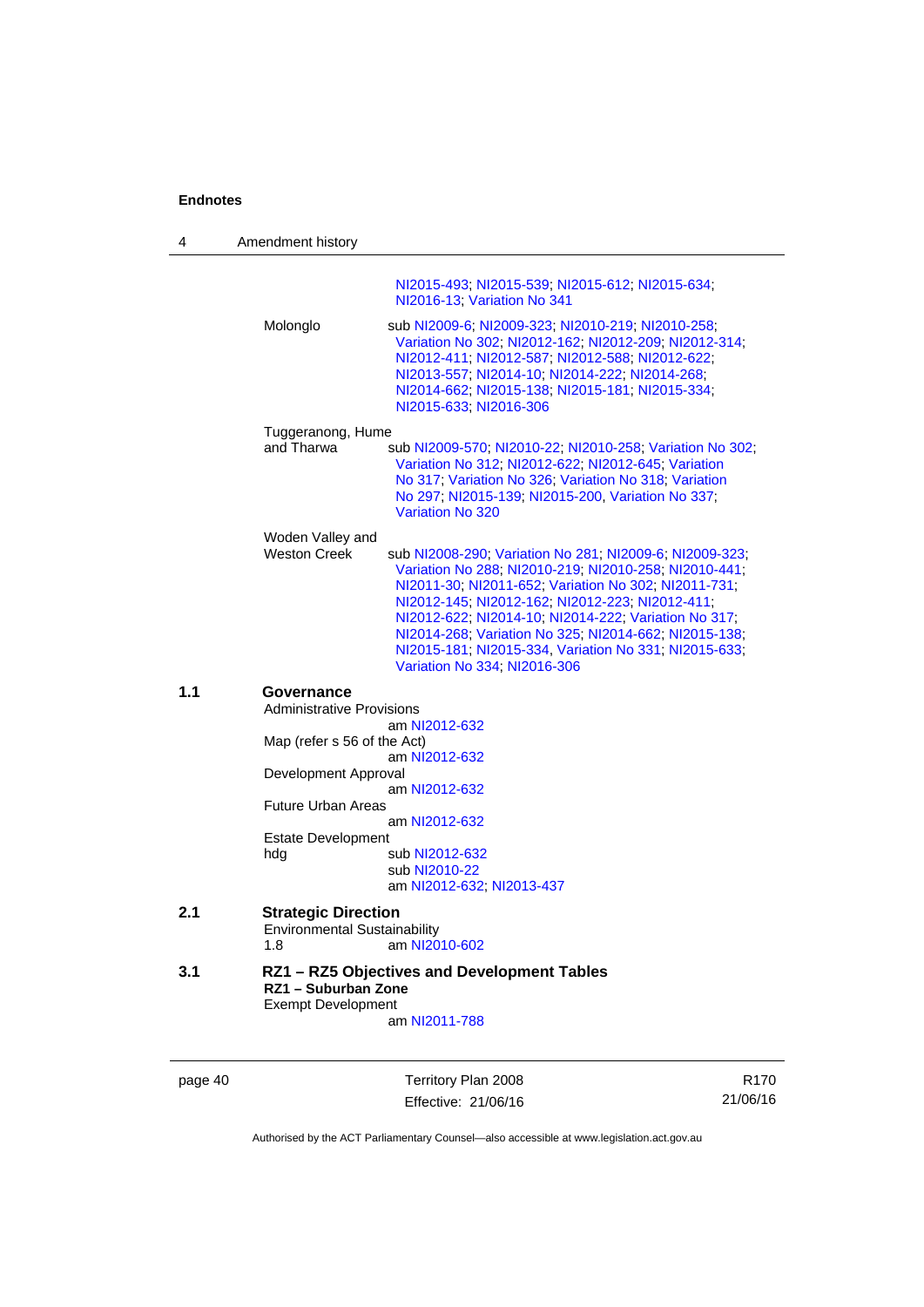NI2015-493; NI2015-539; NI2015-612; NI2015-634; NI2016-13; Variation No 341

Molonglo — sub NI2009-6; NI2009-323; NI2010-219; NI2010-258; Variation No 302; NI2012-162; NI2012-209; NI2012-314; NI2012-411; NI2012-587; NI2012-588; NI2012-622; NI2013-557; NI2014-10; NI2014-222; NI2014-268; NI2014-662; NI2015-138; NI2015-181; NI2015-334; NI2015-633; NI2016-306

Tuggeranong, Hume and Tharwa — sub NI2009-570; NI2010-22; NI2010-258; Variation No 302; Variation No 312; NI2012-622; NI2012-645; Variation No 317; Variation No 326; Variation No 318; Variation No 297; NI2015-139; NI2015-200, Variation No 337; Variation No 320

Woden Valley and Weston Creek — sub NI2008-290; Variation No 281; NI2009-6; NI2009-323; Variation No 288; NI2010-219; NI2010-258; NI2010-441; NI2011-30; NI2011-652; Variation No 302; NI2011-731; NI2012-145; NI2012-162; NI2012-223; NI2012-411; NI2012-622; NI2014-10; NI2014-222; Variation No 317; NI2014-268; Variation No 325; NI2014-662; NI2015-138; NI2015-181; NI2015-334, Variation No 331; NI2015-633; Variation No 334; NI2016-306

**1.1 Governance**

Administrative Provisions
am NI2012-632

Map (refer s 56 of the Act)
am NI2012-632

Development Approval
am NI2012-632

Future Urban Areas
am NI2012-632

Estate Development
hdg — sub NI2012-632
sub NI2010-22
am NI2012-632; NI2013-437

**2.1 Strategic Direction**

Environmental Sustainability
1.8 — am NI2010-602

**3.1 RZ1 – RZ5 Objectives and Development Tables**

**RZ1 – Suburban Zone**

Exempt Development
am NI2011-788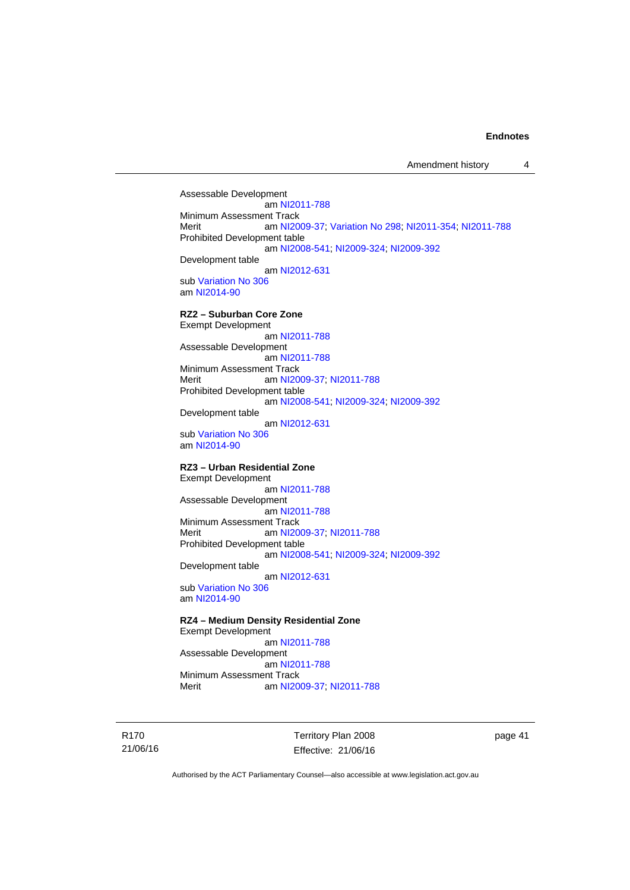Assessable Development
am NI2011-788

Minimum Assessment Track
Merit am NI2009-37; Variation No 298; NI2011-354; NI2011-788

Prohibited Development table
am NI2008-541; NI2009-324; NI2009-392

Development table
am NI2012-631

sub Variation No 306
am NI2014-90

**RZ2 – Suburban Core Zone**

Exempt Development
am NI2011-788

Assessable Development
am NI2011-788

Minimum Assessment Track
Merit am NI2009-37; NI2011-788

Prohibited Development table
am NI2008-541; NI2009-324; NI2009-392

Development table
am NI2012-631

sub Variation No 306
am NI2014-90

**RZ3 – Urban Residential Zone**

Exempt Development
am NI2011-788

Assessable Development
am NI2011-788

Minimum Assessment Track
Merit am NI2009-37; NI2011-788

Prohibited Development table
am NI2008-541; NI2009-324; NI2009-392

Development table
am NI2012-631

sub Variation No 306
am NI2014-90

**RZ4 – Medium Density Residential Zone**

Exempt Development
am NI2011-788

Assessable Development
am NI2011-788

Minimum Assessment Track
Merit am NI2009-37; NI2011-788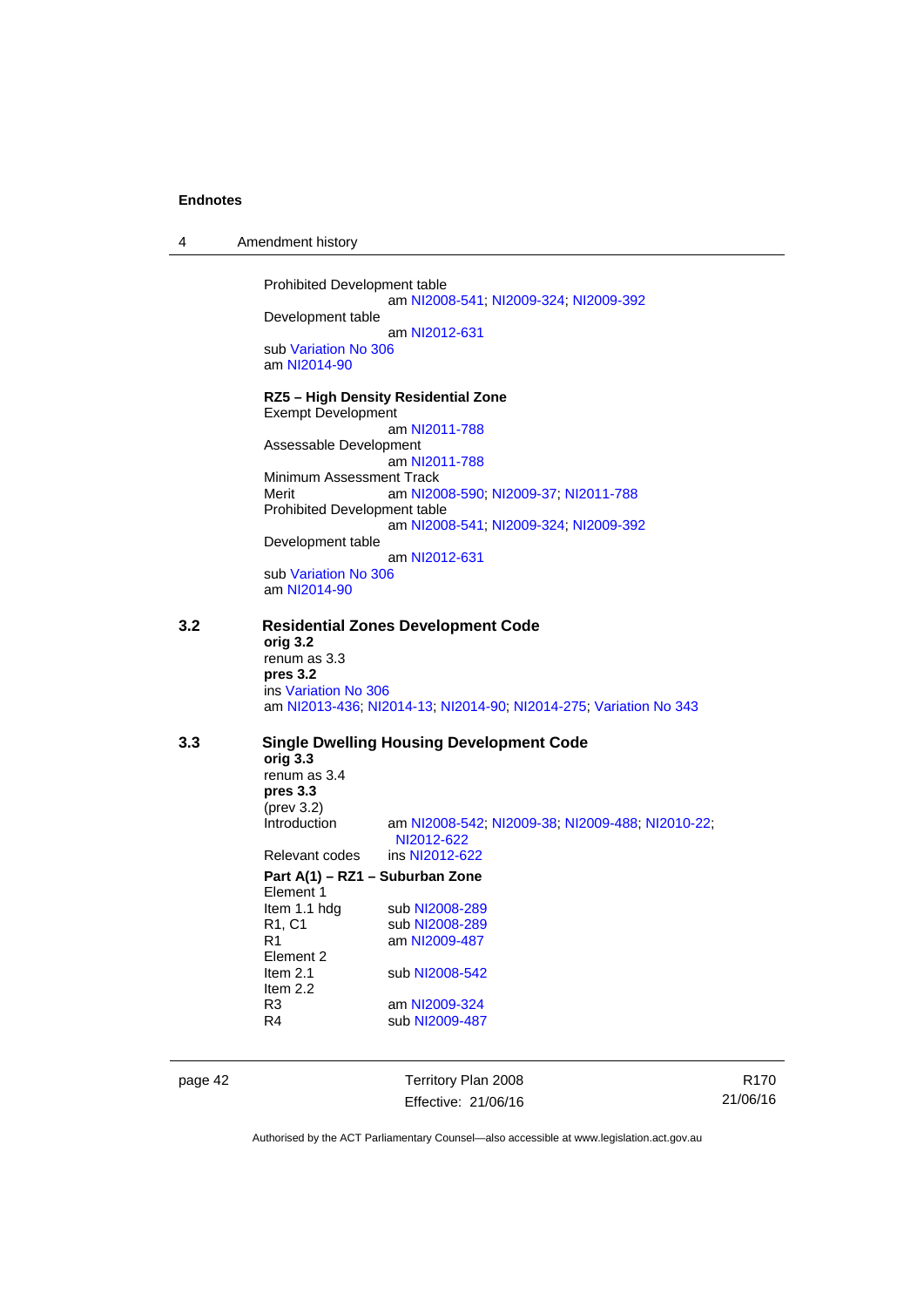Prohibited Development table

am NI2008-541; NI2009-324; NI2009-392

Development table

am NI2012-631

sub Variation No 306

am NI2014-90

**RZ5 – High Density Residential Zone**

Exempt Development

am NI2011-788

Assessable Development

am NI2011-788

Minimum Assessment Track

Merit am NI2008-590; NI2009-37; NI2011-788

Prohibited Development table

am NI2008-541; NI2009-324; NI2009-392

Development table

am NI2012-631

sub Variation No 306

am NI2014-90

## 3.2 Residential Zones Development Code

**orig 3.2**

renum as 3.3

**pres 3.2**

ins Variation No 306

am NI2013-436; NI2014-13; NI2014-90; NI2014-275; Variation No 343

## 3.3 Single Dwelling Housing Development Code

**orig 3.3**

renum as 3.4

**pres 3.3**

(prev 3.2)

Introduction am NI2008-542; NI2009-38; NI2009-488; NI2010-22; NI2012-622

Relevant codes ins NI2012-622

**Part A(1) – RZ1 – Suburban Zone**

Element 1

Item 1.1 hdg sub NI2008-289

R1, C1 sub NI2008-289

R1 am NI2009-487

Element 2

Item 2.1 sub NI2008-542

Item 2.2

R3 am NI2009-324

R4 sub NI2009-487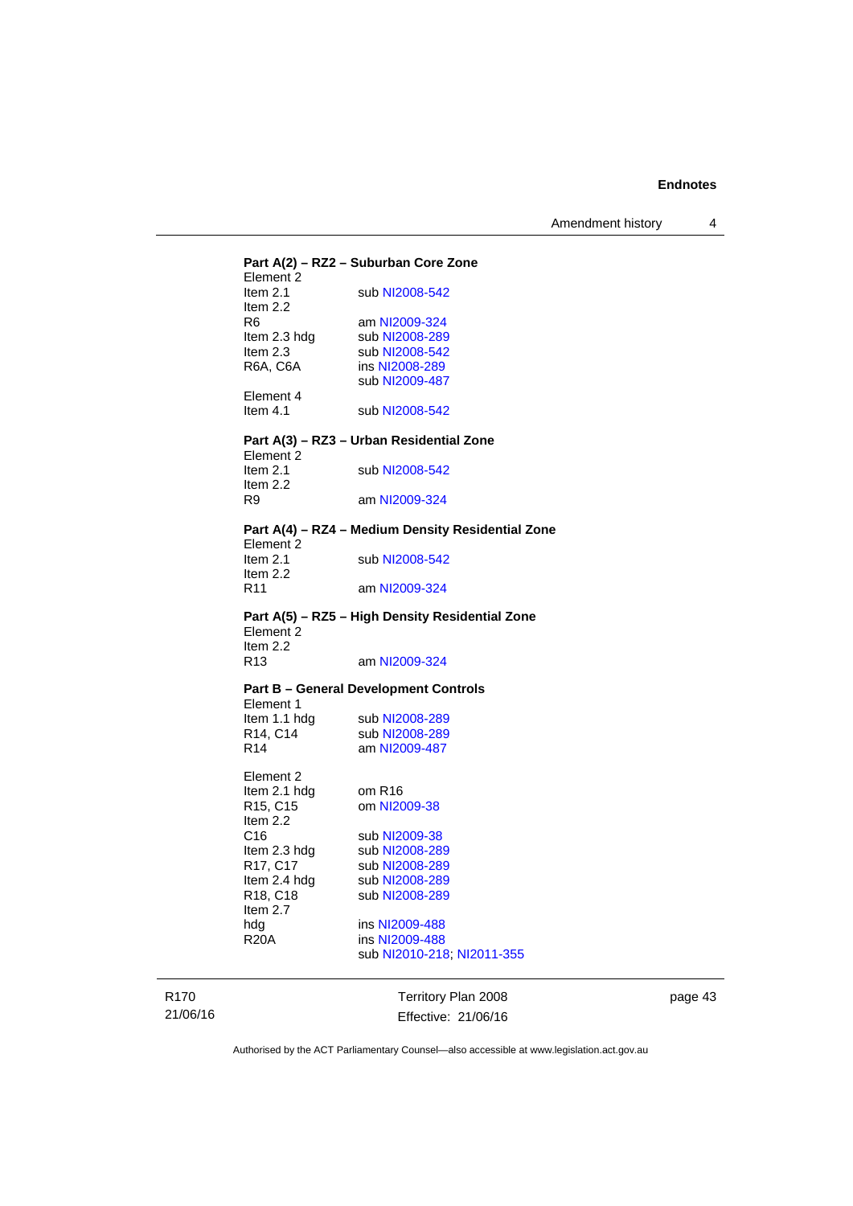**Part A(2) – RZ2 – Suburban Core Zone**

Element 2
Item 2.1 sub NI2008-542
Item 2.2
R6 am NI2009-324
Item 2.3 hdg sub NI2008-289
Item 2.3 sub NI2008-542
R6A, C6A ins NI2008-289
sub NI2009-487

Element 4
Item 4.1 sub NI2008-542

**Part A(3) – RZ3 – Urban Residential Zone**

Element 2
Item 2.1 sub NI2008-542
Item 2.2
R9 am NI2009-324

**Part A(4) – RZ4 – Medium Density Residential Zone**

Element 2
Item 2.1 sub NI2008-542
Item 2.2
R11 am NI2009-324

**Part A(5) – RZ5 – High Density Residential Zone**

Element 2
Item 2.2
R13 am NI2009-324

**Part B – General Development Controls**

Element 1
Item 1.1 hdg sub NI2008-289
R14, C14 sub NI2008-289
R14 am NI2009-487

Element 2
Item 2.1 hdg om R16
R15, C15 om NI2009-38
Item 2.2
C16 sub NI2009-38
Item 2.3 hdg sub NI2008-289
R17, C17 sub NI2008-289
Item 2.4 hdg sub NI2008-289
R18, C18 sub NI2008-289
Item 2.7
hdg ins NI2009-488
R20A ins NI2009-488
sub NI2010-218; NI2011-355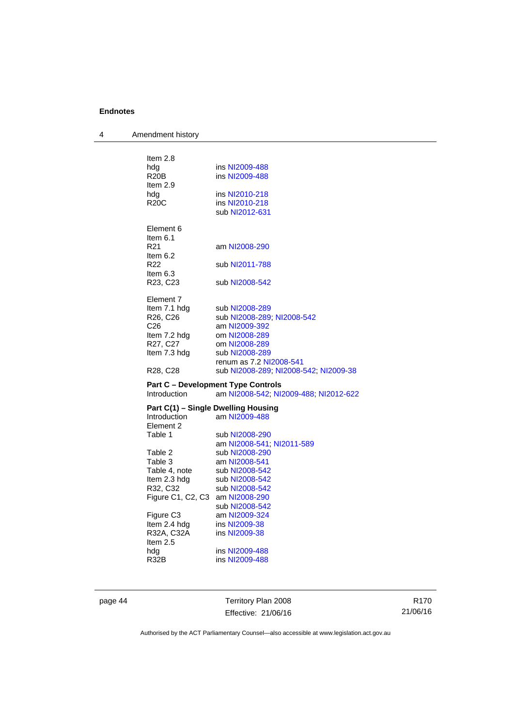Item 2.8
hdg ins NI2009-488
R20B ins NI2009-488
Item 2.9
hdg ins NI2010-218
R20C ins NI2010-218
sub NI2012-631

Element 6
Item 6.1
R21 am NI2008-290
Item 6.2
R22 sub NI2011-788
Item 6.3
R23, C23 sub NI2008-542

Element 7
Item 7.1 hdg sub NI2008-289
R26, C26 sub NI2008-289; NI2008-542
C26 am NI2009-392
Item 7.2 hdg om NI2008-289
R27, C27 om NI2008-289
Item 7.3 hdg sub NI2008-289
renum as 7.2 NI2008-541
R28, C28 sub NI2008-289; NI2008-542; NI2009-38

**Part C – Development Type Controls**
Introduction am NI2008-542; NI2009-488; NI2012-622

**Part C(1) – Single Dwelling Housing**
Introduction am NI2009-488
Element 2
Table 1 sub NI2008-290
am NI2008-541; NI2011-589
Table 2 sub NI2008-290
Table 3 am NI2008-541
Table 4, note sub NI2008-542
Item 2.3 hdg sub NI2008-542
R32, C32 sub NI2008-542
Figure C1, C2, C3 am NI2008-290
sub NI2008-542
Figure C3 am NI2009-324
Item 2.4 hdg ins NI2009-38
R32A, C32A ins NI2009-38
Item 2.5
hdg ins NI2009-488
R32B ins NI2009-488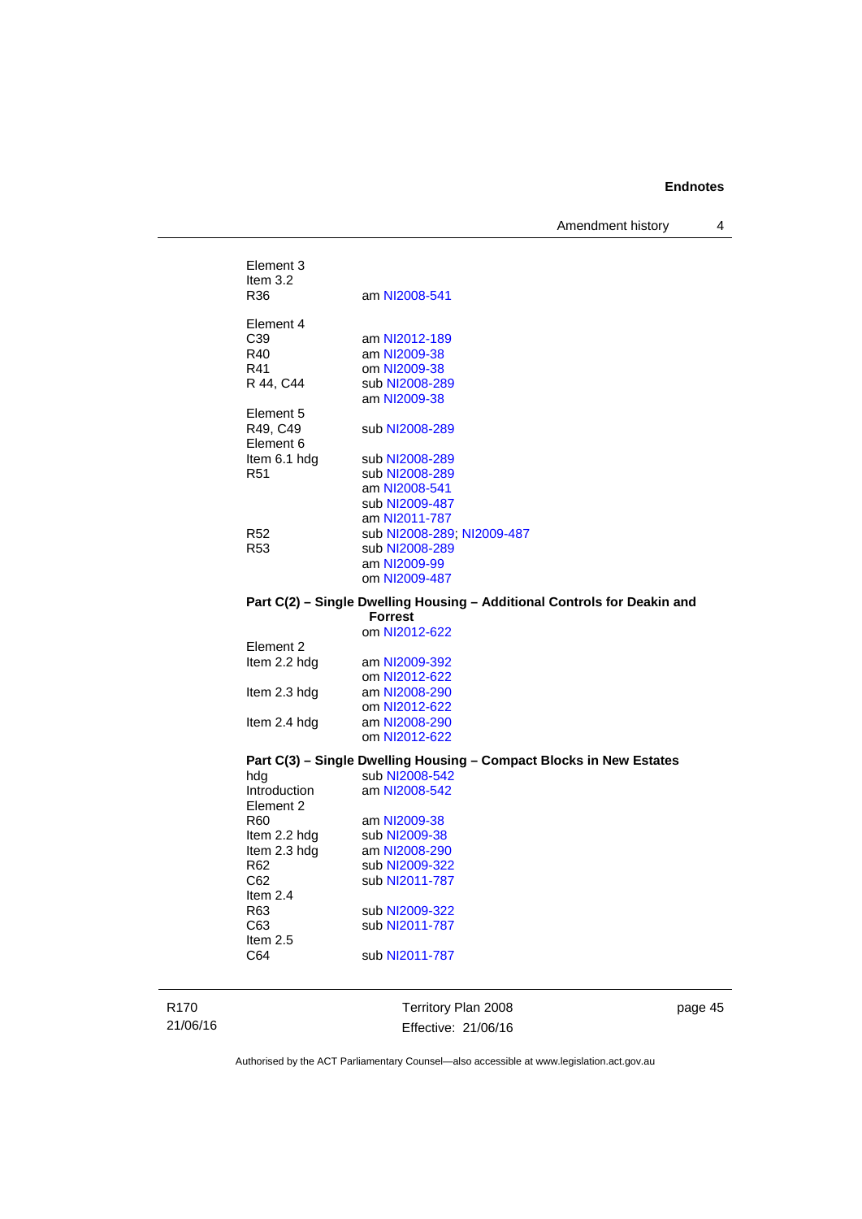Element 3
Item 3.2
R36 am NI2008-541

Element 4
C39 am NI2012-189
R40 am NI2009-38
R41 om NI2009-38
R 44, C44 sub NI2008-289
am NI2009-38

Element 5
R49, C49 sub NI2008-289

Element 6
Item 6.1 hdg sub NI2008-289
R51 sub NI2008-289
am NI2008-541
sub NI2009-487
am NI2011-787
R52 sub NI2008-289; NI2009-487
R53 sub NI2008-289
am NI2009-99
om NI2009-487

**Part C(2) – Single Dwelling Housing – Additional Controls for Deakin and Forrest**
om NI2012-622

Element 2
Item 2.2 hdg am NI2009-392
om NI2012-622
Item 2.3 hdg am NI2008-290
om NI2012-622
Item 2.4 hdg am NI2008-290
om NI2012-622

**Part C(3) – Single Dwelling Housing – Compact Blocks in New Estates**
hdg sub NI2008-542
Introduction am NI2008-542

Element 2
R60 am NI2009-38
Item 2.2 hdg sub NI2009-38
Item 2.3 hdg am NI2008-290
R62 sub NI2009-322
C62 sub NI2011-787

Item 2.4
R63 sub NI2009-322
C63 sub NI2011-787

Item 2.5
C64 sub NI2011-787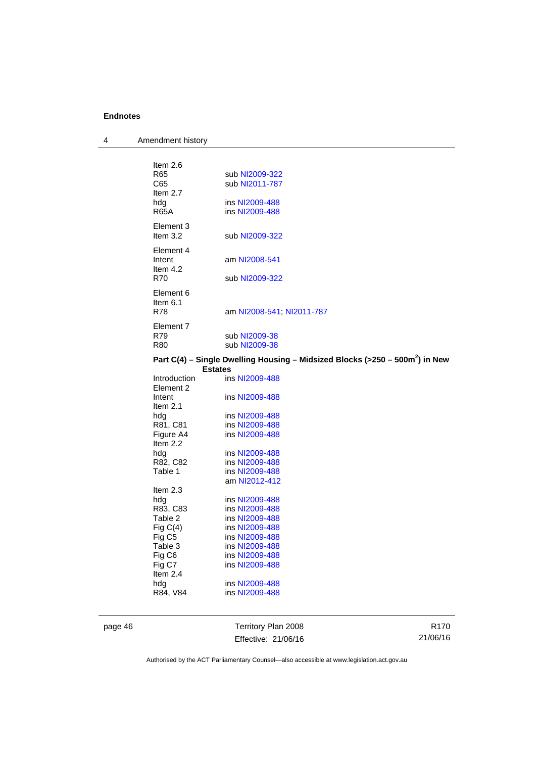Item 2.6

R65 sub NI2009-322

C65 sub NI2011-787

Item 2.7

hdg ins NI2009-488

R65A ins NI2009-488

Element 3

Item 3.2 sub NI2009-322

Element 4

Intent am NI2008-541

Item 4.2

R70 sub NI2009-322

Element 6

Item 6.1

R78 am NI2008-541; NI2011-787

Element 7

R79 sub NI2009-38

R80 sub NI2009-38

**Part C(4) – Single Dwelling Housing – Midsized Blocks (>250 – 500m$^2$) in New Estates**

Introduction ins NI2009-488

Element 2

Intent ins NI2009-488

Item 2.1

hdg ins NI2009-488

R81, C81 ins NI2009-488

Figure A4 ins NI2009-488

Item 2.2

hdg ins NI2009-488

R82, C82 ins NI2009-488

Table 1 ins NI2009-488
am NI2012-412

Item 2.3

hdg ins NI2009-488

R83, C83 ins NI2009-488

Table 2 ins NI2009-488

Fig C(4) ins NI2009-488

Fig C5 ins NI2009-488

Table 3 ins NI2009-488

Fig C6 ins NI2009-488

Fig C7 ins NI2009-488

Item 2.4

hdg ins NI2009-488

R84, V84 ins NI2009-488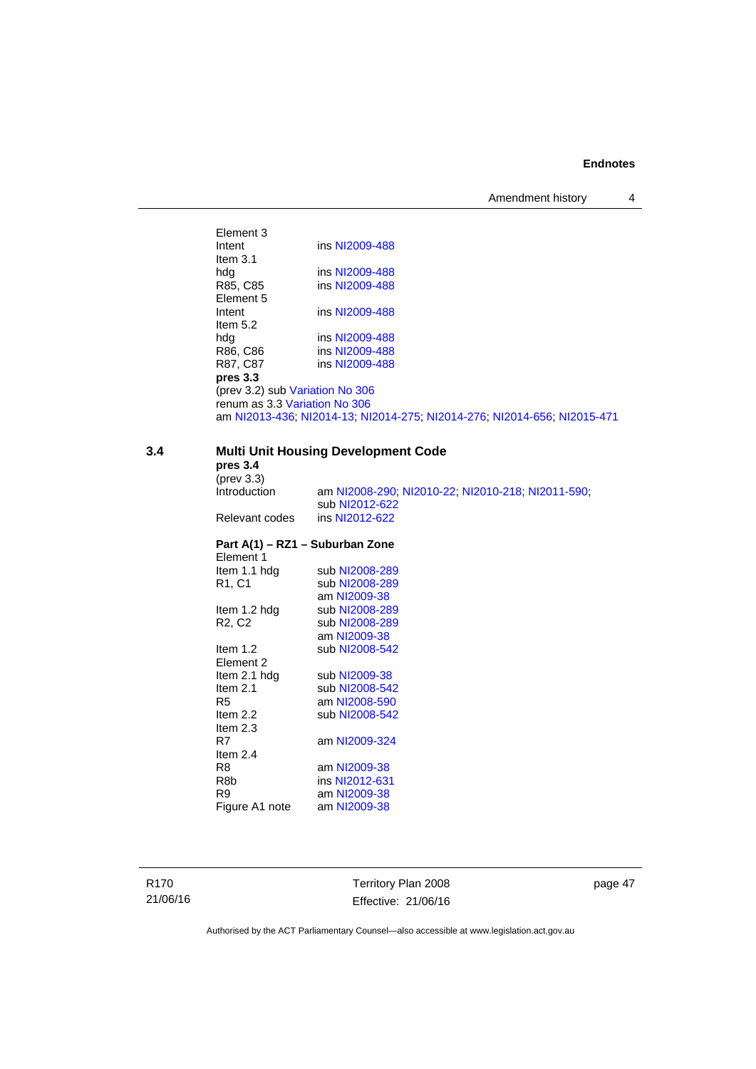Element 3
Intent ins NI2009-488
Item 3.1
hdg ins NI2009-488
R85, C85 ins NI2009-488
Element 5
Intent ins NI2009-488
Item 5.2
hdg ins NI2009-488
R86, C86 ins NI2009-488
R87, C87 ins NI2009-488

**pres 3.3**
(prev 3.2) sub Variation No 306
renum as 3.3 Variation No 306
am NI2013-436; NI2014-13; NI2014-275; NI2014-276; NI2014-656; NI2015-471

## 3.4 Multi Unit Housing Development Code

**pres 3.4**
(prev 3.3)
Introduction am NI2008-290; NI2010-22; NI2010-218; NI2011-590; sub NI2012-622
Relevant codes ins NI2012-622

**Part A(1) – RZ1 – Suburban Zone**

Element 1
Item 1.1 hdg sub NI2008-289
R1, C1 sub NI2008-289
am NI2009-38
Item 1.2 hdg sub NI2008-289
R2, C2 sub NI2008-289
am NI2009-38
Item 1.2 sub NI2008-542
Element 2
Item 2.1 hdg sub NI2009-38
Item 2.1 sub NI2008-542
R5 am NI2008-590
Item 2.2 sub NI2008-542
Item 2.3
R7 am NI2009-324
Item 2.4
R8 am NI2009-38
R8b ins NI2012-631
R9 am NI2009-38
Figure A1 note am NI2009-38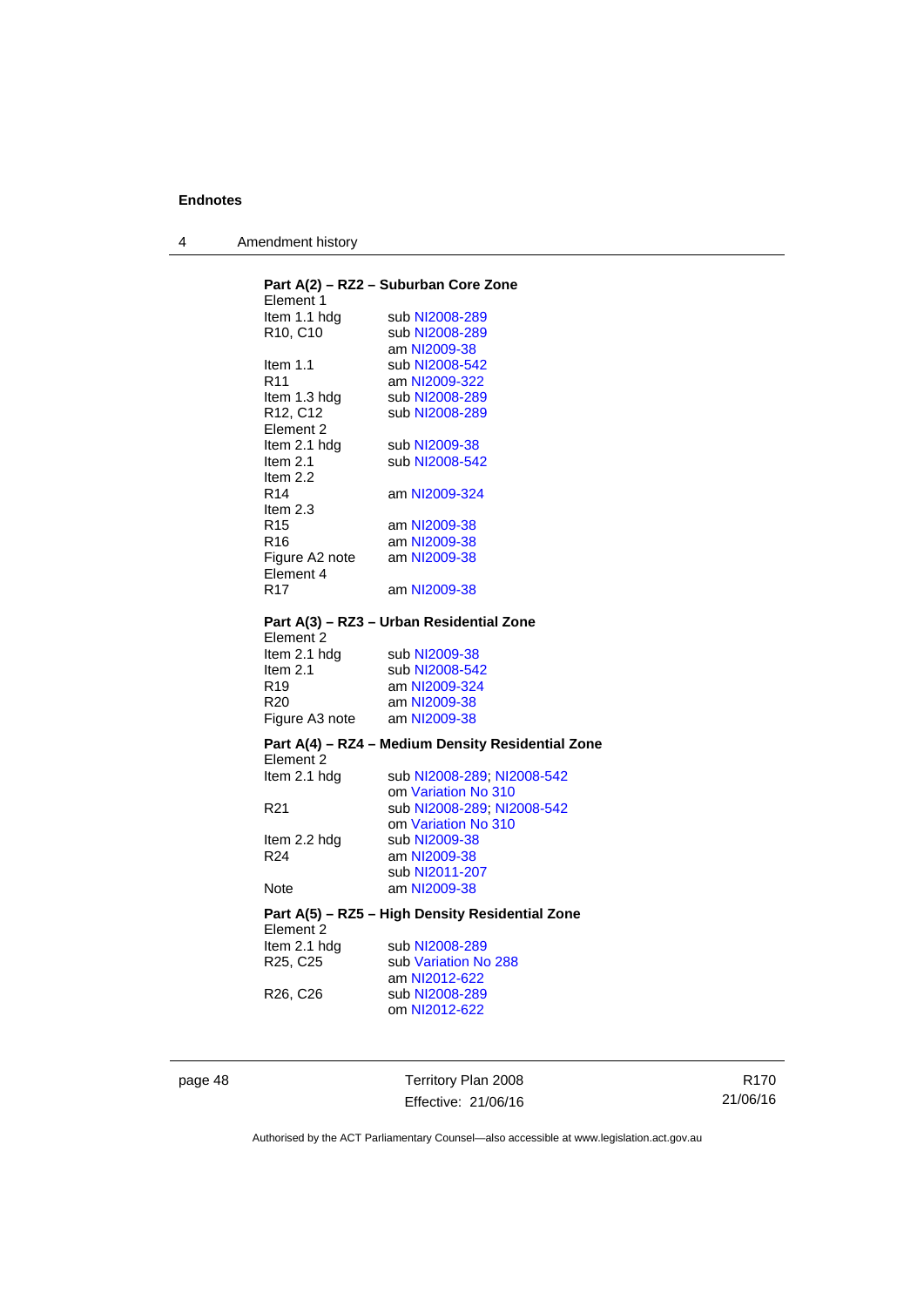**Part A(2) – RZ2 – Suburban Core Zone**

Element 1

| | |
|---|---|
| Item 1.1 hdg | sub NI2008-289 |
| R10, C10 | sub NI2008-289 |
| | am NI2009-38 |
| Item 1.1 | sub NI2008-542 |
| R11 | am NI2009-322 |
| Item 1.3 hdg | sub NI2008-289 |
| R12, C12 | sub NI2008-289 |

Element 2

| | |
|---|---|
| Item 2.1 hdg | sub NI2009-38 |
| Item 2.1 | sub NI2008-542 |
| Item 2.2 | |
| R14 | am NI2009-324 |
| Item 2.3 | |
| R15 | am NI2009-38 |
| R16 | am NI2009-38 |
| Figure A2 note | am NI2009-38 |

Element 4

| | |
|---|---|
| R17 | am NI2009-38 |

**Part A(3) – RZ3 – Urban Residential Zone**

Element 2

| | |
|---|---|
| Item 2.1 hdg | sub NI2009-38 |
| Item 2.1 | sub NI2008-542 |
| R19 | am NI2009-324 |
| R20 | am NI2009-38 |
| Figure A3 note | am NI2009-38 |

**Part A(4) – RZ4 – Medium Density Residential Zone**

Element 2

| | |
|---|---|
| Item 2.1 hdg | sub NI2008-289; NI2008-542 |
| | om Variation No 310 |
| R21 | sub NI2008-289; NI2008-542 |
| | om Variation No 310 |
| Item 2.2 hdg | sub NI2009-38 |
| R24 | am NI2009-38 |
| | sub NI2011-207 |
| Note | am NI2009-38 |

**Part A(5) – RZ5 – High Density Residential Zone**

Element 2

| | |
|---|---|
| Item 2.1 hdg | sub NI2008-289 |
| R25, C25 | sub Variation No 288 |
| | am NI2012-622 |
| R26, C26 | sub NI2008-289 |
| | om NI2012-622 |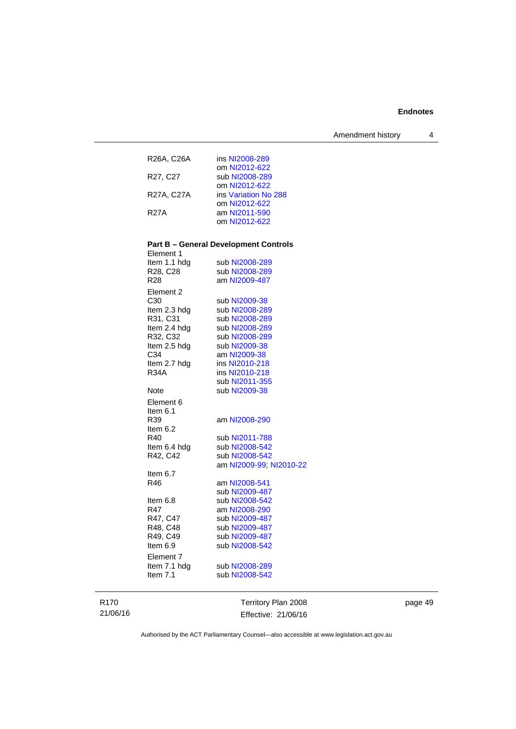| | |
|---|---|
| R26A, C26A | ins NI2008-289 |
| | om NI2012-622 |
| R27, C27 | sub NI2008-289 |
| | om NI2012-622 |
| R27A, C27A | ins Variation No 288 |
| | om NI2012-622 |
| R27A | am NI2011-590 |
| | om NI2012-622 |

**Part B – General Development Controls**

| | |
|---|---|
| Element 1 | |
| Item 1.1 hdg | sub NI2008-289 |
| R28, C28 | sub NI2008-289 |
| R28 | am NI2009-487 |
| Element 2 | |
| C30 | sub NI2009-38 |
| Item 2.3 hdg | sub NI2008-289 |
| R31, C31 | sub NI2008-289 |
| Item 2.4 hdg | sub NI2008-289 |
| R32, C32 | sub NI2008-289 |
| Item 2.5 hdg | sub NI2009-38 |
| C34 | am NI2009-38 |
| Item 2.7 hdg | ins NI2010-218 |
| R34A | ins NI2010-218 |
| | sub NI2011-355 |
| Note | sub NI2009-38 |
| Element 6 | |
| Item 6.1 | |
| R39 | am NI2008-290 |
| Item 6.2 | |
| R40 | sub NI2011-788 |
| Item 6.4 hdg | sub NI2008-542 |
| R42, C42 | sub NI2008-542 |
| | am NI2009-99; NI2010-22 |
| Item 6.7 | |
| R46 | am NI2008-541 |
| | sub NI2009-487 |
| Item 6.8 | sub NI2008-542 |
| R47 | am NI2008-290 |
| R47, C47 | sub NI2009-487 |
| R48, C48 | sub NI2009-487 |
| R49, C49 | sub NI2009-487 |
| Item 6.9 | sub NI2008-542 |
| Element 7 | |
| Item 7.1 hdg | sub NI2008-289 |
| Item 7.1 | sub NI2008-542 |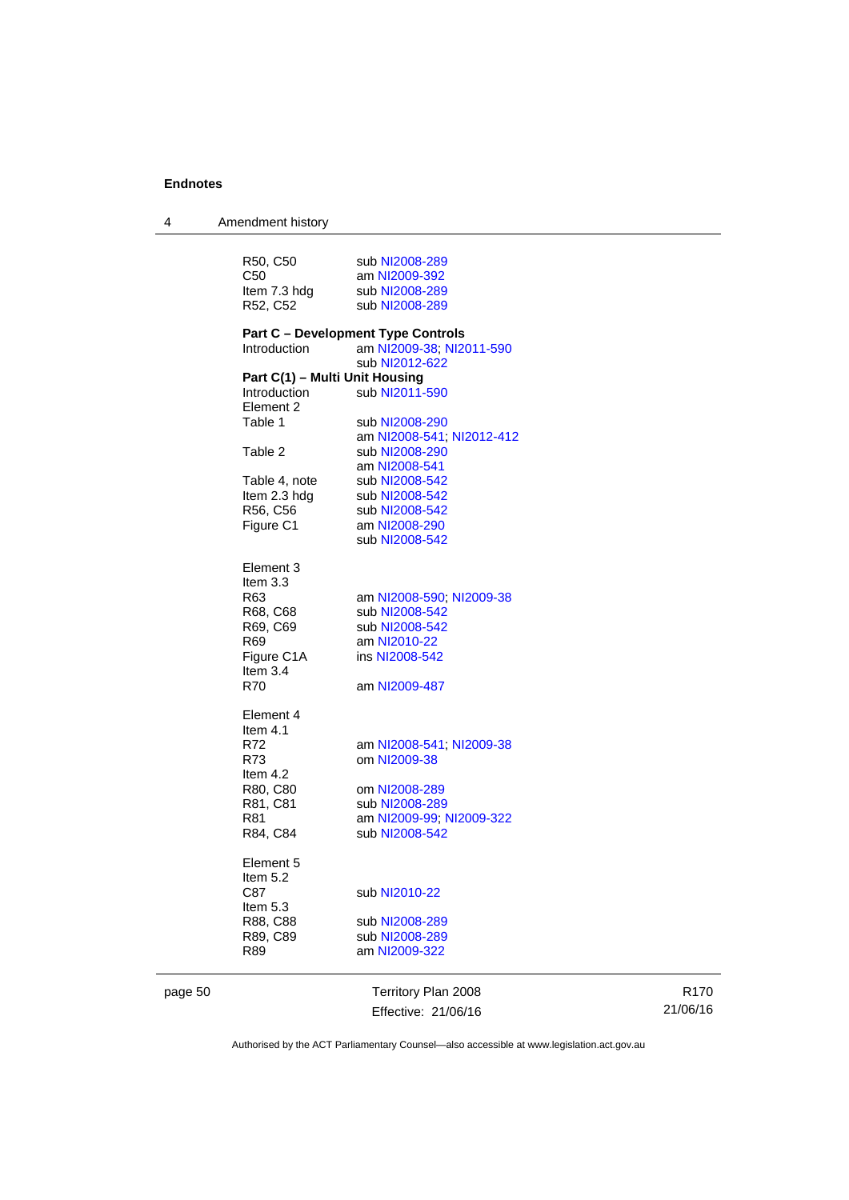| | |
|---|---|
| R50, C50 | sub NI2008-289 |
| C50 | am NI2009-392 |
| Item 7.3 hdg | sub NI2008-289 |
| R52, C52 | sub NI2008-289 |

**Part C – Development Type Controls**

| | |
|---|---|
| Introduction | am NI2009-38; NI2011-590 |
| | sub NI2012-622 |

**Part C(1) – Multi Unit Housing**

| | |
|---|---|
| Introduction | sub NI2011-590 |
| Element 2 | |
| Table 1 | sub NI2008-290 |
| | am NI2008-541; NI2012-412 |
| Table 2 | sub NI2008-290 |
| | am NI2008-541 |
| Table 4, note | sub NI2008-542 |
| Item 2.3 hdg | sub NI2008-542 |
| R56, C56 | sub NI2008-542 |
| Figure C1 | am NI2008-290 |
| | sub NI2008-542 |
| Element 3 | |
| Item 3.3 | |
| R63 | am NI2008-590; NI2009-38 |
| R68, C68 | sub NI2008-542 |
| R69, C69 | sub NI2008-542 |
| R69 | am NI2010-22 |
| Figure C1A | ins NI2008-542 |
| Item 3.4 | |
| R70 | am NI2009-487 |
| Element 4 | |
| Item 4.1 | |
| R72 | am NI2008-541; NI2009-38 |
| R73 | om NI2009-38 |
| Item 4.2 | |
| R80, C80 | om NI2008-289 |
| R81, C81 | sub NI2008-289 |
| R81 | am NI2009-99; NI2009-322 |
| R84, C84 | sub NI2008-542 |
| Element 5 | |
| Item 5.2 | |
| C87 | sub NI2010-22 |
| Item 5.3 | |
| R88, C88 | sub NI2008-289 |
| R89, C89 | sub NI2008-289 |
| R89 | am NI2009-322 |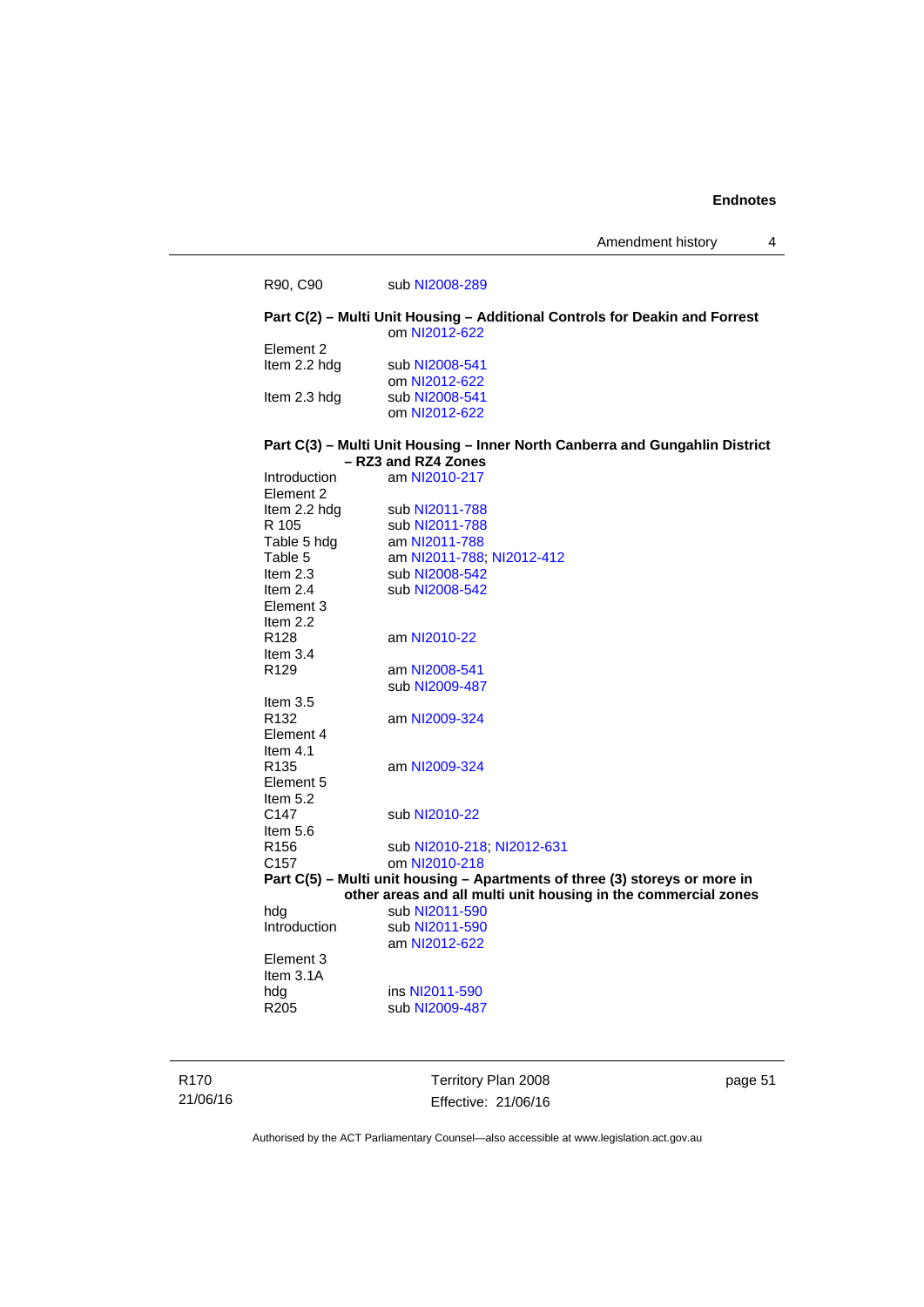R90, C90 sub NI2008-289

**Part C(2) – Multi Unit Housing – Additional Controls for Deakin and Forrest**
om NI2012-622

Element 2
Item 2.2 hdg sub NI2008-541
om NI2012-622
Item 2.3 hdg sub NI2008-541
om NI2012-622

**Part C(3) – Multi Unit Housing – Inner North Canberra and Gungahlin District – RZ3 and RZ4 Zones**

Introduction am NI2010-217
Element 2
Item 2.2 hdg sub NI2011-788
R 105 sub NI2011-788
Table 5 hdg am NI2011-788
Table 5 am NI2011-788; NI2012-412
Item 2.3 sub NI2008-542
Item 2.4 sub NI2008-542
Element 3
Item 2.2
R128 am NI2010-22
Item 3.4
R129 am NI2008-541
sub NI2009-487
Item 3.5
R132 am NI2009-324
Element 4
Item 4.1
R135 am NI2009-324
Element 5
Item 5.2
C147 sub NI2010-22
Item 5.6
R156 sub NI2010-218; NI2012-631
C157 om NI2010-218

**Part C(5) – Multi unit housing – Apartments of three (3) storeys or more in other areas and all multi unit housing in the commercial zones**

hdg sub NI2011-590
Introduction sub NI2011-590
am NI2012-622
Element 3
Item 3.1A
hdg ins NI2011-590
R205 sub NI2009-487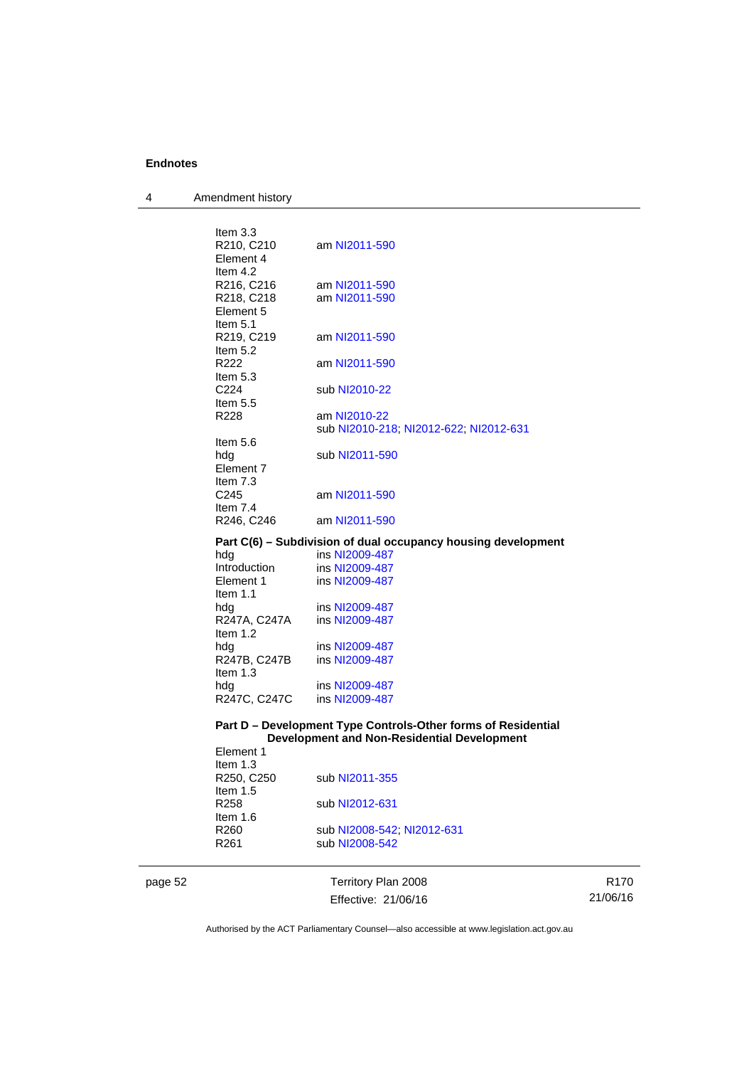Item 3.3

| | |
|---|---|
| R210, C210 | am NI2011-590 |
| Element 4 | |
| Item 4.2 | |
| R216, C216 | am NI2011-590 |
| R218, C218 | am NI2011-590 |
| Element 5 | |
| Item 5.1 | |
| R219, C219 | am NI2011-590 |
| Item 5.2 | |
| R222 | am NI2011-590 |
| Item 5.3 | |
| C224 | sub NI2010-22 |
| Item 5.5 | |
| R228 | am NI2010-22<br>sub NI2010-218; NI2012-622; NI2012-631 |
| Item 5.6 | |
| hdg | sub NI2011-590 |
| Element 7 | |
| Item 7.3 | |
| C245 | am NI2011-590 |
| Item 7.4 | |
| R246, C246 | am NI2011-590 |

**Part C(6) – Subdivision of dual occupancy housing development**

| | |
|---|---|
| hdg | ins NI2009-487 |
| Introduction | ins NI2009-487 |
| Element 1 | ins NI2009-487 |
| Item 1.1 | |
| hdg | ins NI2009-487 |
| R247A, C247A | ins NI2009-487 |
| Item 1.2 | |
| hdg | ins NI2009-487 |
| R247B, C247B | ins NI2009-487 |
| Item 1.3 | |
| hdg | ins NI2009-487 |
| R247C, C247C | ins NI2009-487 |

**Part D – Development Type Controls-Other forms of Residential Development and Non-Residential Development**

| | |
|---|---|
| Element 1 | |
| Item 1.3 | |
| R250, C250 | sub NI2011-355 |
| Item 1.5 | |
| R258 | sub NI2012-631 |
| Item 1.6 | |
| R260 | sub NI2008-542; NI2012-631 |
| R261 | sub NI2008-542 |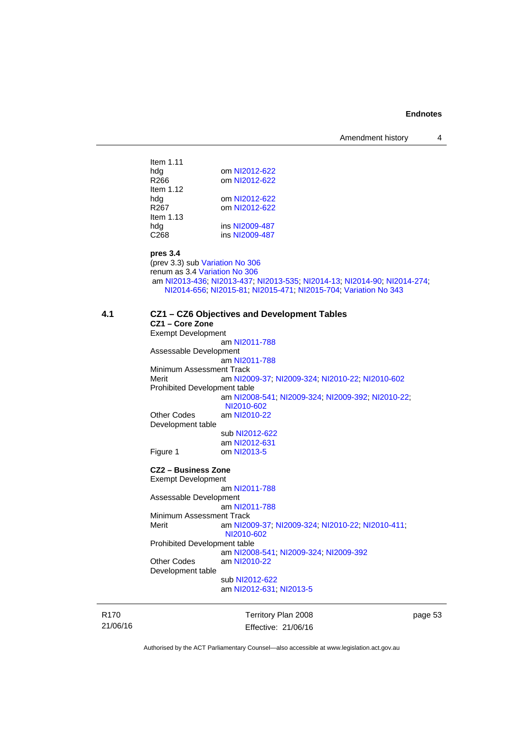Item 1.11
hdg om NI2012-622
R266 om NI2012-622
Item 1.12
hdg om NI2012-622
R267 om NI2012-622
Item 1.13
hdg ins NI2009-487
C268 ins NI2009-487

**pres 3.4**
(prev 3.3) sub Variation No 306
renum as 3.4 Variation No 306
am NI2013-436; NI2013-437; NI2013-535; NI2014-13; NI2014-90; NI2014-274; NI2014-656; NI2015-81; NI2015-471; NI2015-704; Variation No 343

## 4.1 CZ1 – CZ6 Objectives and Development Tables

**CZ1 – Core Zone**

Exempt Development
am NI2011-788
Assessable Development
am NI2011-788
Minimum Assessment Track
Merit am NI2009-37; NI2009-324; NI2010-22; NI2010-602
Prohibited Development table
am NI2008-541; NI2009-324; NI2009-392; NI2010-22; NI2010-602
Other Codes am NI2010-22
Development table
sub NI2012-622
am NI2012-631
Figure 1 om NI2013-5

**CZ2 – Business Zone**

Exempt Development
am NI2011-788
Assessable Development
am NI2011-788
Minimum Assessment Track
Merit am NI2009-37; NI2009-324; NI2010-22; NI2010-411; NI2010-602
Prohibited Development table
am NI2008-541; NI2009-324; NI2009-392
Other Codes am NI2010-22
Development table
sub NI2012-622
am NI2012-631; NI2013-5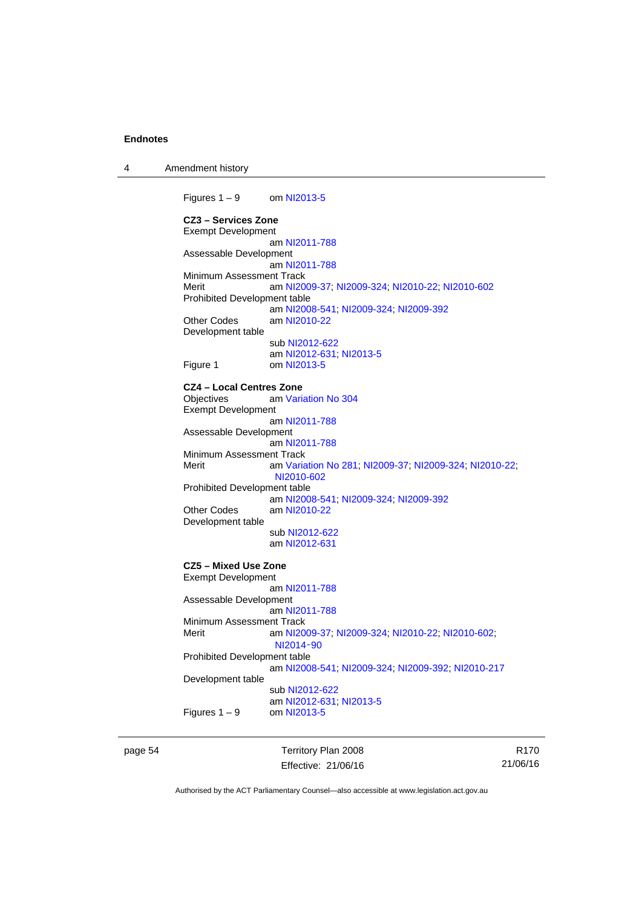Figures 1 – 9 om NI2013-5

**CZ3 – Services Zone**

Exempt Development
am NI2011-788

Assessable Development
am NI2011-788

Minimum Assessment Track
Merit am NI2009-37; NI2009-324; NI2010-22; NI2010-602

Prohibited Development table
am NI2008-541; NI2009-324; NI2009-392

Other Codes am NI2010-22

Development table
sub NI2012-622
am NI2012-631; NI2013-5

Figure 1 om NI2013-5

**CZ4 – Local Centres Zone**

Objectives am Variation No 304

Exempt Development
am NI2011-788

Assessable Development
am NI2011-788

Minimum Assessment Track
Merit am Variation No 281; NI2009-37; NI2009-324; NI2010-22; NI2010-602

Prohibited Development table
am NI2008-541; NI2009-324; NI2009-392

Other Codes am NI2010-22

Development table
sub NI2012-622
am NI2012-631

**CZ5 – Mixed Use Zone**

Exempt Development
am NI2011-788

Assessable Development
am NI2011-788

Minimum Assessment Track
Merit am NI2009-37; NI2009-324; NI2010-22; NI2010-602; NI2014-90

Prohibited Development table
am NI2008-541; NI2009-324; NI2009-392; NI2010-217

Development table
sub NI2012-622
am NI2012-631; NI2013-5

Figures 1 – 9 om NI2013-5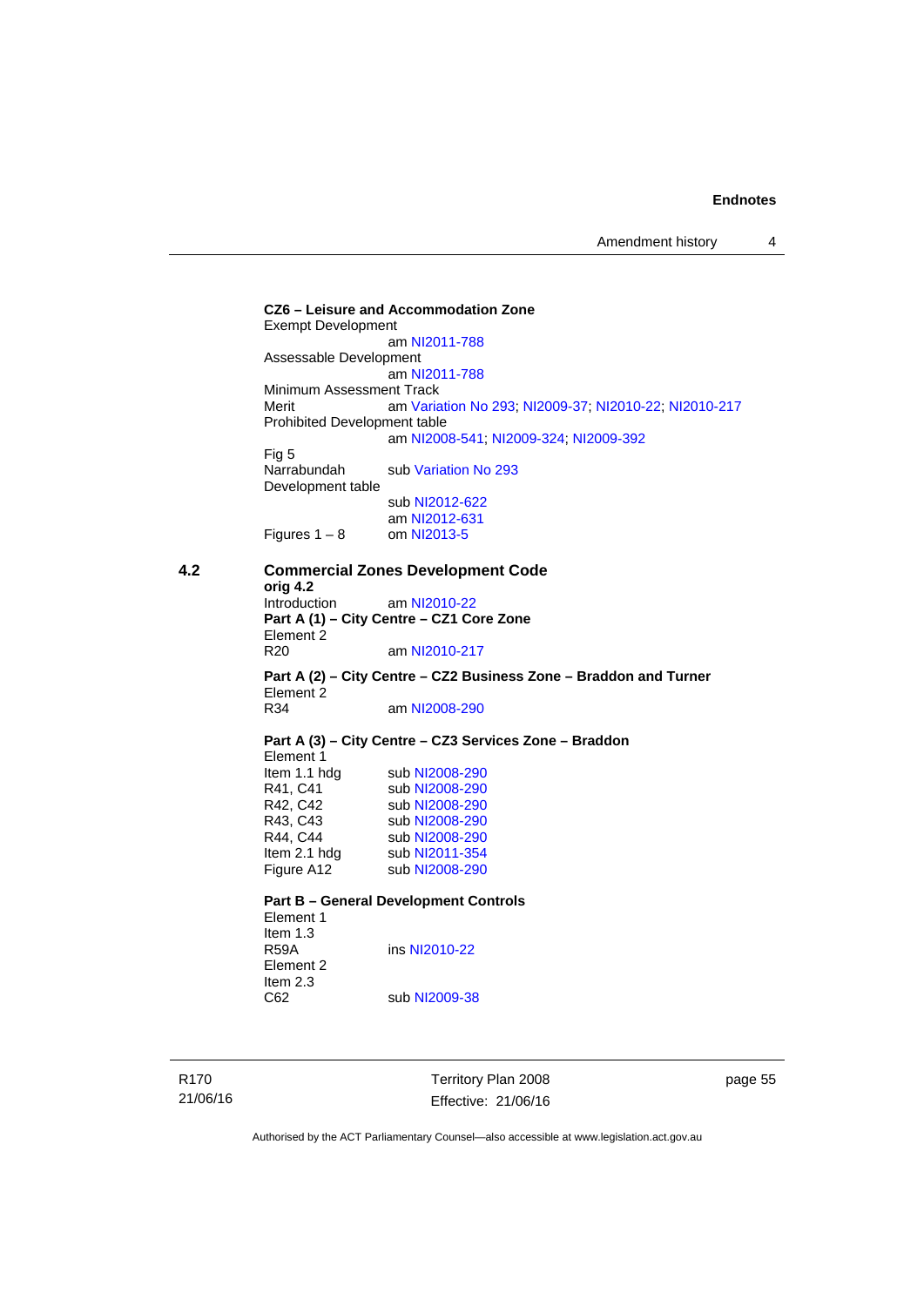**CZ6 – Leisure and Accommodation Zone**

Exempt Development
am NI2011-788

Assessable Development
am NI2011-788

Minimum Assessment Track
Merit am Variation No 293; NI2009-37; NI2010-22; NI2010-217

Prohibited Development table
am NI2008-541; NI2009-324; NI2009-392

Fig 5
Narrabundah sub Variation No 293

Development table
sub NI2012-622
am NI2012-631

Figures 1 – 8 om NI2013-5

## 4.2 Commercial Zones Development Code

**orig 4.2**

Introduction am NI2010-22

**Part A (1) – City Centre – CZ1 Core Zone**

Element 2
R20 am NI2010-217

**Part A (2) – City Centre – CZ2 Business Zone – Braddon and Turner**

Element 2
R34 am NI2008-290

**Part A (3) – City Centre – CZ3 Services Zone – Braddon**

Element 1
Item 1.1 hdg sub NI2008-290
R41, C41 sub NI2008-290
R42, C42 sub NI2008-290
R43, C43 sub NI2008-290
R44, C44 sub NI2008-290
Item 2.1 hdg sub NI2011-354
Figure A12 sub NI2008-290

**Part B – General Development Controls**

Element 1
Item 1.3
R59A ins NI2010-22
Element 2
Item 2.3
C62 sub NI2009-38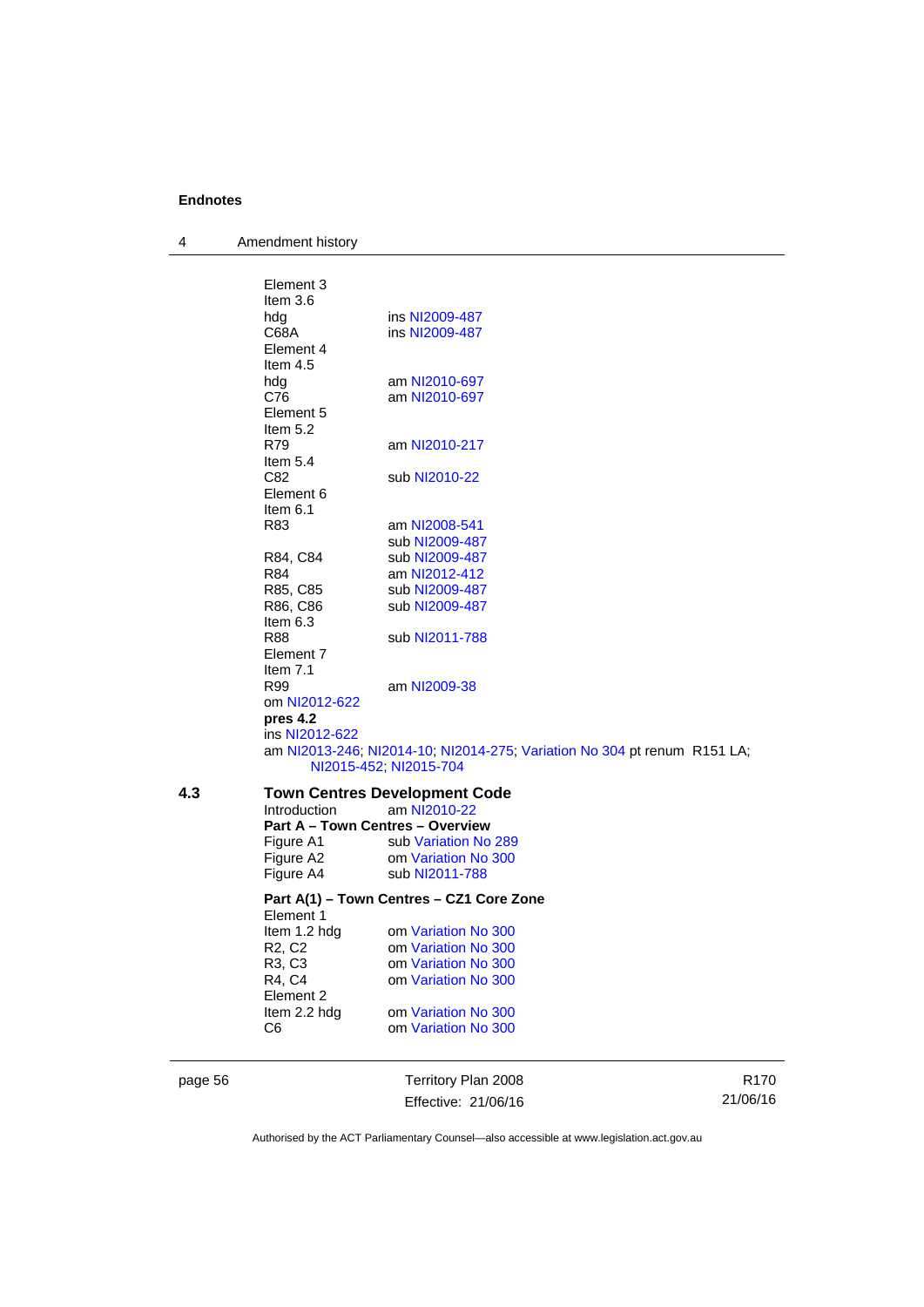Element 3
Item 3.6

| | |
|---|---|
| hdg | ins NI2009-487 |
| C68A | ins NI2009-487 |

Element 4
Item 4.5

| | |
|---|---|
| hdg | am NI2010-697 |
| C76 | am NI2010-697 |

Element 5
Item 5.2

| | |
|---|---|
| R79 | am NI2010-217 |

Item 5.4

| | |
|---|---|
| C82 | sub NI2010-22 |

Element 6
Item 6.1

| | |
|---|---|
| R83 | am NI2008-541<br>sub NI2009-487 |
| R84, C84 | sub NI2009-487 |
| R84 | am NI2012-412 |
| R85, C85 | sub NI2009-487 |
| R86, C86 | sub NI2009-487 |

Item 6.3

| | |
|---|---|
| R88 | sub NI2011-788 |

Element 7
Item 7.1

| | |
|---|---|
| R99 | am NI2009-38 |

om NI2012-622

**pres 4.2**

ins NI2012-622

am NI2013-246; NI2014-10; NI2014-275; Variation No 304 pt renum R151 LA; NI2015-452; NI2015-704

## 4.3 Town Centres Development Code

| | |
|---|---|
| Introduction | am NI2010-22 |

**Part A – Town Centres – Overview**

| | |
|---|---|
| Figure A1 | sub Variation No 289 |
| Figure A2 | om Variation No 300 |
| Figure A4 | sub NI2011-788 |

**Part A(1) – Town Centres – CZ1 Core Zone**

Element 1

| | |
|---|---|
| Item 1.2 hdg | om Variation No 300 |
| R2, C2 | om Variation No 300 |
| R3, C3 | om Variation No 300 |
| R4, C4 | om Variation No 300 |

Element 2

| | |
|---|---|
| Item 2.2 hdg | om Variation No 300 |
| C6 | om Variation No 300 |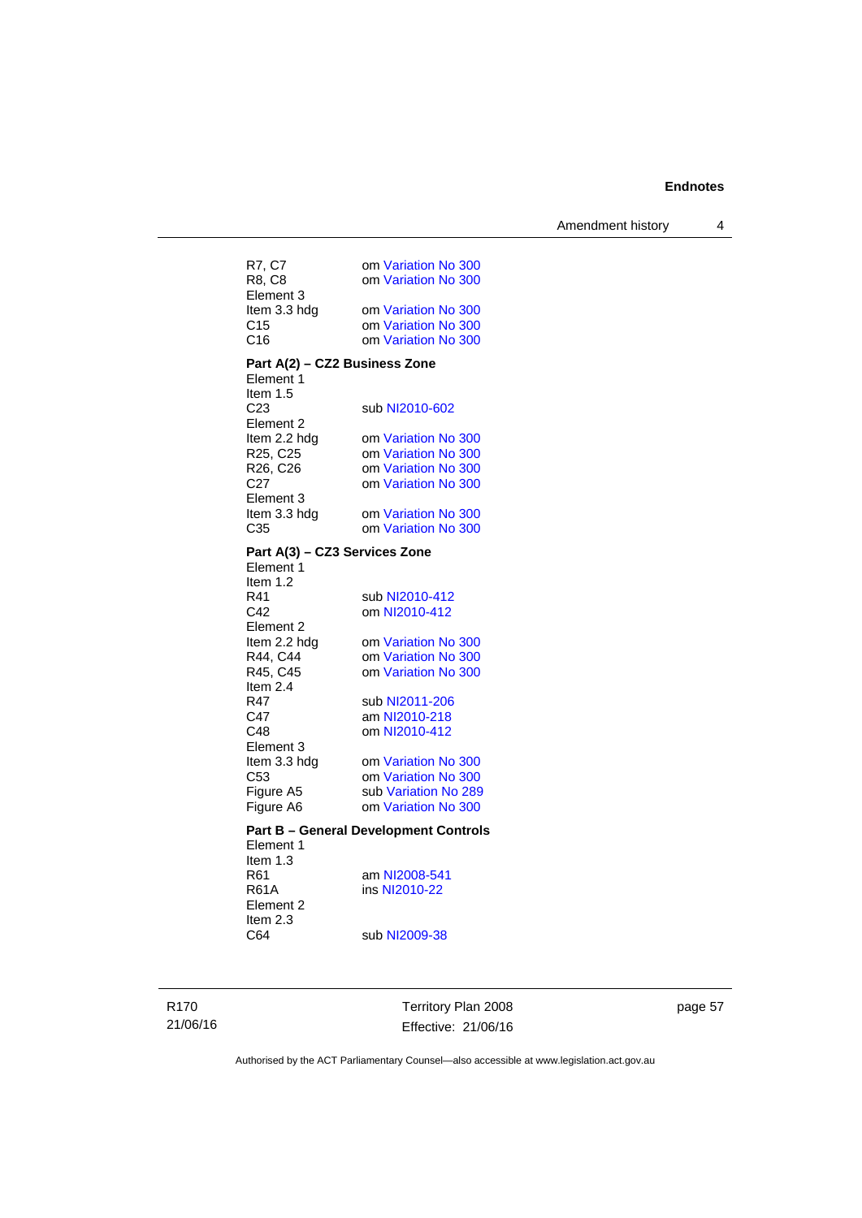R7, C7 om Variation No 300
R8, C8 om Variation No 300
Element 3
Item 3.3 hdg om Variation No 300
C15 om Variation No 300
C16 om Variation No 300

**Part A(2) – CZ2 Business Zone**

Element 1
Item 1.5
C23 sub NI2010-602
Element 2
Item 2.2 hdg om Variation No 300
R25, C25 om Variation No 300
R26, C26 om Variation No 300
C27 om Variation No 300
Element 3
Item 3.3 hdg om Variation No 300
C35 om Variation No 300

**Part A(3) – CZ3 Services Zone**

Element 1
Item 1.2
R41 sub NI2010-412
C42 om NI2010-412
Element 2
Item 2.2 hdg om Variation No 300
R44, C44 om Variation No 300
R45, C45 om Variation No 300
Item 2.4
R47 sub NI2011-206
C47 am NI2010-218
C48 om NI2010-412
Element 3
Item 3.3 hdg om Variation No 300
C53 om Variation No 300
Figure A5 sub Variation No 289
Figure A6 om Variation No 300

**Part B – General Development Controls**

Element 1
Item 1.3
R61 am NI2008-541
R61A ins NI2010-22
Element 2
Item 2.3
C64 sub NI2009-38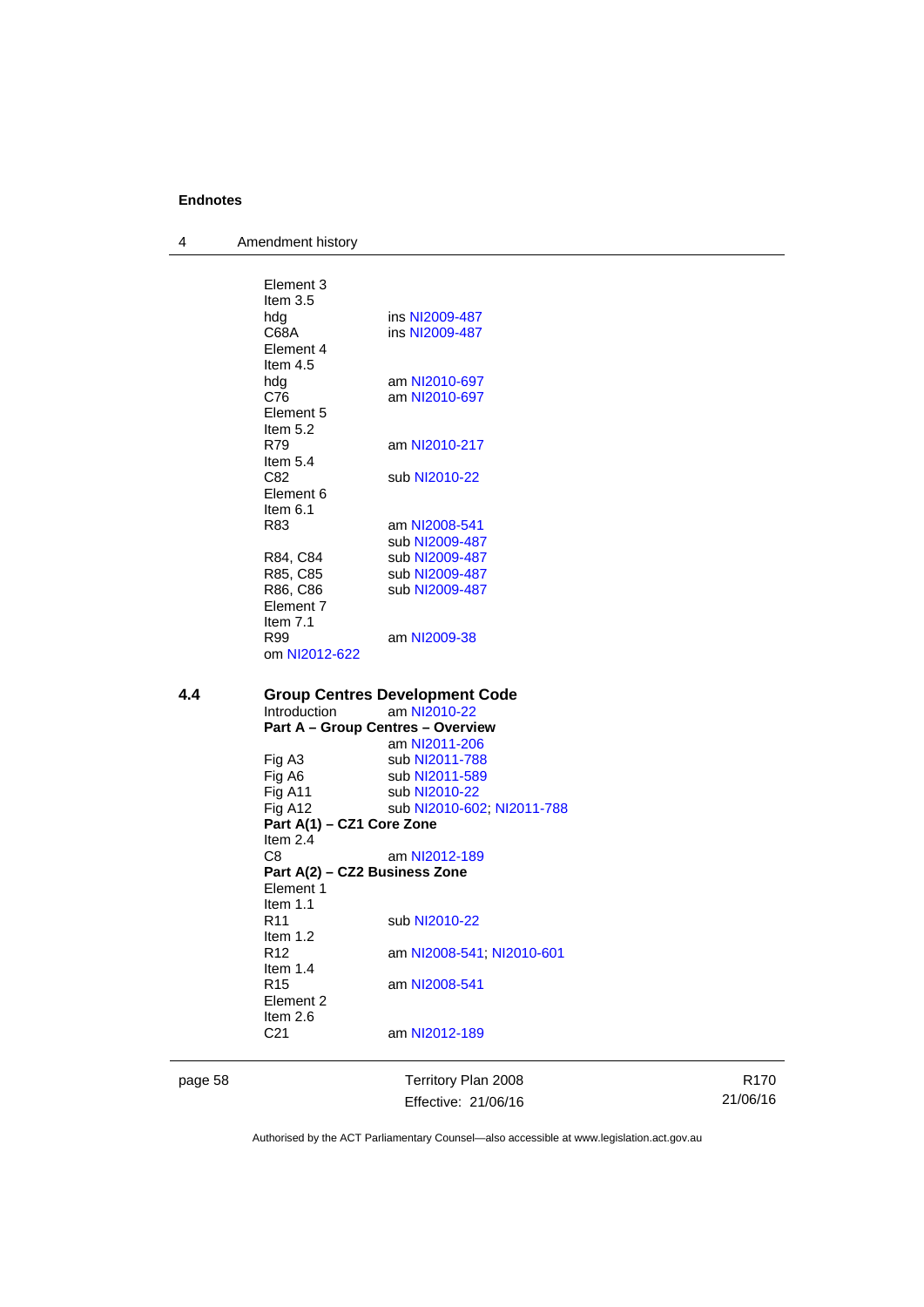Element 3
Item 3.5
hdg ins NI2009-487
C68A ins NI2009-487
Element 4
Item 4.5
hdg am NI2010-697
C76 am NI2010-697
Element 5
Item 5.2
R79 am NI2010-217
Item 5.4
C82 sub NI2010-22
Element 6
Item 6.1
R83 am NI2008-541
sub NI2009-487
R84, C84 sub NI2009-487
R85, C85 sub NI2009-487
R86, C86 sub NI2009-487
Element 7
Item 7.1
R99 am NI2009-38
om NI2012-622

## 4.4 Group Centres Development Code

Introduction am NI2010-22
**Part A – Group Centres – Overview**
am NI2011-206
Fig A3 sub NI2011-788
Fig A6 sub NI2011-589
Fig A11 sub NI2010-22
Fig A12 sub NI2010-602; NI2011-788
**Part A(1) – CZ1 Core Zone**
Item 2.4
C8 am NI2012-189
**Part A(2) – CZ2 Business Zone**
Element 1
Item 1.1
R11 sub NI2010-22
Item 1.2
R12 am NI2008-541; NI2010-601
Item 1.4
R15 am NI2008-541
Element 2
Item 2.6
C21 am NI2012-189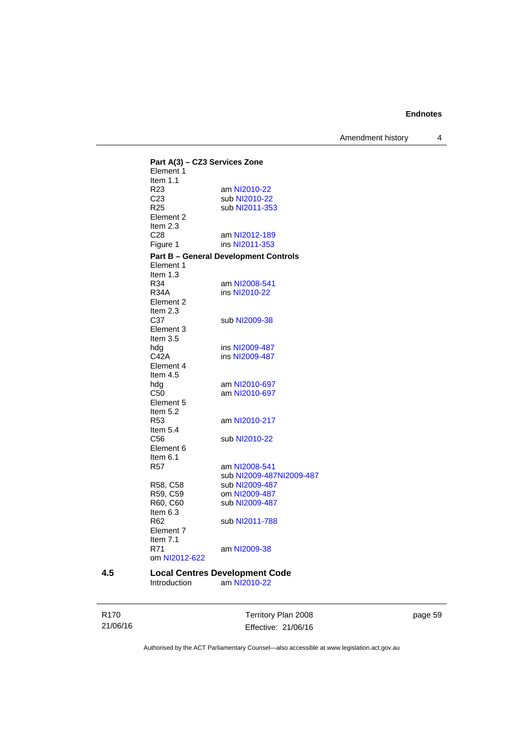**Part A(3) – CZ3 Services Zone**

Element 1
Item 1.1
R23 am NI2010-22
C23 sub NI2010-22
R25 sub NI2011-353
Element 2
Item 2.3
C28 am NI2012-189
Figure 1 ins NI2011-353

**Part B – General Development Controls**

Element 1
Item 1.3
R34 am NI2008-541
R34A ins NI2010-22
Element 2
Item 2.3
C37 sub NI2009-38
Element 3
Item 3.5
hdg ins NI2009-487
C42A ins NI2009-487
Element 4
Item 4.5
hdg am NI2010-697
C50 am NI2010-697
Element 5
Item 5.2
R53 am NI2010-217
Item 5.4
C56 sub NI2010-22
Element 6
Item 6.1
R57 am NI2008-541
sub NI2009-487NI2009-487
R58, C58 sub NI2009-487
R59, C59 om NI2009-487
R60, C60 sub NI2009-487
Item 6.3
R62 sub NI2011-788
Element 7
Item 7.1
R71 am NI2009-38
om NI2012-622

## 4.5 Local Centres Development Code

Introduction am NI2010-22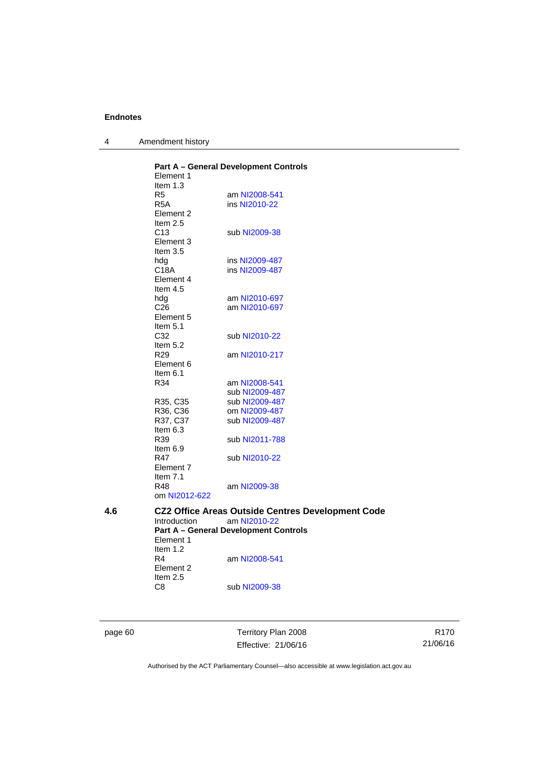**Part A – General Development Controls**

Element 1
Item 1.3
R5 am NI2008-541
R5A ins NI2010-22
Element 2
Item 2.5
C13 sub NI2009-38
Element 3
Item 3.5
hdg ins NI2009-487
C18A ins NI2009-487
Element 4
Item 4.5
hdg am NI2010-697
C26 am NI2010-697
Element 5
Item 5.1
C32 sub NI2010-22
Item 5.2
R29 am NI2010-217
Element 6
Item 6.1
R34 am NI2008-541
sub NI2009-487
R35, C35 sub NI2009-487
R36, C36 om NI2009-487
R37, C37 sub NI2009-487
Item 6.3
R39 sub NI2011-788
Item 6.9
R47 sub NI2010-22
Element 7
Item 7.1
R48 am NI2009-38
om NI2012-622

## 4.6 CZ2 Office Areas Outside Centres Development Code

Introduction am NI2010-22

**Part A – General Development Controls**

Element 1
Item 1.2
R4 am NI2008-541
Element 2
Item 2.5
C8 sub NI2009-38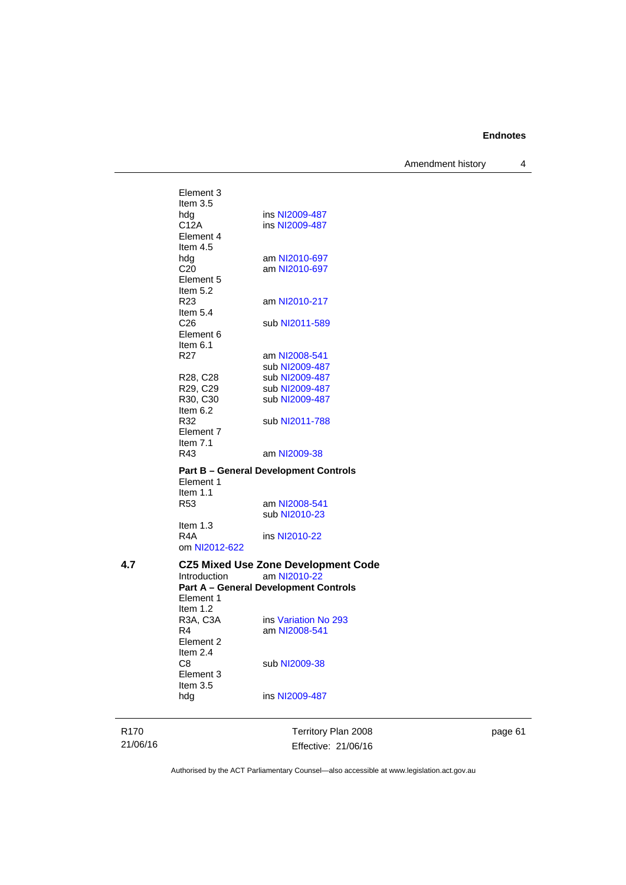Element 3
Item 3.5

| | |
|---|---|
| hdg | ins NI2009-487 |
| C12A | ins NI2009-487 |

Element 4
Item 4.5

| | |
|---|---|
| hdg | am NI2010-697 |
| C20 | am NI2010-697 |

Element 5
Item 5.2

| | |
|---|---|
| R23 | am NI2010-217 |

Item 5.4

| | |
|---|---|
| C26 | sub NI2011-589 |

Element 6
Item 6.1

| | |
|---|---|
| R27 | am NI2008-541<br>sub NI2009-487 |
| R28, C28 | sub NI2009-487 |
| R29, C29 | sub NI2009-487 |
| R30, C30 | sub NI2009-487 |

Item 6.2

| | |
|---|---|
| R32 | sub NI2011-788 |

Element 7
Item 7.1

| | |
|---|---|
| R43 | am NI2009-38 |

**Part B – General Development Controls**

Element 1
Item 1.1

| | |
|---|---|
| R53 | am NI2008-541<br>sub NI2010-23 |

Item 1.3

| | |
|---|---|
| R4A | ins NI2010-22 |

om NI2012-622

## 4.7 CZ5 Mixed Use Zone Development Code

| | |
|---|---|
| Introduction | am NI2010-22 |

**Part A – General Development Controls**

Element 1
Item 1.2

| | |
|---|---|
| R3A, C3A | ins Variation No 293 |
| R4 | am NI2008-541 |

Element 2
Item 2.4

| | |
|---|---|
| C8 | sub NI2009-38 |

Element 3
Item 3.5

| | |
|---|---|
| hdg | ins NI2009-487 |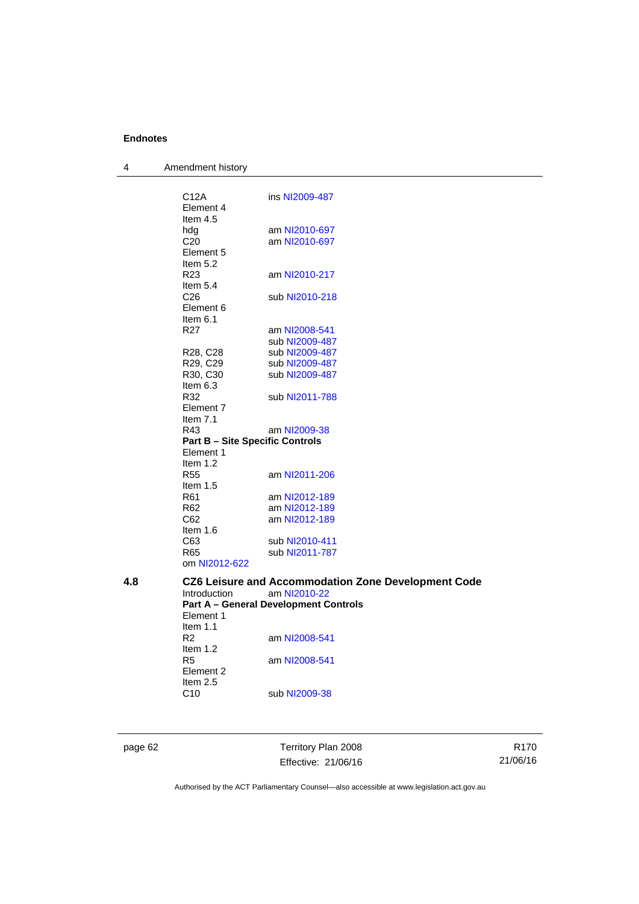C12A ins NI2009-487
Element 4
Item 4.5
hdg am NI2010-697
C20 am NI2010-697
Element 5
Item 5.2
R23 am NI2010-217
Item 5.4
C26 sub NI2010-218
Element 6
Item 6.1
R27 am NI2008-541
sub NI2009-487
R28, C28 sub NI2009-487
R29, C29 sub NI2009-487
R30, C30 sub NI2009-487
Item 6.3
R32 sub NI2011-788
Element 7
Item 7.1
R43 am NI2009-38

**Part B – Site Specific Controls**

Element 1
Item 1.2
R55 am NI2011-206
Item 1.5
R61 am NI2012-189
R62 am NI2012-189
C62 am NI2012-189
Item 1.6
C63 sub NI2010-411
R65 sub NI2011-787
om NI2012-622

**4.8 CZ6 Leisure and Accommodation Zone Development Code**

Introduction am NI2010-22

**Part A – General Development Controls**

Element 1
Item 1.1
R2 am NI2008-541
Item 1.2
R5 am NI2008-541
Element 2
Item 2.5
C10 sub NI2009-38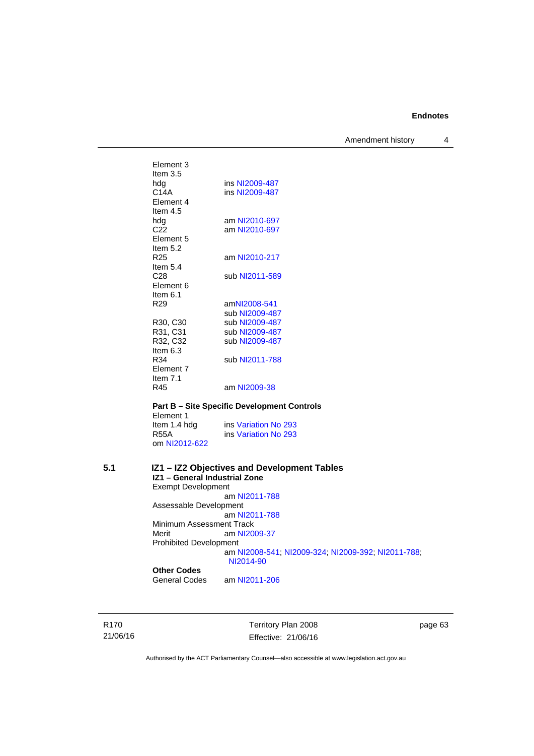Element 3
Item 3.5
hdg ins NI2009-487
C14A ins NI2009-487
Element 4
Item 4.5
hdg am NI2010-697
C22 am NI2010-697
Element 5
Item 5.2
R25 am NI2010-217
Item 5.4
C28 sub NI2011-589
Element 6
Item 6.1
R29 amNI2008-541
sub NI2009-487
R30, C30 sub NI2009-487
R31, C31 sub NI2009-487
R32, C32 sub NI2009-487
Item 6.3
R34 sub NI2011-788
Element 7
Item 7.1
R45 am NI2009-38

**Part B – Site Specific Development Controls**
Element 1
Item 1.4 hdg ins Variation No 293
R55A ins Variation No 293
om NI2012-622

**5.1 IZ1 – IZ2 Objectives and Development Tables**
**IZ1 – General Industrial Zone**
Exempt Development
am NI2011-788
Assessable Development
am NI2011-788
Minimum Assessment Track
Merit am NI2009-37
Prohibited Development
am NI2008-541; NI2009-324; NI2009-392; NI2011-788; NI2014-90
**Other Codes**
General Codes am NI2011-206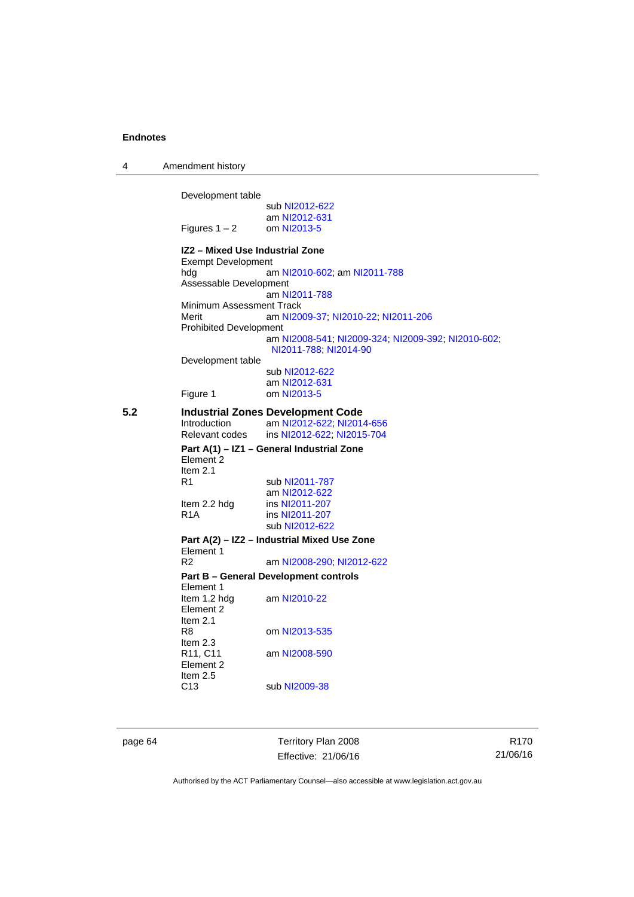Development table

sub NI2012-622
am NI2012-631

Figures 1 – 2 om NI2013-5

**IZ2 – Mixed Use Industrial Zone**

Exempt Development

hdg am NI2010-602; am NI2011-788

Assessable Development

am NI2011-788

Minimum Assessment Track

Merit am NI2009-37; NI2010-22; NI2011-206

Prohibited Development

am NI2008-541; NI2009-324; NI2009-392; NI2010-602; NI2011-788; NI2014-90

Development table

sub NI2012-622
am NI2012-631

Figure 1 om NI2013-5

## 5.2 Industrial Zones Development Code

Introduction am NI2012-622; NI2014-656

Relevant codes ins NI2012-622; NI2015-704

**Part A(1) – IZ1 – General Industrial Zone**

Element 2

Item 2.1

R1 sub NI2011-787
am NI2012-622

Item 2.2 hdg ins NI2011-207

R1A ins NI2011-207
sub NI2012-622

**Part A(2) – IZ2 – Industrial Mixed Use Zone**

Element 1

R2 am NI2008-290; NI2012-622

**Part B – General Development controls**

Element 1

Item 1.2 hdg am NI2010-22

Element 2

Item 2.1

R8 om NI2013-535

Item 2.3

R11, C11 am NI2008-590

Element 2

Item 2.5

C13 sub NI2009-38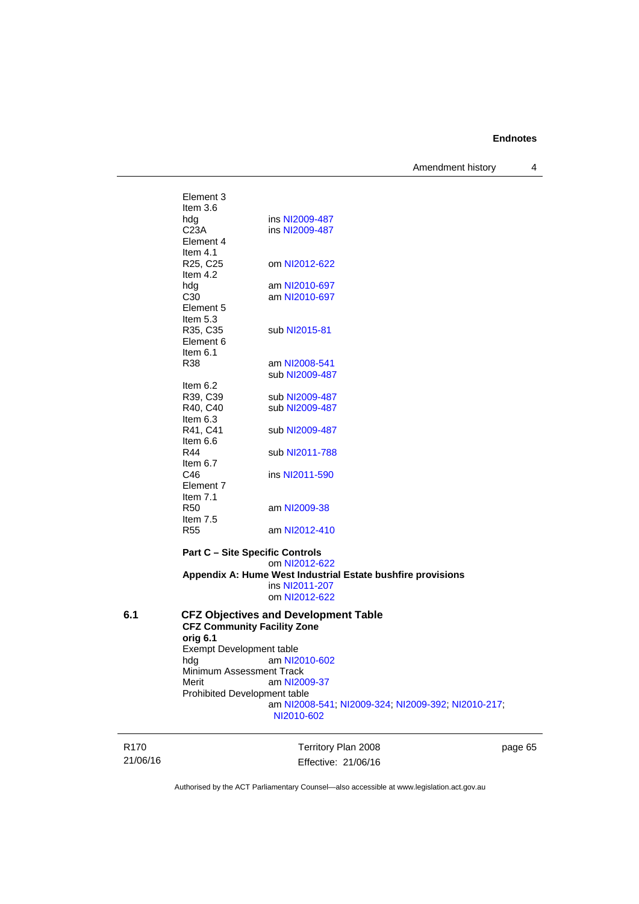Element 3
Item 3.6
hdg ins NI2009-487
C23A ins NI2009-487
Element 4
Item 4.1
R25, C25 om NI2012-622
Item 4.2
hdg am NI2010-697
C30 am NI2010-697
Element 5
Item 5.3
R35, C35 sub NI2015-81
Element 6
Item 6.1
R38 am NI2008-541
sub NI2009-487
Item 6.2
R39, C39 sub NI2009-487
R40, C40 sub NI2009-487
Item 6.3
R41, C41 sub NI2009-487
Item 6.6
R44 sub NI2011-788
Item 6.7
C46 ins NI2011-590
Element 7
Item 7.1
R50 am NI2009-38
Item 7.5
R55 am NI2012-410

**Part C – Site Specific Controls**
om NI2012-622

**Appendix A: Hume West Industrial Estate bushfire provisions**
ins NI2011-207
om NI2012-622

## 6.1 CFZ Objectives and Development Table

**CFZ Community Facility Zone**

**orig 6.1**

Exempt Development table
hdg am NI2010-602

Minimum Assessment Track
Merit am NI2009-37

Prohibited Development table
am NI2008-541; NI2009-324; NI2009-392; NI2010-217; NI2010-602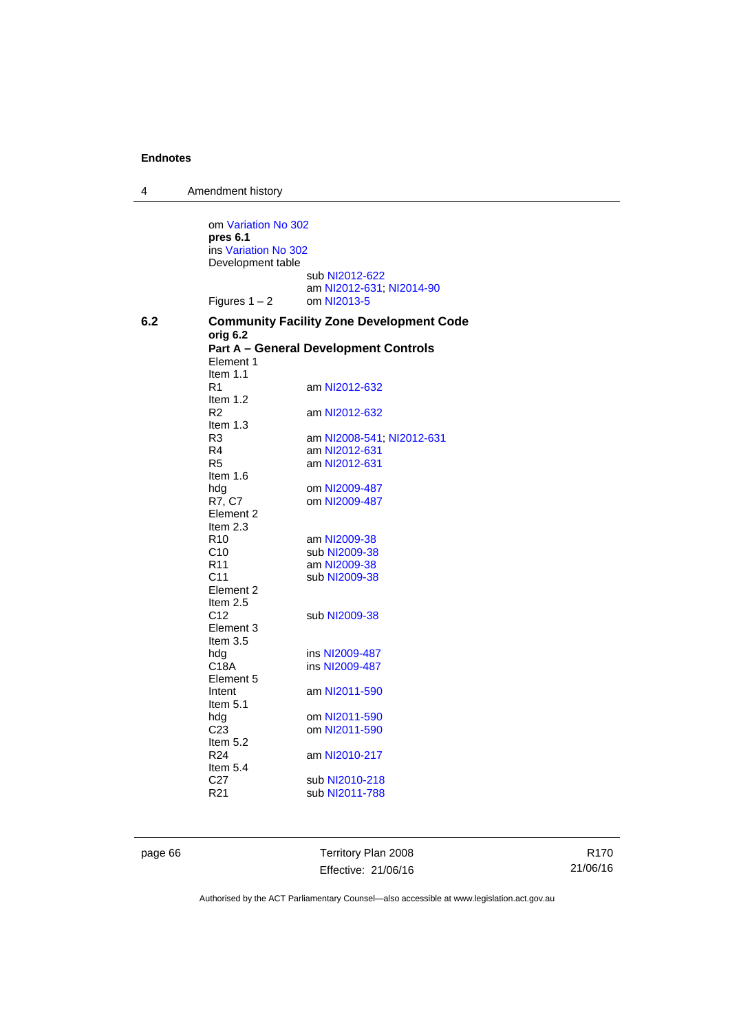om Variation No 302
**pres 6.1**
ins Variation No 302
Development table

| | |
|---|---|
| | sub NI2012-622 |
| | am NI2012-631; NI2014-90 |
| Figures 1 – 2 | om NI2013-5 |

**6.2 Community Facility Zone Development Code**

**orig 6.2**

**Part A – General Development Controls**

| | |
|---|---|
| Element 1 | |
| Item 1.1 | |
| R1 | am NI2012-632 |
| Item 1.2 | |
| R2 | am NI2012-632 |
| Item 1.3 | |
| R3 | am NI2008-541; NI2012-631 |
| R4 | am NI2012-631 |
| R5 | am NI2012-631 |
| Item 1.6 | |
| hdg | om NI2009-487 |
| R7, C7 | om NI2009-487 |
| Element 2 | |
| Item 2.3 | |
| R10 | am NI2009-38 |
| C10 | sub NI2009-38 |
| R11 | am NI2009-38 |
| C11 | sub NI2009-38 |
| Element 2 | |
| Item 2.5 | |
| C12 | sub NI2009-38 |
| Element 3 | |
| Item 3.5 | |
| hdg | ins NI2009-487 |
| C18A | ins NI2009-487 |
| Element 5 | |
| Intent | am NI2011-590 |
| Item 5.1 | |
| hdg | om NI2011-590 |
| C23 | om NI2011-590 |
| Item 5.2 | |
| R24 | am NI2010-217 |
| Item 5.4 | |
| C27 | sub NI2010-218 |
| R21 | sub NI2011-788 |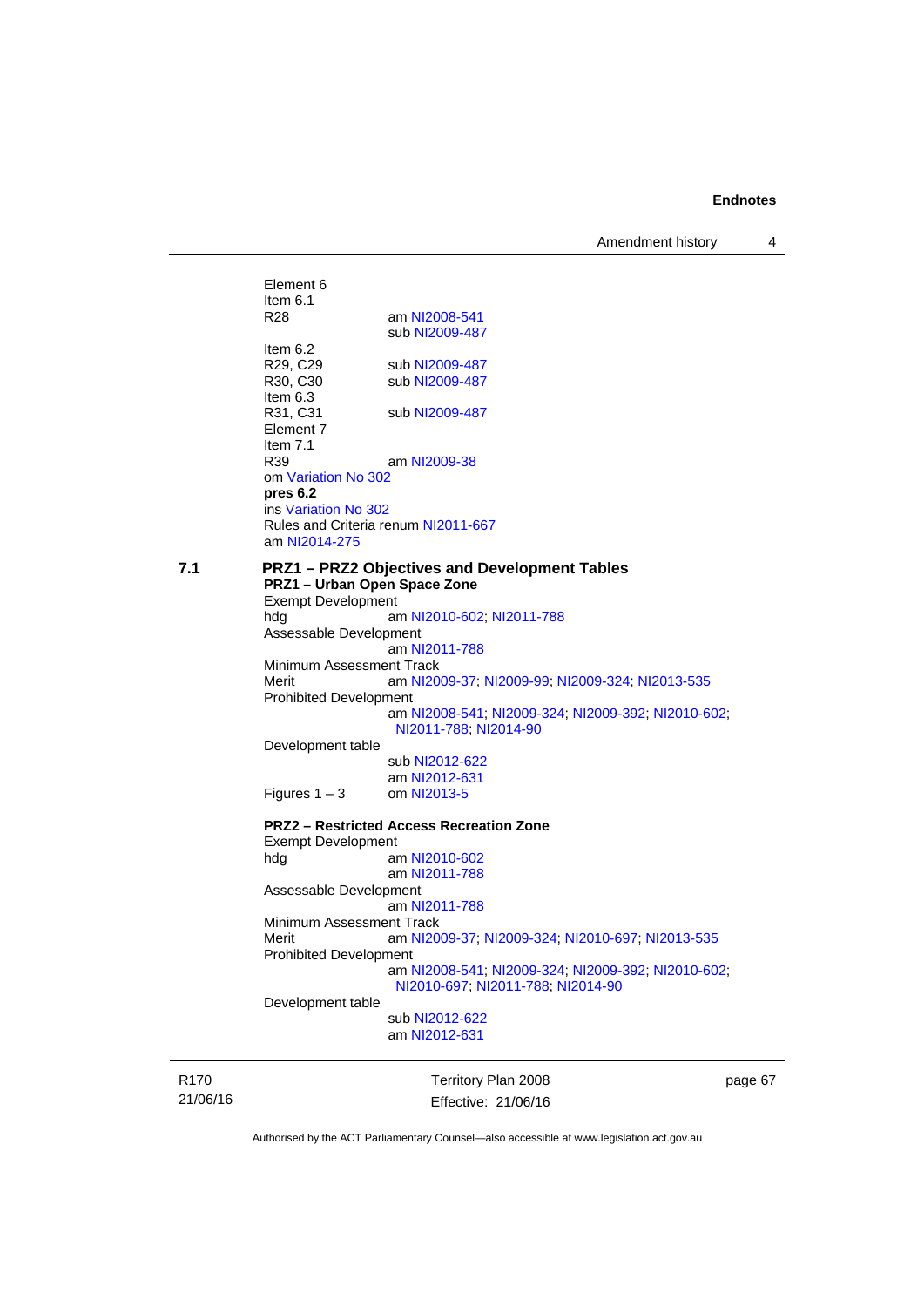Element 6
Item 6.1
R28 am NI2008-541
sub NI2009-487
Item 6.2
R29, C29 sub NI2009-487
R30, C30 sub NI2009-487
Item 6.3
R31, C31 sub NI2009-487
Element 7
Item 7.1
R39 am NI2009-38
om Variation No 302
**pres 6.2**
ins Variation No 302
Rules and Criteria renum NI2011-667
am NI2014-275

**7.1 PRZ1 – PRZ2 Objectives and Development Tables**

**PRZ1 – Urban Open Space Zone**
Exempt Development
hdg am NI2010-602; NI2011-788
Assessable Development
am NI2011-788
Minimum Assessment Track
Merit am NI2009-37; NI2009-99; NI2009-324; NI2013-535
Prohibited Development
am NI2008-541; NI2009-324; NI2009-392; NI2010-602; NI2011-788; NI2014-90
Development table
sub NI2012-622
am NI2012-631
Figures 1 – 3 om NI2013-5

**PRZ2 – Restricted Access Recreation Zone**
Exempt Development
hdg am NI2010-602
am NI2011-788
Assessable Development
am NI2011-788
Minimum Assessment Track
Merit am NI2009-37; NI2009-324; NI2010-697; NI2013-535
Prohibited Development
am NI2008-541; NI2009-324; NI2009-392; NI2010-602; NI2010-697; NI2011-788; NI2014-90
Development table
sub NI2012-622
am NI2012-631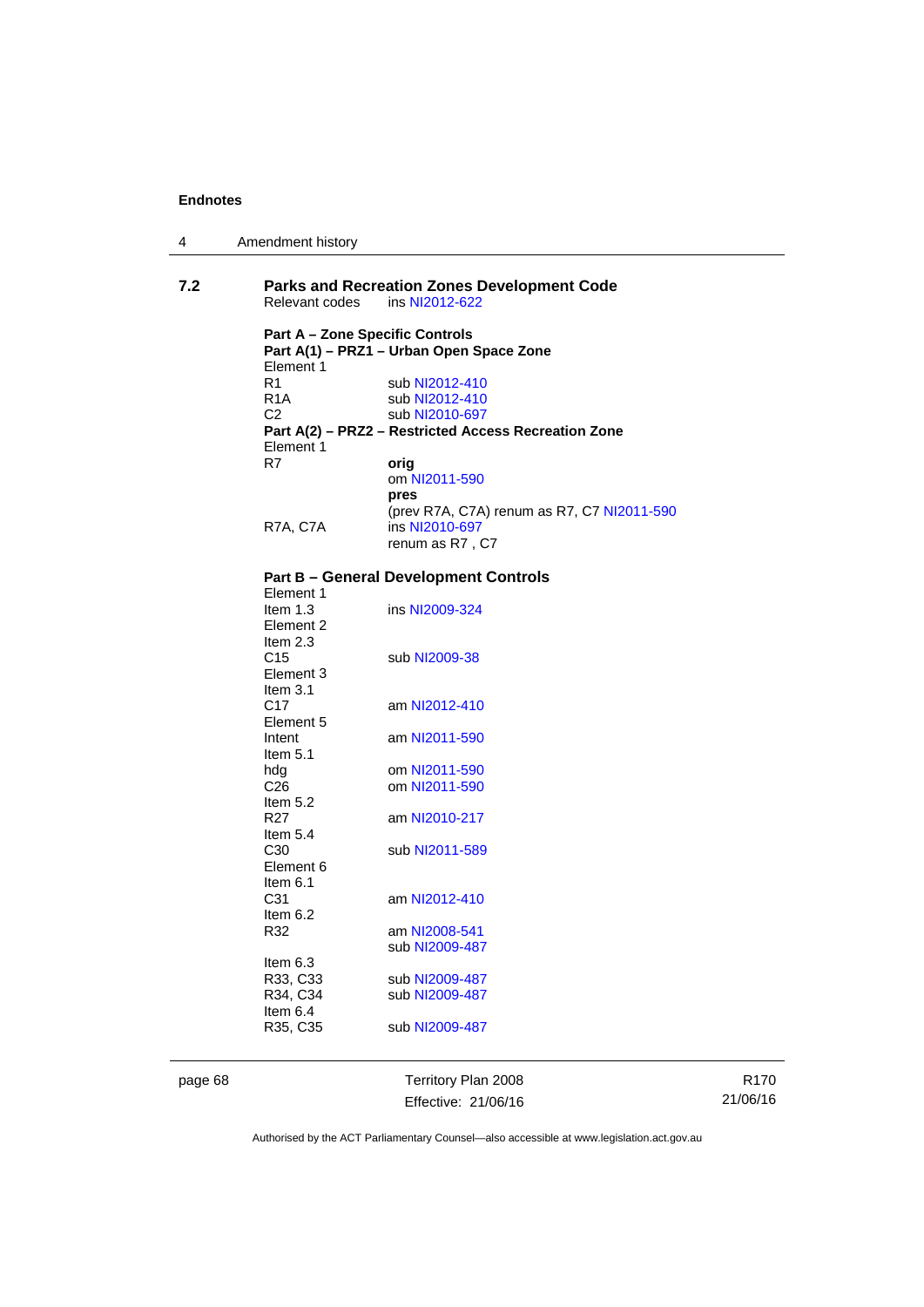### 7.2 Parks and Recreation Zones Development Code

Relevant codes ins NI2012-622

**Part A – Zone Specific Controls**

**Part A(1) – PRZ1 – Urban Open Space Zone**

Element 1

| | |
|---|---|
| R1 | sub NI2012-410 |
| R1A | sub NI2012-410 |
| C2 | sub NI2010-697 |

**Part A(2) – PRZ2 – Restricted Access Recreation Zone**

Element 1

| | |
|---|---|
| R7 | **orig** |
| | om NI2011-590 |
| | **pres** |
| | (prev R7A, C7A) renum as R7, C7 NI2011-590 |
| R7A, C7A | ins NI2010-697 |
| | renum as R7 , C7 |

**Part B – General Development Controls**

| | |
|---|---|
| Element 1 | |
| Item 1.3 | ins NI2009-324 |
| Element 2 | |
| Item 2.3 | |
| C15 | sub NI2009-38 |
| Element 3 | |
| Item 3.1 | |
| C17 | am NI2012-410 |
| Element 5 | |
| Intent | am NI2011-590 |
| Item 5.1 | |
| hdg | om NI2011-590 |
| C26 | om NI2011-590 |
| Item 5.2 | |
| R27 | am NI2010-217 |
| Item 5.4 | |
| C30 | sub NI2011-589 |
| Element 6 | |
| Item 6.1 | |
| C31 | am NI2012-410 |
| Item 6.2 | |
| R32 | am NI2008-541 |
| | sub NI2009-487 |
| Item 6.3 | |
| R33, C33 | sub NI2009-487 |
| R34, C34 | sub NI2009-487 |
| Item 6.4 | |
| R35, C35 | sub NI2009-487 |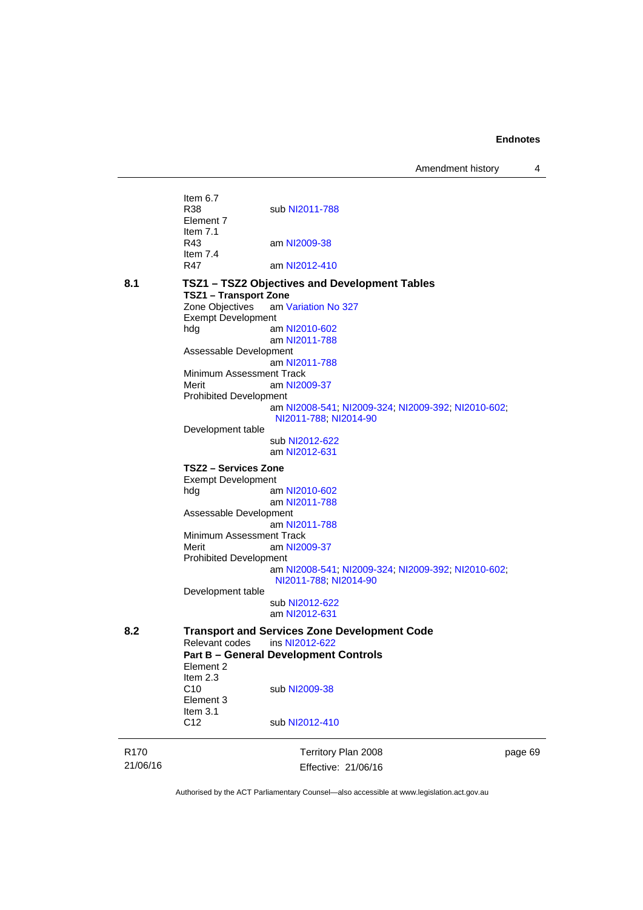Item 6.7
R38 sub NI2011-788
Element 7
Item 7.1
R43 am NI2009-38
Item 7.4
R47 am NI2012-410

**8.1 TSZ1 – TSZ2 Objectives and Development Tables**

**TSZ1 – Transport Zone**

Zone Objectives am Variation No 327
Exempt Development
hdg am NI2010-602
am NI2011-788
Assessable Development
am NI2011-788
Minimum Assessment Track
Merit am NI2009-37
Prohibited Development
am NI2008-541; NI2009-324; NI2009-392; NI2010-602; NI2011-788; NI2014-90
Development table
sub NI2012-622
am NI2012-631

**TSZ2 – Services Zone**

Exempt Development
hdg am NI2010-602
am NI2011-788
Assessable Development
am NI2011-788
Minimum Assessment Track
Merit am NI2009-37
Prohibited Development
am NI2008-541; NI2009-324; NI2009-392; NI2010-602; NI2011-788; NI2014-90
Development table
sub NI2012-622
am NI2012-631

**8.2 Transport and Services Zone Development Code**

Relevant codes ins NI2012-622

**Part B – General Development Controls**

Element 2
Item 2.3
C10 sub NI2009-38
Element 3
Item 3.1
C12 sub NI2012-410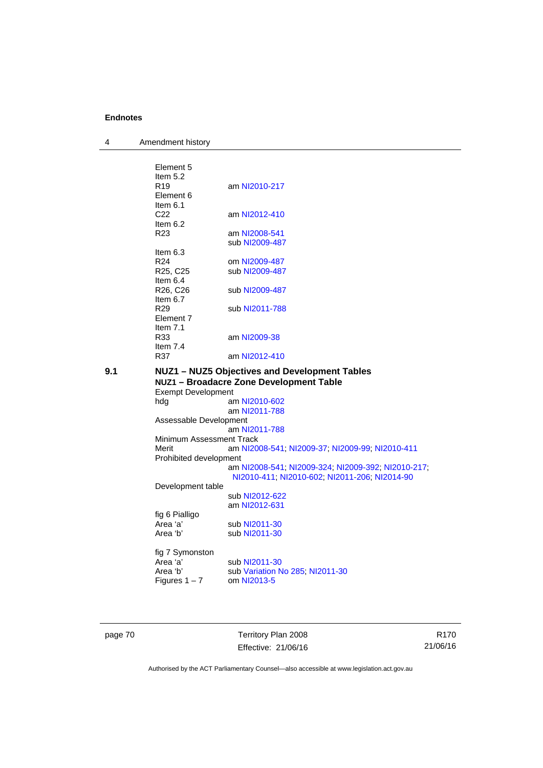Element 5
Item 5.2
R19 am NI2010-217
Element 6
Item 6.1
C22 am NI2012-410
Item 6.2
R23 am NI2008-541
sub NI2009-487
Item 6.3
R24 om NI2009-487
R25, C25 sub NI2009-487
Item 6.4
R26, C26 sub NI2009-487
Item 6.7
R29 sub NI2011-788
Element 7
Item 7.1
R33 am NI2009-38
Item 7.4
R37 am NI2012-410

**9.1 NUZ1 – NUZ5 Objectives and Development Tables**

**NUZ1 – Broadacre Zone Development Table**

Exempt Development
hdg am NI2010-602
am NI2011-788
Assessable Development
am NI2011-788
Minimum Assessment Track
Merit am NI2008-541; NI2009-37; NI2009-99; NI2010-411
Prohibited development
am NI2008-541; NI2009-324; NI2009-392; NI2010-217; NI2010-411; NI2010-602; NI2011-206; NI2014-90
Development table
sub NI2012-622
am NI2012-631
fig 6 Pialligo
Area 'a' sub NI2011-30
Area 'b' sub NI2011-30

fig 7 Symonston
Area 'a' sub NI2011-30
Area 'b' sub Variation No 285; NI2011-30
Figures 1 – 7 om NI2013-5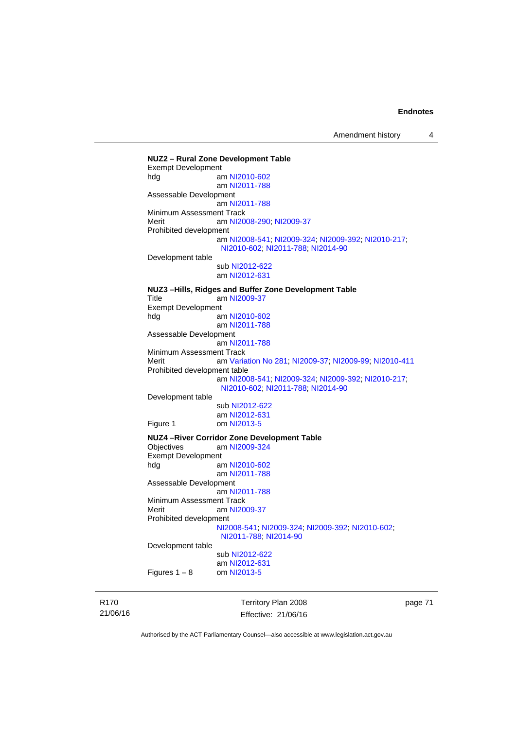**NUZ2 – Rural Zone Development Table**

Exempt Development

hdg am NI2010-602
am NI2011-788

Assessable Development
am NI2011-788

Minimum Assessment Track

Merit am NI2008-290; NI2009-37

Prohibited development
am NI2008-541; NI2009-324; NI2009-392; NI2010-217; NI2010-602; NI2011-788; NI2014-90

Development table
sub NI2012-622
am NI2012-631

**NUZ3 –Hills, Ridges and Buffer Zone Development Table**

Title am NI2009-37

Exempt Development

hdg am NI2010-602
am NI2011-788

Assessable Development
am NI2011-788

Minimum Assessment Track

Merit am Variation No 281; NI2009-37; NI2009-99; NI2010-411

Prohibited development table
am NI2008-541; NI2009-324; NI2009-392; NI2010-217; NI2010-602; NI2011-788; NI2014-90

Development table
sub NI2012-622
am NI2012-631

Figure 1 om NI2013-5

**NUZ4 –River Corridor Zone Development Table**

Objectives am NI2009-324

Exempt Development

hdg am NI2010-602
am NI2011-788

Assessable Development
am NI2011-788

Minimum Assessment Track

Merit am NI2009-37

Prohibited development
NI2008-541; NI2009-324; NI2009-392; NI2010-602; NI2011-788; NI2014-90

Development table
sub NI2012-622
am NI2012-631

Figures 1 – 8 om NI2013-5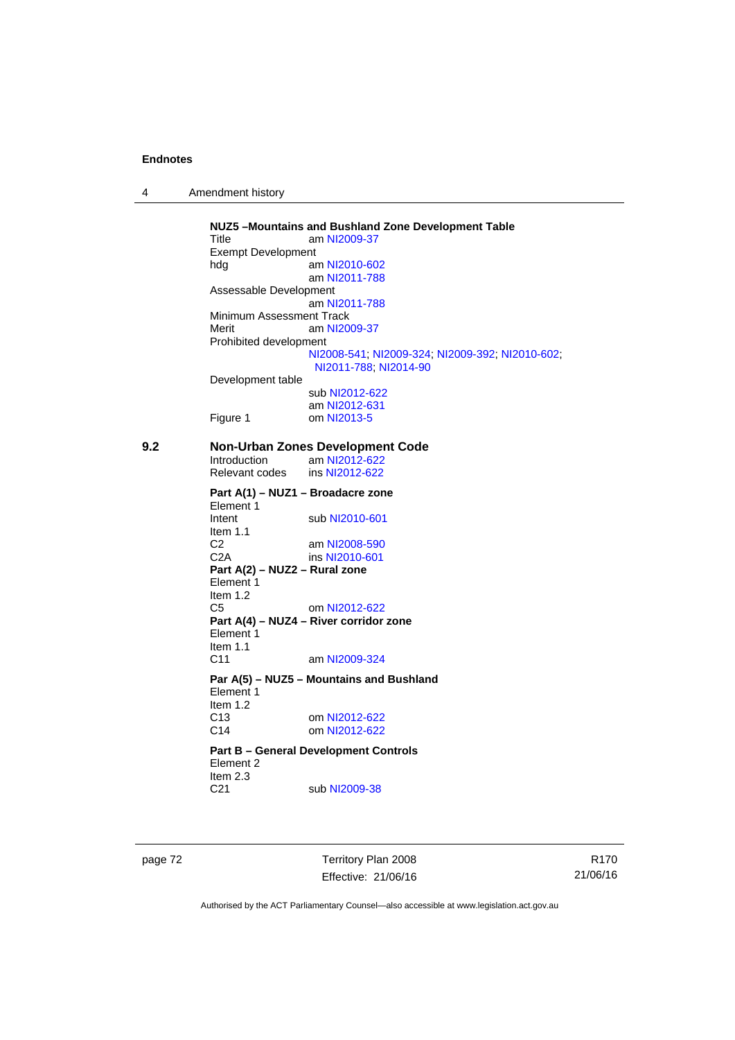**NUZ5 –Mountains and Bushland Zone Development Table**

Title am NI2009-37

Exempt Development

hdg am NI2010-602
am NI2011-788

Assessable Development
am NI2011-788

Minimum Assessment Track

Merit am NI2009-37

Prohibited development
NI2008-541; NI2009-324; NI2009-392; NI2010-602; NI2011-788; NI2014-90

Development table
sub NI2012-622
am NI2012-631

Figure 1 om NI2013-5

## 9.2 Non-Urban Zones Development Code

Introduction am NI2012-622

Relevant codes ins NI2012-622

**Part A(1) – NUZ1 – Broadacre zone**

Element 1

Intent sub NI2010-601

Item 1.1

C2 am NI2008-590

C2A ins NI2010-601

**Part A(2) – NUZ2 – Rural zone**

Element 1

Item 1.2

C5 om NI2012-622

**Part A(4) – NUZ4 – River corridor zone**

Element 1

Item 1.1

C11 am NI2009-324

**Par A(5) – NUZ5 – Mountains and Bushland**

Element 1

Item 1.2

C13 om NI2012-622

C14 om NI2012-622

**Part B – General Development Controls**

Element 2

Item 2.3

C21 sub NI2009-38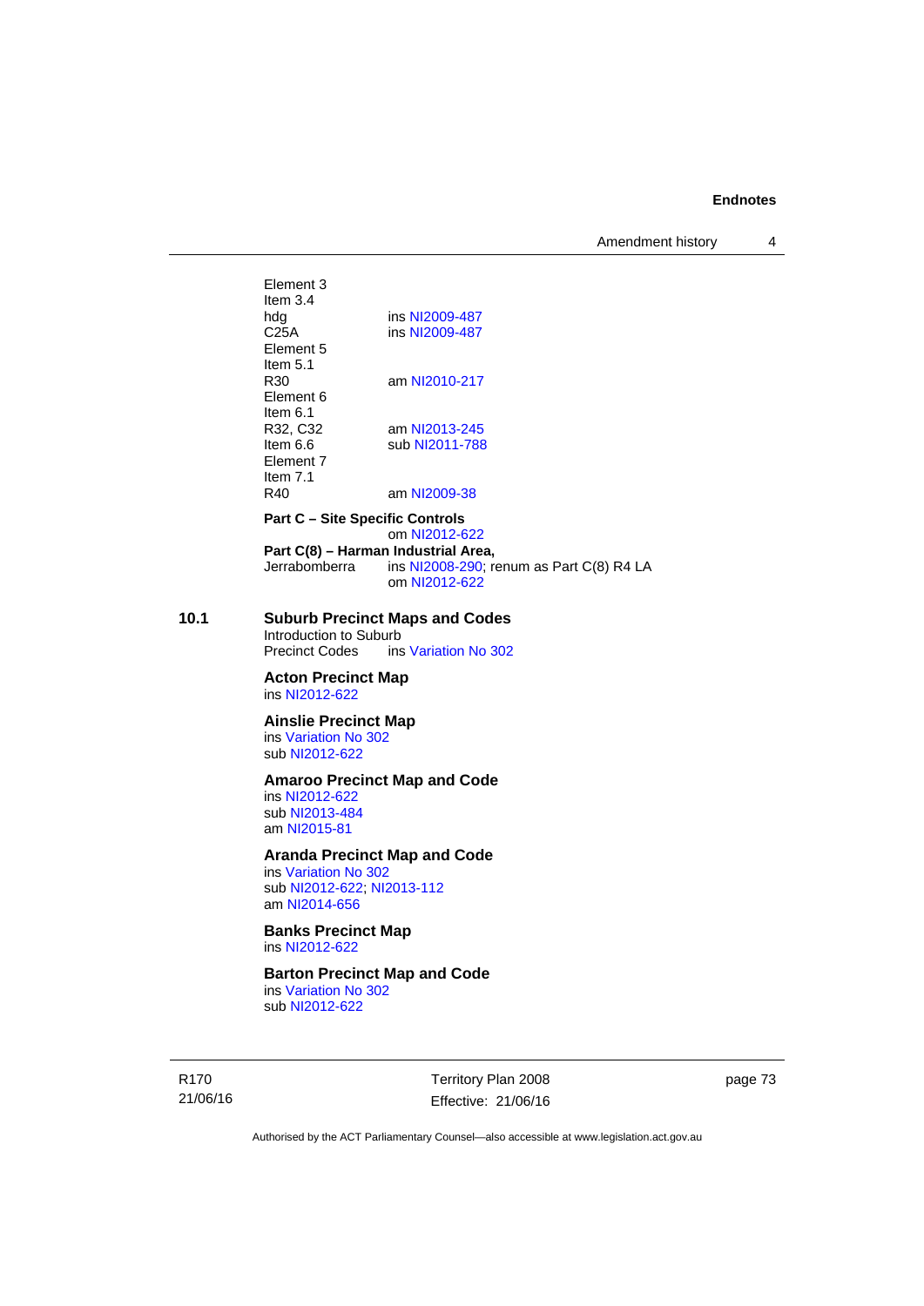Element 3
Item 3.4
hdg ins NI2009-487
C25A ins NI2009-487
Element 5
Item 5.1
R30 am NI2010-217
Element 6
Item 6.1
R32, C32 am NI2013-245
Item 6.6 sub NI2011-788
Element 7
Item 7.1
R40 am NI2009-38

**Part C – Site Specific Controls**
om NI2012-622

**Part C(8) – Harman Industrial Area,**
Jerrabomberra ins NI2008-290; renum as Part C(8) R4 LA
om NI2012-622

## 10.1 Suburb Precinct Maps and Codes

Introduction to Suburb
Precinct Codes ins Variation No 302

### Acton Precinct Map

ins NI2012-622

### Ainslie Precinct Map

ins Variation No 302
sub NI2012-622

### Amaroo Precinct Map and Code

ins NI2012-622
sub NI2013-484
am NI2015-81

### Aranda Precinct Map and Code

ins Variation No 302
sub NI2012-622; NI2013-112
am NI2014-656

### Banks Precinct Map

ins NI2012-622

### Barton Precinct Map and Code

ins Variation No 302
sub NI2012-622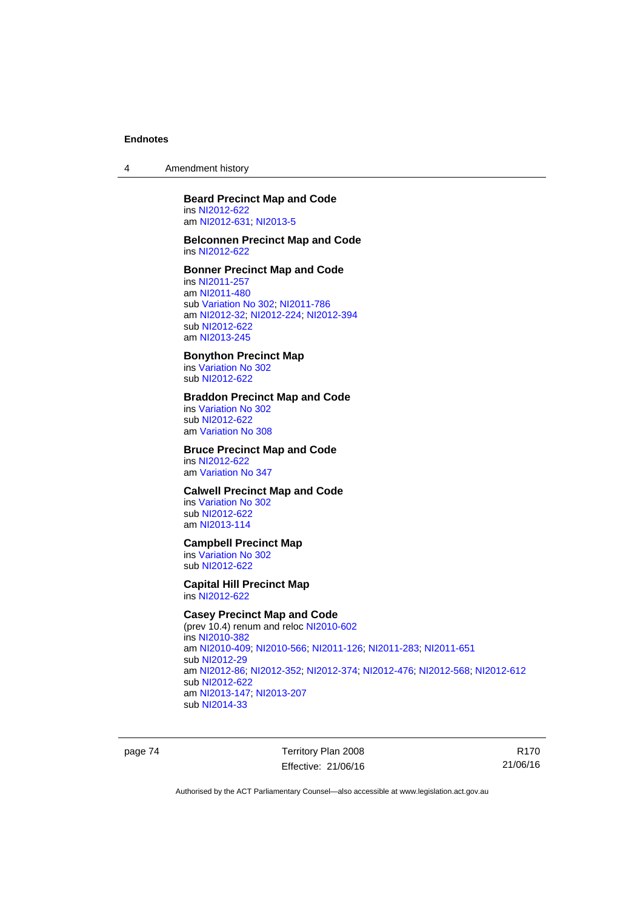**Beard Precinct Map and Code**
ins NI2012-622
am NI2012-631; NI2013-5

**Belconnen Precinct Map and Code**
ins NI2012-622

**Bonner Precinct Map and Code**
ins NI2011-257
am NI2011-480
sub Variation No 302; NI2011-786
am NI2012-32; NI2012-224; NI2012-394
sub NI2012-622
am NI2013-245

**Bonython Precinct Map**
ins Variation No 302
sub NI2012-622

**Braddon Precinct Map and Code**
ins Variation No 302
sub NI2012-622
am Variation No 308

**Bruce Precinct Map and Code**
ins NI2012-622
am Variation No 347

**Calwell Precinct Map and Code**
ins Variation No 302
sub NI2012-622
am NI2013-114

**Campbell Precinct Map**
ins Variation No 302
sub NI2012-622

**Capital Hill Precinct Map**
ins NI2012-622

**Casey Precinct Map and Code**
(prev 10.4) renum and reloc NI2010-602
ins NI2010-382
am NI2010-409; NI2010-566; NI2011-126; NI2011-283; NI2011-651
sub NI2012-29
am NI2012-86; NI2012-352; NI2012-374; NI2012-476; NI2012-568; NI2012-612
sub NI2012-622
am NI2013-147; NI2013-207
sub NI2014-33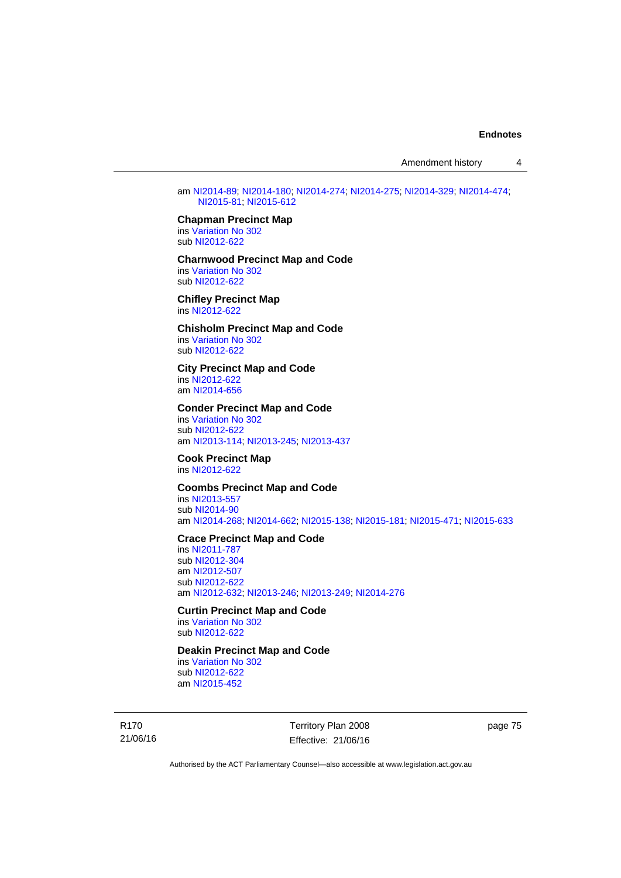am NI2014-89; NI2014-180; NI2014-274; NI2014-275; NI2014-329; NI2014-474; NI2015-81; NI2015-612

**Chapman Precinct Map**
ins Variation No 302
sub NI2012-622

**Charnwood Precinct Map and Code**
ins Variation No 302
sub NI2012-622

**Chifley Precinct Map**
ins NI2012-622

**Chisholm Precinct Map and Code**
ins Variation No 302
sub NI2012-622

**City Precinct Map and Code**
ins NI2012-622
am NI2014-656

**Conder Precinct Map and Code**
ins Variation No 302
sub NI2012-622
am NI2013-114; NI2013-245; NI2013-437

**Cook Precinct Map**
ins NI2012-622

**Coombs Precinct Map and Code**
ins NI2013-557
sub NI2014-90
am NI2014-268; NI2014-662; NI2015-138; NI2015-181; NI2015-471; NI2015-633

**Crace Precinct Map and Code**
ins NI2011-787
sub NI2012-304
am NI2012-507
sub NI2012-622
am NI2012-632; NI2013-246; NI2013-249; NI2014-276

**Curtin Precinct Map and Code**
ins Variation No 302
sub NI2012-622

**Deakin Precinct Map and Code**
ins Variation No 302
sub NI2012-622
am NI2015-452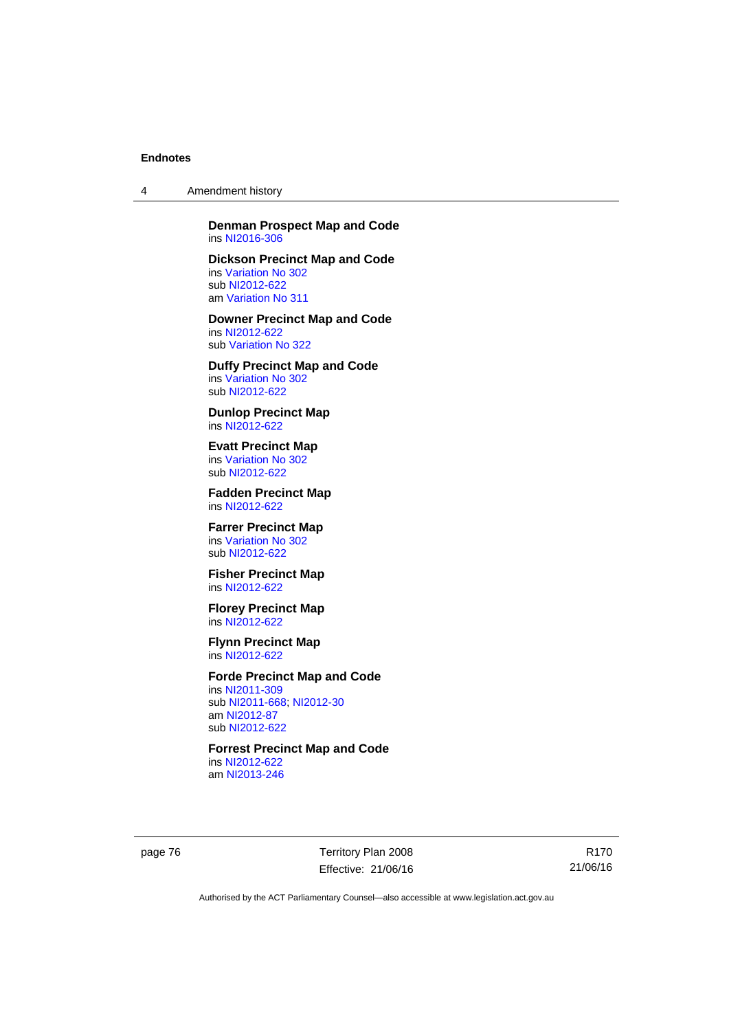**Denman Prospect Map and Code**
ins NI2016-306

**Dickson Precinct Map and Code**
ins Variation No 302
sub NI2012-622
am Variation No 311

**Downer Precinct Map and Code**
ins NI2012-622
sub Variation No 322

**Duffy Precinct Map and Code**
ins Variation No 302
sub NI2012-622

**Dunlop Precinct Map**
ins NI2012-622

**Evatt Precinct Map**
ins Variation No 302
sub NI2012-622

**Fadden Precinct Map**
ins NI2012-622

**Farrer Precinct Map**
ins Variation No 302
sub NI2012-622

**Fisher Precinct Map**
ins NI2012-622

**Florey Precinct Map**
ins NI2012-622

**Flynn Precinct Map**
ins NI2012-622

**Forde Precinct Map and Code**
ins NI2011-309
sub NI2011-668; NI2012-30
am NI2012-87
sub NI2012-622

**Forrest Precinct Map and Code**
ins NI2012-622
am NI2013-246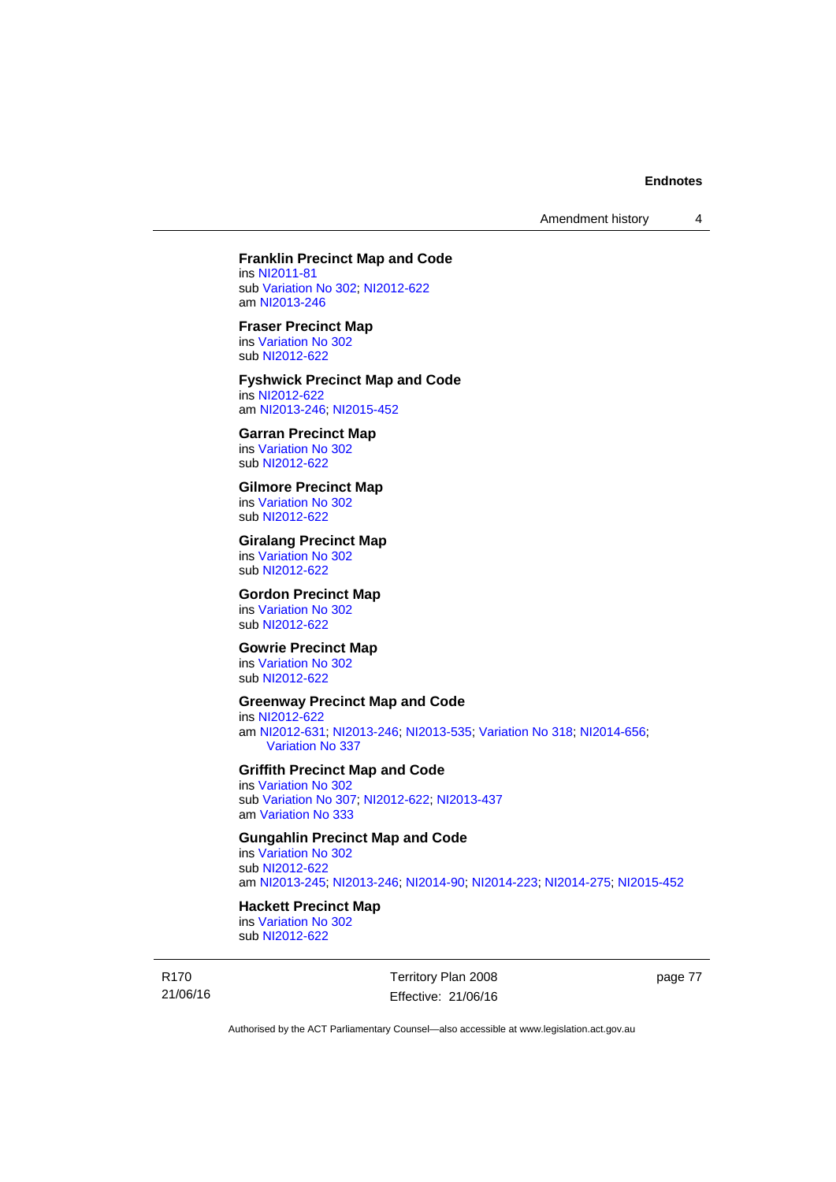**Franklin Precinct Map and Code**
ins NI2011-81
sub Variation No 302; NI2012-622
am NI2013-246

**Fraser Precinct Map**
ins Variation No 302
sub NI2012-622

**Fyshwick Precinct Map and Code**
ins NI2012-622
am NI2013-246; NI2015-452

**Garran Precinct Map**
ins Variation No 302
sub NI2012-622

**Gilmore Precinct Map**
ins Variation No 302
sub NI2012-622

**Giralang Precinct Map**
ins Variation No 302
sub NI2012-622

**Gordon Precinct Map**
ins Variation No 302
sub NI2012-622

**Gowrie Precinct Map**
ins Variation No 302
sub NI2012-622

**Greenway Precinct Map and Code**
ins NI2012-622
am NI2012-631; NI2013-246; NI2013-535; Variation No 318; NI2014-656; Variation No 337

**Griffith Precinct Map and Code**
ins Variation No 302
sub Variation No 307; NI2012-622; NI2013-437
am Variation No 333

**Gungahlin Precinct Map and Code**
ins Variation No 302
sub NI2012-622
am NI2013-245; NI2013-246; NI2014-90; NI2014-223; NI2014-275; NI2015-452

**Hackett Precinct Map**
ins Variation No 302
sub NI2012-622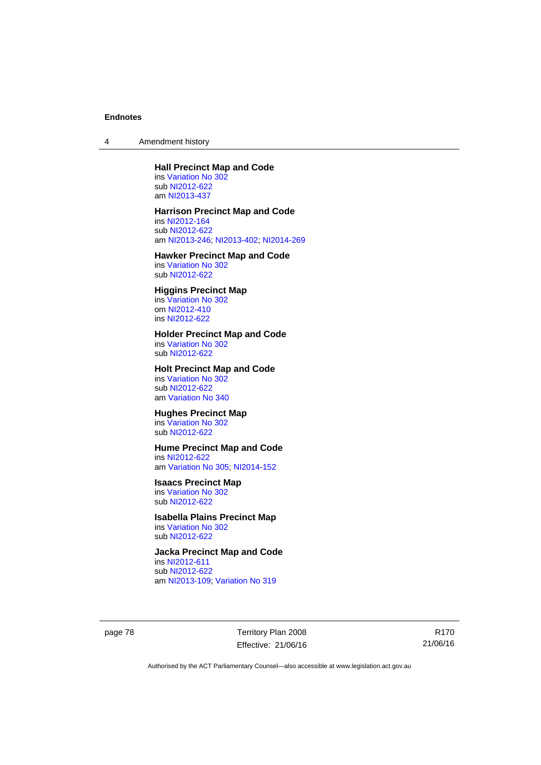**Hall Precinct Map and Code**
ins Variation No 302
sub NI2012-622
am NI2013-437

**Harrison Precinct Map and Code**
ins NI2012-164
sub NI2012-622
am NI2013-246; NI2013-402; NI2014-269

**Hawker Precinct Map and Code**
ins Variation No 302
sub NI2012-622

**Higgins Precinct Map**
ins Variation No 302
om NI2012-410
ins NI2012-622

**Holder Precinct Map and Code**
ins Variation No 302
sub NI2012-622

**Holt Precinct Map and Code**
ins Variation No 302
sub NI2012-622
am Variation No 340

**Hughes Precinct Map**
ins Variation No 302
sub NI2012-622

**Hume Precinct Map and Code**
ins NI2012-622
am Variation No 305; NI2014-152

**Isaacs Precinct Map**
ins Variation No 302
sub NI2012-622

**Isabella Plains Precinct Map**
ins Variation No 302
sub NI2012-622

**Jacka Precinct Map and Code**
ins NI2012-611
sub NI2012-622
am NI2013-109; Variation No 319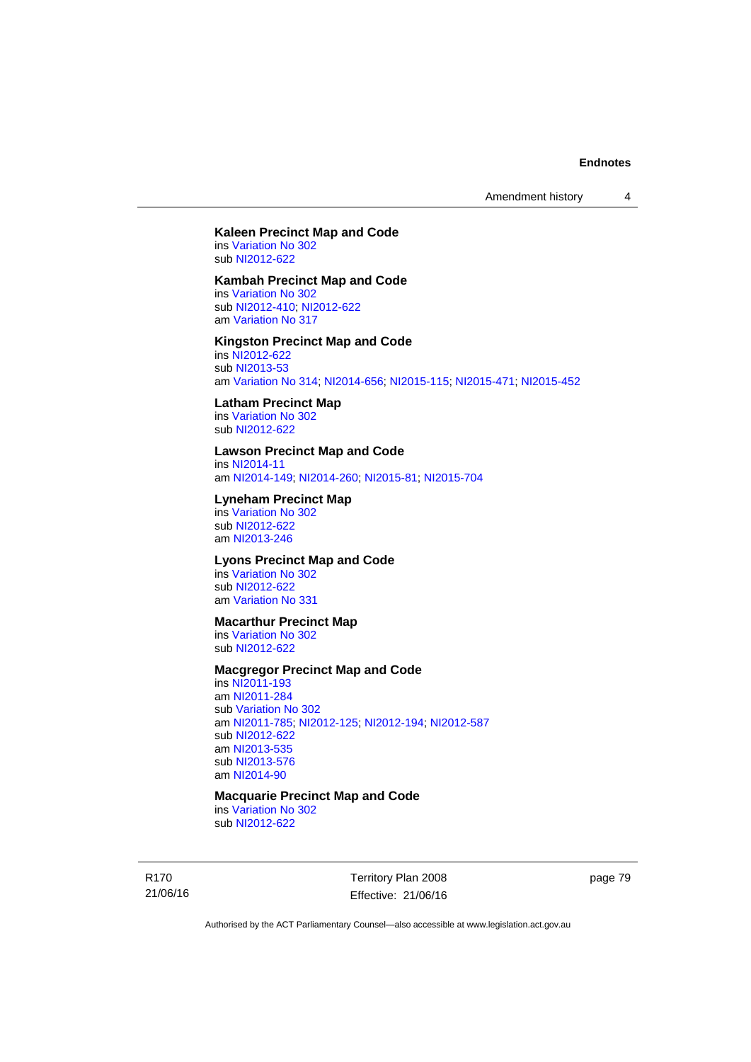**Kaleen Precinct Map and Code**
ins Variation No 302
sub NI2012-622

**Kambah Precinct Map and Code**
ins Variation No 302
sub NI2012-410; NI2012-622
am Variation No 317

**Kingston Precinct Map and Code**
ins NI2012-622
sub NI2013-53
am Variation No 314; NI2014-656; NI2015-115; NI2015-471; NI2015-452

**Latham Precinct Map**
ins Variation No 302
sub NI2012-622

**Lawson Precinct Map and Code**
ins NI2014-11
am NI2014-149; NI2014-260; NI2015-81; NI2015-704

**Lyneham Precinct Map**
ins Variation No 302
sub NI2012-622
am NI2013-246

**Lyons Precinct Map and Code**
ins Variation No 302
sub NI2012-622
am Variation No 331

**Macarthur Precinct Map**
ins Variation No 302
sub NI2012-622

**Macgregor Precinct Map and Code**
ins NI2011-193
am NI2011-284
sub Variation No 302
am NI2011-785; NI2012-125; NI2012-194; NI2012-587
sub NI2012-622
am NI2013-535
sub NI2013-576
am NI2014-90

**Macquarie Precinct Map and Code**
ins Variation No 302
sub NI2012-622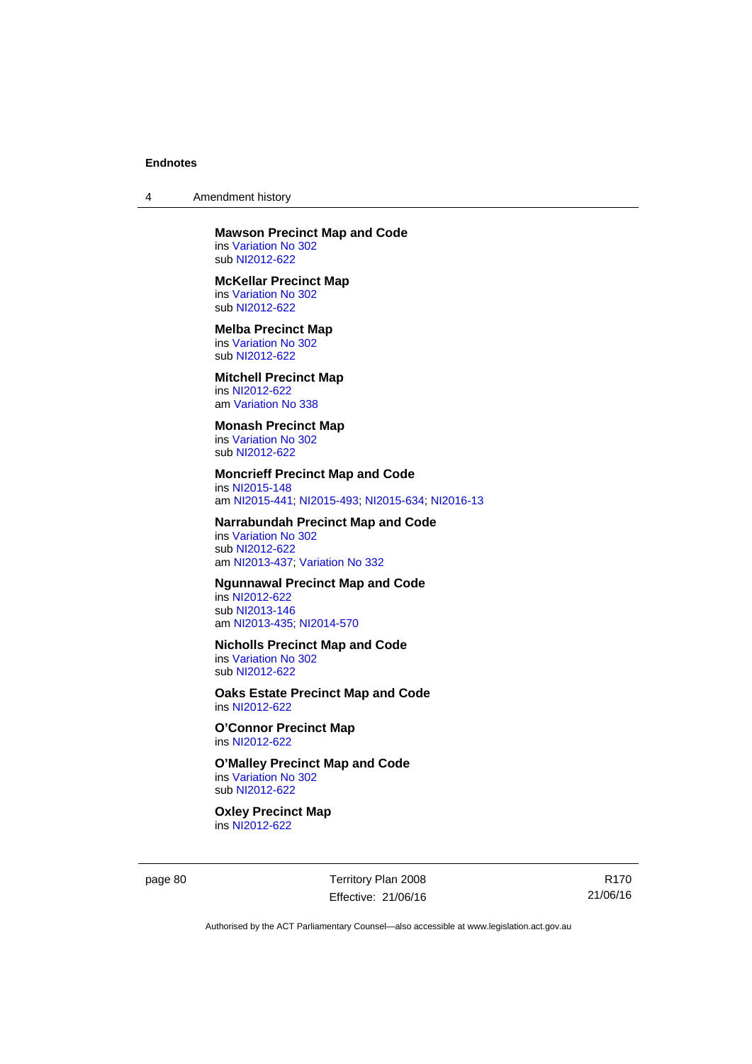**Mawson Precinct Map and Code**
ins Variation No 302
sub NI2012-622

**McKellar Precinct Map**
ins Variation No 302
sub NI2012-622

**Melba Precinct Map**
ins Variation No 302
sub NI2012-622

**Mitchell Precinct Map**
ins NI2012-622
am Variation No 338

**Monash Precinct Map**
ins Variation No 302
sub NI2012-622

**Moncrieff Precinct Map and Code**
ins NI2015-148
am NI2015-441; NI2015-493; NI2015-634; NI2016-13

**Narrabundah Precinct Map and Code**
ins Variation No 302
sub NI2012-622
am NI2013-437; Variation No 332

**Ngunnawal Precinct Map and Code**
ins NI2012-622
sub NI2013-146
am NI2013-435; NI2014-570

**Nicholls Precinct Map and Code**
ins Variation No 302
sub NI2012-622

**Oaks Estate Precinct Map and Code**
ins NI2012-622

**O'Connor Precinct Map**
ins NI2012-622

**O'Malley Precinct Map and Code**
ins Variation No 302
sub NI2012-622

**Oxley Precinct Map**
ins NI2012-622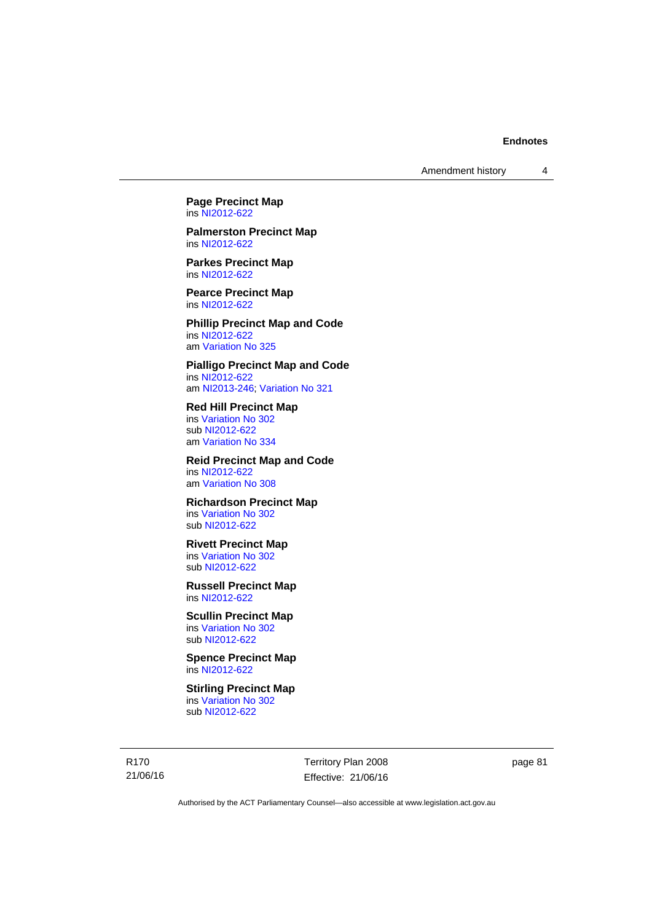**Page Precinct Map**
ins NI2012-622

**Palmerston Precinct Map**
ins NI2012-622

**Parkes Precinct Map**
ins NI2012-622

**Pearce Precinct Map**
ins NI2012-622

**Phillip Precinct Map and Code**
ins NI2012-622
am Variation No 325

**Pialligo Precinct Map and Code**
ins NI2012-622
am NI2013-246; Variation No 321

**Red Hill Precinct Map**
ins Variation No 302
sub NI2012-622
am Variation No 334

**Reid Precinct Map and Code**
ins NI2012-622
am Variation No 308

**Richardson Precinct Map**
ins Variation No 302
sub NI2012-622

**Rivett Precinct Map**
ins Variation No 302
sub NI2012-622

**Russell Precinct Map**
ins NI2012-622

**Scullin Precinct Map**
ins Variation No 302
sub NI2012-622

**Spence Precinct Map**
ins NI2012-622

**Stirling Precinct Map**
ins Variation No 302
sub NI2012-622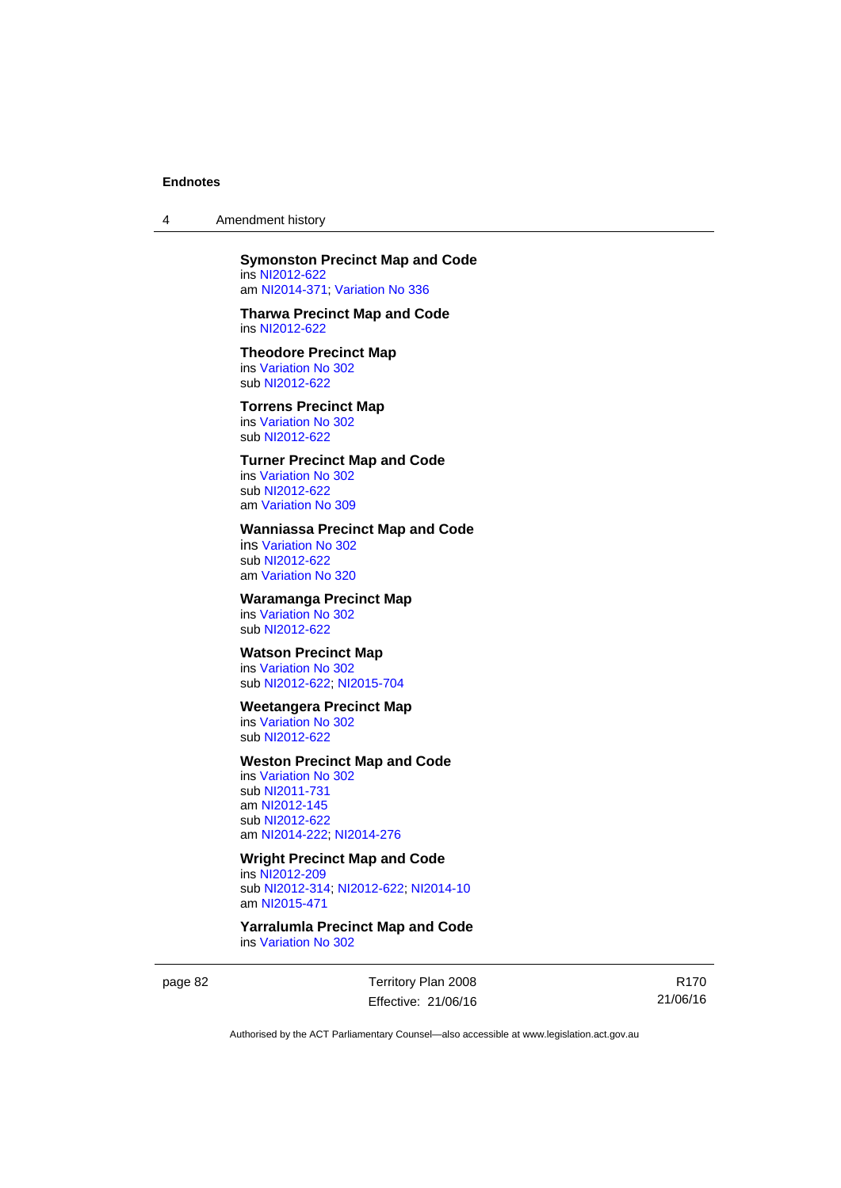**Symonston Precinct Map and Code**
ins NI2012-622
am NI2014-371; Variation No 336

**Tharwa Precinct Map and Code**
ins NI2012-622

**Theodore Precinct Map**
ins Variation No 302
sub NI2012-622

**Torrens Precinct Map**
ins Variation No 302
sub NI2012-622

**Turner Precinct Map and Code**
ins Variation No 302
sub NI2012-622
am Variation No 309

**Wanniassa Precinct Map and Code**
ins Variation No 302
sub NI2012-622
am Variation No 320

**Waramanga Precinct Map**
ins Variation No 302
sub NI2012-622

**Watson Precinct Map**
ins Variation No 302
sub NI2012-622; NI2015-704

**Weetangera Precinct Map**
ins Variation No 302
sub NI2012-622

**Weston Precinct Map and Code**
ins Variation No 302
sub NI2011-731
am NI2012-145
sub NI2012-622
am NI2014-222; NI2014-276

**Wright Precinct Map and Code**
ins NI2012-209
sub NI2012-314; NI2012-622; NI2014-10
am NI2015-471

**Yarralumla Precinct Map and Code**
ins Variation No 302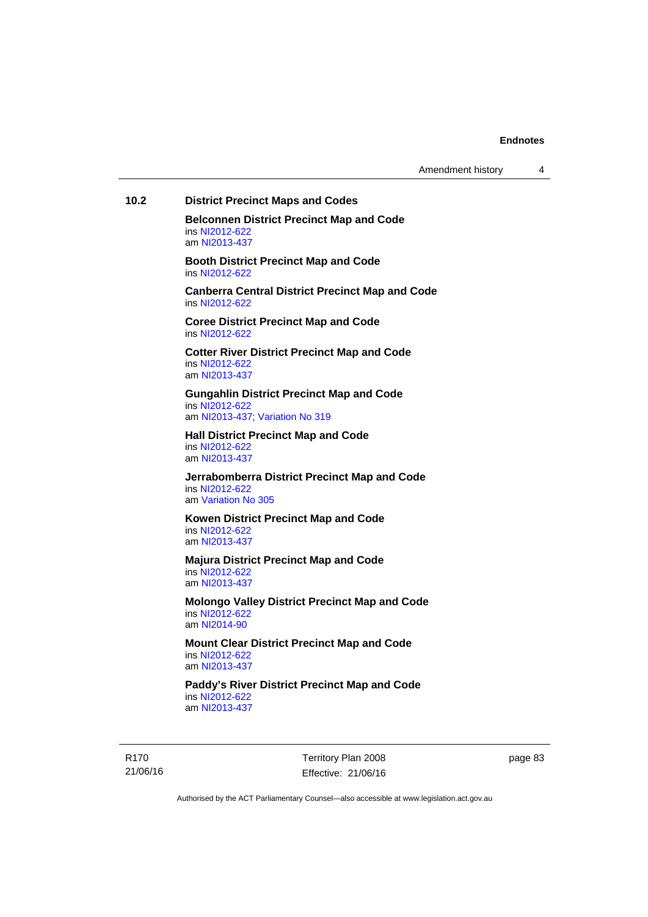## 10.2 District Precinct Maps and Codes

**Belconnen District Precinct Map and Code**
ins NI2012-622
am NI2013-437

**Booth District Precinct Map and Code**
ins NI2012-622

**Canberra Central District Precinct Map and Code**
ins NI2012-622

**Coree District Precinct Map and Code**
ins NI2012-622

**Cotter River District Precinct Map and Code**
ins NI2012-622
am NI2013-437

**Gungahlin District Precinct Map and Code**
ins NI2012-622
am NI2013-437; Variation No 319

**Hall District Precinct Map and Code**
ins NI2012-622
am NI2013-437

**Jerrabomberra District Precinct Map and Code**
ins NI2012-622
am Variation No 305

**Kowen District Precinct Map and Code**
ins NI2012-622
am NI2013-437

**Majura District Precinct Map and Code**
ins NI2012-622
am NI2013-437

**Molongo Valley District Precinct Map and Code**
ins NI2012-622
am NI2014-90

**Mount Clear District Precinct Map and Code**
ins NI2012-622
am NI2013-437

**Paddy's River District Precinct Map and Code**
ins NI2012-622
am NI2013-437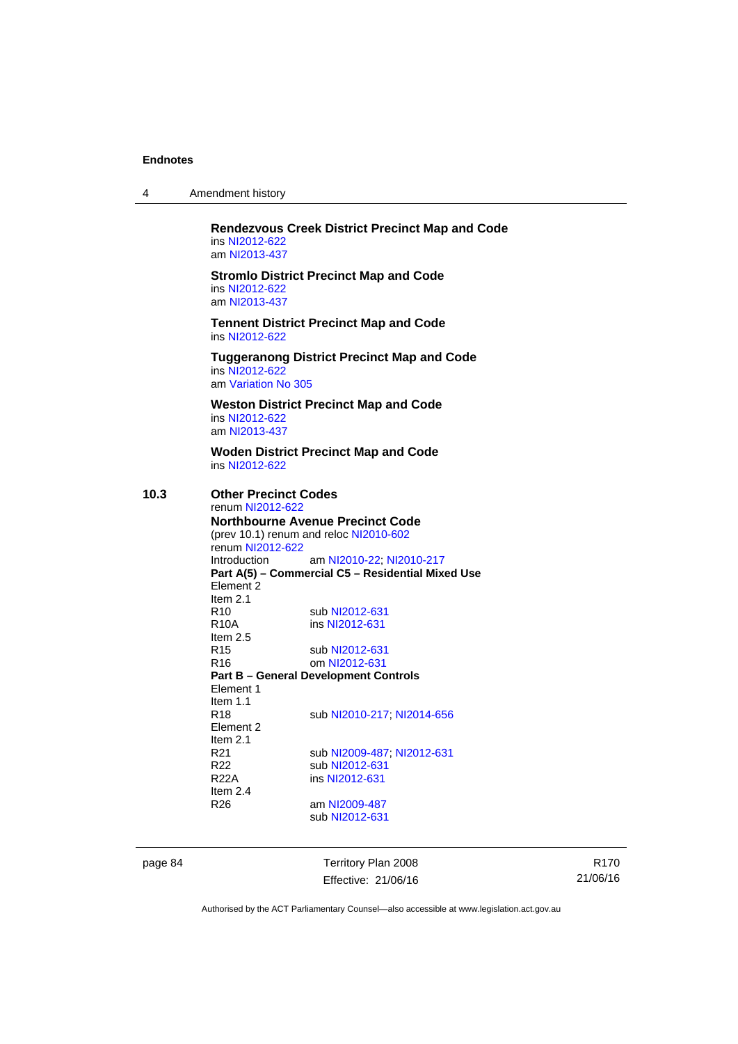**Rendezvous Creek District Precinct Map and Code**
ins NI2012-622
am NI2013-437

**Stromlo District Precinct Map and Code**
ins NI2012-622
am NI2013-437

**Tennent District Precinct Map and Code**
ins NI2012-622

**Tuggeranong District Precinct Map and Code**
ins NI2012-622
am Variation No 305

**Weston District Precinct Map and Code**
ins NI2012-622
am NI2013-437

**Woden District Precinct Map and Code**
ins NI2012-622

**10.3 Other Precinct Codes**
renum NI2012-622

**Northbourne Avenue Precinct Code**
(prev 10.1) renum and reloc NI2010-602
renum NI2012-622

Introduction am NI2010-22; NI2010-217

**Part A(5) – Commercial C5 – Residential Mixed Use**

Element 2
Item 2.1

| | |
|---|---|
| R10 | sub NI2012-631 |
| R10A | ins NI2012-631 |

Item 2.5

| | |
|---|---|
| R15 | sub NI2012-631 |
| R16 | om NI2012-631 |

**Part B – General Development Controls**

Element 1
Item 1.1

| | |
|---|---|
| R18 | sub NI2010-217; NI2014-656 |

Element 2
Item 2.1

| | |
|---|---|
| R21 | sub NI2009-487; NI2012-631 |
| R22 | sub NI2012-631 |
| R22A | ins NI2012-631 |

Item 2.4

| | |
|---|---|
| R26 | am NI2009-487 |
| | sub NI2012-631 |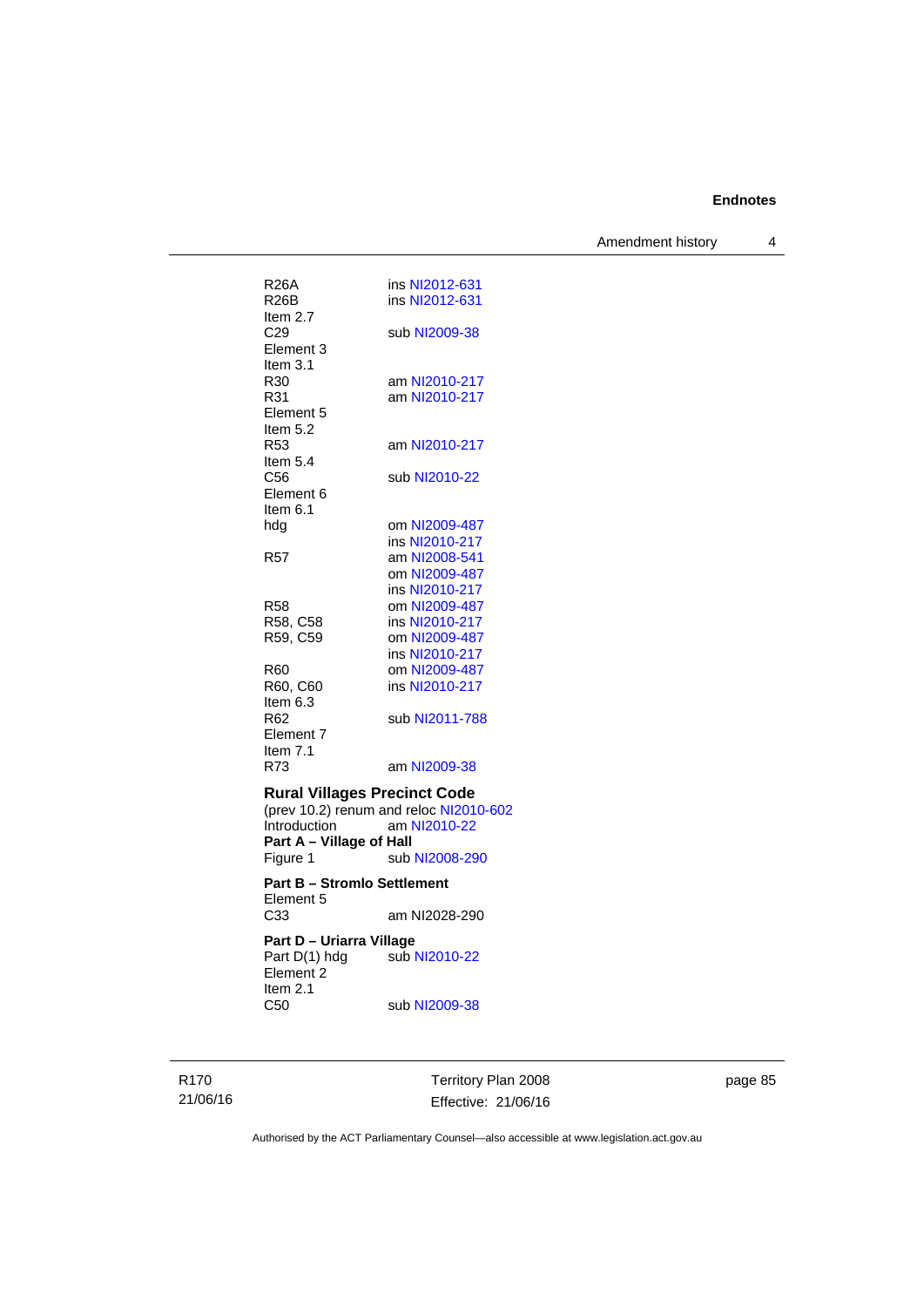R26A ins NI2012-631
R26B ins NI2012-631
Item 2.7
C29 sub NI2009-38
Element 3
Item 3.1
R30 am NI2010-217
R31 am NI2010-217
Element 5
Item 5.2
R53 am NI2010-217
Item 5.4
C56 sub NI2010-22
Element 6
Item 6.1
hdg om NI2009-487
ins NI2010-217
R57 am NI2008-541
om NI2009-487
ins NI2010-217
R58 om NI2009-487
R58, C58 ins NI2010-217
R59, C59 om NI2009-487
ins NI2010-217
R60 om NI2009-487
R60, C60 ins NI2010-217
Item 6.3
R62 sub NI2011-788
Element 7
Item 7.1
R73 am NI2009-38

**Rural Villages Precinct Code**

(prev 10.2) renum and reloc NI2010-602

Introduction am NI2010-22

**Part A – Village of Hall**

Figure 1 sub NI2008-290

**Part B – Stromlo Settlement**

Element 5
C33 am NI2028-290

**Part D – Uriarra Village**

Part D(1) hdg sub NI2010-22
Element 2
Item 2.1
C50 sub NI2009-38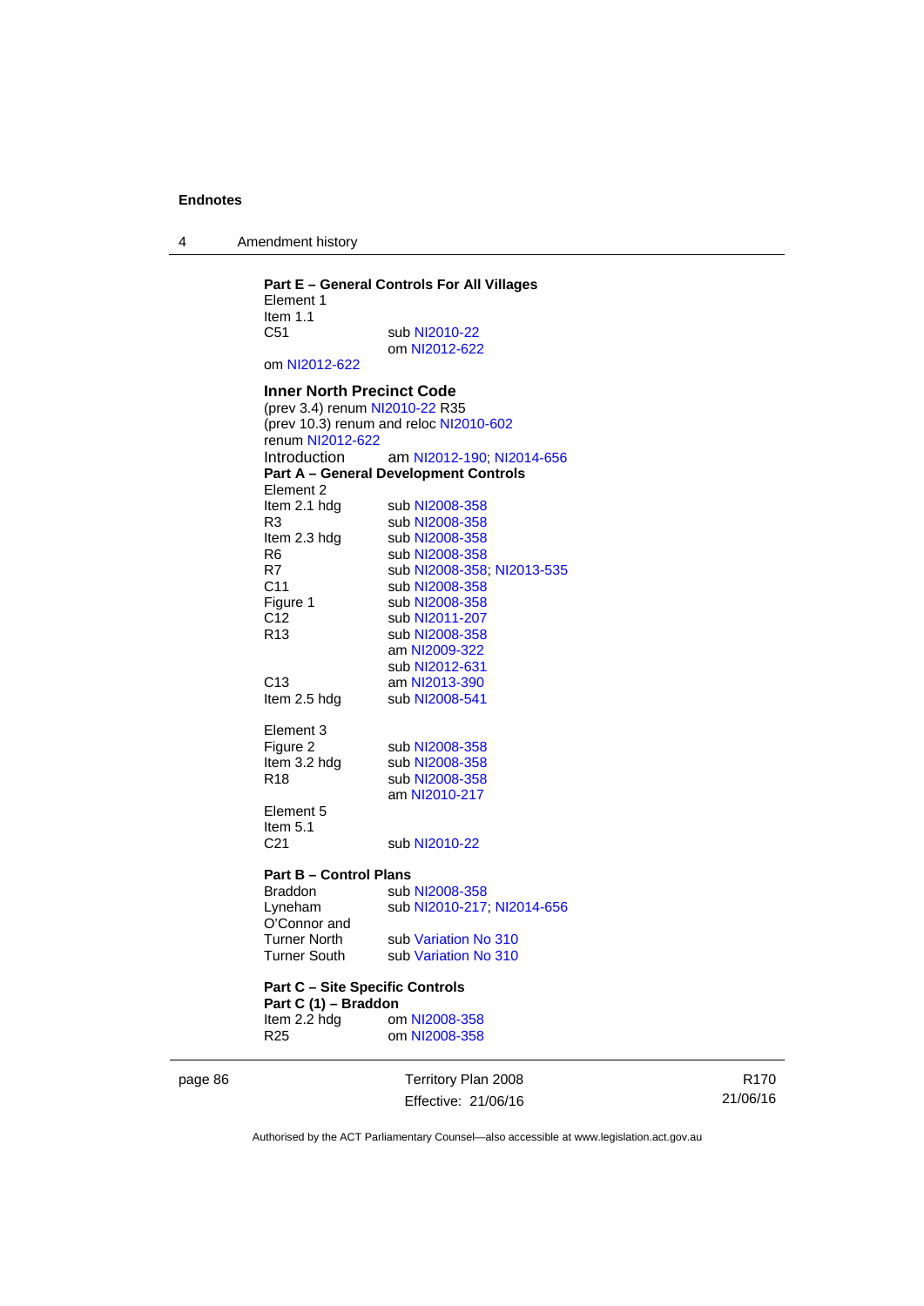**Part E – General Controls For All Villages**
Element 1
Item 1.1
C51 sub NI2010-22
om NI2012-622
om NI2012-622

**Inner North Precinct Code**
(prev 3.4) renum NI2010-22 R35
(prev 10.3) renum and reloc NI2010-602
renum NI2012-622
Introduction am NI2012-190; NI2014-656
**Part A – General Development Controls**
Element 2
Item 2.1 hdg sub NI2008-358
R3 sub NI2008-358
Item 2.3 hdg sub NI2008-358
R6 sub NI2008-358
R7 sub NI2008-358; NI2013-535
C11 sub NI2008-358
Figure 1 sub NI2008-358
C12 sub NI2011-207
R13 sub NI2008-358
am NI2009-322
sub NI2012-631
C13 am NI2013-390
Item 2.5 hdg sub NI2008-541

Element 3
Figure 2 sub NI2008-358
Item 3.2 hdg sub NI2008-358
R18 sub NI2008-358
am NI2010-217
Element 5
Item 5.1
C21 sub NI2010-22

**Part B – Control Plans**
Braddon sub NI2008-358
Lyneham sub NI2010-217; NI2014-656
O'Connor and
Turner North sub Variation No 310
Turner South sub Variation No 310

**Part C – Site Specific Controls**
**Part C (1) – Braddon**
Item 2.2 hdg om NI2008-358
R25 om NI2008-358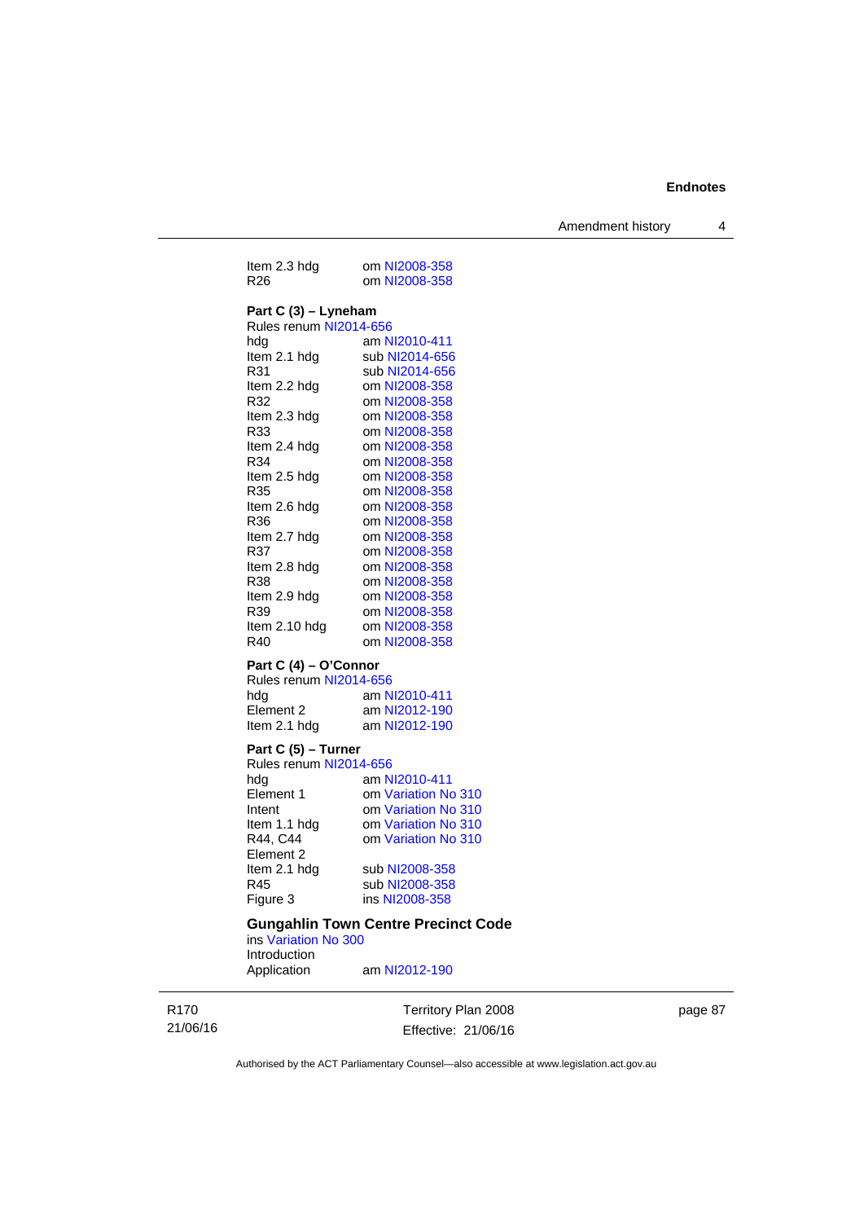Item 2.3 hdg om NI2008-358
R26 om NI2008-358

**Part C (3) – Lyneham**

Rules renum NI2014-656
hdg am NI2010-411
Item 2.1 hdg sub NI2014-656
R31 sub NI2014-656
Item 2.2 hdg om NI2008-358
R32 om NI2008-358
Item 2.3 hdg om NI2008-358
R33 om NI2008-358
Item 2.4 hdg om NI2008-358
R34 om NI2008-358
Item 2.5 hdg om NI2008-358
R35 om NI2008-358
Item 2.6 hdg om NI2008-358
R36 om NI2008-358
Item 2.7 hdg om NI2008-358
R37 om NI2008-358
Item 2.8 hdg om NI2008-358
R38 om NI2008-358
Item 2.9 hdg om NI2008-358
R39 om NI2008-358
Item 2.10 hdg om NI2008-358
R40 om NI2008-358

**Part C (4) – O'Connor**

Rules renum NI2014-656
hdg am NI2010-411
Element 2 am NI2012-190
Item 2.1 hdg am NI2012-190

**Part C (5) – Turner**

Rules renum NI2014-656
hdg am NI2010-411
Element 1 om Variation No 310
Intent om Variation No 310
Item 1.1 hdg om Variation No 310
R44, C44 om Variation No 310
Element 2
Item 2.1 hdg sub NI2008-358
R45 sub NI2008-358
Figure 3 ins NI2008-358

**Gungahlin Town Centre Precinct Code**

ins Variation No 300
Introduction
Application am NI2012-190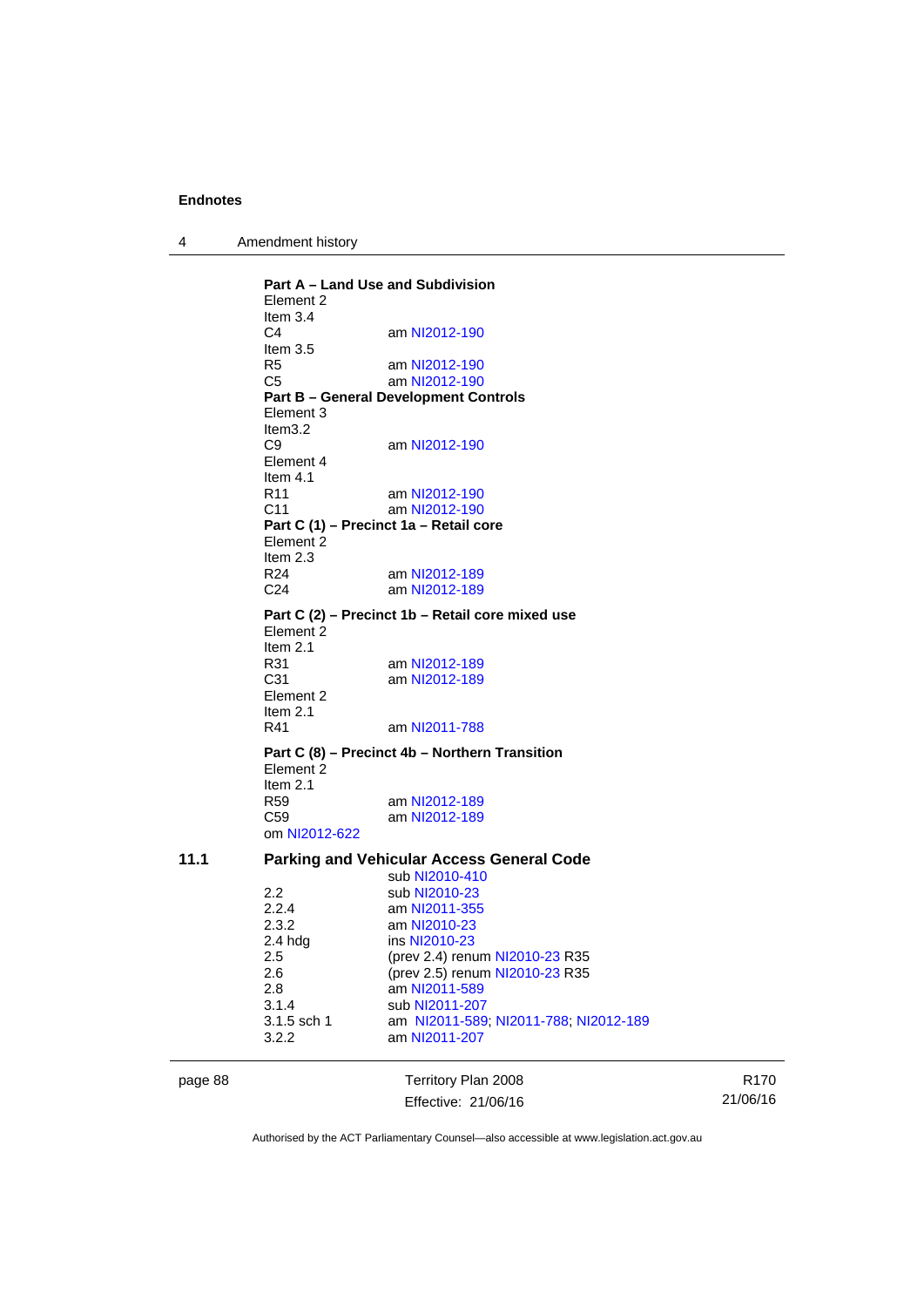**Part A – Land Use and Subdivision**
Element 2
Item 3.4
C4 am NI2012-190
Item 3.5
R5 am NI2012-190
C5 am NI2012-190
**Part B – General Development Controls**
Element 3
Item3.2
C9 am NI2012-190
Element 4
Item 4.1
R11 am NI2012-190
C11 am NI2012-190
**Part C (1) – Precinct 1a – Retail core**
Element 2
Item 2.3
R24 am NI2012-189
C24 am NI2012-189

**Part C (2) – Precinct 1b – Retail core mixed use**
Element 2
Item 2.1
R31 am NI2012-189
C31 am NI2012-189
Element 2
Item 2.1
R41 am NI2011-788

**Part C (8) – Precinct 4b – Northern Transition**
Element 2
Item 2.1
R59 am NI2012-189
C59 am NI2012-189
om NI2012-622

**11.1 Parking and Vehicular Access General Code**
sub NI2010-410
2.2 sub NI2010-23
2.2.4 am NI2011-355
2.3.2 am NI2010-23
2.4 hdg ins NI2010-23
2.5 (prev 2.4) renum NI2010-23 R35
2.6 (prev 2.5) renum NI2010-23 R35
2.8 am NI2011-589
3.1.4 sub NI2011-207
3.1.5 sch 1 am NI2011-589; NI2011-788; NI2012-189
3.2.2 am NI2011-207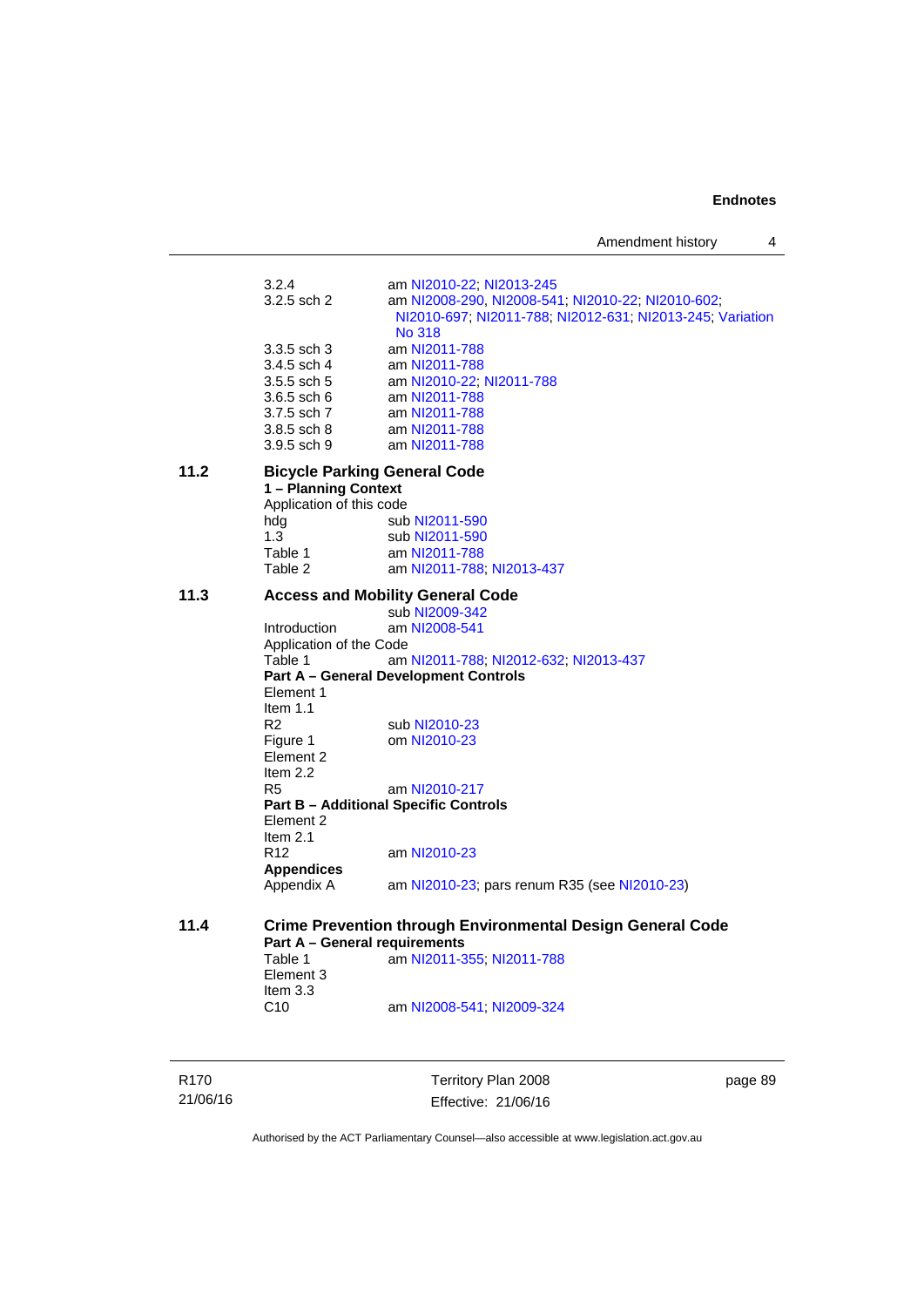3.2.4 am NI2010-22; NI2013-245

3.2.5 sch 2 am NI2008-290, NI2008-541; NI2010-22; NI2010-602; NI2010-697; NI2011-788; NI2012-631; NI2013-245; Variation No 318

3.3.5 sch 3 am NI2011-788

3.4.5 sch 4 am NI2011-788

3.5.5 sch 5 am NI2010-22; NI2011-788

3.6.5 sch 6 am NI2011-788

3.7.5 sch 7 am NI2011-788

3.8.5 sch 8 am NI2011-788

3.9.5 sch 9 am NI2011-788

## 11.2 Bicycle Parking General Code

**1 – Planning Context**

Application of this code

hdg sub NI2011-590

1.3 sub NI2011-590

Table 1 am NI2011-788

Table 2 am NI2011-788; NI2013-437

## 11.3 Access and Mobility General Code

sub NI2009-342

Introduction am NI2008-541

Application of the Code

Table 1 am NI2011-788; NI2012-632; NI2013-437

**Part A – General Development Controls**

Element 1

Item 1.1

R2 sub NI2010-23

Figure 1 om NI2010-23

Element 2

Item 2.2

R5 am NI2010-217

**Part B – Additional Specific Controls**

Element 2

Item 2.1

R12 am NI2010-23

**Appendices**

Appendix A am NI2010-23; pars renum R35 (see NI2010-23)

## 11.4 Crime Prevention through Environmental Design General Code

**Part A – General requirements**

Table 1 am NI2011-355; NI2011-788

Element 3

Item 3.3

C10 am NI2008-541; NI2009-324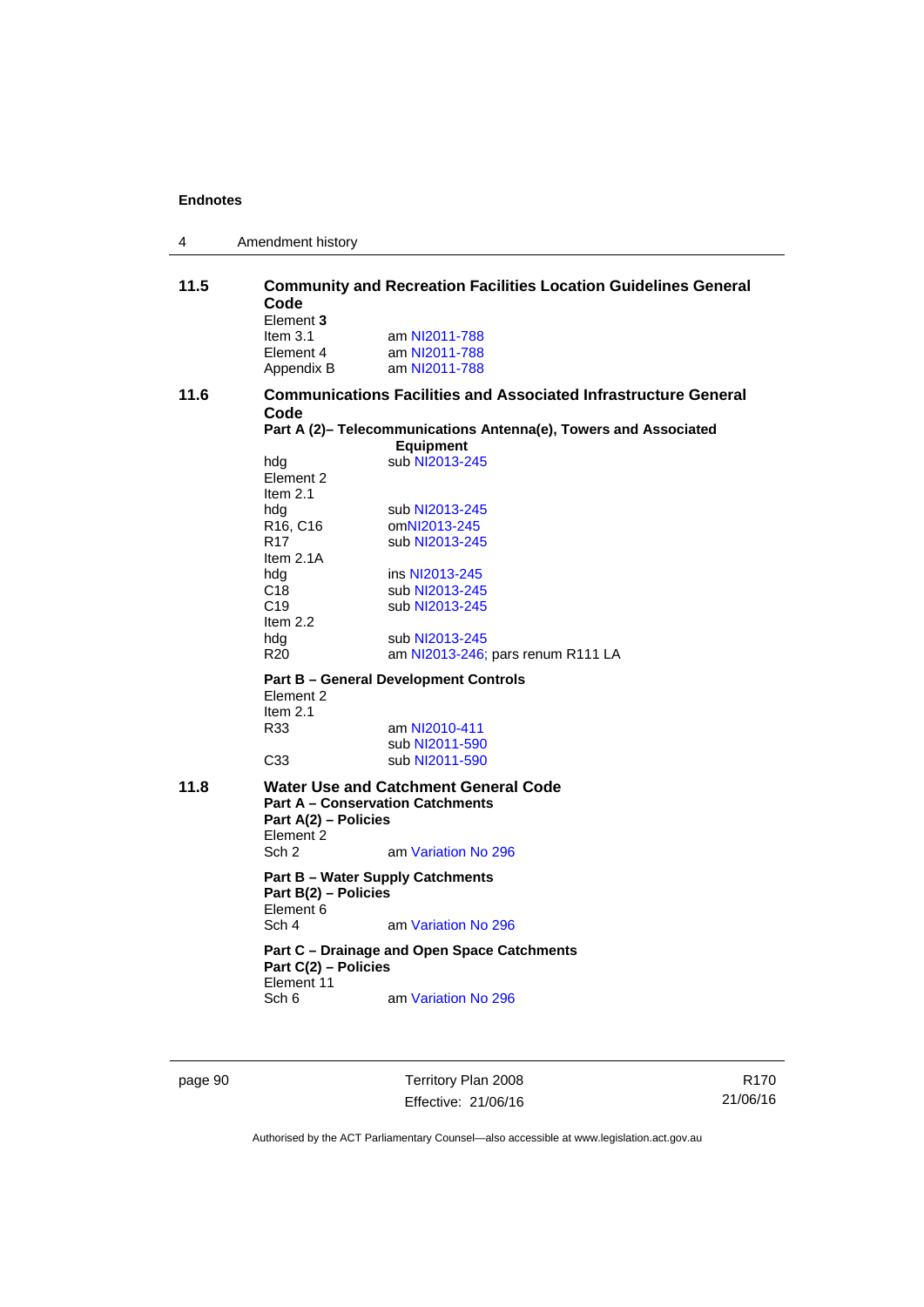## 11.5 Community and Recreation Facilities Location Guidelines General Code

Element **3**

| | |
|---|---|
| Item 3.1 | am NI2011-788 |
| Element 4 | am NI2011-788 |
| Appendix B | am NI2011-788 |

## 11.6 Communications Facilities and Associated Infrastructure General Code

**Part A (2)– Telecommunications Antenna(e), Towers and Associated Equipment**

| | |
|---|---|
| hdg | sub NI2013-245 |
| Element 2 | |
| Item 2.1 | |
| hdg | sub NI2013-245 |
| R16, C16 | omNI2013-245 |
| R17 | sub NI2013-245 |
| Item 2.1A | |
| hdg | ins NI2013-245 |
| C18 | sub NI2013-245 |
| C19 | sub NI2013-245 |
| Item 2.2 | |
| hdg | sub NI2013-245 |
| R20 | am NI2013-246; pars renum R111 LA |

**Part B – General Development Controls**

| | |
|---|---|
| Element 2 | |
| Item 2.1 | |
| R33 | am NI2010-411 |
| | sub NI2011-590 |
| C33 | sub NI2011-590 |

## 11.8 Water Use and Catchment General Code

**Part A – Conservation Catchments**

**Part A(2) – Policies**

| | |
|---|---|
| Element 2 | |
| Sch 2 | am Variation No 296 |

**Part B – Water Supply Catchments**

**Part B(2) – Policies**

| | |
|---|---|
| Element 6 | |
| Sch 4 | am Variation No 296 |

**Part C – Drainage and Open Space Catchments**

**Part C(2) – Policies**

| | |
|---|---|
| Element 11 | |
| Sch 6 | am Variation No 296 |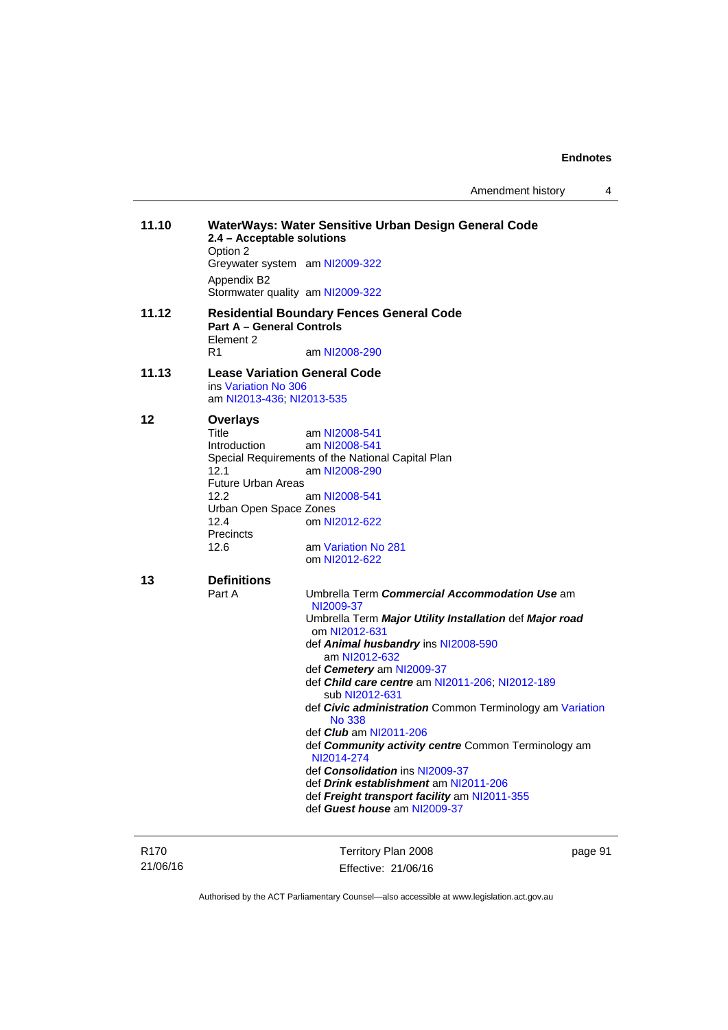**11.10** **WaterWays: Water Sensitive Urban Design General Code**

**2.4 – Acceptable solutions**

Option 2

Greywater system am NI2009-322

Appendix B2

Stormwater quality am NI2009-322

**11.12** **Residential Boundary Fences General Code**

**Part A – General Controls**

Element 2

R1 am NI2008-290

**11.13** **Lease Variation General Code**

ins Variation No 306

am NI2013-436; NI2013-535

**12** **Overlays**

Title am NI2008-541

Introduction am NI2008-541

Special Requirements of the National Capital Plan

12.1 am NI2008-290

Future Urban Areas

12.2 am NI2008-541

Urban Open Space Zones

12.4 om NI2012-622

Precincts

12.6 am Variation No 281
om NI2012-622

**13** **Definitions**

Part A

Umbrella Term ***Commercial Accommodation Use*** am NI2009-37

Umbrella Term ***Major Utility Installation*** def ***Major road*** om NI2012-631

def ***Animal husbandry*** ins NI2008-590
am NI2012-632

def ***Cemetery*** am NI2009-37

def ***Child care centre*** am NI2011-206; NI2012-189
sub NI2012-631

def ***Civic administration*** Common Terminology am Variation No 338

def ***Club*** am NI2011-206

def ***Community activity centre*** Common Terminology am NI2014-274

def ***Consolidation*** ins NI2009-37

def ***Drink establishment*** am NI2011-206

def ***Freight transport facility*** am NI2011-355

def ***Guest house*** am NI2009-37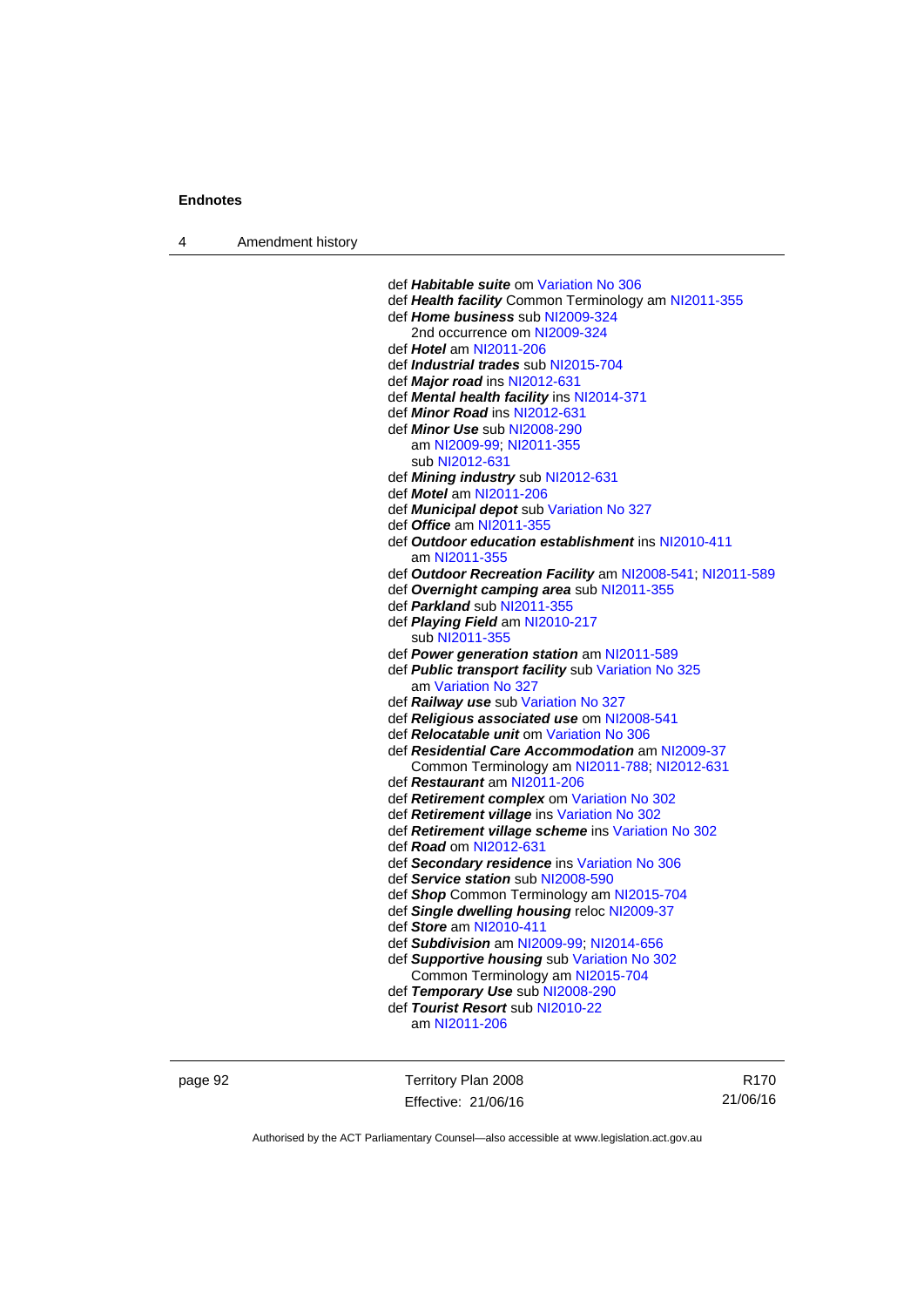def ***Habitable suite*** om Variation No 306
def ***Health facility*** Common Terminology am NI2011-355
def ***Home business*** sub NI2009-324
    2nd occurrence om NI2009-324
def ***Hotel*** am NI2011-206
def ***Industrial trades*** sub NI2015-704
def ***Major road*** ins NI2012-631
def ***Mental health facility*** ins NI2014-371
def ***Minor Road*** ins NI2012-631
def ***Minor Use*** sub NI2008-290
    am NI2009-99; NI2011-355
    sub NI2012-631
def ***Mining industry*** sub NI2012-631
def ***Motel*** am NI2011-206
def ***Municipal depot*** sub Variation No 327
def ***Office*** am NI2011-355
def ***Outdoor education establishment*** ins NI2010-411
    am NI2011-355
def ***Outdoor Recreation Facility*** am NI2008-541; NI2011-589
def ***Overnight camping area*** sub NI2011-355
def ***Parkland*** sub NI2011-355
def ***Playing Field*** am NI2010-217
    sub NI2011-355
def ***Power generation station*** am NI2011-589
def ***Public transport facility*** sub Variation No 325
    am Variation No 327
def ***Railway use*** sub Variation No 327
def ***Religious associated use*** om NI2008-541
def ***Relocatable unit*** om Variation No 306
def ***Residential Care Accommodation*** am NI2009-37
    Common Terminology am NI2011-788; NI2012-631
def ***Restaurant*** am NI2011-206
def ***Retirement complex*** om Variation No 302
def ***Retirement village*** ins Variation No 302
def ***Retirement village scheme*** ins Variation No 302
def ***Road*** om NI2012-631
def ***Secondary residence*** ins Variation No 306
def ***Service station*** sub NI2008-590
def ***Shop*** Common Terminology am NI2015-704
def ***Single dwelling housing*** reloc NI2009-37
def ***Store*** am NI2010-411
def ***Subdivision*** am NI2009-99; NI2014-656
def ***Supportive housing*** sub Variation No 302
    Common Terminology am NI2015-704
def ***Temporary Use*** sub NI2008-290
def ***Tourist Resort*** sub NI2010-22
    am NI2011-206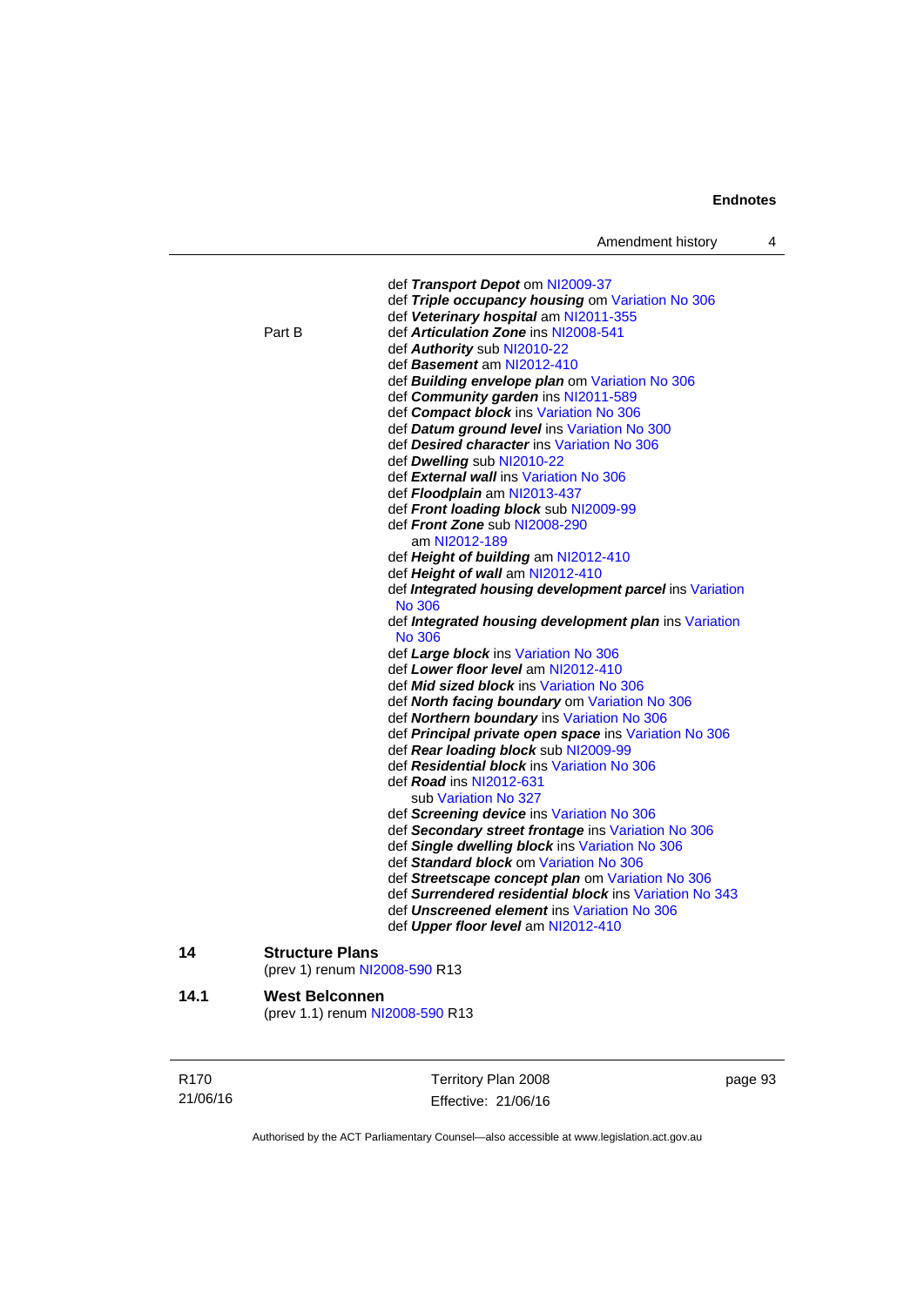def ***Transport Depot*** om NI2009-37
def ***Triple occupancy housing*** om Variation No 306
def ***Veterinary hospital*** am NI2011-355

Part B
def ***Articulation Zone*** ins NI2008-541
def ***Authority*** sub NI2010-22
def ***Basement*** am NI2012-410
def ***Building envelope plan*** om Variation No 306
def ***Community garden*** ins NI2011-589
def ***Compact block*** ins Variation No 306
def ***Datum ground level*** ins Variation No 300
def ***Desired character*** ins Variation No 306
def ***Dwelling*** sub NI2010-22
def ***External wall*** ins Variation No 306
def ***Floodplain*** am NI2013-437
def ***Front loading block*** sub NI2009-99
def ***Front Zone*** sub NI2008-290
  am NI2012-189
def ***Height of building*** am NI2012-410
def ***Height of wall*** am NI2012-410
def ***Integrated housing development parcel*** ins Variation No 306
def ***Integrated housing development plan*** ins Variation No 306
def ***Large block*** ins Variation No 306
def ***Lower floor level*** am NI2012-410
def ***Mid sized block*** ins Variation No 306
def ***North facing boundary*** om Variation No 306
def ***Northern boundary*** ins Variation No 306
def ***Principal private open space*** ins Variation No 306
def ***Rear loading block*** sub NI2009-99
def ***Residential block*** ins Variation No 306
def ***Road*** ins NI2012-631
  sub Variation No 327
def ***Screening device*** ins Variation No 306
def ***Secondary street frontage*** ins Variation No 306
def ***Single dwelling block*** ins Variation No 306
def ***Standard block*** om Variation No 306
def ***Streetscape concept plan*** om Variation No 306
def ***Surrendered residential block*** ins Variation No 343
def ***Unscreened element*** ins Variation No 306
def ***Upper floor level*** am NI2012-410

**14 Structure Plans**
(prev 1) renum NI2008-590 R13

**14.1 West Belconnen**
(prev 1.1) renum NI2008-590 R13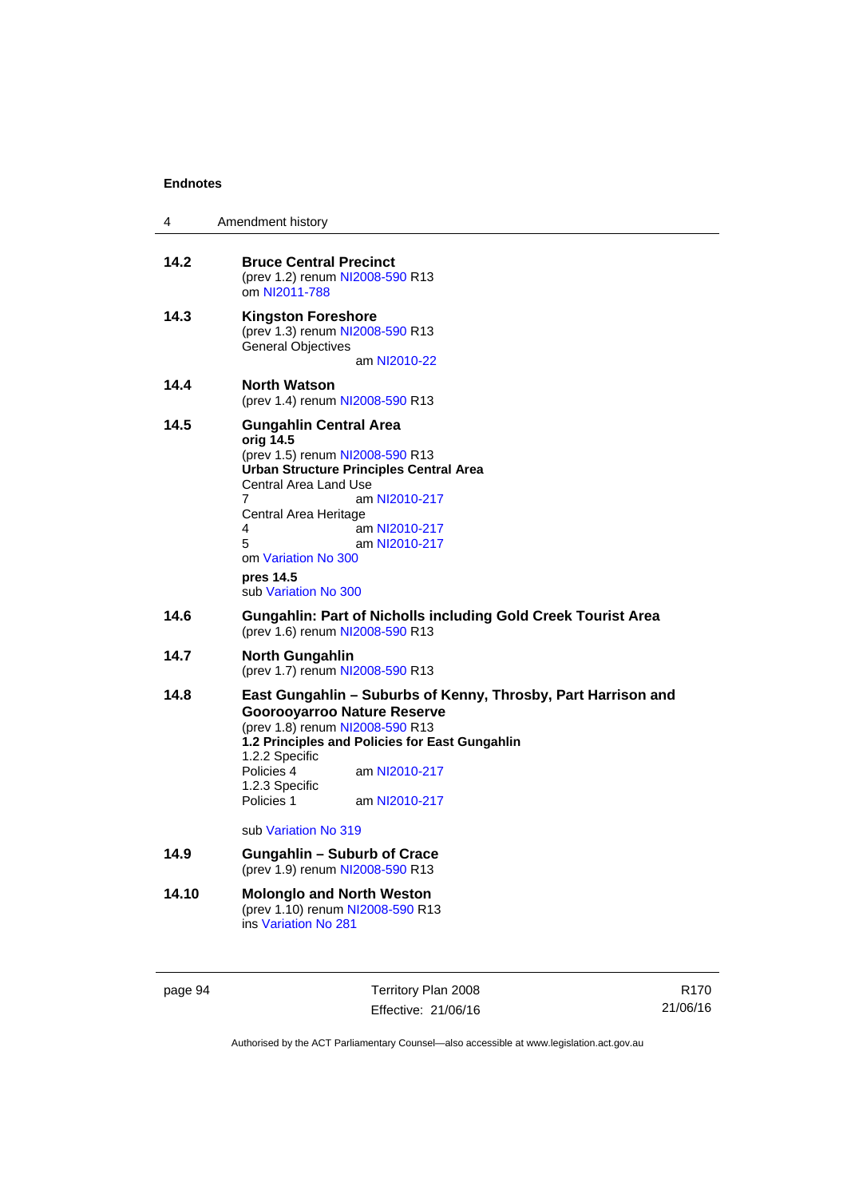**14.2 Bruce Central Precinct**
(prev 1.2) renum NI2008-590 R13
om NI2011-788

**14.3 Kingston Foreshore**
(prev 1.3) renum NI2008-590 R13
General Objectives
am NI2010-22

**14.4 North Watson**
(prev 1.4) renum NI2008-590 R13

**14.5 Gungahlin Central Area**
**orig 14.5**
(prev 1.5) renum NI2008-590 R13
**Urban Structure Principles Central Area**
Central Area Land Use
7 am NI2010-217
Central Area Heritage
4 am NI2010-217
5 am NI2010-217
om Variation No 300

**pres 14.5**
sub Variation No 300

**14.6 Gungahlin: Part of Nicholls including Gold Creek Tourist Area**
(prev 1.6) renum NI2008-590 R13

**14.7 North Gungahlin**
(prev 1.7) renum NI2008-590 R13

**14.8 East Gungahlin – Suburbs of Kenny, Throsby, Part Harrison and Goorooyarroo Nature Reserve**
(prev 1.8) renum NI2008-590 R13
**1.2 Principles and Policies for East Gungahlin**
1.2.2 Specific
Policies 4 am NI2010-217
1.2.3 Specific
Policies 1 am NI2010-217

sub Variation No 319

**14.9 Gungahlin – Suburb of Crace**
(prev 1.9) renum NI2008-590 R13

**14.10 Molonglo and North Weston**
(prev 1.10) renum NI2008-590 R13
ins Variation No 281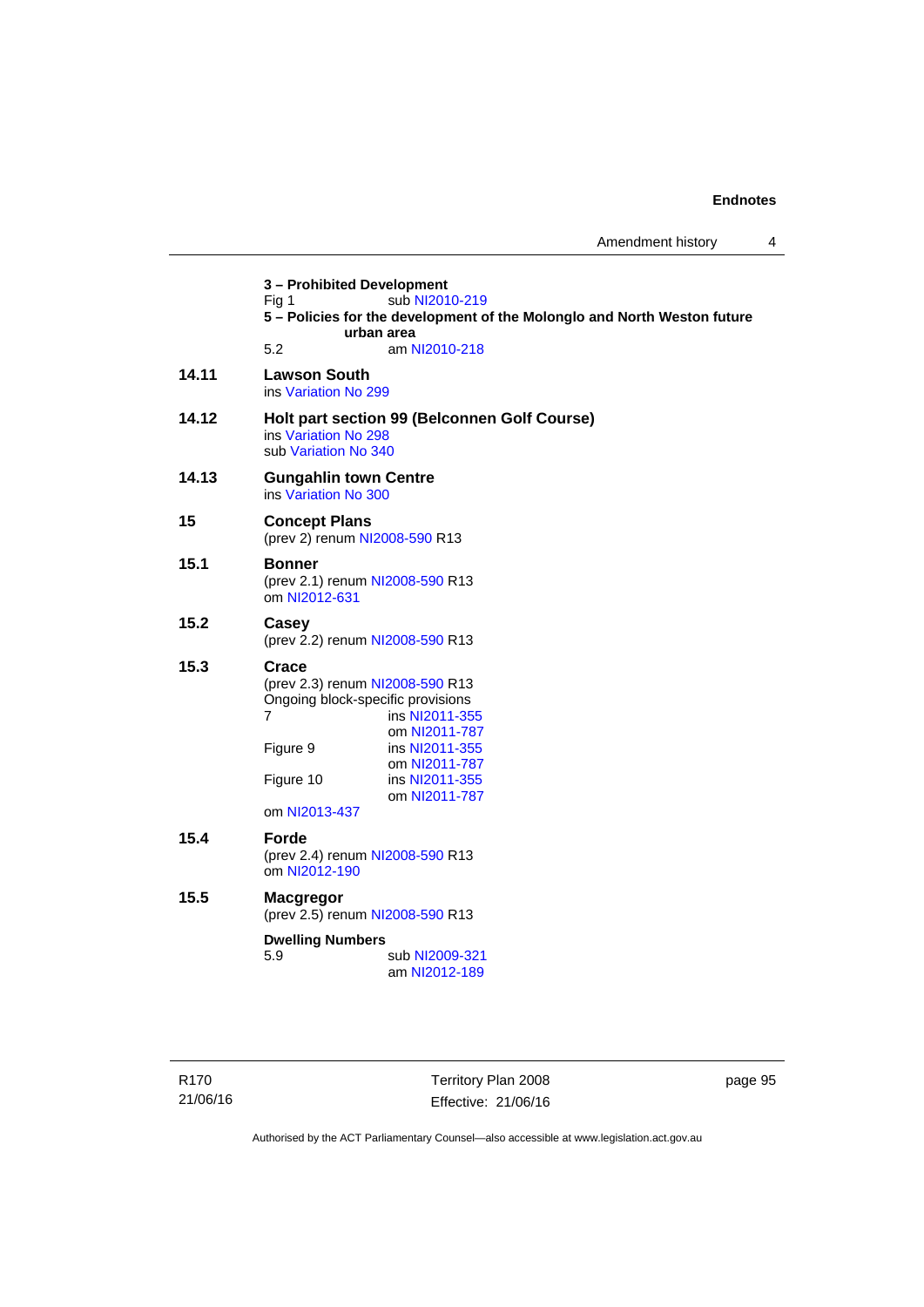**3 – Prohibited Development**

Fig 1 sub NI2010-219

**5 – Policies for the development of the Molonglo and North Weston future urban area**

5.2 am NI2010-218

**14.11 Lawson South**

ins Variation No 299

**14.12 Holt part section 99 (Belconnen Golf Course)**

ins Variation No 298
sub Variation No 340

**14.13 Gungahlin town Centre**

ins Variation No 300

**15 Concept Plans**

(prev 2) renum NI2008-590 R13

**15.1 Bonner**

(prev 2.1) renum NI2008-590 R13
om NI2012-631

**15.2 Casey**

(prev 2.2) renum NI2008-590 R13

**15.3 Crace**

(prev 2.3) renum NI2008-590 R13

Ongoing block-specific provisions

7 ins NI2011-355
om NI2011-787

Figure 9 ins NI2011-355
om NI2011-787

Figure 10 ins NI2011-355
om NI2011-787

om NI2013-437

**15.4 Forde**

(prev 2.4) renum NI2008-590 R13
om NI2012-190

**15.5 Macgregor**

(prev 2.5) renum NI2008-590 R13

**Dwelling Numbers**

5.9 sub NI2009-321
am NI2012-189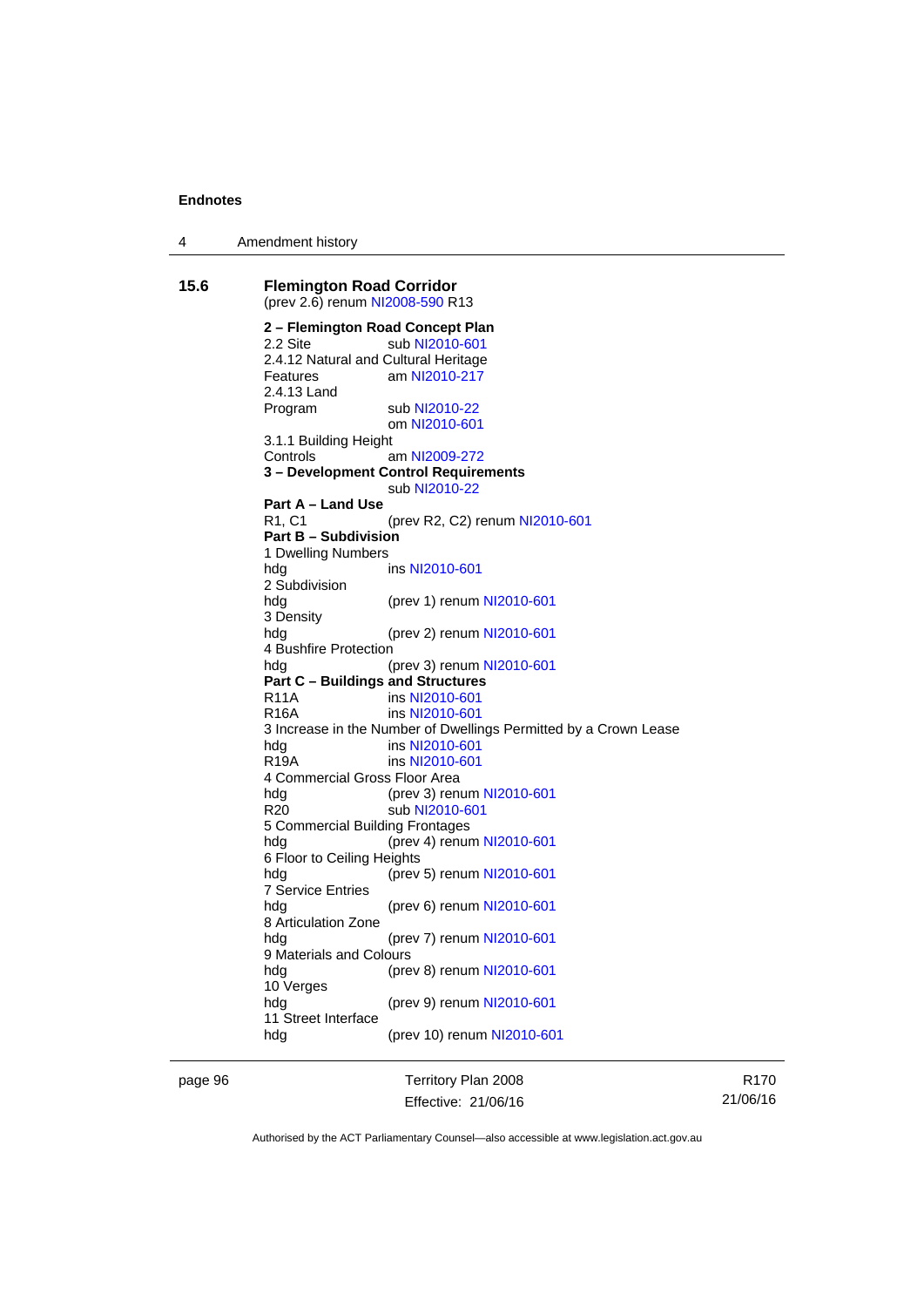**15.6 Flemington Road Corridor**

(prev 2.6) renum NI2008-590 R13

**2 – Flemington Road Concept Plan**

2.2 Site sub NI2010-601

2.4.12 Natural and Cultural Heritage Features am NI2010-217

2.4.13 Land Program sub NI2010-22
om NI2010-601

3.1.1 Building Height Controls am NI2009-272

**3 – Development Control Requirements**
sub NI2010-22

**Part A – Land Use**

R1, C1 (prev R2, C2) renum NI2010-601

**Part B – Subdivision**

1 Dwelling Numbers
hdg ins NI2010-601

2 Subdivision
hdg (prev 1) renum NI2010-601

3 Density
hdg (prev 2) renum NI2010-601

4 Bushfire Protection
hdg (prev 3) renum NI2010-601

**Part C – Buildings and Structures**

R11A ins NI2010-601

R16A ins NI2010-601

3 Increase in the Number of Dwellings Permitted by a Crown Lease
hdg ins NI2010-601

R19A ins NI2010-601

4 Commercial Gross Floor Area
hdg (prev 3) renum NI2010-601

R20 sub NI2010-601

5 Commercial Building Frontages
hdg (prev 4) renum NI2010-601

6 Floor to Ceiling Heights
hdg (prev 5) renum NI2010-601

7 Service Entries
hdg (prev 6) renum NI2010-601

8 Articulation Zone
hdg (prev 7) renum NI2010-601

9 Materials and Colours
hdg (prev 8) renum NI2010-601

10 Verges
hdg (prev 9) renum NI2010-601

11 Street Interface
hdg (prev 10) renum NI2010-601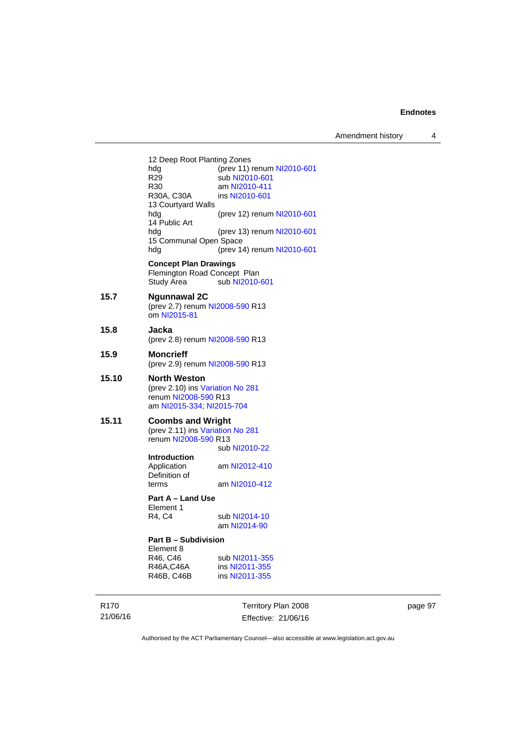12 Deep Root Planting Zones

| | |
|---|---|
| hdg | (prev 11) renum NI2010-601 |
| R29 | sub NI2010-601 |
| R30 | am NI2010-411 |
| R30A, C30A | ins NI2010-601 |

13 Courtyard Walls

| | |
|---|---|
| hdg | (prev 12) renum NI2010-601 |

14 Public Art

| | |
|---|---|
| hdg | (prev 13) renum NI2010-601 |

15 Communal Open Space

| | |
|---|---|
| hdg | (prev 14) renum NI2010-601 |

**Concept Plan Drawings**

Flemington Road Concept Plan

| | |
|---|---|
| Study Area | sub NI2010-601 |

**15.7 Ngunnawal 2C**

(prev 2.7) renum NI2008-590 R13
om NI2015-81

**15.8 Jacka**

(prev 2.8) renum NI2008-590 R13

**15.9 Moncrieff**

(prev 2.9) renum NI2008-590 R13

**15.10 North Weston**

(prev 2.10) ins Variation No 281
renum NI2008-590 R13
am NI2015-334; NI2015-704

**15.11 Coombs and Wright**

(prev 2.11) ins Variation No 281
renum NI2008-590 R13
sub NI2010-22

**Introduction**

| | |
|---|---|
| Application | am NI2012-410 |
| Definition of terms | am NI2010-412 |

**Part A – Land Use**

Element 1

| | |
|---|---|
| R4, C4 | sub NI2014-10<br>am NI2014-90 |

**Part B – Subdivision**

Element 8

| | |
|---|---|
| R46, C46 | sub NI2011-355 |
| R46A,C46A | ins NI2011-355 |
| R46B, C46B | ins NI2011-355 |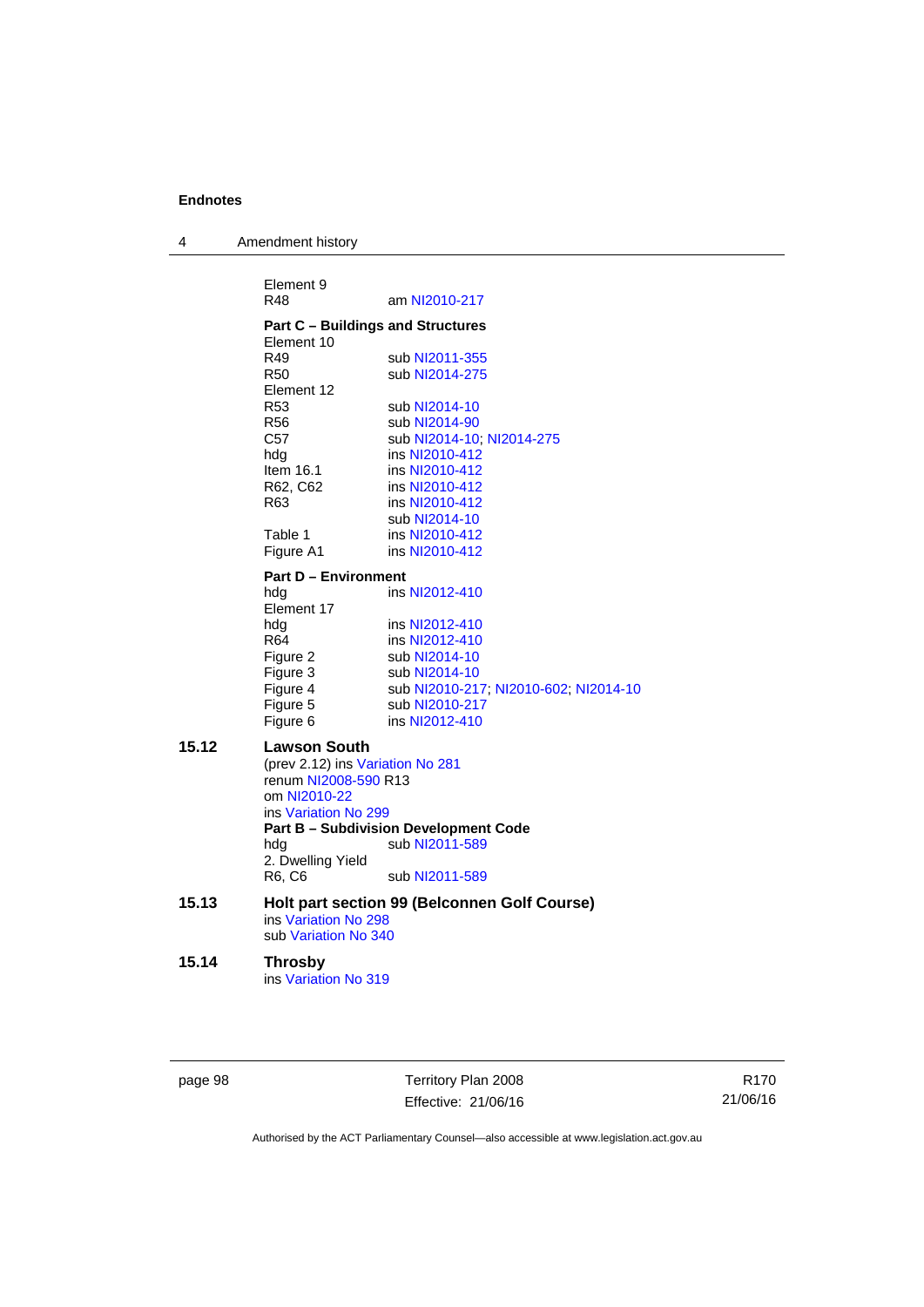Element 9

| | |
|---|---|
| R48 | am NI2010-217 |

**Part C – Buildings and Structures**

Element 10

| | |
|---|---|
| R49 | sub NI2011-355 |
| R50 | sub NI2014-275 |

Element 12

| | |
|---|---|
| R53 | sub NI2014-10 |
| R56 | sub NI2014-90 |
| C57 | sub NI2014-10; NI2014-275 |
| hdg | ins NI2010-412 |
| Item 16.1 | ins NI2010-412 |
| R62, C62 | ins NI2010-412 |
| R63 | ins NI2010-412 |
| | sub NI2014-10 |
| Table 1 | ins NI2010-412 |
| Figure A1 | ins NI2010-412 |

**Part D – Environment**

| | |
|---|---|
| hdg | ins NI2012-410 |

Element 17

| | |
|---|---|
| hdg | ins NI2012-410 |
| R64 | ins NI2012-410 |
| Figure 2 | sub NI2014-10 |
| Figure 3 | sub NI2014-10 |
| Figure 4 | sub NI2010-217; NI2010-602; NI2014-10 |
| Figure 5 | sub NI2010-217 |
| Figure 6 | ins NI2012-410 |

### 15.12 Lawson South

(prev 2.12) ins Variation No 281
renum NI2008-590 R13
om NI2010-22
ins Variation No 299

**Part B – Subdivision Development Code**

| | |
|---|---|
| hdg | sub NI2011-589 |

2. Dwelling Yield

| | |
|---|---|
| R6, C6 | sub NI2011-589 |

### 15.13 Holt part section 99 (Belconnen Golf Course)

ins Variation No 298
sub Variation No 340

### 15.14 Throsby

ins Variation No 319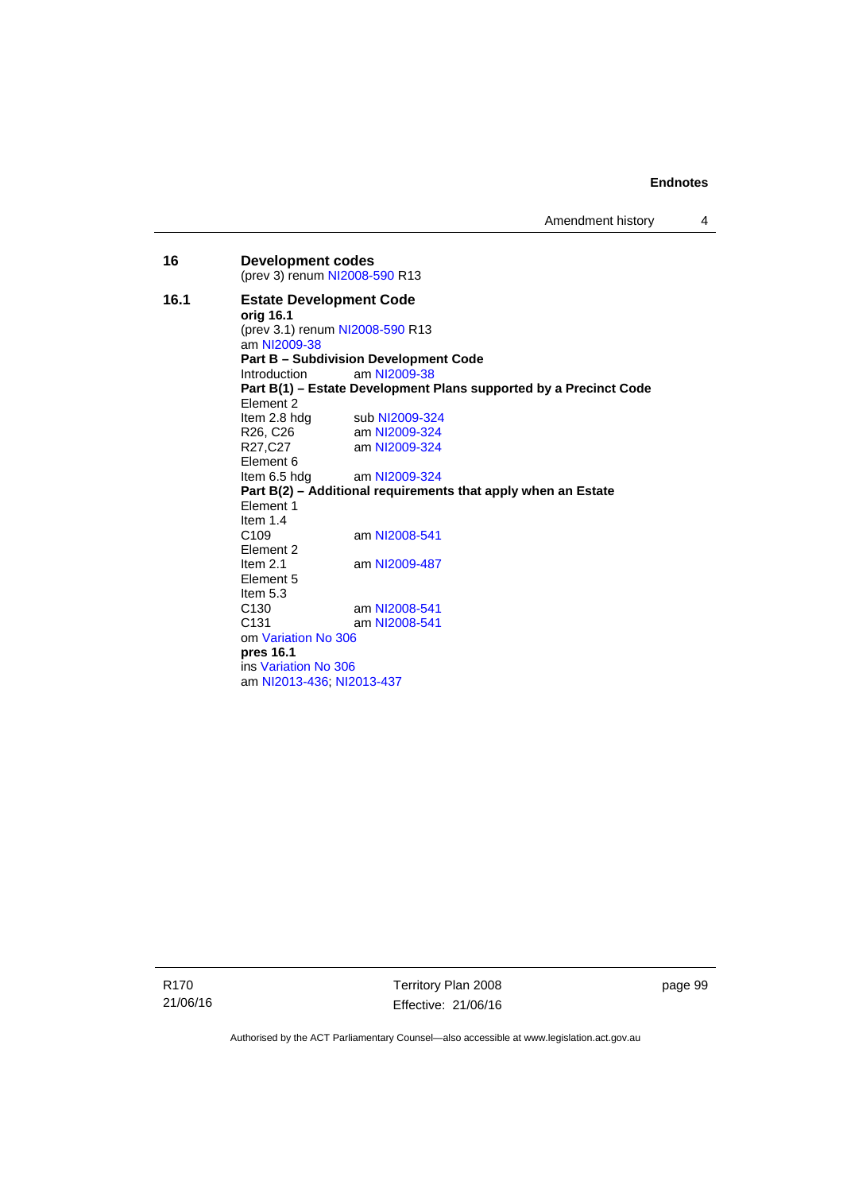**16 Development codes**

(prev 3) renum NI2008-590 R13

**16.1 Estate Development Code**

**orig 16.1**

(prev 3.1) renum NI2008-590 R13

am NI2009-38

**Part B – Subdivision Development Code**

Introduction am NI2009-38

**Part B(1) – Estate Development Plans supported by a Precinct Code**

Element 2

Item 2.8 hdg sub NI2009-324

R26, C26 am NI2009-324

R27,C27 am NI2009-324

Element 6

Item 6.5 hdg am NI2009-324

**Part B(2) – Additional requirements that apply when an Estate**

Element 1

Item 1.4

C109 am NI2008-541

Element 2

Item 2.1 am NI2009-487

Element 5

Item 5.3

C130 am NI2008-541

C131 am NI2008-541

om Variation No 306

**pres 16.1**

ins Variation No 306

am NI2013-436; NI2013-437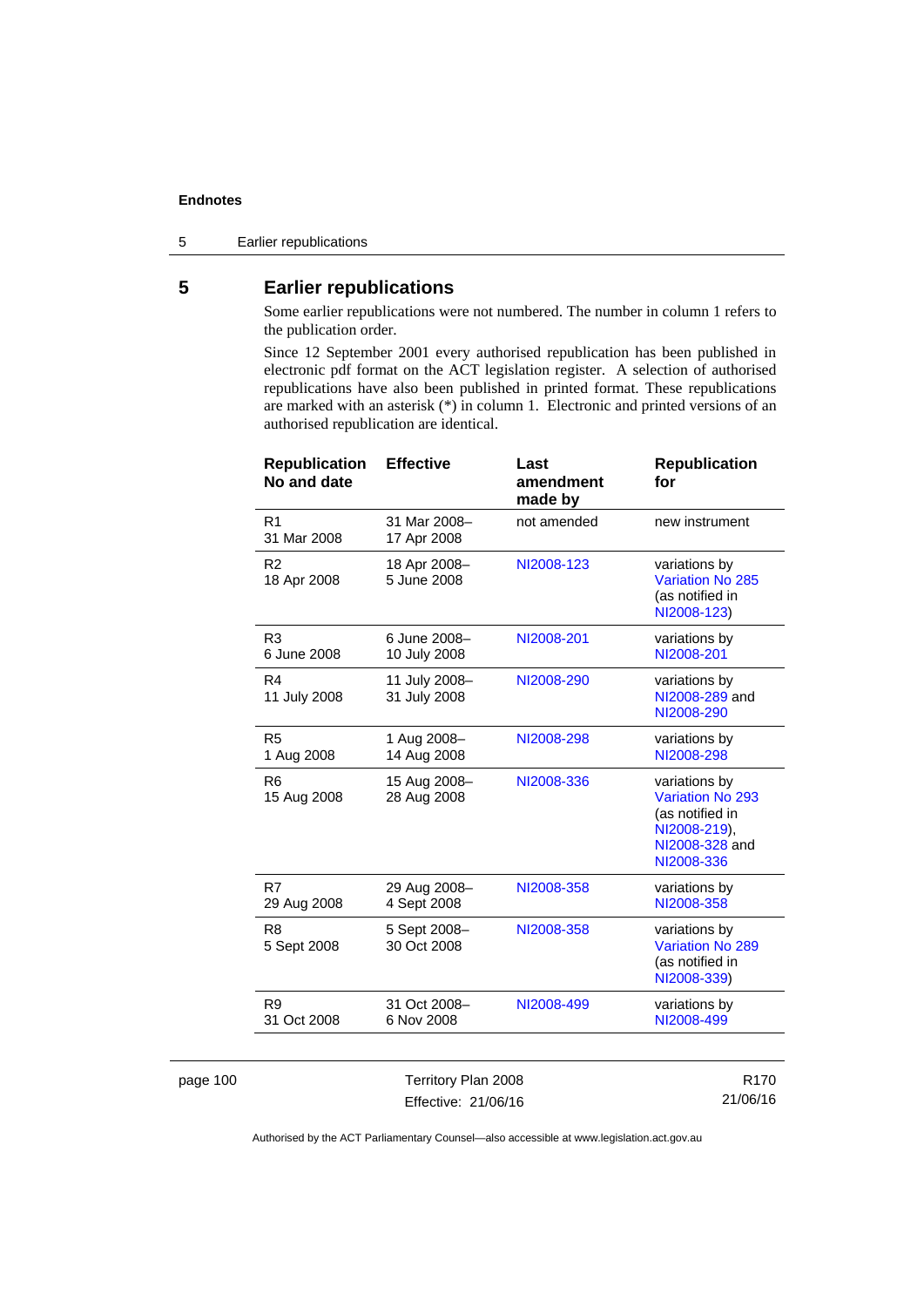## 5 Earlier republications

Some earlier republications were not numbered. The number in column 1 refers to the publication order.

Since 12 September 2001 every authorised republication has been published in electronic pdf format on the ACT legislation register. A selection of authorised republications have also been published in printed format. These republications are marked with an asterisk (*) in column 1. Electronic and printed versions of an authorised republication are identical.

| Republication No and date | Effective | Last amendment made by | Republication for |
|---|---|---|---|
| R1 31 Mar 2008 | 31 Mar 2008– 17 Apr 2008 | not amended | new instrument |
| R2 18 Apr 2008 | 18 Apr 2008– 5 June 2008 | NI2008-123 | variations by Variation No 285 (as notified in NI2008-123) |
| R3 6 June 2008 | 6 June 2008– 10 July 2008 | NI2008-201 | variations by NI2008-201 |
| R4 11 July 2008 | 11 July 2008– 31 July 2008 | NI2008-290 | variations by NI2008-289 and NI2008-290 |
| R5 1 Aug 2008 | 1 Aug 2008– 14 Aug 2008 | NI2008-298 | variations by NI2008-298 |
| R6 15 Aug 2008 | 15 Aug 2008– 28 Aug 2008 | NI2008-336 | variations by Variation No 293 (as notified in NI2008-219), NI2008-328 and NI2008-336 |
| R7 29 Aug 2008 | 29 Aug 2008– 4 Sept 2008 | NI2008-358 | variations by NI2008-358 |
| R8 5 Sept 2008 | 5 Sept 2008– 30 Oct 2008 | NI2008-358 | variations by Variation No 289 (as notified in NI2008-339) |
| R9 31 Oct 2008 | 31 Oct 2008– 6 Nov 2008 | NI2008-499 | variations by NI2008-499 |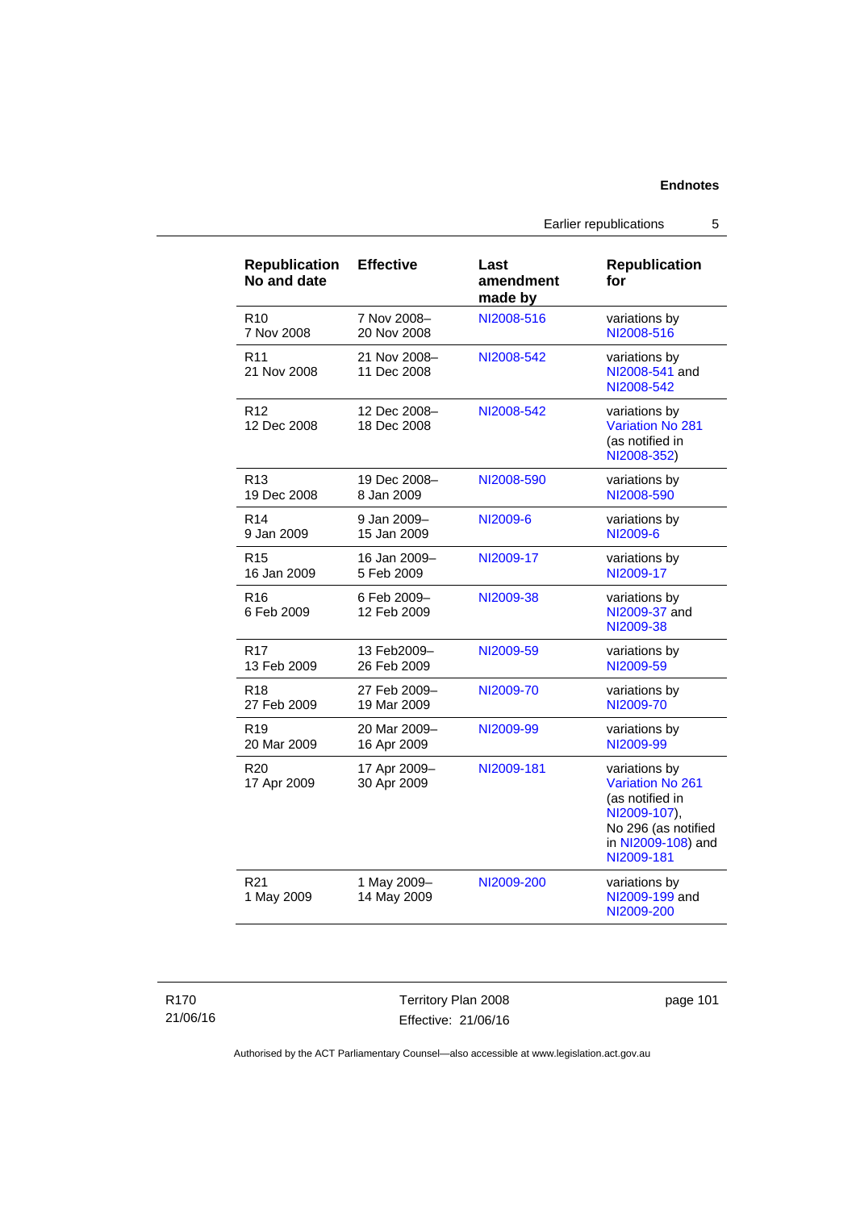| Republication No and date | Effective | Last amendment made by | Republication for |
|---|---|---|---|
| R10<br>7 Nov 2008 | 7 Nov 2008–<br>20 Nov 2008 | NI2008-516 | variations by NI2008-516 |
| R11<br>21 Nov 2008 | 21 Nov 2008–<br>11 Dec 2008 | NI2008-542 | variations by NI2008-541 and NI2008-542 |
| R12<br>12 Dec 2008 | 12 Dec 2008–<br>18 Dec 2008 | NI2008-542 | variations by Variation No 281 (as notified in NI2008-352) |
| R13<br>19 Dec 2008 | 19 Dec 2008–<br>8 Jan 2009 | NI2008-590 | variations by NI2008-590 |
| R14<br>9 Jan 2009 | 9 Jan 2009–<br>15 Jan 2009 | NI2009-6 | variations by NI2009-6 |
| R15<br>16 Jan 2009 | 16 Jan 2009–<br>5 Feb 2009 | NI2009-17 | variations by NI2009-17 |
| R16<br>6 Feb 2009 | 6 Feb 2009–<br>12 Feb 2009 | NI2009-38 | variations by NI2009-37 and NI2009-38 |
| R17<br>13 Feb 2009 | 13 Feb2009–<br>26 Feb 2009 | NI2009-59 | variations by NI2009-59 |
| R18<br>27 Feb 2009 | 27 Feb 2009–<br>19 Mar 2009 | NI2009-70 | variations by NI2009-70 |
| R19<br>20 Mar 2009 | 20 Mar 2009–<br>16 Apr 2009 | NI2009-99 | variations by NI2009-99 |
| R20<br>17 Apr 2009 | 17 Apr 2009–<br>30 Apr 2009 | NI2009-181 | variations by Variation No 261 (as notified in NI2009-107), No 296 (as notified in NI2009-108) and NI2009-181 |
| R21<br>1 May 2009 | 1 May 2009–<br>14 May 2009 | NI2009-200 | variations by NI2009-199 and NI2009-200 |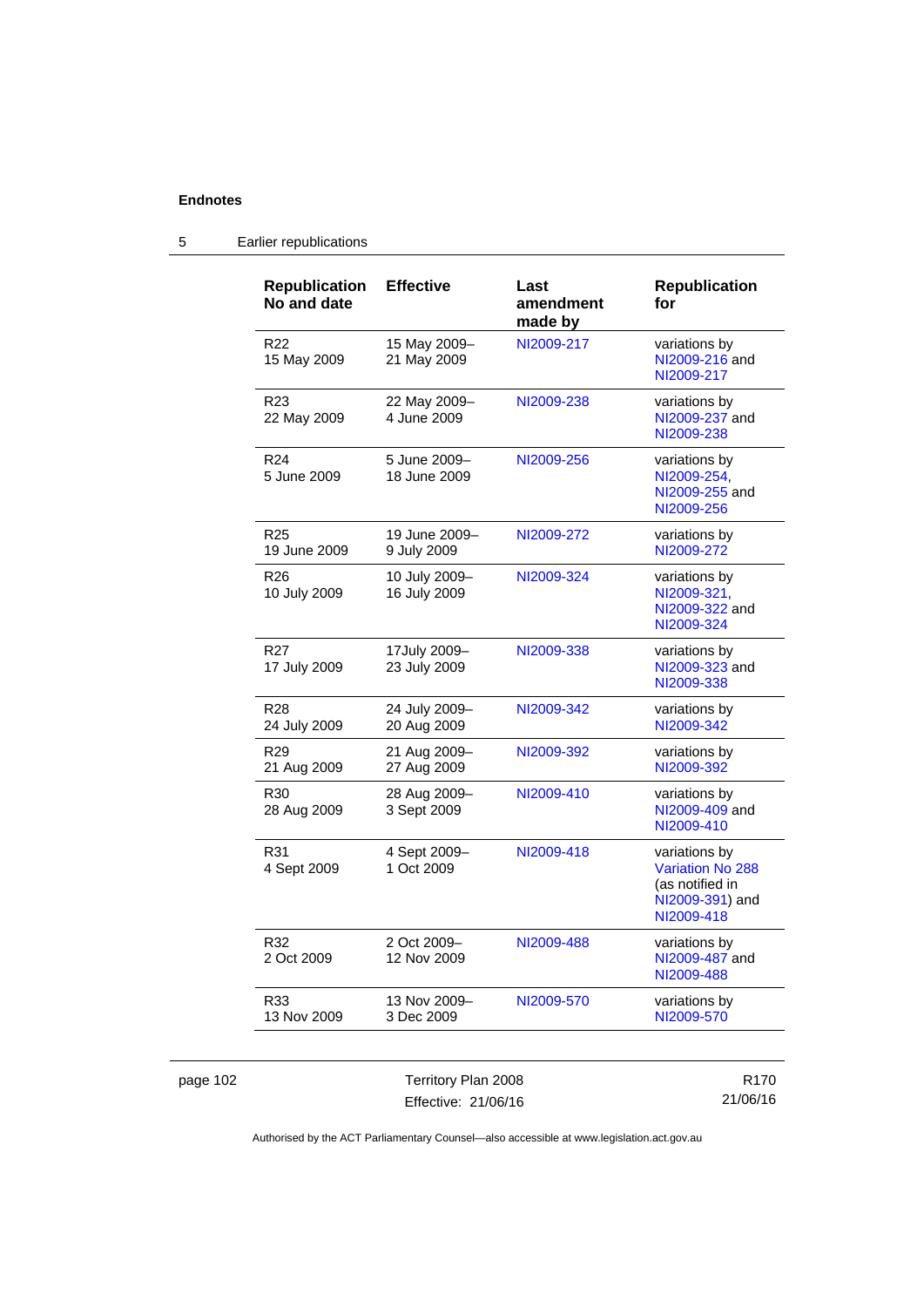## 5 Earlier republications

| Republication No and date | Effective | Last amendment made by | Republication for |
|---|---|---|---|
| R22 15 May 2009 | 15 May 2009– 21 May 2009 | NI2009-217 | variations by NI2009-216 and NI2009-217 |
| R23 22 May 2009 | 22 May 2009– 4 June 2009 | NI2009-238 | variations by NI2009-237 and NI2009-238 |
| R24 5 June 2009 | 5 June 2009– 18 June 2009 | NI2009-256 | variations by NI2009-254, NI2009-255 and NI2009-256 |
| R25 19 June 2009 | 19 June 2009– 9 July 2009 | NI2009-272 | variations by NI2009-272 |
| R26 10 July 2009 | 10 July 2009– 16 July 2009 | NI2009-324 | variations by NI2009-321, NI2009-322 and NI2009-324 |
| R27 17 July 2009 | 17July 2009– 23 July 2009 | NI2009-338 | variations by NI2009-323 and NI2009-338 |
| R28 24 July 2009 | 24 July 2009– 20 Aug 2009 | NI2009-342 | variations by NI2009-342 |
| R29 21 Aug 2009 | 21 Aug 2009– 27 Aug 2009 | NI2009-392 | variations by NI2009-392 |
| R30 28 Aug 2009 | 28 Aug 2009– 3 Sept 2009 | NI2009-410 | variations by NI2009-409 and NI2009-410 |
| R31 4 Sept 2009 | 4 Sept 2009– 1 Oct 2009 | NI2009-418 | variations by Variation No 288 (as notified in NI2009-391) and NI2009-418 |
| R32 2 Oct 2009 | 2 Oct 2009– 12 Nov 2009 | NI2009-488 | variations by NI2009-487 and NI2009-488 |
| R33 13 Nov 2009 | 13 Nov 2009– 3 Dec 2009 | NI2009-570 | variations by NI2009-570 |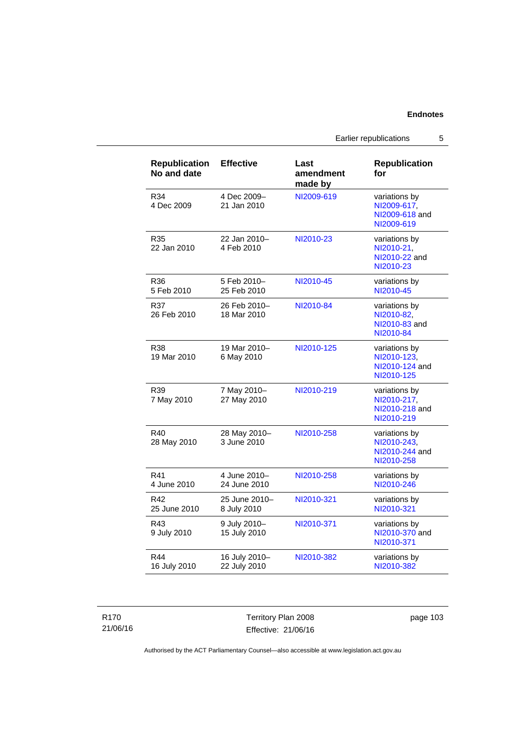| Republication No and date | Effective | Last amendment made by | Republication for |
|---|---|---|---|
| R34 4 Dec 2009 | 4 Dec 2009– 21 Jan 2010 | NI2009-619 | variations by NI2009-617, NI2009-618 and NI2009-619 |
| R35 22 Jan 2010 | 22 Jan 2010– 4 Feb 2010 | NI2010-23 | variations by NI2010-21, NI2010-22 and NI2010-23 |
| R36 5 Feb 2010 | 5 Feb 2010– 25 Feb 2010 | NI2010-45 | variations by NI2010-45 |
| R37 26 Feb 2010 | 26 Feb 2010– 18 Mar 2010 | NI2010-84 | variations by NI2010-82, NI2010-83 and NI2010-84 |
| R38 19 Mar 2010 | 19 Mar 2010– 6 May 2010 | NI2010-125 | variations by NI2010-123, NI2010-124 and NI2010-125 |
| R39 7 May 2010 | 7 May 2010– 27 May 2010 | NI2010-219 | variations by NI2010-217, NI2010-218 and NI2010-219 |
| R40 28 May 2010 | 28 May 2010– 3 June 2010 | NI2010-258 | variations by NI2010-243, NI2010-244 and NI2010-258 |
| R41 4 June 2010 | 4 June 2010– 24 June 2010 | NI2010-258 | variations by NI2010-246 |
| R42 25 June 2010 | 25 June 2010– 8 July 2010 | NI2010-321 | variations by NI2010-321 |
| R43 9 July 2010 | 9 July 2010– 15 July 2010 | NI2010-371 | variations by NI2010-370 and NI2010-371 |
| R44 16 July 2010 | 16 July 2010– 22 July 2010 | NI2010-382 | variations by NI2010-382 |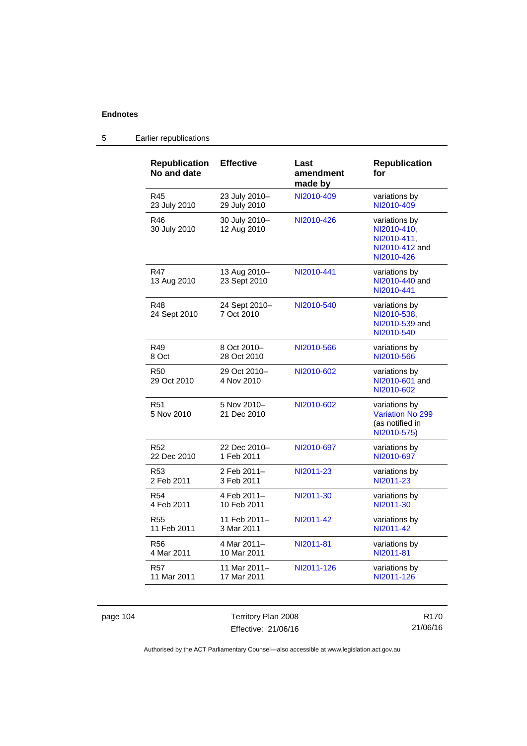## 5 Earlier republications

| Republication No and date | Effective | Last amendment made by | Republication for |
|---|---|---|---|
| R45 23 July 2010 | 23 July 2010– 29 July 2010 | NI2010-409 | variations by NI2010-409 |
| R46 30 July 2010 | 30 July 2010– 12 Aug 2010 | NI2010-426 | variations by NI2010-410, NI2010-411, NI2010-412 and NI2010-426 |
| R47 13 Aug 2010 | 13 Aug 2010– 23 Sept 2010 | NI2010-441 | variations by NI2010-440 and NI2010-441 |
| R48 24 Sept 2010 | 24 Sept 2010– 7 Oct 2010 | NI2010-540 | variations by NI2010-538, NI2010-539 and NI2010-540 |
| R49 8 Oct | 8 Oct 2010– 28 Oct 2010 | NI2010-566 | variations by NI2010-566 |
| R50 29 Oct 2010 | 29 Oct 2010– 4 Nov 2010 | NI2010-602 | variations by NI2010-601 and NI2010-602 |
| R51 5 Nov 2010 | 5 Nov 2010– 21 Dec 2010 | NI2010-602 | variations by Variation No 299 (as notified in NI2010-575) |
| R52 22 Dec 2010 | 22 Dec 2010– 1 Feb 2011 | NI2010-697 | variations by NI2010-697 |
| R53 2 Feb 2011 | 2 Feb 2011– 3 Feb 2011 | NI2011-23 | variations by NI2011-23 |
| R54 4 Feb 2011 | 4 Feb 2011– 10 Feb 2011 | NI2011-30 | variations by NI2011-30 |
| R55 11 Feb 2011 | 11 Feb 2011– 3 Mar 2011 | NI2011-42 | variations by NI2011-42 |
| R56 4 Mar 2011 | 4 Mar 2011– 10 Mar 2011 | NI2011-81 | variations by NI2011-81 |
| R57 11 Mar 2011 | 11 Mar 2011– 17 Mar 2011 | NI2011-126 | variations by NI2011-126 |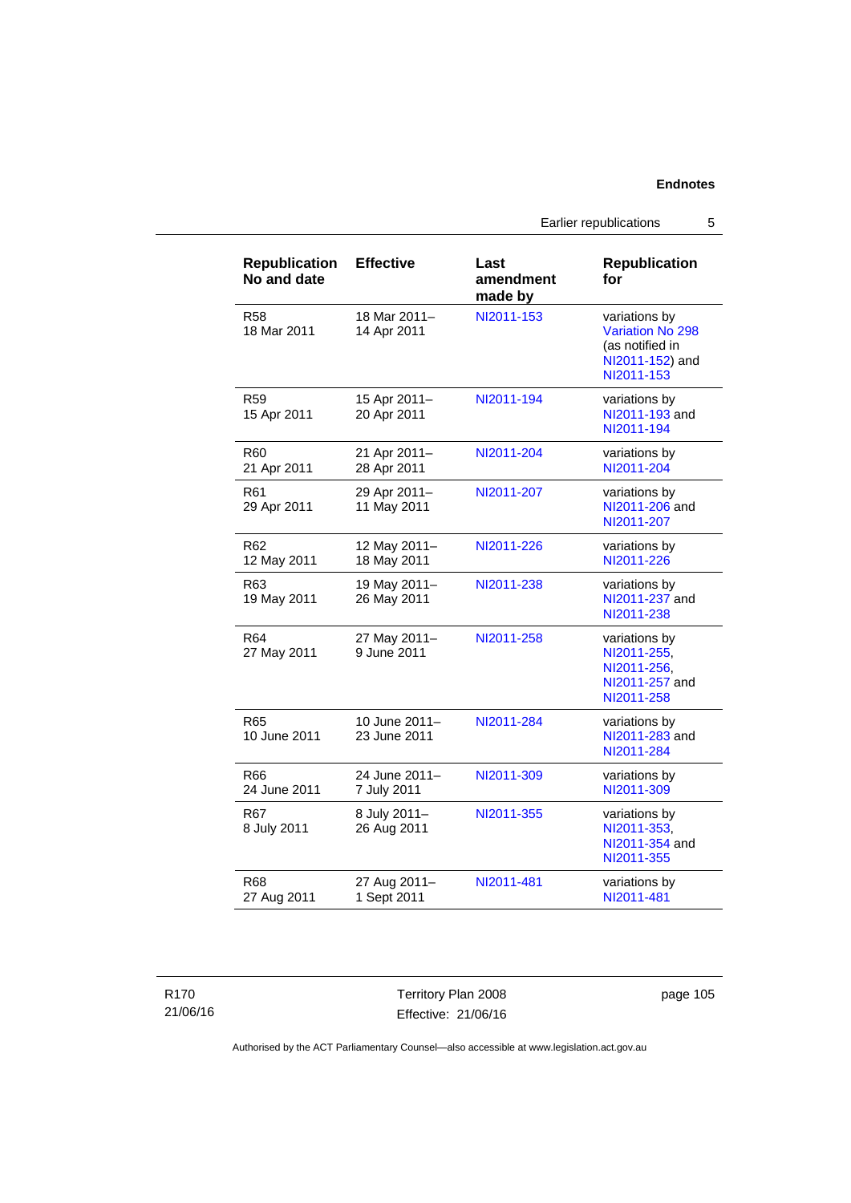| Republication No and date | Effective | Last amendment made by | Republication for |
|---|---|---|---|
| R58 18 Mar 2011 | 18 Mar 2011– 14 Apr 2011 | NI2011-153 | variations by Variation No 298 (as notified in NI2011-152) and NI2011-153 |
| R59 15 Apr 2011 | 15 Apr 2011– 20 Apr 2011 | NI2011-194 | variations by NI2011-193 and NI2011-194 |
| R60 21 Apr 2011 | 21 Apr 2011– 28 Apr 2011 | NI2011-204 | variations by NI2011-204 |
| R61 29 Apr 2011 | 29 Apr 2011– 11 May 2011 | NI2011-207 | variations by NI2011-206 and NI2011-207 |
| R62 12 May 2011 | 12 May 2011– 18 May 2011 | NI2011-226 | variations by NI2011-226 |
| R63 19 May 2011 | 19 May 2011– 26 May 2011 | NI2011-238 | variations by NI2011-237 and NI2011-238 |
| R64 27 May 2011 | 27 May 2011– 9 June 2011 | NI2011-258 | variations by NI2011-255, NI2011-256, NI2011-257 and NI2011-258 |
| R65 10 June 2011 | 10 June 2011– 23 June 2011 | NI2011-284 | variations by NI2011-283 and NI2011-284 |
| R66 24 June 2011 | 24 June 2011– 7 July 2011 | NI2011-309 | variations by NI2011-309 |
| R67 8 July 2011 | 8 July 2011– 26 Aug 2011 | NI2011-355 | variations by NI2011-353, NI2011-354 and NI2011-355 |
| R68 27 Aug 2011 | 27 Aug 2011– 1 Sept 2011 | NI2011-481 | variations by NI2011-481 |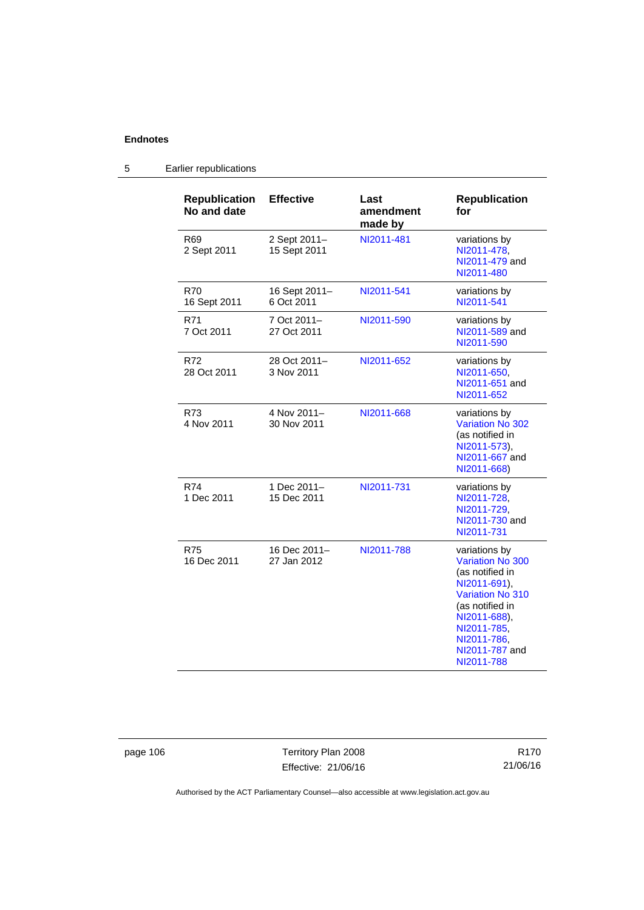## 5 Earlier republications

| Republication No and date | Effective | Last amendment made by | Republication for |
|---|---|---|---|
| R69 2 Sept 2011 | 2 Sept 2011– 15 Sept 2011 | NI2011-481 | variations by NI2011-478, NI2011-479 and NI2011-480 |
| R70 16 Sept 2011 | 16 Sept 2011– 6 Oct 2011 | NI2011-541 | variations by NI2011-541 |
| R71 7 Oct 2011 | 7 Oct 2011– 27 Oct 2011 | NI2011-590 | variations by NI2011-589 and NI2011-590 |
| R72 28 Oct 2011 | 28 Oct 2011– 3 Nov 2011 | NI2011-652 | variations by NI2011-650, NI2011-651 and NI2011-652 |
| R73 4 Nov 2011 | 4 Nov 2011– 30 Nov 2011 | NI2011-668 | variations by Variation No 302 (as notified in NI2011-573), NI2011-667 and NI2011-668) |
| R74 1 Dec 2011 | 1 Dec 2011– 15 Dec 2011 | NI2011-731 | variations by NI2011-728, NI2011-729, NI2011-730 and NI2011-731 |
| R75 16 Dec 2011 | 16 Dec 2011– 27 Jan 2012 | NI2011-788 | variations by Variation No 300 (as notified in NI2011-691), Variation No 310 (as notified in NI2011-688), NI2011-785, NI2011-786, NI2011-787 and NI2011-788 |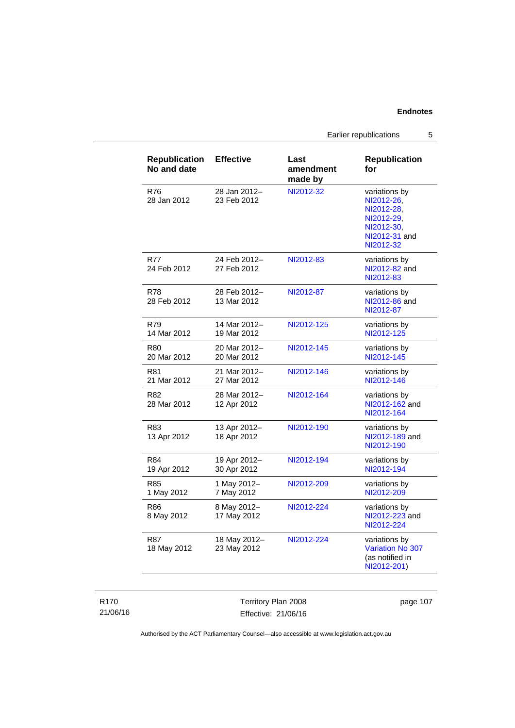| Republication No and date | Effective | Last amendment made by | Republication for |
|---|---|---|---|
| R76<br>28 Jan 2012 | 28 Jan 2012–<br>23 Feb 2012 | NI2012-32 | variations by NI2012-26, NI2012-28, NI2012-29, NI2012-30, NI2012-31 and NI2012-32 |
| R77<br>24 Feb 2012 | 24 Feb 2012–<br>27 Feb 2012 | NI2012-83 | variations by NI2012-82 and NI2012-83 |
| R78<br>28 Feb 2012 | 28 Feb 2012–<br>13 Mar 2012 | NI2012-87 | variations by NI2012-86 and NI2012-87 |
| R79<br>14 Mar 2012 | 14 Mar 2012–<br>19 Mar 2012 | NI2012-125 | variations by NI2012-125 |
| R80<br>20 Mar 2012 | 20 Mar 2012–<br>20 Mar 2012 | NI2012-145 | variations by NI2012-145 |
| R81<br>21 Mar 2012 | 21 Mar 2012–<br>27 Mar 2012 | NI2012-146 | variations by NI2012-146 |
| R82<br>28 Mar 2012 | 28 Mar 2012–<br>12 Apr 2012 | NI2012-164 | variations by NI2012-162 and NI2012-164 |
| R83<br>13 Apr 2012 | 13 Apr 2012–<br>18 Apr 2012 | NI2012-190 | variations by NI2012-189 and NI2012-190 |
| R84<br>19 Apr 2012 | 19 Apr 2012–<br>30 Apr 2012 | NI2012-194 | variations by NI2012-194 |
| R85<br>1 May 2012 | 1 May 2012–<br>7 May 2012 | NI2012-209 | variations by NI2012-209 |
| R86<br>8 May 2012 | 8 May 2012–<br>17 May 2012 | NI2012-224 | variations by NI2012-223 and NI2012-224 |
| R87<br>18 May 2012 | 18 May 2012–<br>23 May 2012 | NI2012-224 | variations by Variation No 307 (as notified in NI2012-201) |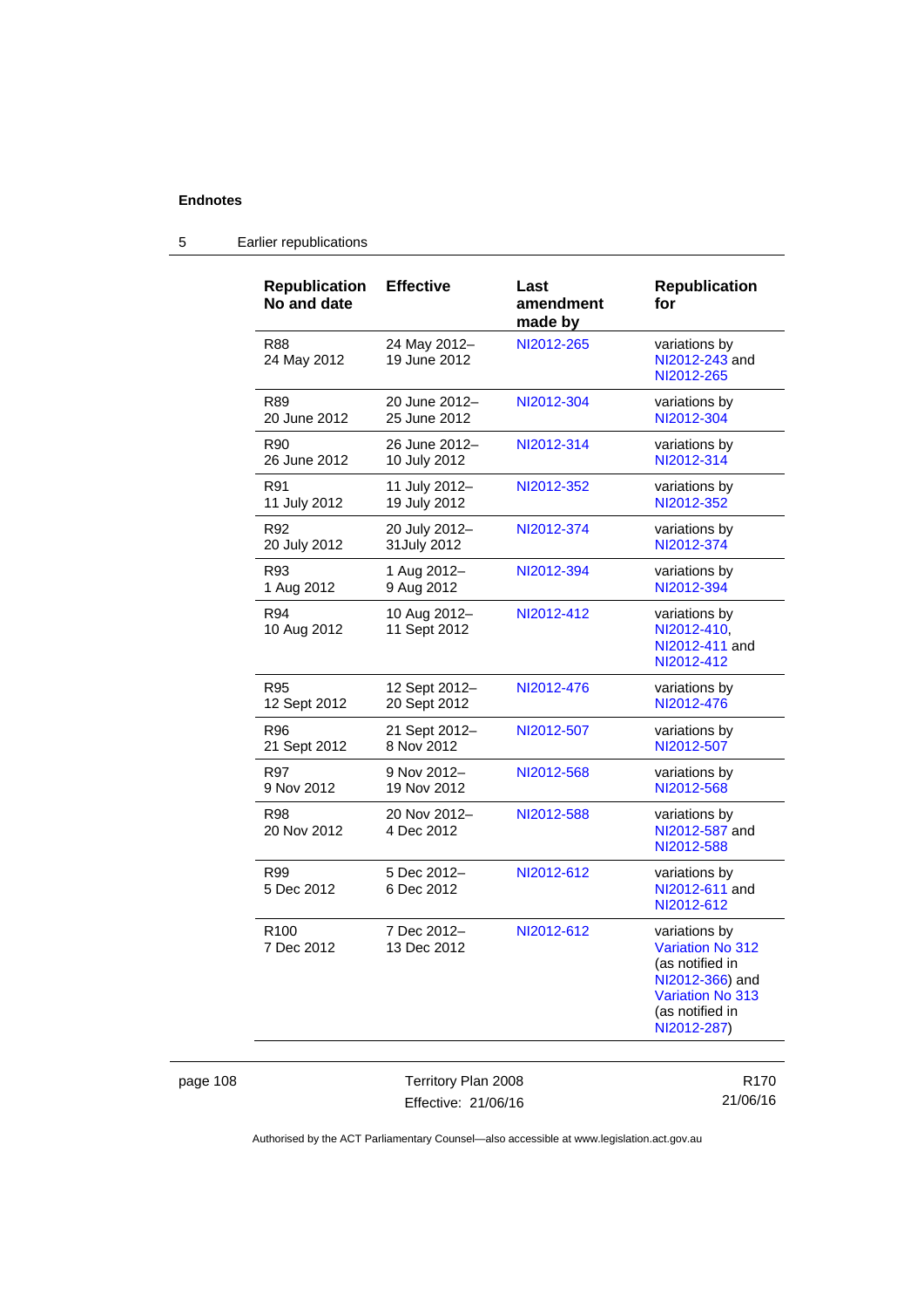## 5 Earlier republications

| Republication No and date | Effective | Last amendment made by | Republication for |
|---|---|---|---|
| R88<br>24 May 2012 | 24 May 2012–<br>19 June 2012 | NI2012-265 | variations by NI2012-243 and NI2012-265 |
| R89<br>20 June 2012 | 20 June 2012–<br>25 June 2012 | NI2012-304 | variations by NI2012-304 |
| R90<br>26 June 2012 | 26 June 2012–<br>10 July 2012 | NI2012-314 | variations by NI2012-314 |
| R91<br>11 July 2012 | 11 July 2012–<br>19 July 2012 | NI2012-352 | variations by NI2012-352 |
| R92<br>20 July 2012 | 20 July 2012–<br>31July 2012 | NI2012-374 | variations by NI2012-374 |
| R93<br>1 Aug 2012 | 1 Aug 2012–<br>9 Aug 2012 | NI2012-394 | variations by NI2012-394 |
| R94<br>10 Aug 2012 | 10 Aug 2012–<br>11 Sept 2012 | NI2012-412 | variations by NI2012-410, NI2012-411 and NI2012-412 |
| R95<br>12 Sept 2012 | 12 Sept 2012–<br>20 Sept 2012 | NI2012-476 | variations by NI2012-476 |
| R96<br>21 Sept 2012 | 21 Sept 2012–<br>8 Nov 2012 | NI2012-507 | variations by NI2012-507 |
| R97<br>9 Nov 2012 | 9 Nov 2012–<br>19 Nov 2012 | NI2012-568 | variations by NI2012-568 |
| R98<br>20 Nov 2012 | 20 Nov 2012–<br>4 Dec 2012 | NI2012-588 | variations by NI2012-587 and NI2012-588 |
| R99<br>5 Dec 2012 | 5 Dec 2012–<br>6 Dec 2012 | NI2012-612 | variations by NI2012-611 and NI2012-612 |
| R100<br>7 Dec 2012 | 7 Dec 2012–<br>13 Dec 2012 | NI2012-612 | variations by Variation No 312 (as notified in NI2012-366) and Variation No 313 (as notified in NI2012-287) |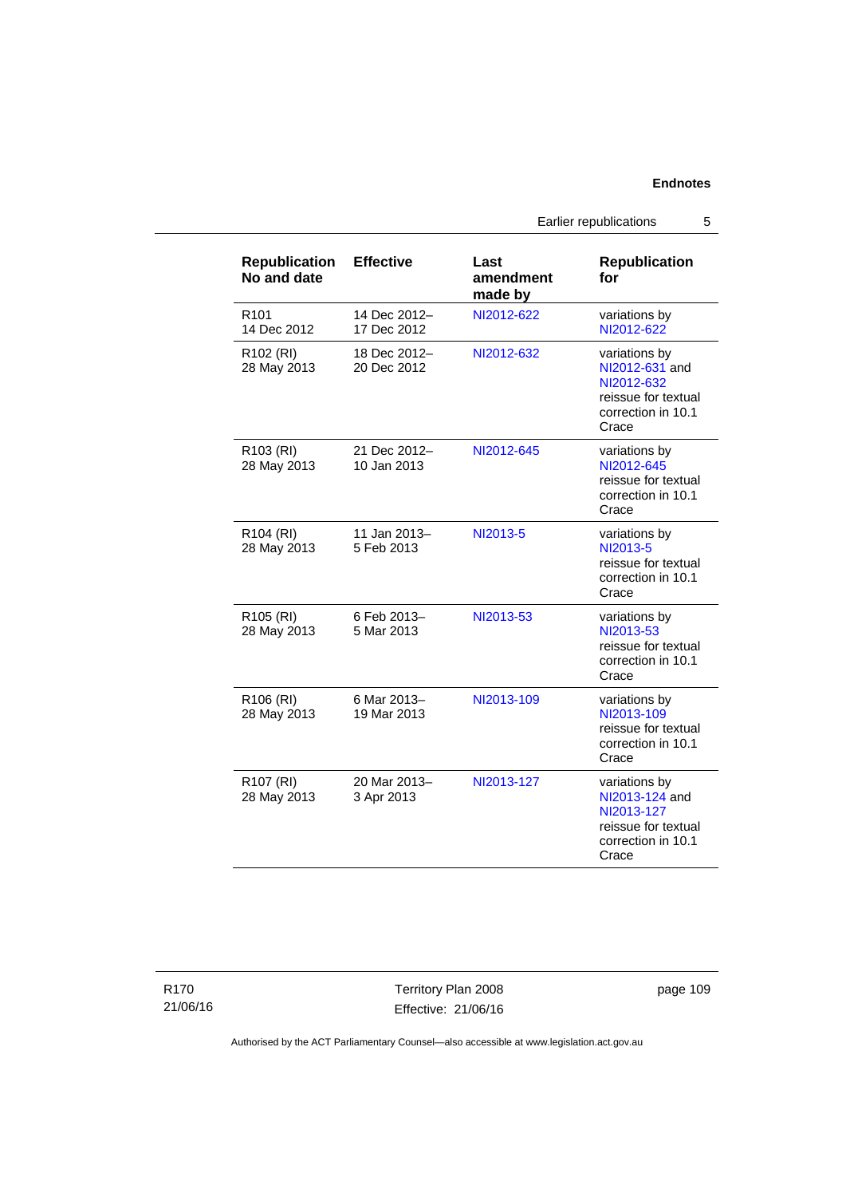| Republication No and date | Effective | Last amendment made by | Republication for |
|---|---|---|---|
| R101 14 Dec 2012 | 14 Dec 2012– 17 Dec 2012 | NI2012-622 | variations by NI2012-622 |
| R102 (RI) 28 May 2013 | 18 Dec 2012– 20 Dec 2012 | NI2012-632 | variations by NI2012-631 and NI2012-632 reissue for textual correction in 10.1 Crace |
| R103 (RI) 28 May 2013 | 21 Dec 2012– 10 Jan 2013 | NI2012-645 | variations by NI2012-645 reissue for textual correction in 10.1 Crace |
| R104 (RI) 28 May 2013 | 11 Jan 2013– 5 Feb 2013 | NI2013-5 | variations by NI2013-5 reissue for textual correction in 10.1 Crace |
| R105 (RI) 28 May 2013 | 6 Feb 2013– 5 Mar 2013 | NI2013-53 | variations by NI2013-53 reissue for textual correction in 10.1 Crace |
| R106 (RI) 28 May 2013 | 6 Mar 2013– 19 Mar 2013 | NI2013-109 | variations by NI2013-109 reissue for textual correction in 10.1 Crace |
| R107 (RI) 28 May 2013 | 20 Mar 2013– 3 Apr 2013 | NI2013-127 | variations by NI2013-124 and NI2013-127 reissue for textual correction in 10.1 Crace |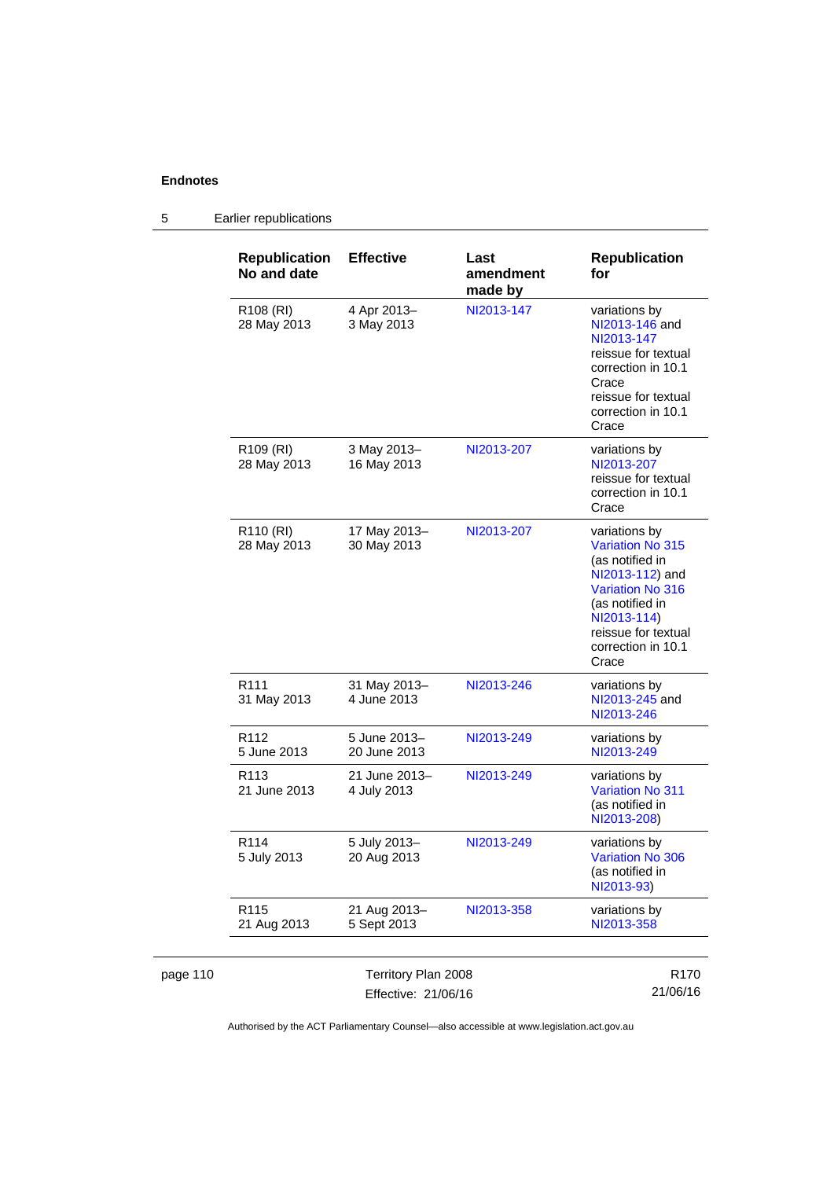**Endnotes**

5 Earlier republications

| Republication No and date | Effective | Last amendment made by | Republication for |
|---|---|---|---|
| R108 (RI) 28 May 2013 | 4 Apr 2013– 3 May 2013 | NI2013-147 | variations by NI2013-146 and NI2013-147 reissue for textual correction in 10.1 Crace reissue for textual correction in 10.1 Crace |
| R109 (RI) 28 May 2013 | 3 May 2013– 16 May 2013 | NI2013-207 | variations by NI2013-207 reissue for textual correction in 10.1 Crace |
| R110 (RI) 28 May 2013 | 17 May 2013– 30 May 2013 | NI2013-207 | variations by Variation No 315 (as notified in NI2013-112) and Variation No 316 (as notified in NI2013-114) reissue for textual correction in 10.1 Crace |
| R111 31 May 2013 | 31 May 2013– 4 June 2013 | NI2013-246 | variations by NI2013-245 and NI2013-246 |
| R112 5 June 2013 | 5 June 2013– 20 June 2013 | NI2013-249 | variations by NI2013-249 |
| R113 21 June 2013 | 21 June 2013– 4 July 2013 | NI2013-249 | variations by Variation No 311 (as notified in NI2013-208) |
| R114 5 July 2013 | 5 July 2013– 20 Aug 2013 | NI2013-249 | variations by Variation No 306 (as notified in NI2013-93) |
| R115 21 Aug 2013 | 21 Aug 2013– 5 Sept 2013 | NI2013-358 | variations by NI2013-358 |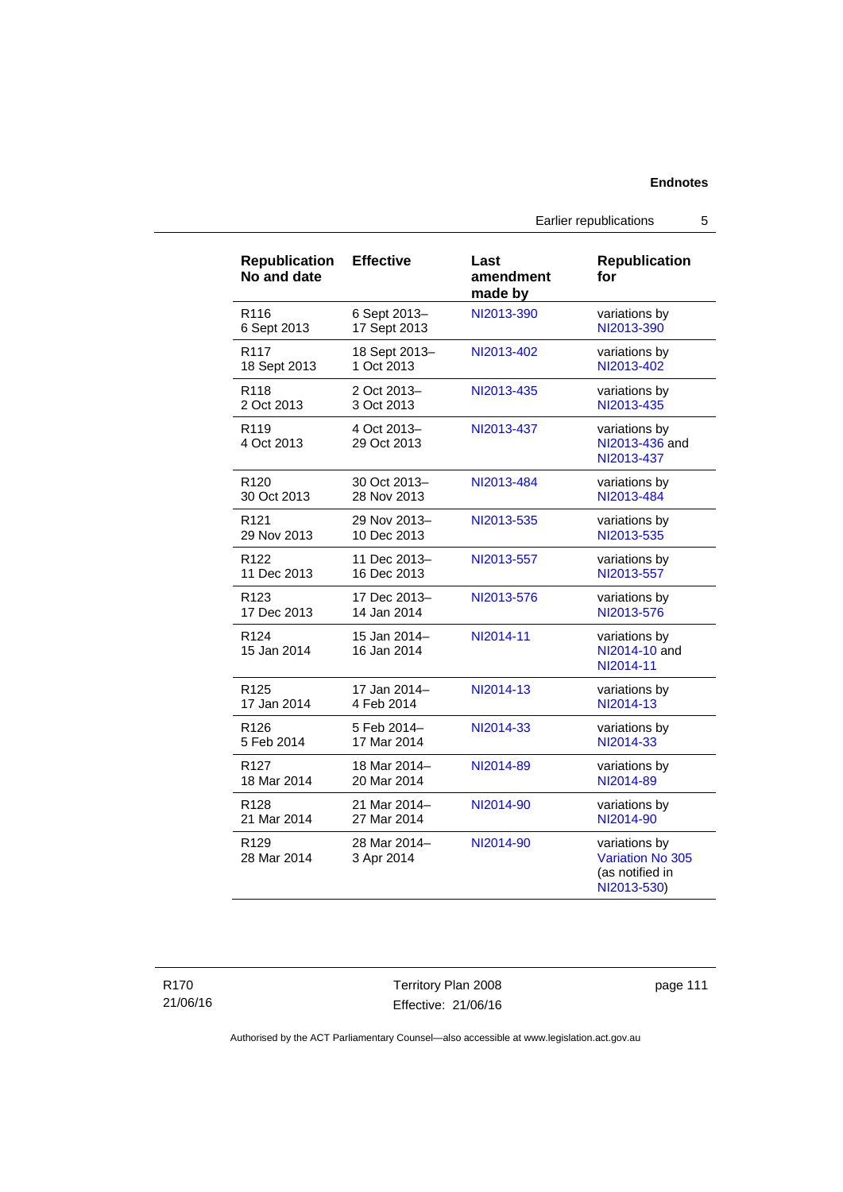| Republication No and date | Effective | Last amendment made by | Republication for |
|---|---|---|---|
| R116 6 Sept 2013 | 6 Sept 2013– 17 Sept 2013 | NI2013-390 | variations by NI2013-390 |
| R117 18 Sept 2013 | 18 Sept 2013– 1 Oct 2013 | NI2013-402 | variations by NI2013-402 |
| R118 2 Oct 2013 | 2 Oct 2013– 3 Oct 2013 | NI2013-435 | variations by NI2013-435 |
| R119 4 Oct 2013 | 4 Oct 2013– 29 Oct 2013 | NI2013-437 | variations by NI2013-436 and NI2013-437 |
| R120 30 Oct 2013 | 30 Oct 2013– 28 Nov 2013 | NI2013-484 | variations by NI2013-484 |
| R121 29 Nov 2013 | 29 Nov 2013– 10 Dec 2013 | NI2013-535 | variations by NI2013-535 |
| R122 11 Dec 2013 | 11 Dec 2013– 16 Dec 2013 | NI2013-557 | variations by NI2013-557 |
| R123 17 Dec 2013 | 17 Dec 2013– 14 Jan 2014 | NI2013-576 | variations by NI2013-576 |
| R124 15 Jan 2014 | 15 Jan 2014– 16 Jan 2014 | NI2014-11 | variations by NI2014-10 and NI2014-11 |
| R125 17 Jan 2014 | 17 Jan 2014– 4 Feb 2014 | NI2014-13 | variations by NI2014-13 |
| R126 5 Feb 2014 | 5 Feb 2014– 17 Mar 2014 | NI2014-33 | variations by NI2014-33 |
| R127 18 Mar 2014 | 18 Mar 2014– 20 Mar 2014 | NI2014-89 | variations by NI2014-89 |
| R128 21 Mar 2014 | 21 Mar 2014– 27 Mar 2014 | NI2014-90 | variations by NI2014-90 |
| R129 28 Mar 2014 | 28 Mar 2014– 3 Apr 2014 | NI2014-90 | variations by Variation No 305 (as notified in NI2013-530) |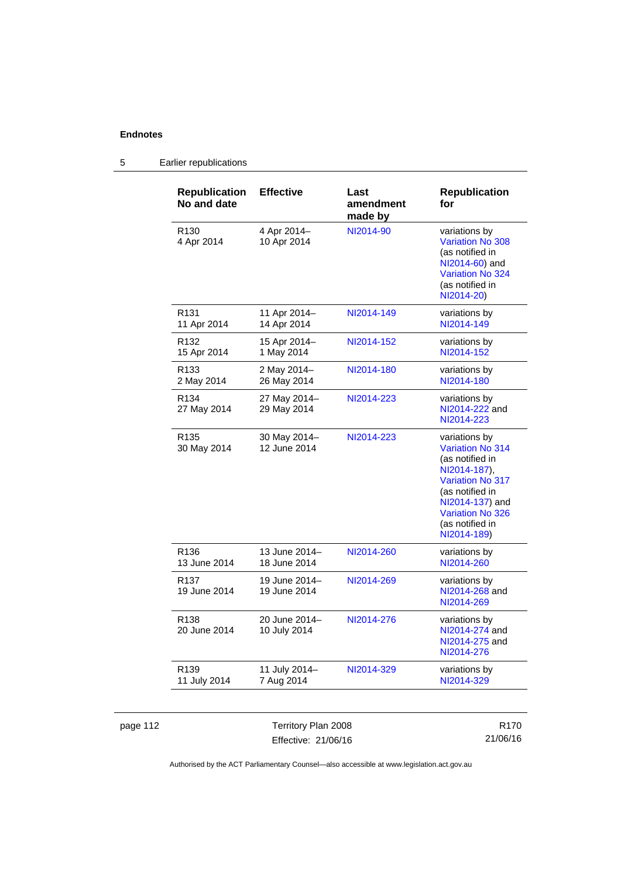## 5 Earlier republications

| Republication No and date | Effective | Last amendment made by | Republication for |
|---|---|---|---|
| R130 4 Apr 2014 | 4 Apr 2014– 10 Apr 2014 | NI2014-90 | variations by Variation No 308 (as notified in NI2014-60) and Variation No 324 (as notified in NI2014-20) |
| R131 11 Apr 2014 | 11 Apr 2014– 14 Apr 2014 | NI2014-149 | variations by NI2014-149 |
| R132 15 Apr 2014 | 15 Apr 2014– 1 May 2014 | NI2014-152 | variations by NI2014-152 |
| R133 2 May 2014 | 2 May 2014– 26 May 2014 | NI2014-180 | variations by NI2014-180 |
| R134 27 May 2014 | 27 May 2014– 29 May 2014 | NI2014-223 | variations by NI2014-222 and NI2014-223 |
| R135 30 May 2014 | 30 May 2014– 12 June 2014 | NI2014-223 | variations by Variation No 314 (as notified in NI2014-187), Variation No 317 (as notified in NI2014-137) and Variation No 326 (as notified in NI2014-189) |
| R136 13 June 2014 | 13 June 2014– 18 June 2014 | NI2014-260 | variations by NI2014-260 |
| R137 19 June 2014 | 19 June 2014– 19 June 2014 | NI2014-269 | variations by NI2014-268 and NI2014-269 |
| R138 20 June 2014 | 20 June 2014– 10 July 2014 | NI2014-276 | variations by NI2014-274 and NI2014-275 and NI2014-276 |
| R139 11 July 2014 | 11 July 2014– 7 Aug 2014 | NI2014-329 | variations by NI2014-329 |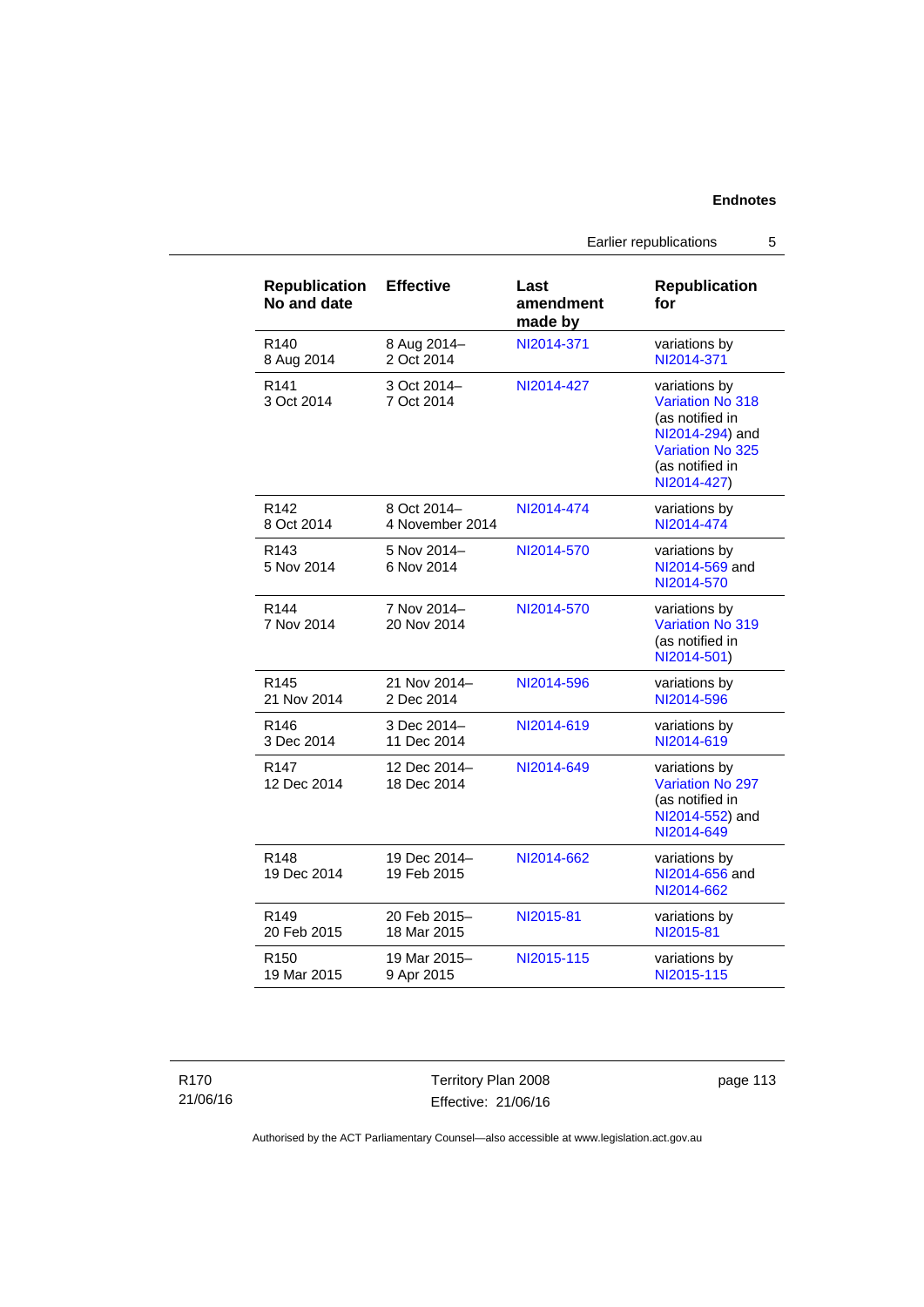| Republication No and date | Effective | Last amendment made by | Republication for |
|---|---|---|---|
| R140 8 Aug 2014 | 8 Aug 2014– 2 Oct 2014 | NI2014-371 | variations by NI2014-371 |
| R141 3 Oct 2014 | 3 Oct 2014– 7 Oct 2014 | NI2014-427 | variations by Variation No 318 (as notified in NI2014-294) and Variation No 325 (as notified in NI2014-427) |
| R142 8 Oct 2014 | 8 Oct 2014– 4 November 2014 | NI2014-474 | variations by NI2014-474 |
| R143 5 Nov 2014 | 5 Nov 2014– 6 Nov 2014 | NI2014-570 | variations by NI2014-569 and NI2014-570 |
| R144 7 Nov 2014 | 7 Nov 2014– 20 Nov 2014 | NI2014-570 | variations by Variation No 319 (as notified in NI2014-501) |
| R145 21 Nov 2014 | 21 Nov 2014– 2 Dec 2014 | NI2014-596 | variations by NI2014-596 |
| R146 3 Dec 2014 | 3 Dec 2014– 11 Dec 2014 | NI2014-619 | variations by NI2014-619 |
| R147 12 Dec 2014 | 12 Dec 2014– 18 Dec 2014 | NI2014-649 | variations by Variation No 297 (as notified in NI2014-552) and NI2014-649 |
| R148 19 Dec 2014 | 19 Dec 2014– 19 Feb 2015 | NI2014-662 | variations by NI2014-656 and NI2014-662 |
| R149 20 Feb 2015 | 20 Feb 2015– 18 Mar 2015 | NI2015-81 | variations by NI2015-81 |
| R150 19 Mar 2015 | 19 Mar 2015– 9 Apr 2015 | NI2015-115 | variations by NI2015-115 |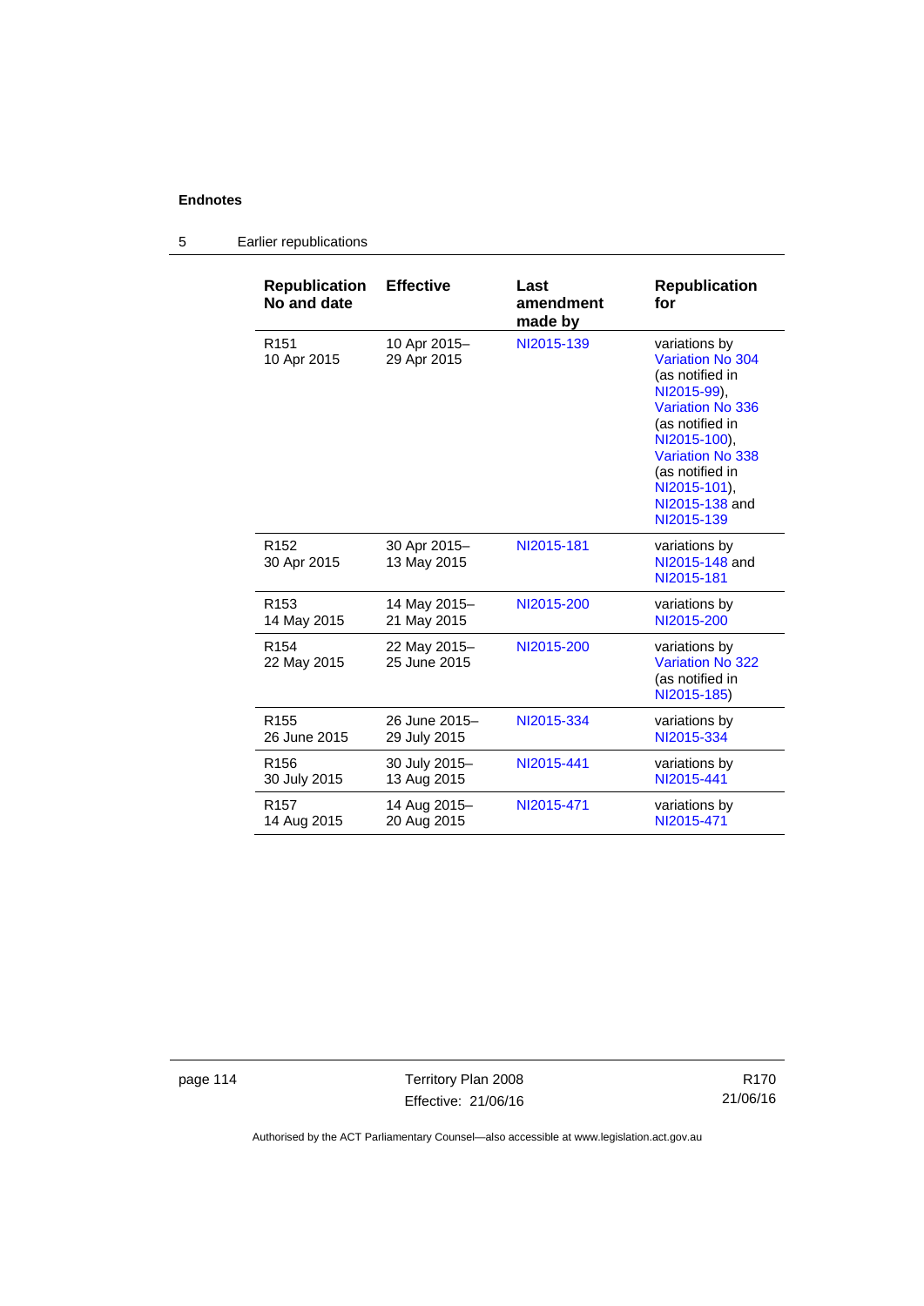## 5 Earlier republications

| Republication No and date | Effective | Last amendment made by | Republication for |
|---|---|---|---|
| R151 10 Apr 2015 | 10 Apr 2015– 29 Apr 2015 | NI2015-139 | variations by Variation No 304 (as notified in NI2015-99), Variation No 336 (as notified in NI2015-100), Variation No 338 (as notified in NI2015-101), NI2015-138 and NI2015-139 |
| R152 30 Apr 2015 | 30 Apr 2015– 13 May 2015 | NI2015-181 | variations by NI2015-148 and NI2015-181 |
| R153 14 May 2015 | 14 May 2015– 21 May 2015 | NI2015-200 | variations by NI2015-200 |
| R154 22 May 2015 | 22 May 2015– 25 June 2015 | NI2015-200 | variations by Variation No 322 (as notified in NI2015-185) |
| R155 26 June 2015 | 26 June 2015– 29 July 2015 | NI2015-334 | variations by NI2015-334 |
| R156 30 July 2015 | 30 July 2015– 13 Aug 2015 | NI2015-441 | variations by NI2015-441 |
| R157 14 Aug 2015 | 14 Aug 2015– 20 Aug 2015 | NI2015-471 | variations by NI2015-471 |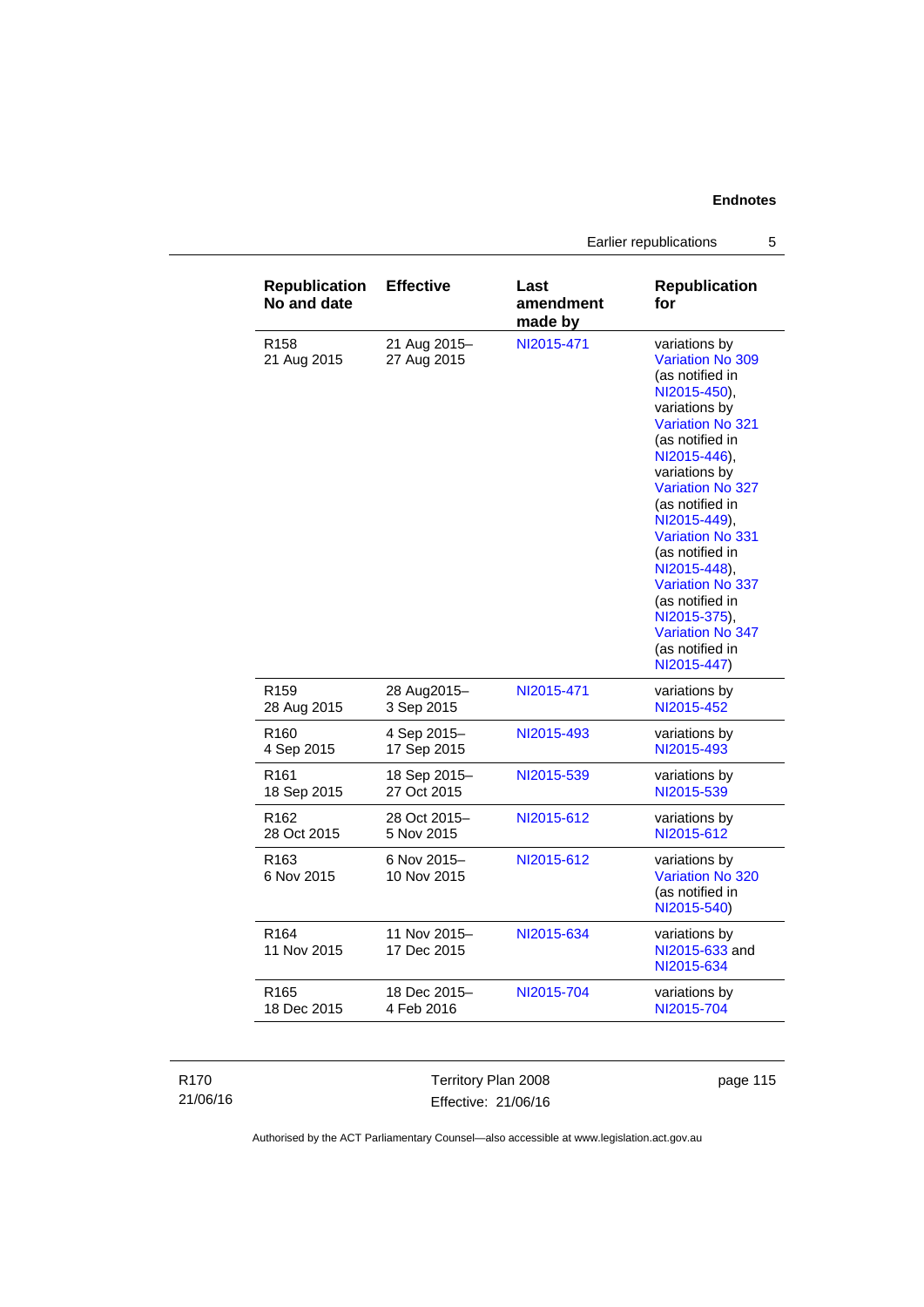| Republication No and date | Effective | Last amendment made by | Republication for |
|---|---|---|---|
| R158 21 Aug 2015 | 21 Aug 2015– 27 Aug 2015 | NI2015-471 | variations by Variation No 309 (as notified in NI2015-450), variations by Variation No 321 (as notified in NI2015-446), variations by Variation No 327 (as notified in NI2015-449), Variation No 331 (as notified in NI2015-448), Variation No 337 (as notified in NI2015-375), Variation No 347 (as notified in NI2015-447) |
| R159 28 Aug 2015 | 28 Aug2015– 3 Sep 2015 | NI2015-471 | variations by NI2015-452 |
| R160 4 Sep 2015 | 4 Sep 2015– 17 Sep 2015 | NI2015-493 | variations by NI2015-493 |
| R161 18 Sep 2015 | 18 Sep 2015– 27 Oct 2015 | NI2015-539 | variations by NI2015-539 |
| R162 28 Oct 2015 | 28 Oct 2015– 5 Nov 2015 | NI2015-612 | variations by NI2015-612 |
| R163 6 Nov 2015 | 6 Nov 2015– 10 Nov 2015 | NI2015-612 | variations by Variation No 320 (as notified in NI2015-540) |
| R164 11 Nov 2015 | 11 Nov 2015– 17 Dec 2015 | NI2015-634 | variations by NI2015-633 and NI2015-634 |
| R165 18 Dec 2015 | 18 Dec 2015– 4 Feb 2016 | NI2015-704 | variations by NI2015-704 |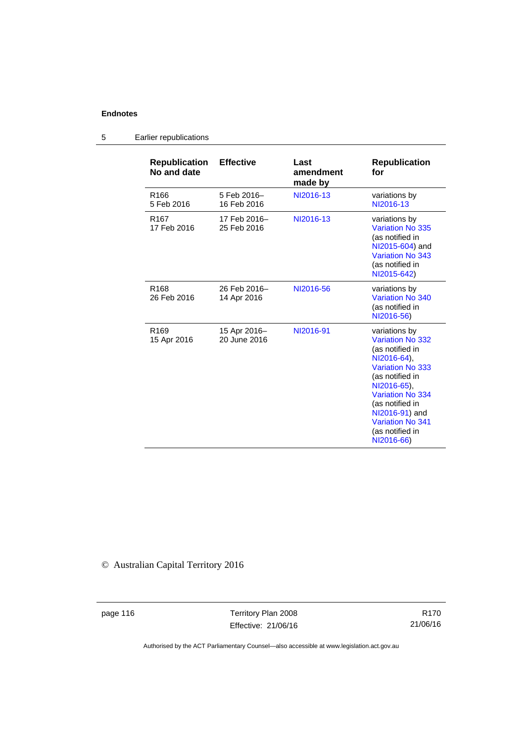**Endnotes**

5 Earlier republications

| Republication No and date | Effective | Last amendment made by | Republication for |
|---|---|---|---|
| R166 5 Feb 2016 | 5 Feb 2016– 16 Feb 2016 | NI2016-13 | variations by NI2016-13 |
| R167 17 Feb 2016 | 17 Feb 2016– 25 Feb 2016 | NI2016-13 | variations by Variation No 335 (as notified in NI2015-604) and Variation No 343 (as notified in NI2015-642) |
| R168 26 Feb 2016 | 26 Feb 2016– 14 Apr 2016 | NI2016-56 | variations by Variation No 340 (as notified in NI2016-56) |
| R169 15 Apr 2016 | 15 Apr 2016– 20 June 2016 | NI2016-91 | variations by Variation No 332 (as notified in NI2016-64), Variation No 333 (as notified in NI2016-65), Variation No 334 (as notified in NI2016-91) and Variation No 341 (as notified in NI2016-66) |

© Australian Capital Territory 2016